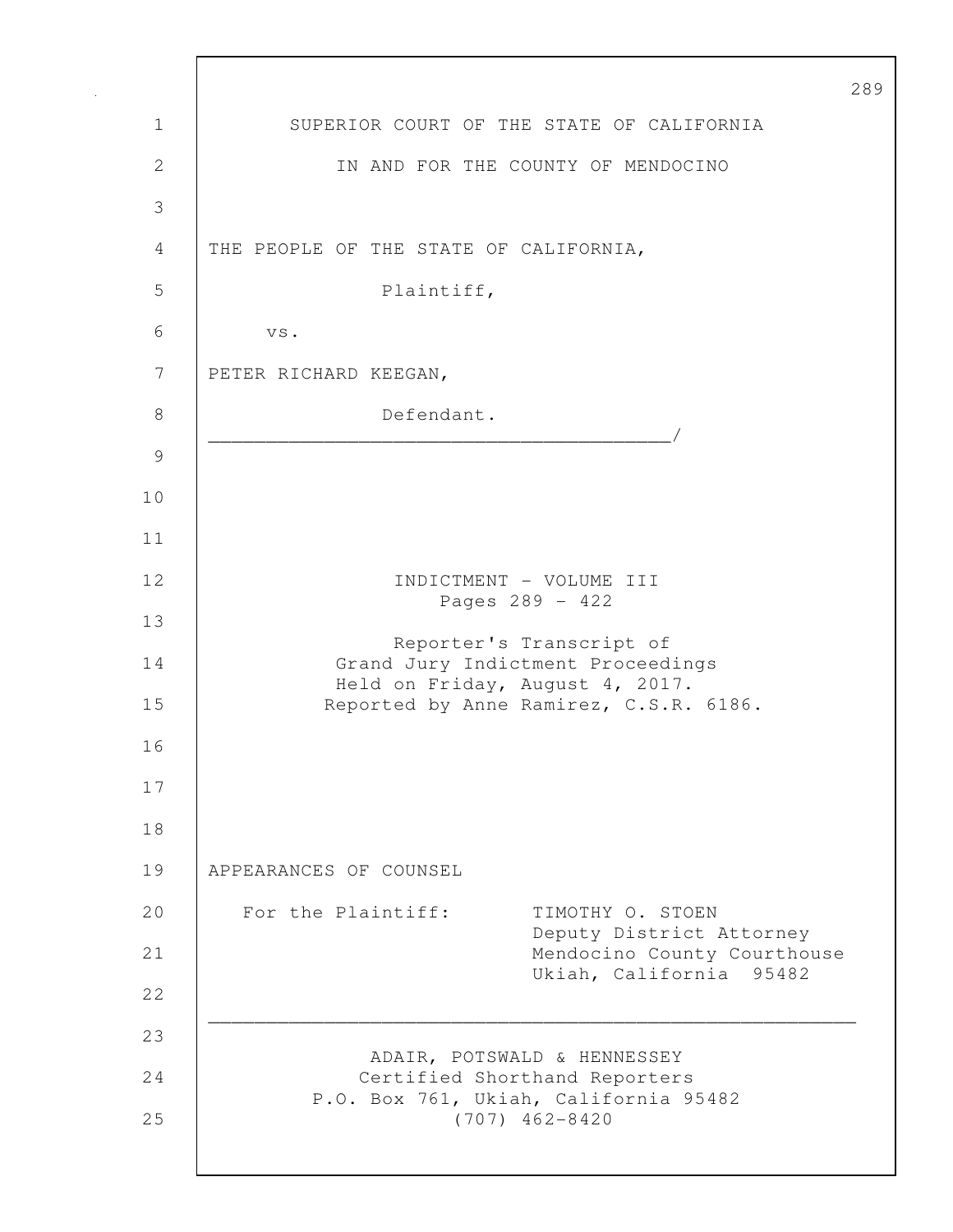SUPERIOR COURT OF THE STATE OF CALIFORNIA

IN AND FOR THE COUNTY OF MENDOCINO

THE PEOPLE OF THE STATE OF CALIFORNIA,

Plaintiff,

vs.

PETER RICHARD KEEGAN,

Defendant.

_________________________________________/

INDICTMENT - VOLUME III

Pages 289 - 422

Reporter's Transcript of
Grand Jury Indictment Proceedings
Held on Friday, August 4, 2017.
Reported by Anne Ramirez, C.S.R. 6186.

APPEARANCES OF COUNSEL

For the Plaintiff: TIMOTHY O. STOEN
Deputy District Attorney
Mendocino County Courthouse
Ukiah, California 95482

---

ADAIR, POTSWALD & HENNESSEY
Certified Shorthand Reporters
P.O. Box 761, Ukiah, California 95482
(707) 462-8420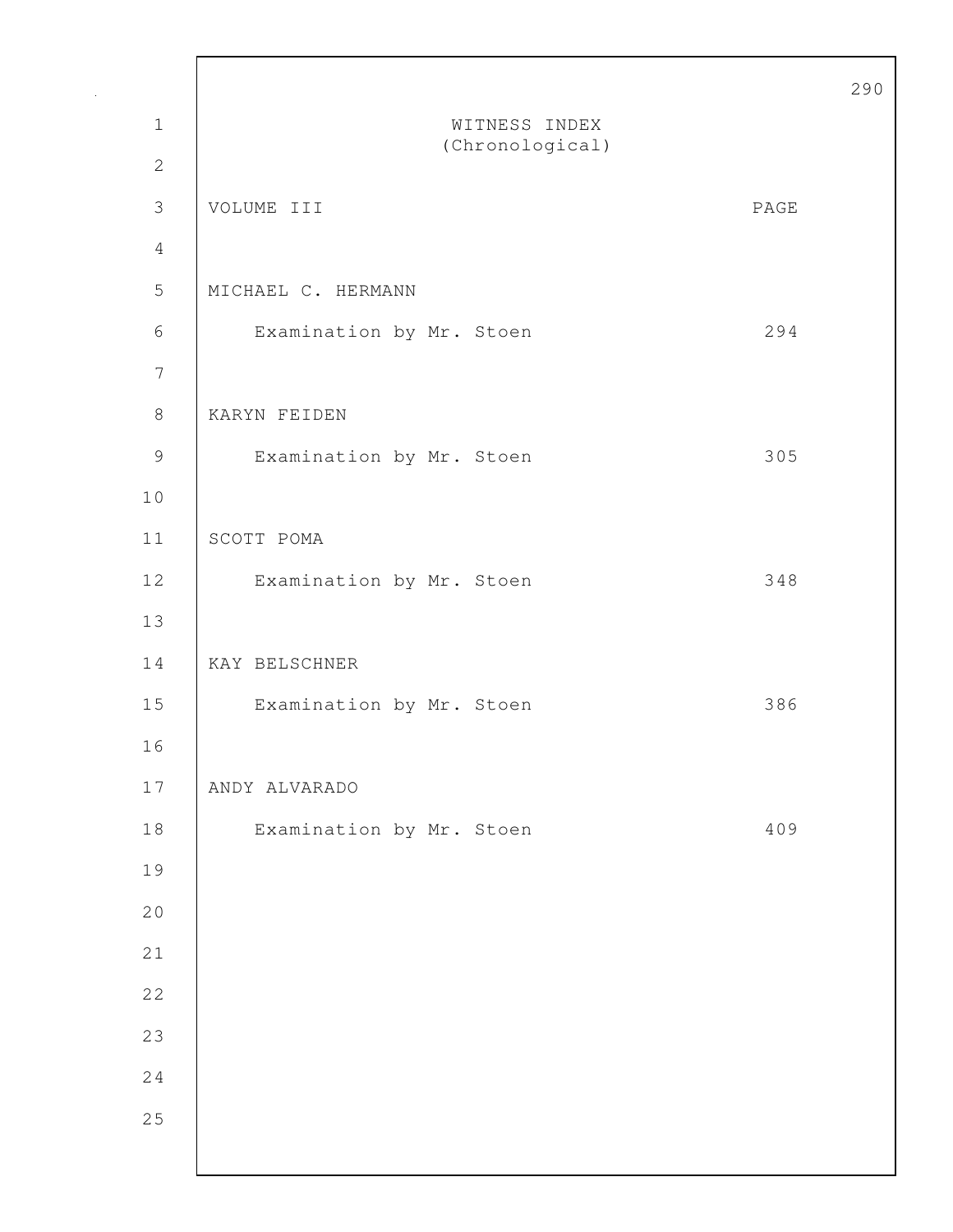# WITNESS INDEX
(Chronological)

| VOLUME III | PAGE |
|---|---|
| MICHAEL C. HERMANN | |
| Examination by Mr. Stoen | 294 |
| KARYN FEIDEN | |
| Examination by Mr. Stoen | 305 |
| SCOTT POMA | |
| Examination by Mr. Stoen | 348 |
| KAY BELSCHNER | |
| Examination by Mr. Stoen | 386 |
| ANDY ALVARADO | |
| Examination by Mr. Stoen | 409 |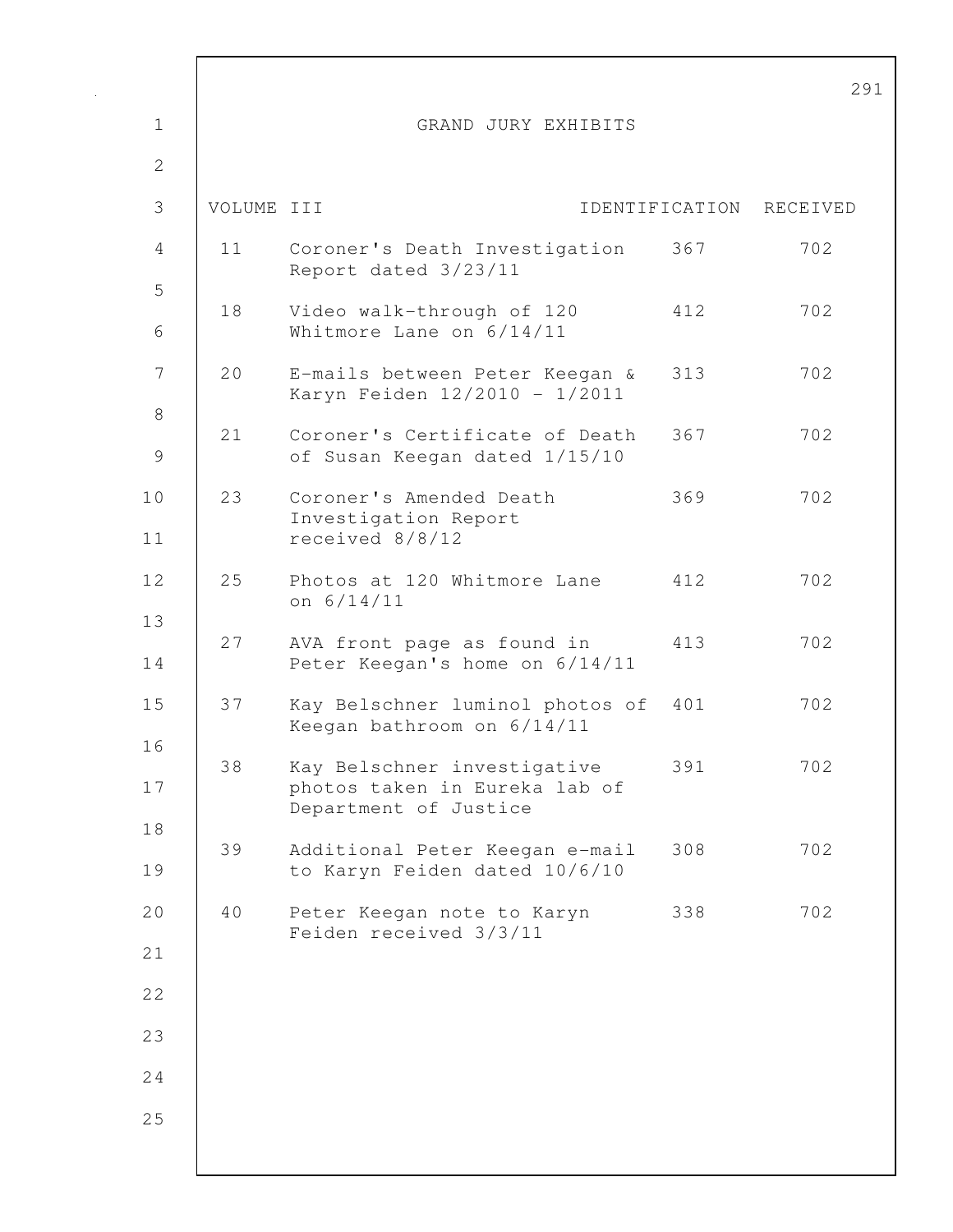# GRAND JURY EXHIBITS

| VOLUME III | | IDENTIFICATION | RECEIVED |
|---|---|---|---|
| 11 | Coroner's Death Investigation Report dated 3/23/11 | 367 | 702 |
| 18 | Video walk-through of 120 Whitmore Lane on 6/14/11 | 412 | 702 |
| 20 | E-mails between Peter Keegan & Karyn Feiden 12/2010 - 1/2011 | 313 | 702 |
| 21 | Coroner's Certificate of Death of Susan Keegan dated 1/15/10 | 367 | 702 |
| 23 | Coroner's Amended Death Investigation Report received 8/8/12 | 369 | 702 |
| 25 | Photos at 120 Whitmore Lane on 6/14/11 | 412 | 702 |
| 27 | AVA front page as found in Peter Keegan's home on 6/14/11 | 413 | 702 |
| 37 | Kay Belschner luminol photos of Keegan bathroom on 6/14/11 | 401 | 702 |
| 38 | Kay Belschner investigative photos taken in Eureka lab of Department of Justice | 391 | 702 |
| 39 | Additional Peter Keegan e-mail to Karyn Feiden dated 10/6/10 | 308 | 702 |
| 40 | Peter Keegan note to Karyn Feiden received 3/3/11 | 338 | 702 |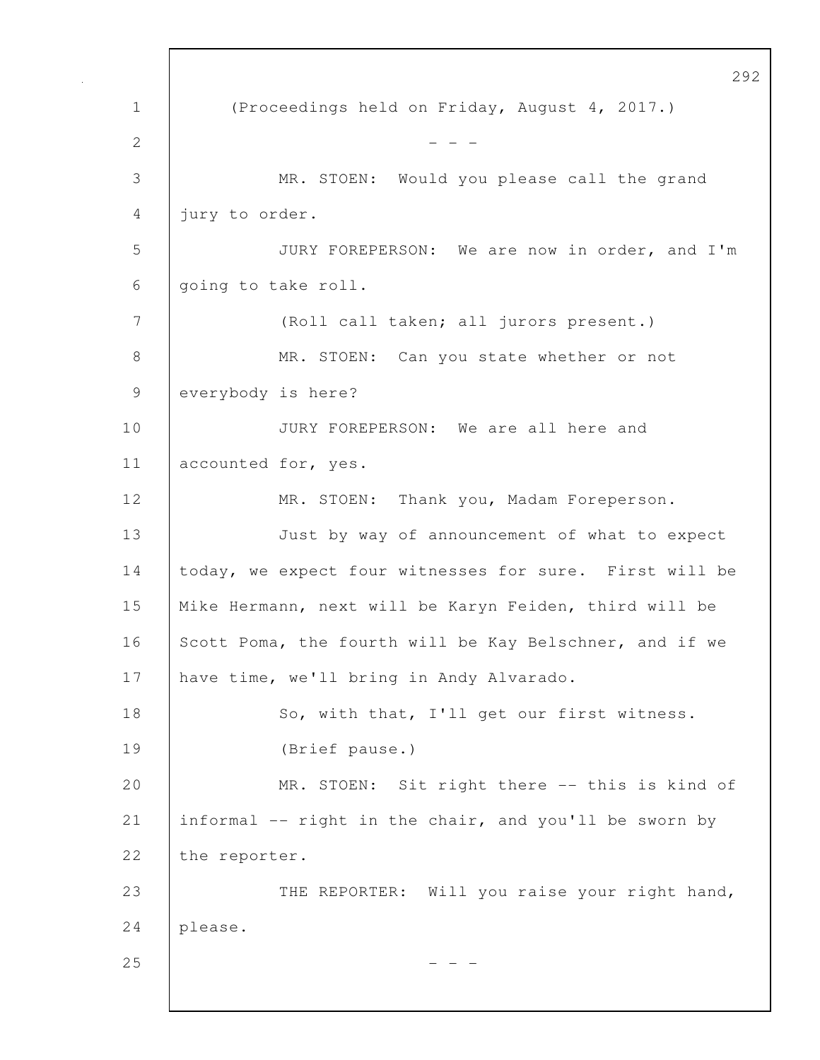(Proceedings held on Friday, August 4, 2017.)

- - -

MR. STOEN: Would you please call the grand jury to order.

JURY FOREPERSON: We are now in order, and I'm going to take roll.

(Roll call taken; all jurors present.)

MR. STOEN: Can you state whether or not everybody is here?

JURY FOREPERSON: We are all here and accounted for, yes.

MR. STOEN: Thank you, Madam Foreperson.

Just by way of announcement of what to expect today, we expect four witnesses for sure. First will be Mike Hermann, next will be Karyn Feiden, third will be Scott Poma, the fourth will be Kay Belschner, and if we have time, we'll bring in Andy Alvarado.

So, with that, I'll get our first witness.

(Brief pause.)

MR. STOEN: Sit right there -- this is kind of informal -- right in the chair, and you'll be sworn by the reporter.

THE REPORTER: Will you raise your right hand, please.

- - -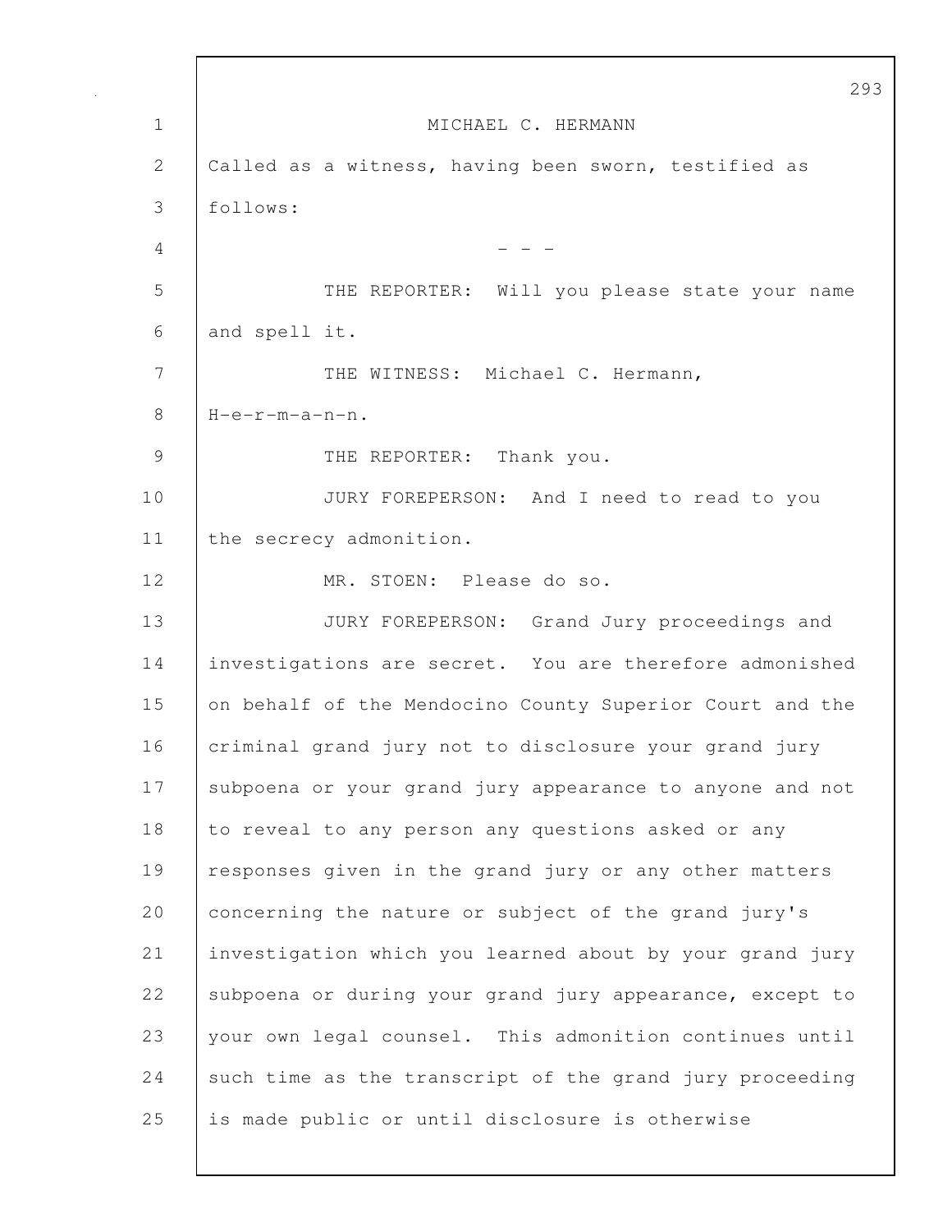MICHAEL C. HERMANN

Called as a witness, having been sworn, testified as follows:

- - -

THE REPORTER: Will you please state your name and spell it.

THE WITNESS: Michael C. Hermann, H-e-r-m-a-n-n.

THE REPORTER: Thank you.

JURY FOREPERSON: And I need to read to you the secrecy admonition.

MR. STOEN: Please do so.

JURY FOREPERSON: Grand Jury proceedings and investigations are secret. You are therefore admonished on behalf of the Mendocino County Superior Court and the criminal grand jury not to disclosure your grand jury subpoena or your grand jury appearance to anyone and not to reveal to any person any questions asked or any responses given in the grand jury or any other matters concerning the nature or subject of the grand jury's investigation which you learned about by your grand jury subpoena or during your grand jury appearance, except to your own legal counsel. This admonition continues until such time as the transcript of the grand jury proceeding is made public or until disclosure is otherwise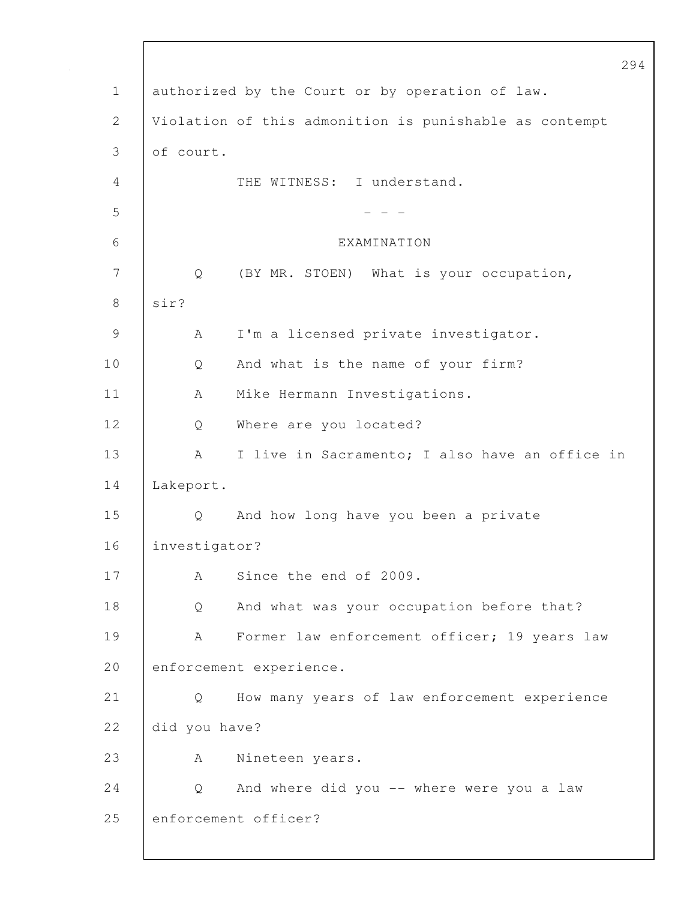authorized by the Court or by operation of law. Violation of this admonition is punishable as contempt of court.

THE WITNESS: I understand.

- - -

EXAMINATION

Q (BY MR. STOEN) What is your occupation, sir?

A I'm a licensed private investigator.

Q And what is the name of your firm?

A Mike Hermann Investigations.

Q Where are you located?

A I live in Sacramento; I also have an office in Lakeport.

Q And how long have you been a private investigator?

A Since the end of 2009.

Q And what was your occupation before that?

A Former law enforcement officer; 19 years law enforcement experience.

Q How many years of law enforcement experience did you have?

A Nineteen years.

Q And where did you -- where were you a law enforcement officer?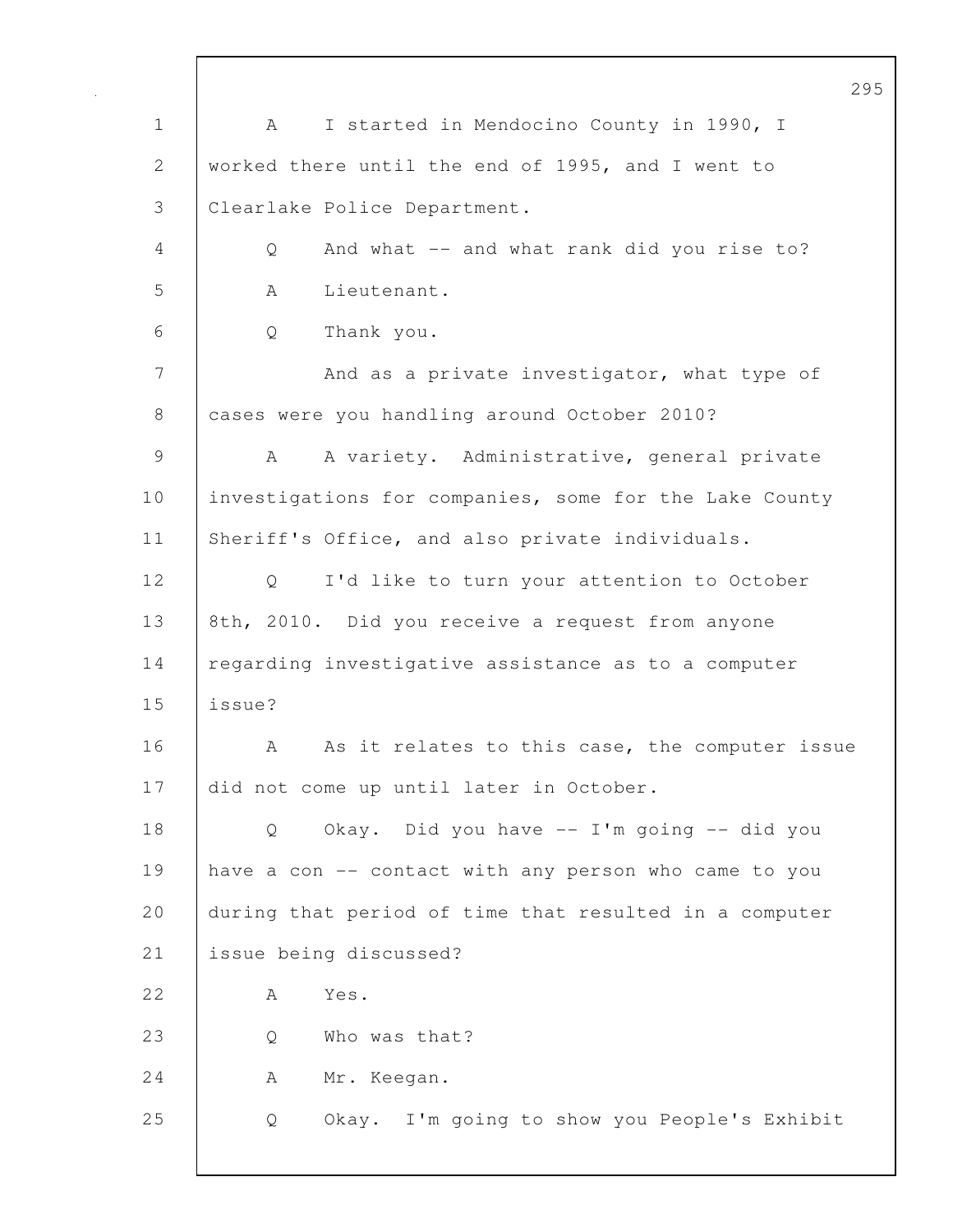A I started in Mendocino County in 1990, I worked there until the end of 1995, and I went to Clearlake Police Department.

Q And what -- and what rank did you rise to?

A Lieutenant.

Q Thank you.

And as a private investigator, what type of cases were you handling around October 2010?

A A variety. Administrative, general private investigations for companies, some for the Lake County Sheriff's Office, and also private individuals.

Q I'd like to turn your attention to October 8th, 2010. Did you receive a request from anyone regarding investigative assistance as to a computer issue?

A As it relates to this case, the computer issue did not come up until later in October.

Q Okay. Did you have -- I'm going -- did you have a con -- contact with any person who came to you during that period of time that resulted in a computer issue being discussed?

A Yes.

Q Who was that?

A Mr. Keegan.

Q Okay. I'm going to show you People's Exhibit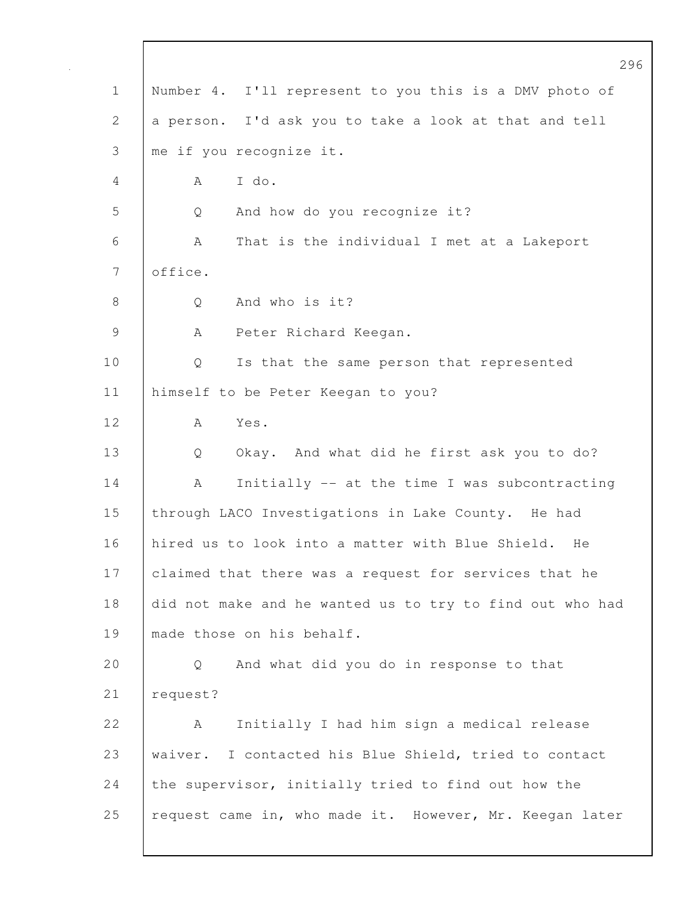Number 4. I'll represent to you this is a DMV photo of a person. I'd ask you to take a look at that and tell me if you recognize it.

A I do.

Q And how do you recognize it?

A That is the individual I met at a Lakeport office.

Q And who is it?

A Peter Richard Keegan.

Q Is that the same person that represented himself to be Peter Keegan to you?

A Yes.

Q Okay. And what did he first ask you to do?

A Initially -- at the time I was subcontracting through LACO Investigations in Lake County. He had hired us to look into a matter with Blue Shield. He claimed that there was a request for services that he did not make and he wanted us to try to find out who had made those on his behalf.

Q And what did you do in response to that request?

A Initially I had him sign a medical release waiver. I contacted his Blue Shield, tried to contact the supervisor, initially tried to find out how the request came in, who made it. However, Mr. Keegan later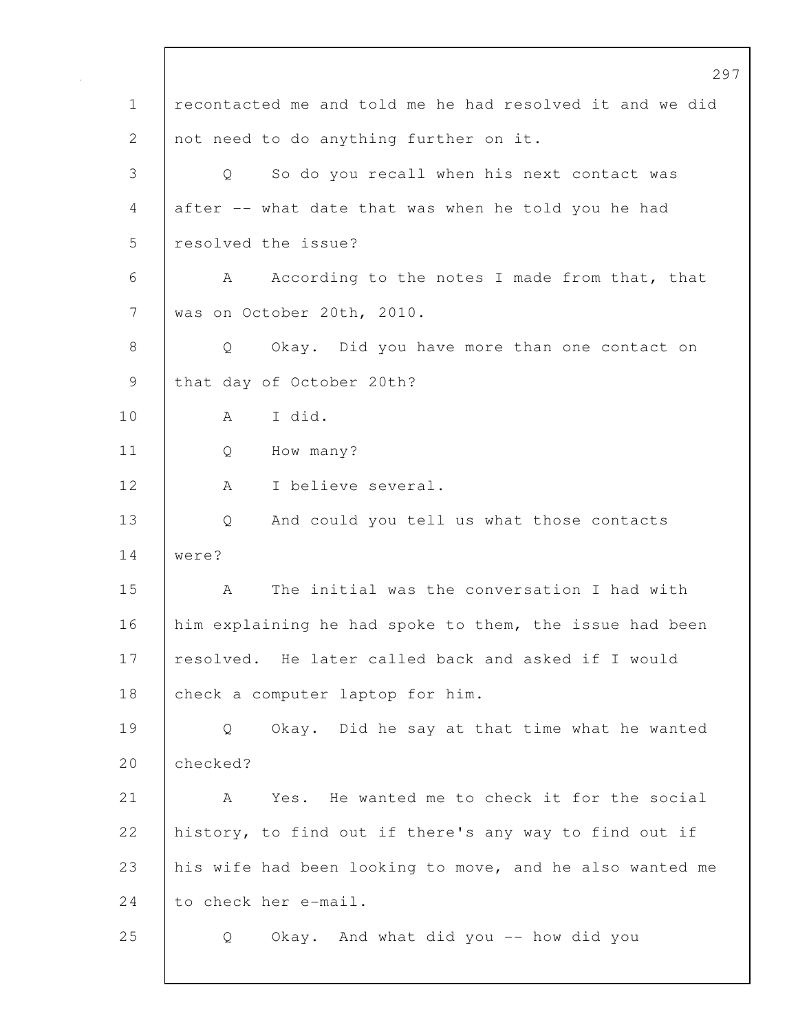recontacted me and told me he had resolved it and we did not need to do anything further on it.

Q So do you recall when his next contact was after -- what date that was when he told you he had resolved the issue?

A According to the notes I made from that, that was on October 20th, 2010.

Q Okay. Did you have more than one contact on that day of October 20th?

A I did.

Q How many?

A I believe several.

Q And could you tell us what those contacts were?

A The initial was the conversation I had with him explaining he had spoke to them, the issue had been resolved. He later called back and asked if I would check a computer laptop for him.

Q Okay. Did he say at that time what he wanted checked?

A Yes. He wanted me to check it for the social history, to find out if there's any way to find out if his wife had been looking to move, and he also wanted me to check her e-mail.

Q Okay. And what did you -- how did you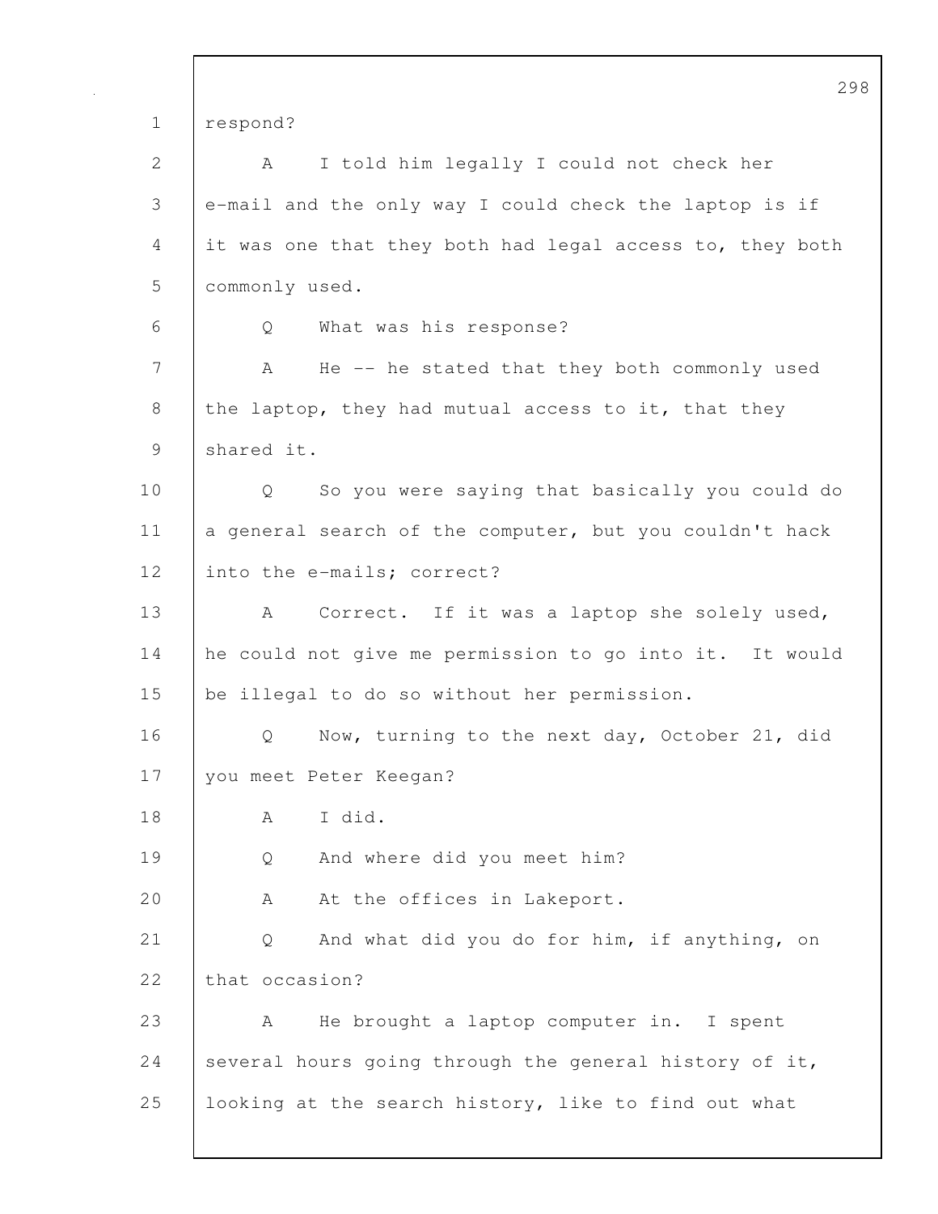respond?

A I told him legally I could not check her e-mail and the only way I could check the laptop is if it was one that they both had legal access to, they both commonly used.

Q What was his response?

A He -- he stated that they both commonly used the laptop, they had mutual access to it, that they shared it.

Q So you were saying that basically you could do a general search of the computer, but you couldn't hack into the e-mails; correct?

A Correct. If it was a laptop she solely used, he could not give me permission to go into it. It would be illegal to do so without her permission.

Q Now, turning to the next day, October 21, did you meet Peter Keegan?

A I did.

Q And where did you meet him?

A At the offices in Lakeport.

Q And what did you do for him, if anything, on that occasion?

A He brought a laptop computer in. I spent several hours going through the general history of it, looking at the search history, like to find out what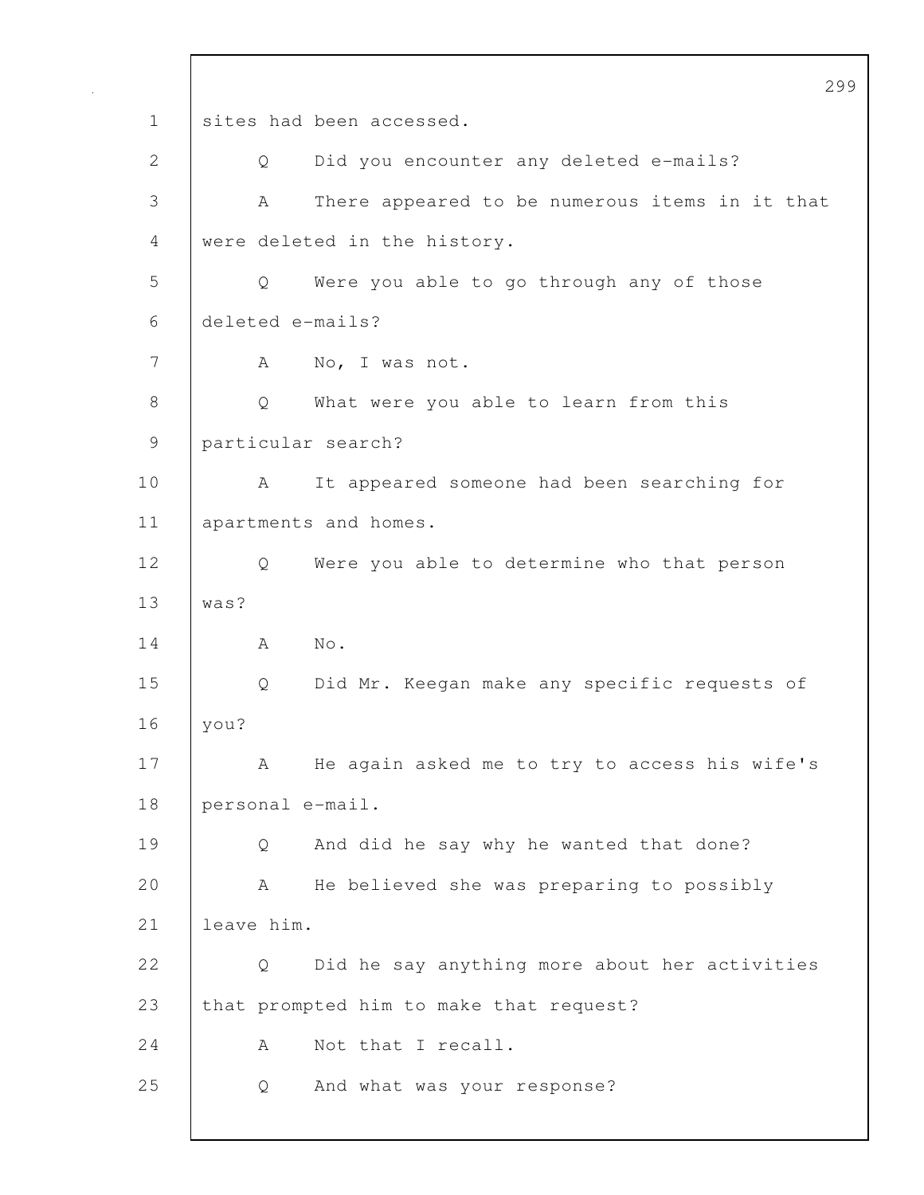sites had been accessed.

Q Did you encounter any deleted e-mails?

A There appeared to be numerous items in it that were deleted in the history.

Q Were you able to go through any of those deleted e-mails?

A No, I was not.

Q What were you able to learn from this particular search?

A It appeared someone had been searching for apartments and homes.

Q Were you able to determine who that person was?

A No.

Q Did Mr. Keegan make any specific requests of you?

A He again asked me to try to access his wife's personal e-mail.

Q And did he say why he wanted that done?

A He believed she was preparing to possibly leave him.

Q Did he say anything more about her activities that prompted him to make that request?

A Not that I recall.

Q And what was your response?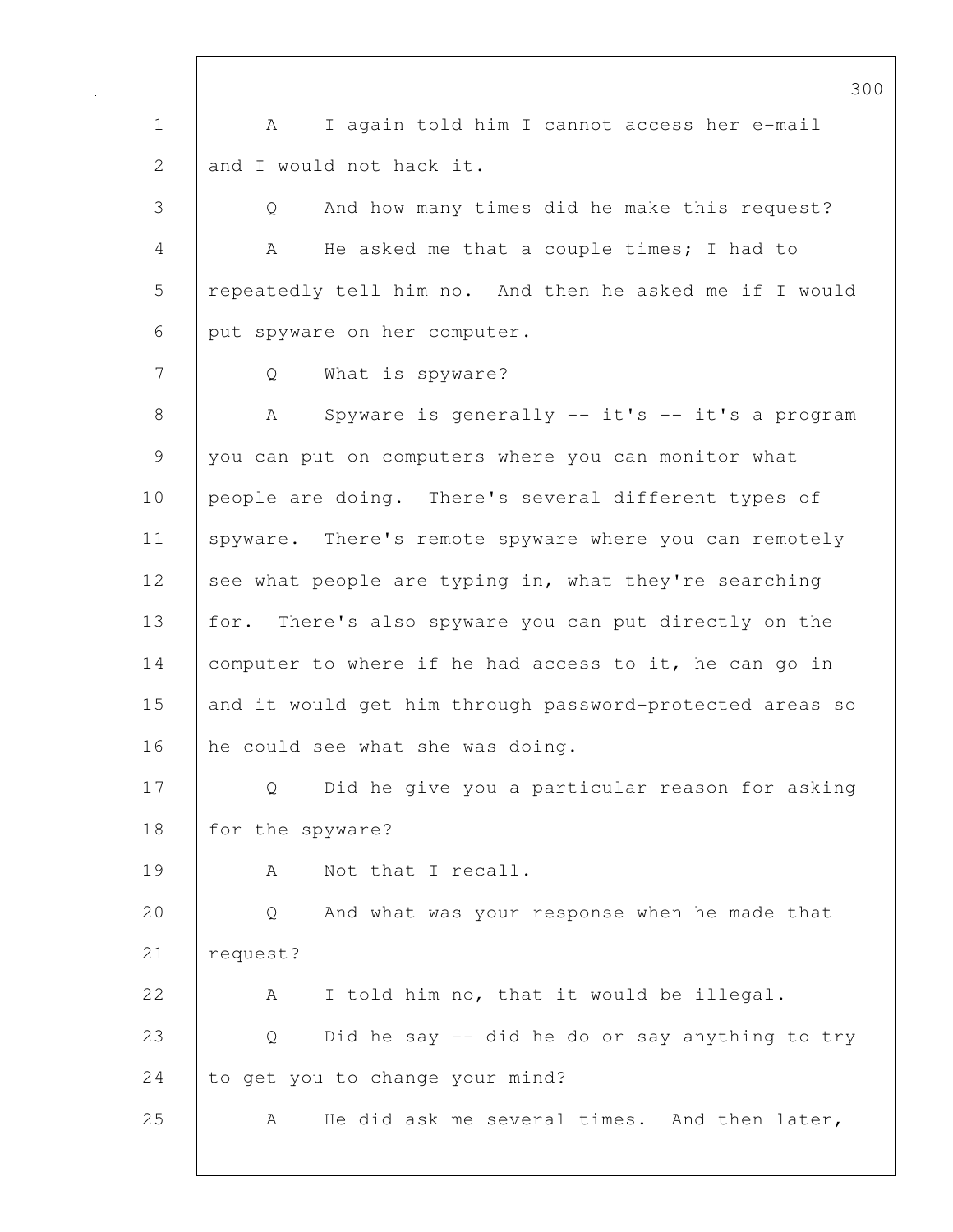A I again told him I cannot access her e-mail and I would not hack it.

Q And how many times did he make this request?

A He asked me that a couple times; I had to repeatedly tell him no. And then he asked me if I would put spyware on her computer.

Q What is spyware?

A Spyware is generally -- it's -- it's a program you can put on computers where you can monitor what people are doing. There's several different types of spyware. There's remote spyware where you can remotely see what people are typing in, what they're searching for. There's also spyware you can put directly on the computer to where if he had access to it, he can go in and it would get him through password-protected areas so he could see what she was doing.

Q Did he give you a particular reason for asking for the spyware?

A Not that I recall.

Q And what was your response when he made that request?

A I told him no, that it would be illegal.

Q Did he say -- did he do or say anything to try to get you to change your mind?

A He did ask me several times. And then later,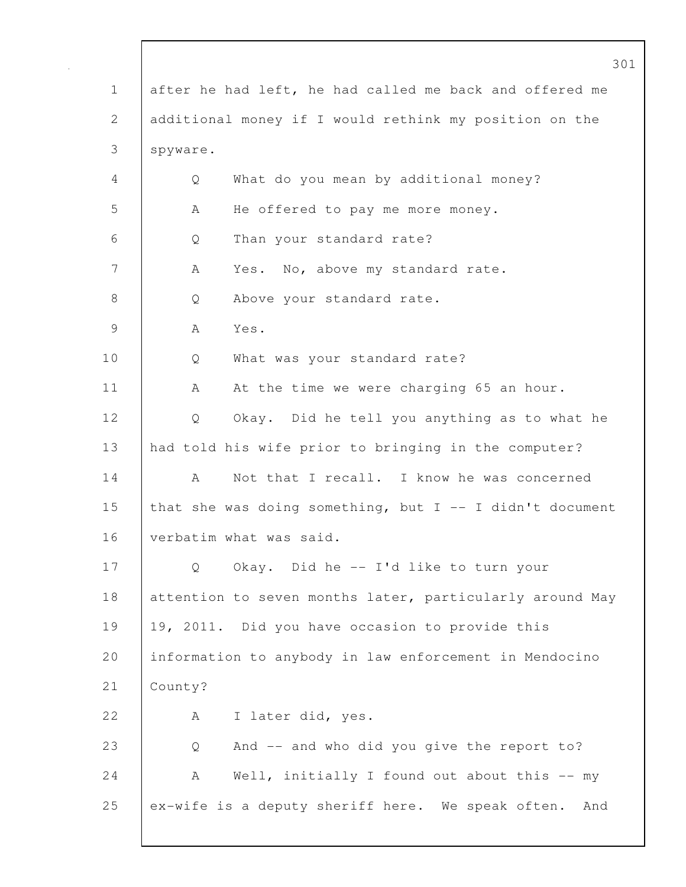after he had left, he had called me back and offered me additional money if I would rethink my position on the spyware.

Q What do you mean by additional money?

A He offered to pay me more money.

Q Than your standard rate?

A Yes. No, above my standard rate.

Q Above your standard rate.

A Yes.

Q What was your standard rate?

A At the time we were charging 65 an hour.

Q Okay. Did he tell you anything as to what he had told his wife prior to bringing in the computer?

A Not that I recall. I know he was concerned that she was doing something, but I -- I didn't document verbatim what was said.

Q Okay. Did he -- I'd like to turn your attention to seven months later, particularly around May 19, 2011. Did you have occasion to provide this information to anybody in law enforcement in Mendocino County?

A I later did, yes.

Q And -- and who did you give the report to?

A Well, initially I found out about this -- my ex-wife is a deputy sheriff here. We speak often. And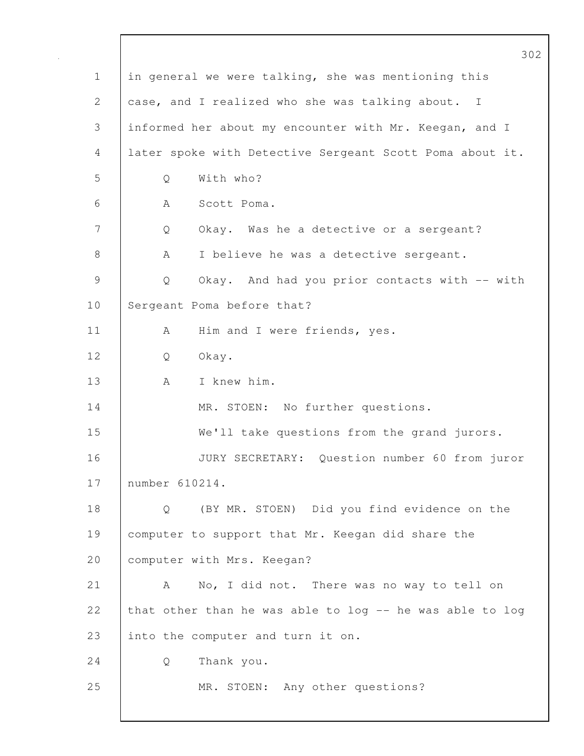in general we were talking, she was mentioning this case, and I realized who she was talking about. I informed her about my encounter with Mr. Keegan, and I later spoke with Detective Sergeant Scott Poma about it.

Q With who?

A Scott Poma.

Q Okay. Was he a detective or a sergeant?

A I believe he was a detective sergeant.

Q Okay. And had you prior contacts with -- with Sergeant Poma before that?

A Him and I were friends, yes.

Q Okay.

A I knew him.

MR. STOEN: No further questions.

We'll take questions from the grand jurors.

JURY SECRETARY: Question number 60 from juror number 610214.

Q (BY MR. STOEN) Did you find evidence on the computer to support that Mr. Keegan did share the computer with Mrs. Keegan?

A No, I did not. There was no way to tell on that other than he was able to log -- he was able to log into the computer and turn it on.

Q Thank you.

MR. STOEN: Any other questions?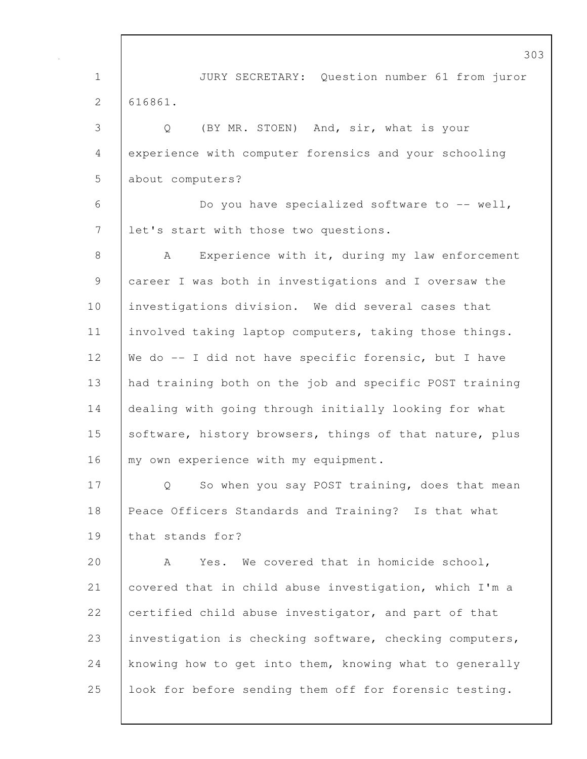JURY SECRETARY: Question number 61 from juror 616861.

Q (BY MR. STOEN) And, sir, what is your experience with computer forensics and your schooling about computers?

Do you have specialized software to -- well, let's start with those two questions.

A Experience with it, during my law enforcement career I was both in investigations and I oversaw the investigations division. We did several cases that involved taking laptop computers, taking those things. We do -- I did not have specific forensic, but I have had training both on the job and specific POST training dealing with going through initially looking for what software, history browsers, things of that nature, plus my own experience with my equipment.

Q So when you say POST training, does that mean Peace Officers Standards and Training? Is that what that stands for?

A Yes. We covered that in homicide school, covered that in child abuse investigation, which I'm a certified child abuse investigator, and part of that investigation is checking software, checking computers, knowing how to get into them, knowing what to generally look for before sending them off for forensic testing.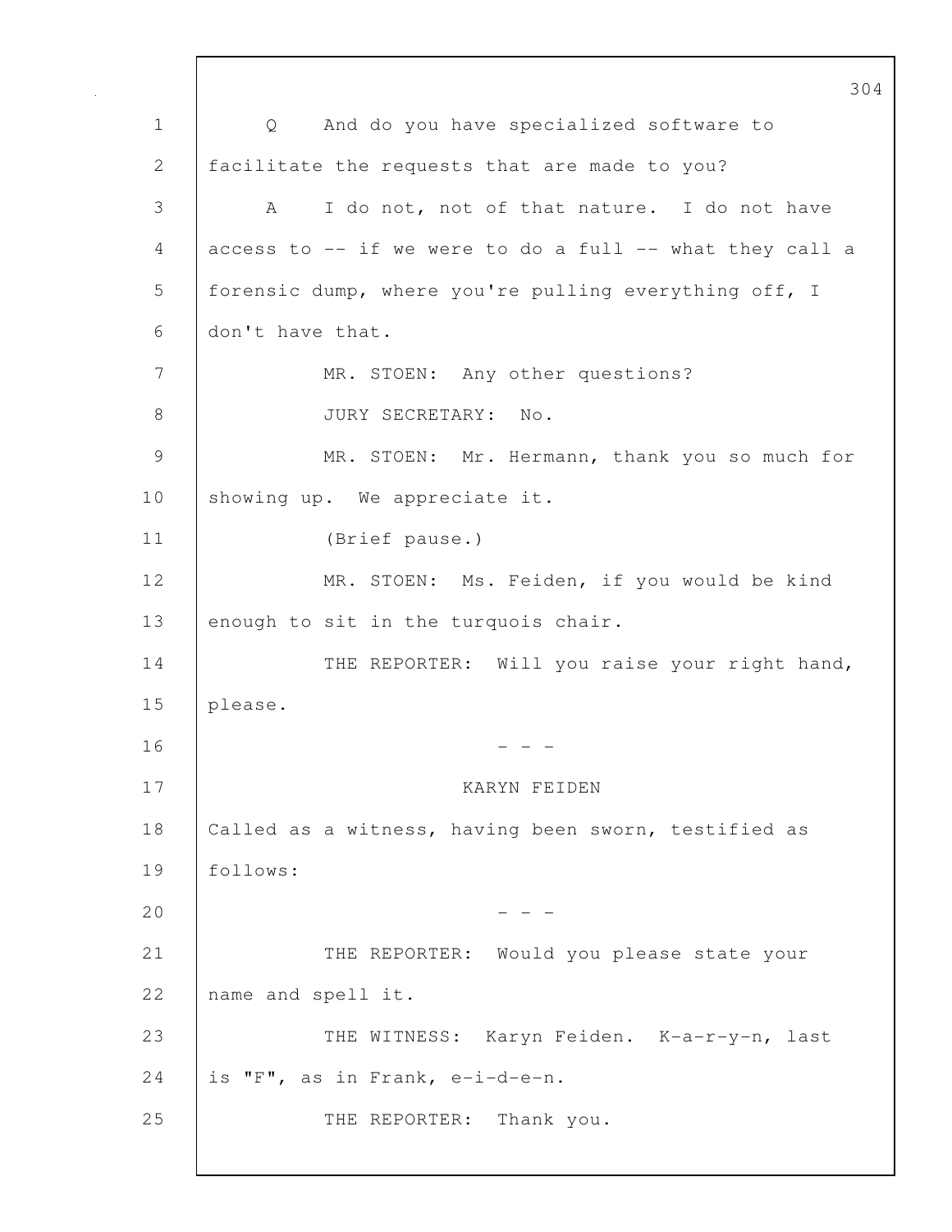Q And do you have specialized software to facilitate the requests that are made to you?

A I do not, not of that nature. I do not have access to -- if we were to do a full -- what they call a forensic dump, where you're pulling everything off, I don't have that.

MR. STOEN: Any other questions?

JURY SECRETARY: No.

MR. STOEN: Mr. Hermann, thank you so much for showing up. We appreciate it.

(Brief pause.)

MR. STOEN: Ms. Feiden, if you would be kind enough to sit in the turquois chair.

THE REPORTER: Will you raise your right hand, please.

\- - -

KARYN FEIDEN

Called as a witness, having been sworn, testified as follows:

\- - -

THE REPORTER: Would you please state your name and spell it.

THE WITNESS: Karyn Feiden. K-a-r-y-n, last is "F", as in Frank, e-i-d-e-n.

THE REPORTER: Thank you.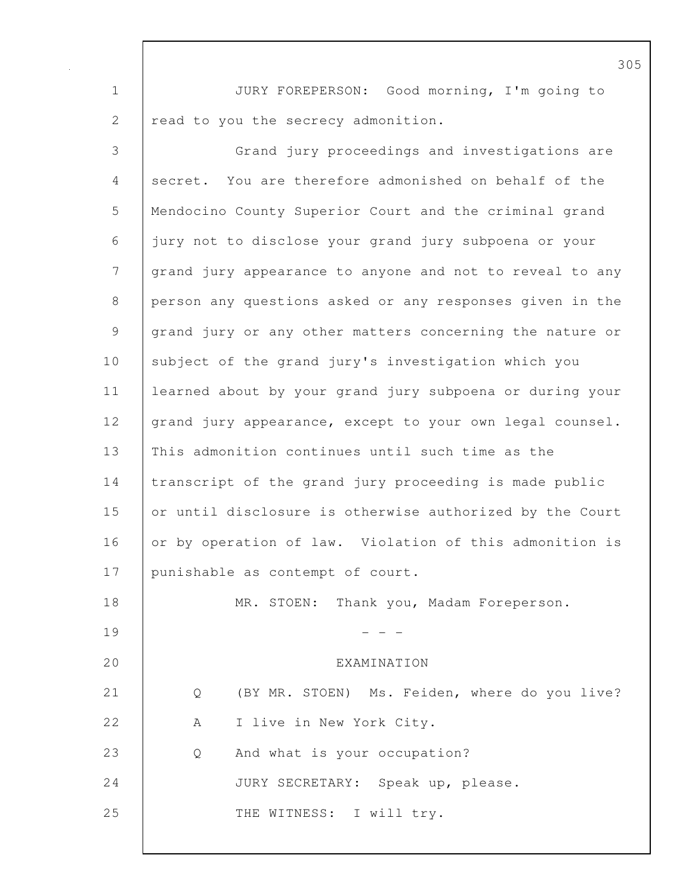JURY FOREPERSON: Good morning, I'm going to read to you the secrecy admonition.

Grand jury proceedings and investigations are secret. You are therefore admonished on behalf of the Mendocino County Superior Court and the criminal grand jury not to disclose your grand jury subpoena or your grand jury appearance to anyone and not to reveal to any person any questions asked or any responses given in the grand jury or any other matters concerning the nature or subject of the grand jury's investigation which you learned about by your grand jury subpoena or during your grand jury appearance, except to your own legal counsel. This admonition continues until such time as the transcript of the grand jury proceeding is made public or until disclosure is otherwise authorized by the Court or by operation of law. Violation of this admonition is punishable as contempt of court.

MR. STOEN: Thank you, Madam Foreperson.

\- - -

EXAMINATION

Q (BY MR. STOEN) Ms. Feiden, where do you live?

A I live in New York City.

Q And what is your occupation?

JURY SECRETARY: Speak up, please.

THE WITNESS: I will try.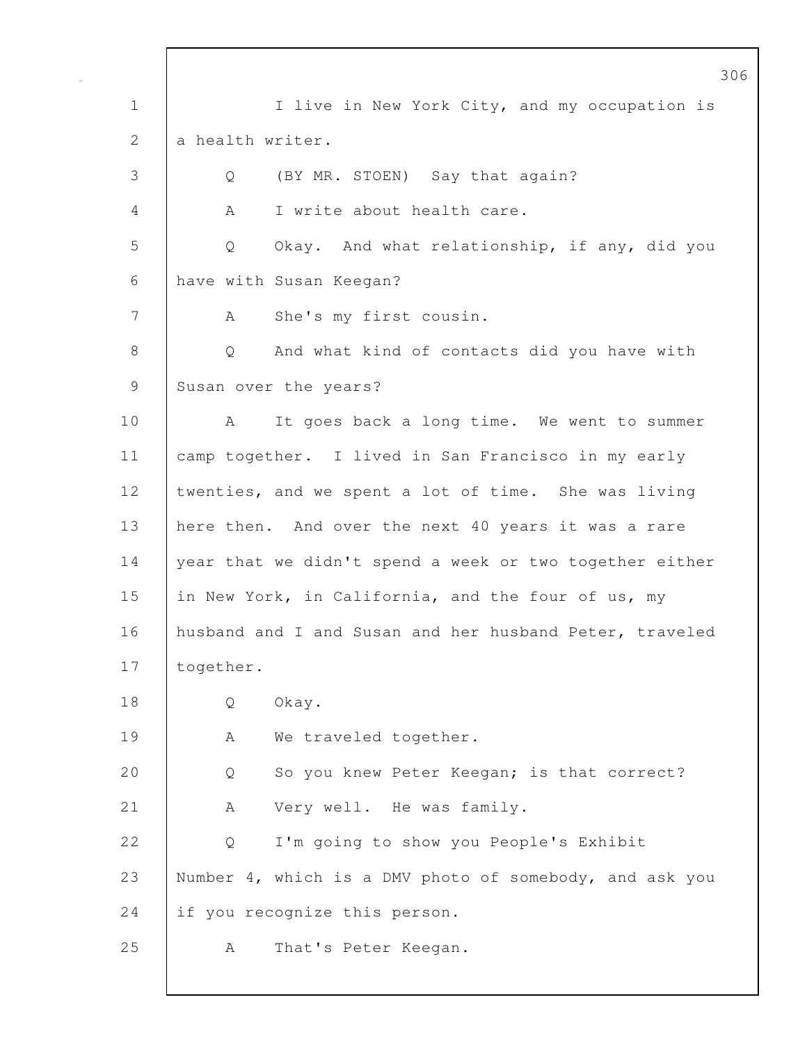I live in New York City, and my occupation is a health writer.

Q (BY MR. STOEN) Say that again?

A I write about health care.

Q Okay. And what relationship, if any, did you have with Susan Keegan?

A She's my first cousin.

Q And what kind of contacts did you have with Susan over the years?

A It goes back a long time. We went to summer camp together. I lived in San Francisco in my early twenties, and we spent a lot of time. She was living here then. And over the next 40 years it was a rare year that we didn't spend a week or two together either in New York, in California, and the four of us, my husband and I and Susan and her husband Peter, traveled together.

Q Okay.

A We traveled together.

Q So you knew Peter Keegan; is that correct?

A Very well. He was family.

Q I'm going to show you People's Exhibit Number 4, which is a DMV photo of somebody, and ask you if you recognize this person.

A That's Peter Keegan.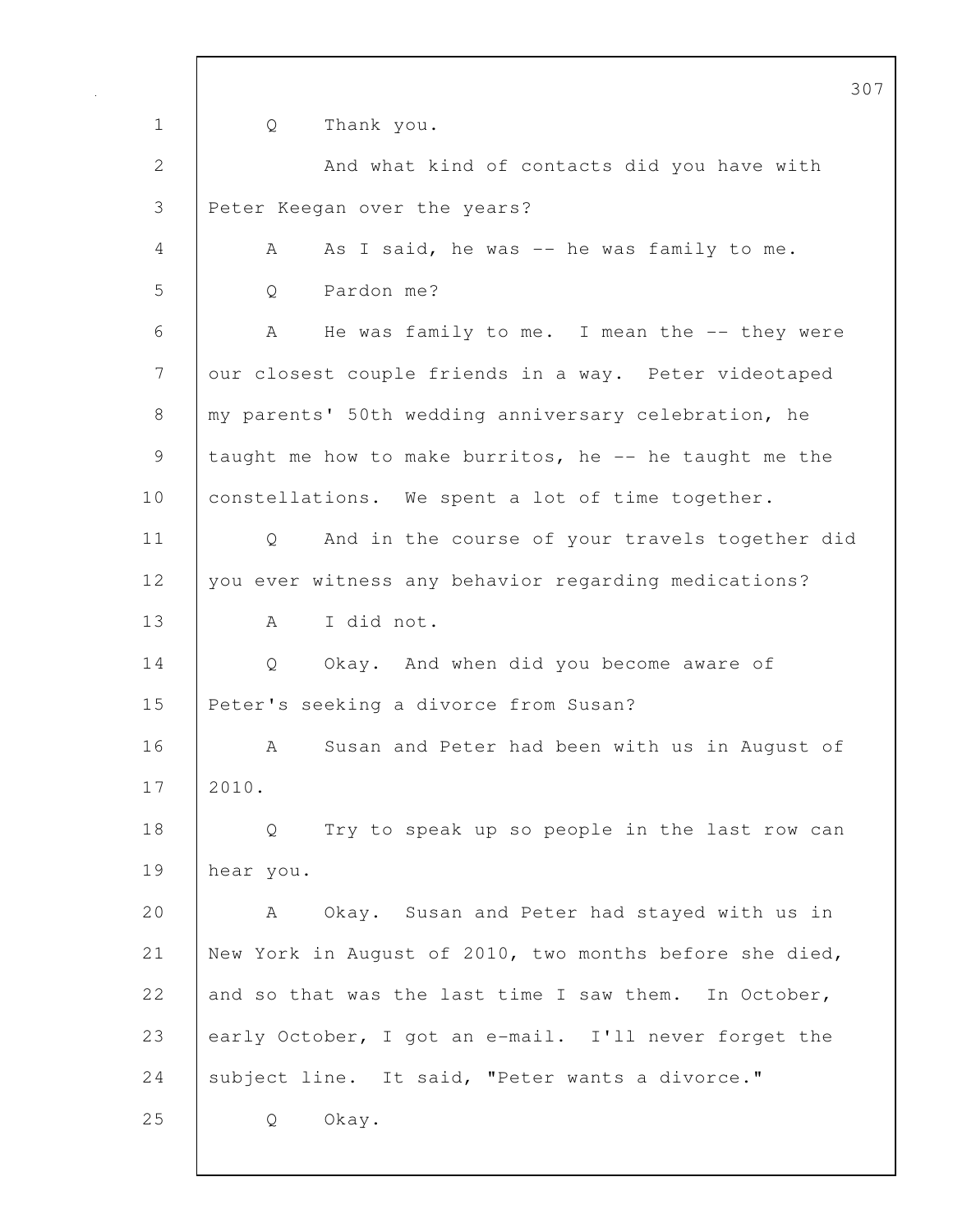Q Thank you.

And what kind of contacts did you have with Peter Keegan over the years?

A As I said, he was -- he was family to me.

Q Pardon me?

A He was family to me. I mean the -- they were our closest couple friends in a way. Peter videotaped my parents' 50th wedding anniversary celebration, he taught me how to make burritos, he -- he taught me the constellations. We spent a lot of time together.

Q And in the course of your travels together did you ever witness any behavior regarding medications?

A I did not.

Q Okay. And when did you become aware of Peter's seeking a divorce from Susan?

A Susan and Peter had been with us in August of 2010.

Q Try to speak up so people in the last row can hear you.

A Okay. Susan and Peter had stayed with us in New York in August of 2010, two months before she died, and so that was the last time I saw them. In October, early October, I got an e-mail. I'll never forget the subject line. It said, "Peter wants a divorce."

Q Okay.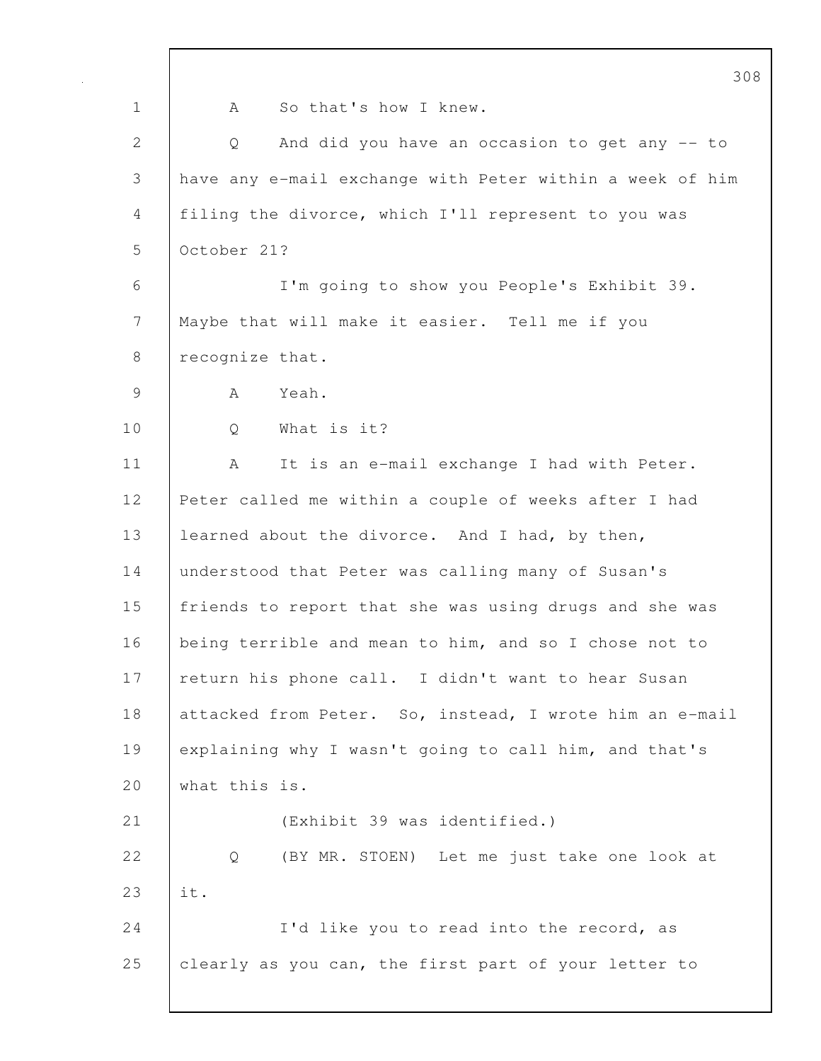A So that's how I knew.

Q And did you have an occasion to get any -- to have any e-mail exchange with Peter within a week of him filing the divorce, which I'll represent to you was October 21?

I'm going to show you People's Exhibit 39. Maybe that will make it easier. Tell me if you recognize that.

A Yeah.

Q What is it?

A It is an e-mail exchange I had with Peter. Peter called me within a couple of weeks after I had learned about the divorce. And I had, by then, understood that Peter was calling many of Susan's friends to report that she was using drugs and she was being terrible and mean to him, and so I chose not to return his phone call. I didn't want to hear Susan attacked from Peter. So, instead, I wrote him an e-mail explaining why I wasn't going to call him, and that's what this is.

(Exhibit 39 was identified.)

Q (BY MR. STOEN) Let me just take one look at it.

I'd like you to read into the record, as clearly as you can, the first part of your letter to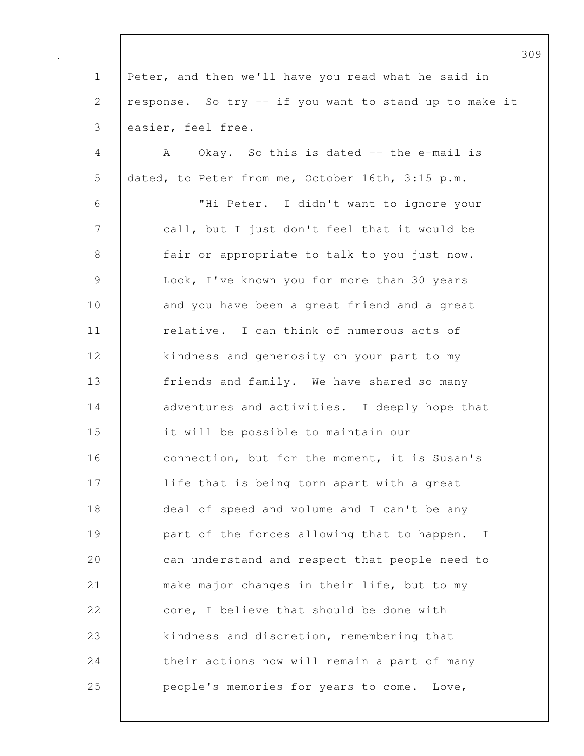Peter, and then we'll have you read what he said in response. So try -- if you want to stand up to make it easier, feel free.

A Okay. So this is dated -- the e-mail is dated, to Peter from me, October 16th, 3:15 p.m.

"Hi Peter. I didn't want to ignore your call, but I just don't feel that it would be fair or appropriate to talk to you just now. Look, I've known you for more than 30 years and you have been a great friend and a great relative. I can think of numerous acts of kindness and generosity on your part to my friends and family. We have shared so many adventures and activities. I deeply hope that it will be possible to maintain our connection, but for the moment, it is Susan's life that is being torn apart with a great deal of speed and volume and I can't be any part of the forces allowing that to happen. I can understand and respect that people need to make major changes in their life, but to my core, I believe that should be done with kindness and discretion, remembering that their actions now will remain a part of many people's memories for years to come. Love,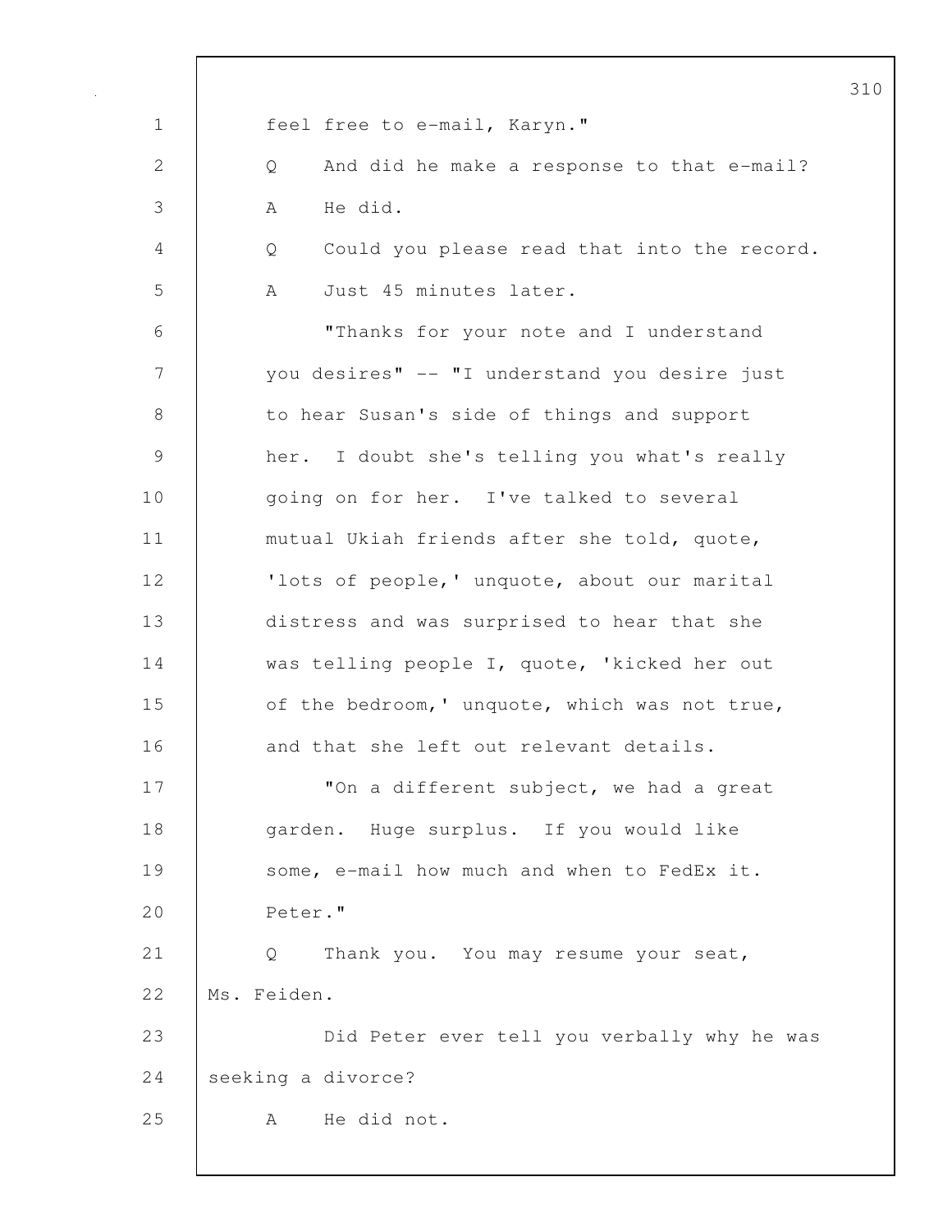feel free to e-mail, Karyn."

Q And did he make a response to that e-mail?

A He did.

Q Could you please read that into the record.

A Just 45 minutes later.

"Thanks for your note and I understand you desires" -- "I understand you desire just to hear Susan's side of things and support her. I doubt she's telling you what's really going on for her. I've talked to several mutual Ukiah friends after she told, quote, 'lots of people,' unquote, about our marital distress and was surprised to hear that she was telling people I, quote, 'kicked her out of the bedroom,' unquote, which was not true, and that she left out relevant details.

"On a different subject, we had a great garden. Huge surplus. If you would like some, e-mail how much and when to FedEx it. Peter."

Q Thank you. You may resume your seat, Ms. Feiden.

Did Peter ever tell you verbally why he was seeking a divorce?

A He did not.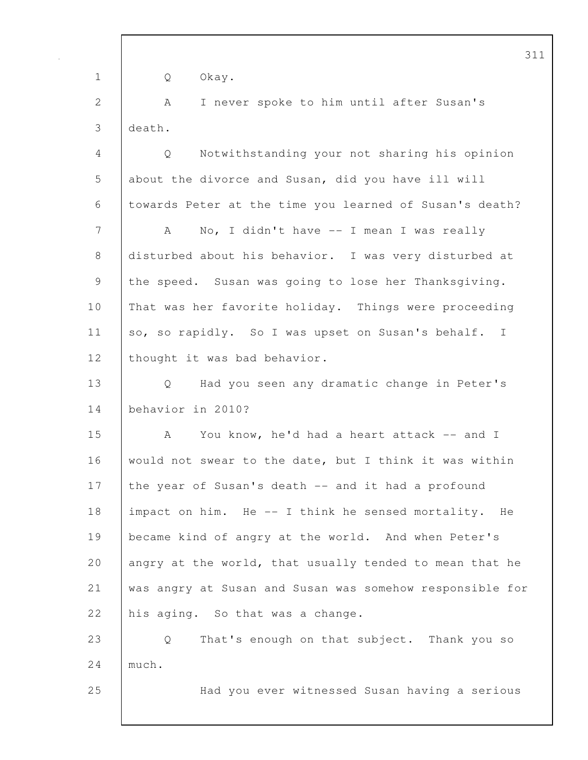Q Okay.

A I never spoke to him until after Susan's death.

Q Notwithstanding your not sharing his opinion about the divorce and Susan, did you have ill will towards Peter at the time you learned of Susan's death?

A No, I didn't have -- I mean I was really disturbed about his behavior. I was very disturbed at the speed. Susan was going to lose her Thanksgiving. That was her favorite holiday. Things were proceeding so, so rapidly. So I was upset on Susan's behalf. I thought it was bad behavior.

Q Had you seen any dramatic change in Peter's behavior in 2010?

A You know, he'd had a heart attack -- and I would not swear to the date, but I think it was within the year of Susan's death -- and it had a profound impact on him. He -- I think he sensed mortality. He became kind of angry at the world. And when Peter's angry at the world, that usually tended to mean that he was angry at Susan and Susan was somehow responsible for his aging. So that was a change.

Q That's enough on that subject. Thank you so much.

Had you ever witnessed Susan having a serious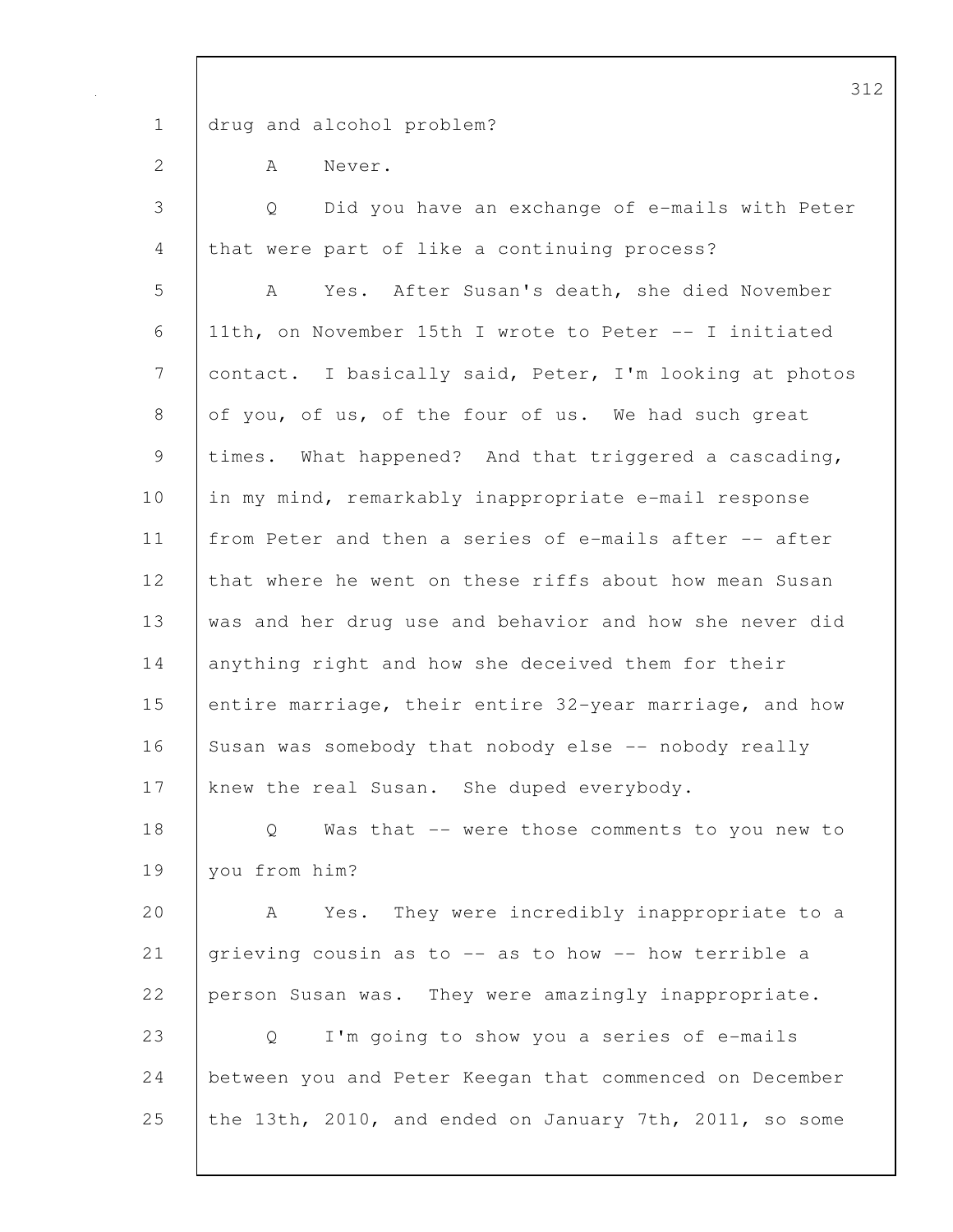drug and alcohol problem?

A Never.

Q Did you have an exchange of e-mails with Peter that were part of like a continuing process?

A Yes. After Susan's death, she died November 11th, on November 15th I wrote to Peter -- I initiated contact. I basically said, Peter, I'm looking at photos of you, of us, of the four of us. We had such great times. What happened? And that triggered a cascading, in my mind, remarkably inappropriate e-mail response from Peter and then a series of e-mails after -- after that where he went on these riffs about how mean Susan was and her drug use and behavior and how she never did anything right and how she deceived them for their entire marriage, their entire 32-year marriage, and how Susan was somebody that nobody else -- nobody really knew the real Susan. She duped everybody.

Q Was that -- were those comments to you new to you from him?

A Yes. They were incredibly inappropriate to a grieving cousin as to -- as to how -- how terrible a person Susan was. They were amazingly inappropriate.

Q I'm going to show you a series of e-mails between you and Peter Keegan that commenced on December the 13th, 2010, and ended on January 7th, 2011, so some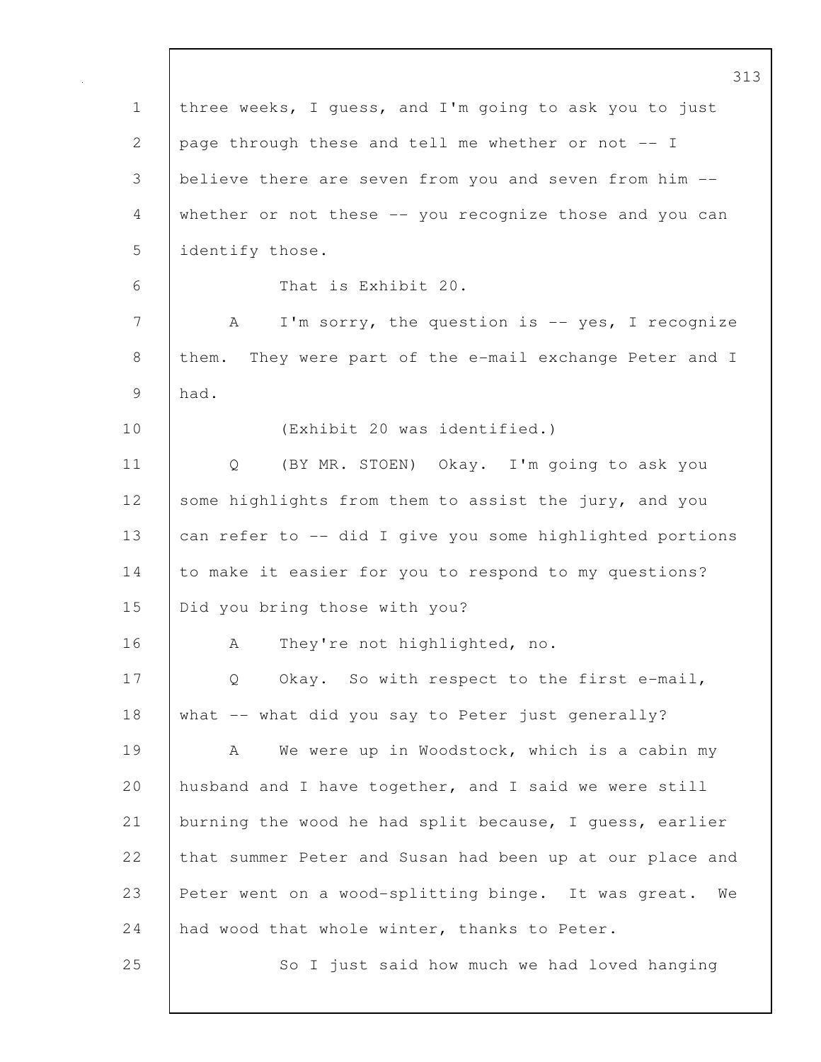three weeks, I guess, and I'm going to ask you to just page through these and tell me whether or not -- I believe there are seven from you and seven from him -- whether or not these -- you recognize those and you can identify those.

That is Exhibit 20.

A I'm sorry, the question is -- yes, I recognize them. They were part of the e-mail exchange Peter and I had.

(Exhibit 20 was identified.)

Q (BY MR. STOEN) Okay. I'm going to ask you some highlights from them to assist the jury, and you can refer to -- did I give you some highlighted portions to make it easier for you to respond to my questions? Did you bring those with you?

A They're not highlighted, no.

Q Okay. So with respect to the first e-mail, what -- what did you say to Peter just generally?

A We were up in Woodstock, which is a cabin my husband and I have together, and I said we were still burning the wood he had split because, I guess, earlier that summer Peter and Susan had been up at our place and Peter went on a wood-splitting binge. It was great. We had wood that whole winter, thanks to Peter.

So I just said how much we had loved hanging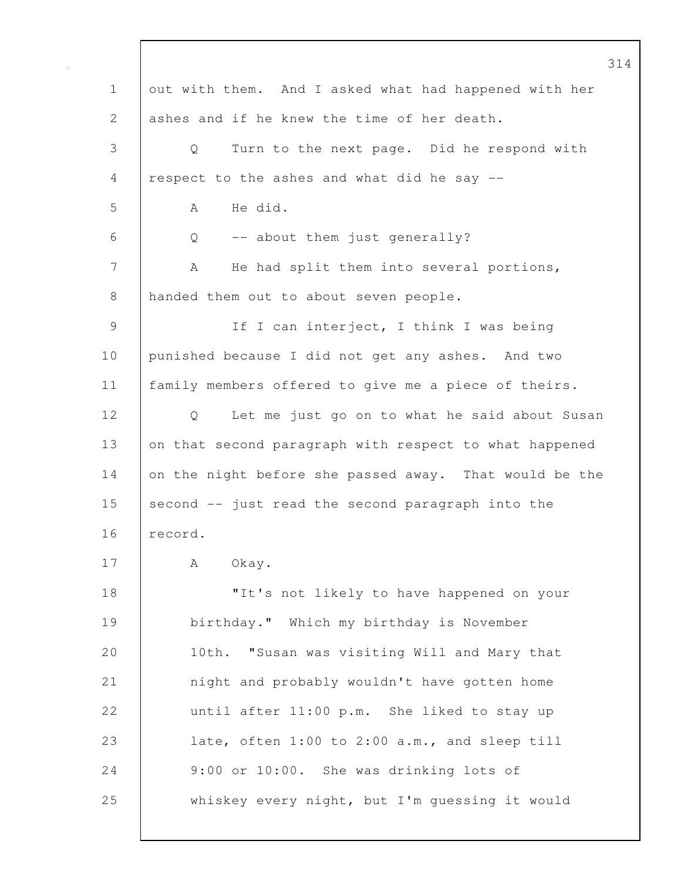out with them. And I asked what had happened with her ashes and if he knew the time of her death.

Q Turn to the next page. Did he respond with respect to the ashes and what did he say --

A He did.

Q -- about them just generally?

A He had split them into several portions, handed them out to about seven people.

If I can interject, I think I was being punished because I did not get any ashes. And two family members offered to give me a piece of theirs.

Q Let me just go on to what he said about Susan on that second paragraph with respect to what happened on the night before she passed away. That would be the second -- just read the second paragraph into the record.

A Okay.

"It's not likely to have happened on your birthday." Which my birthday is November 10th. "Susan was visiting Will and Mary that night and probably wouldn't have gotten home until after 11:00 p.m. She liked to stay up late, often 1:00 to 2:00 a.m., and sleep till 9:00 or 10:00. She was drinking lots of whiskey every night, but I'm guessing it would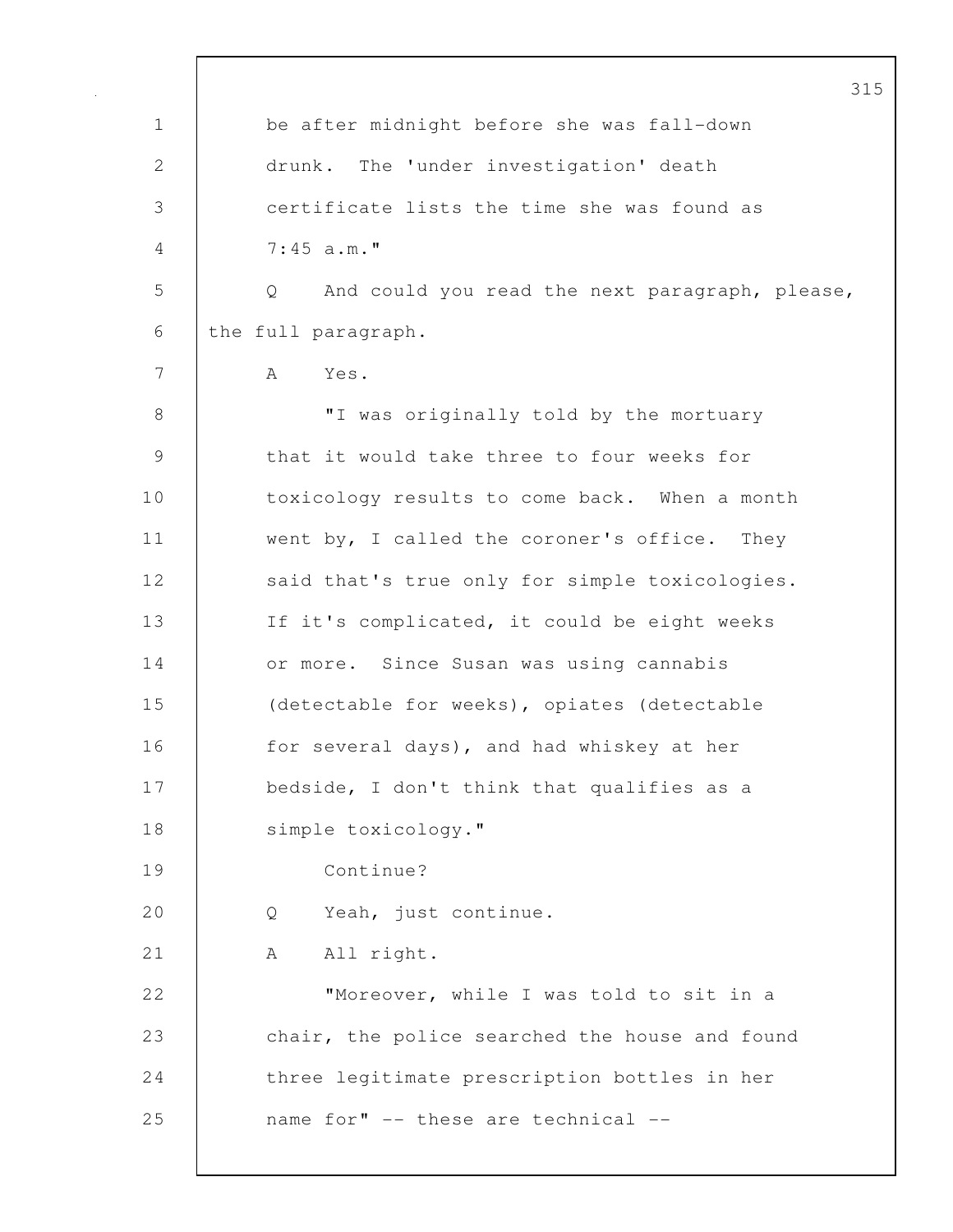be after midnight before she was fall-down drunk. The 'under investigation' death certificate lists the time she was found as 7:45 a.m."

Q And could you read the next paragraph, please, the full paragraph.

A Yes.

"I was originally told by the mortuary that it would take three to four weeks for toxicology results to come back. When a month went by, I called the coroner's office. They said that's true only for simple toxicologies. If it's complicated, it could be eight weeks or more. Since Susan was using cannabis (detectable for weeks), opiates (detectable for several days), and had whiskey at her bedside, I don't think that qualifies as a simple toxicology."

Continue?

Q Yeah, just continue.

A All right.

"Moreover, while I was told to sit in a chair, the police searched the house and found three legitimate prescription bottles in her name for" -- these are technical --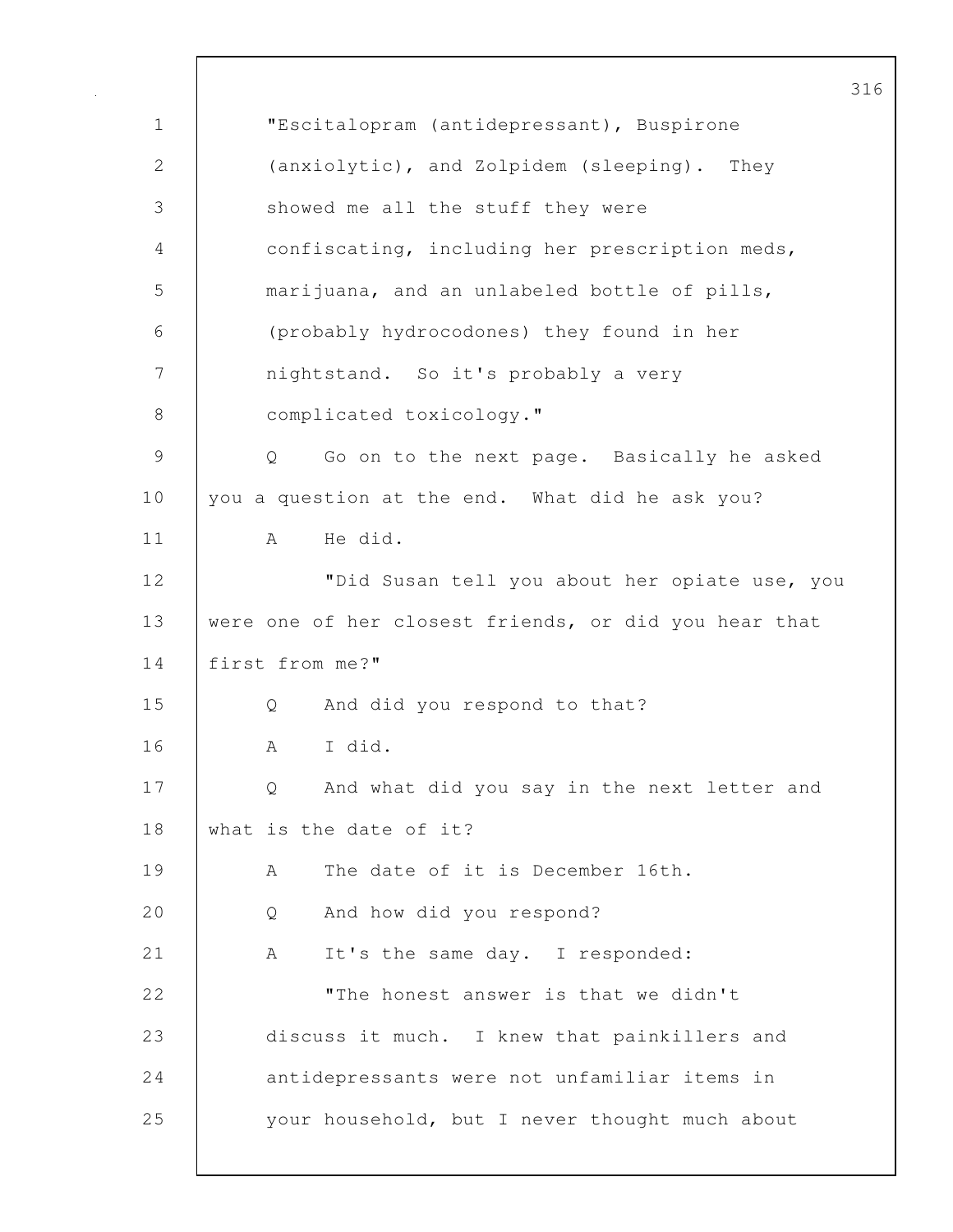"Escitalopram (antidepressant), Buspirone (anxiolytic), and Zolpidem (sleeping). They showed me all the stuff they were confiscating, including her prescription meds, marijuana, and an unlabeled bottle of pills, (probably hydrocodones) they found in her nightstand. So it's probably a very complicated toxicology."

Q Go on to the next page. Basically he asked you a question at the end. What did he ask you?

A He did.

"Did Susan tell you about her opiate use, you were one of her closest friends, or did you hear that first from me?"

Q And did you respond to that?

A I did.

Q And what did you say in the next letter and what is the date of it?

A The date of it is December 16th.

Q And how did you respond?

A It's the same day. I responded:

"The honest answer is that we didn't discuss it much. I knew that painkillers and antidepressants were not unfamiliar items in your household, but I never thought much about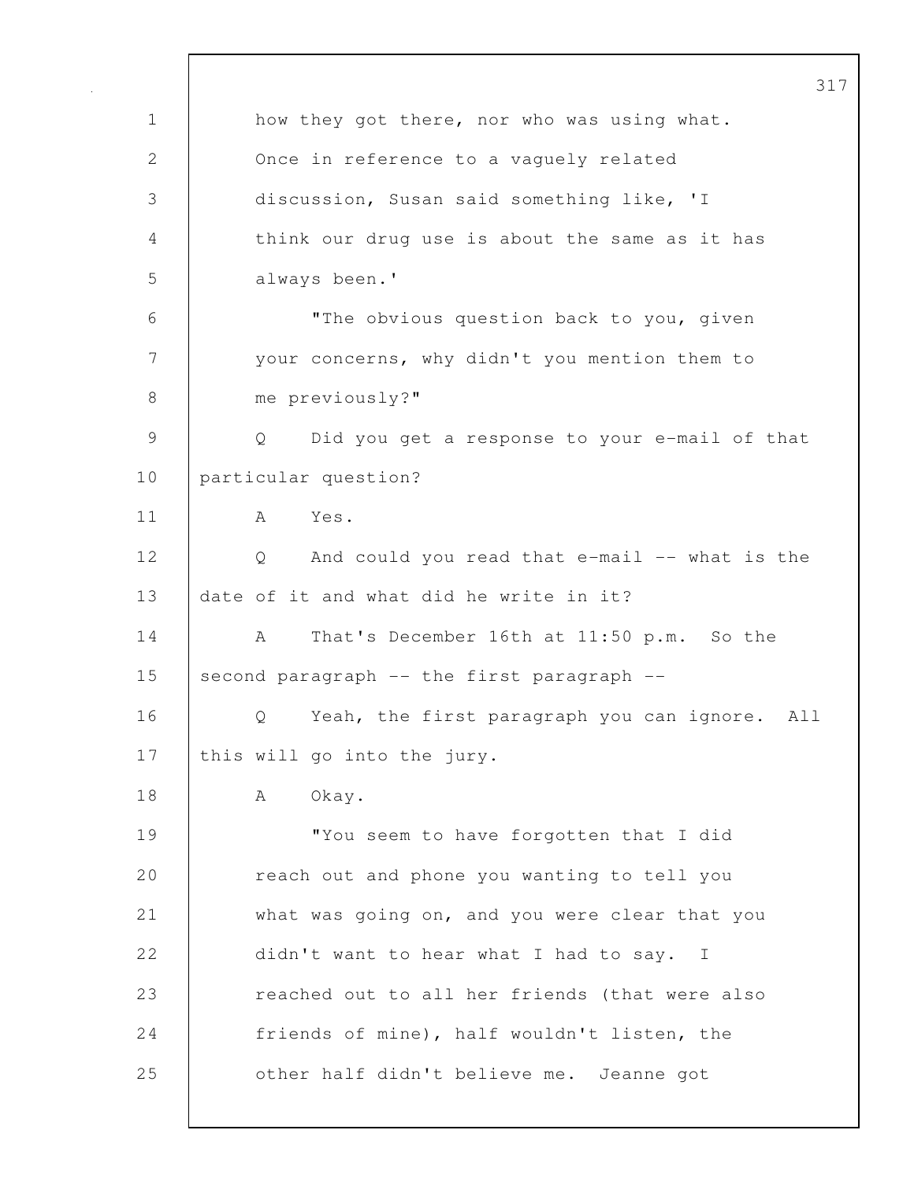how they got there, nor who was using what. Once in reference to a vaguely related discussion, Susan said something like, 'I think our drug use is about the same as it has always been.'

"The obvious question back to you, given your concerns, why didn't you mention them to me previously?"

Q Did you get a response to your e-mail of that particular question?

A Yes.

Q And could you read that e-mail -- what is the date of it and what did he write in it?

A That's December 16th at 11:50 p.m. So the second paragraph -- the first paragraph --

Q Yeah, the first paragraph you can ignore. All this will go into the jury.

A Okay.

"You seem to have forgotten that I did reach out and phone you wanting to tell you what was going on, and you were clear that you didn't want to hear what I had to say. I reached out to all her friends (that were also friends of mine), half wouldn't listen, the other half didn't believe me. Jeanne got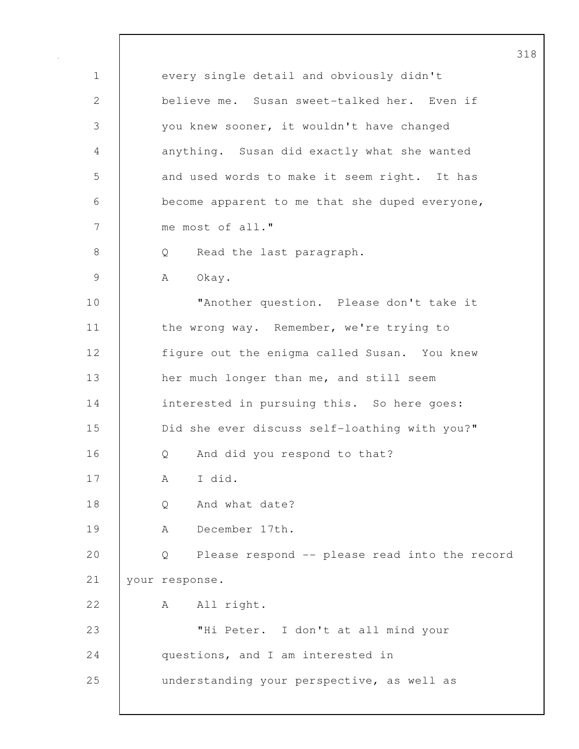every single detail and obviously didn't believe me. Susan sweet-talked her. Even if you knew sooner, it wouldn't have changed anything. Susan did exactly what she wanted and used words to make it seem right. It has become apparent to me that she duped everyone, me most of all."

Q Read the last paragraph.

A Okay.

"Another question. Please don't take it the wrong way. Remember, we're trying to figure out the enigma called Susan. You knew her much longer than me, and still seem interested in pursuing this. So here goes: Did she ever discuss self-loathing with you?"

Q And did you respond to that?

A I did.

Q And what date?

A December 17th.

Q Please respond -- please read into the record your response.

A All right.

"Hi Peter. I don't at all mind your questions, and I am interested in understanding your perspective, as well as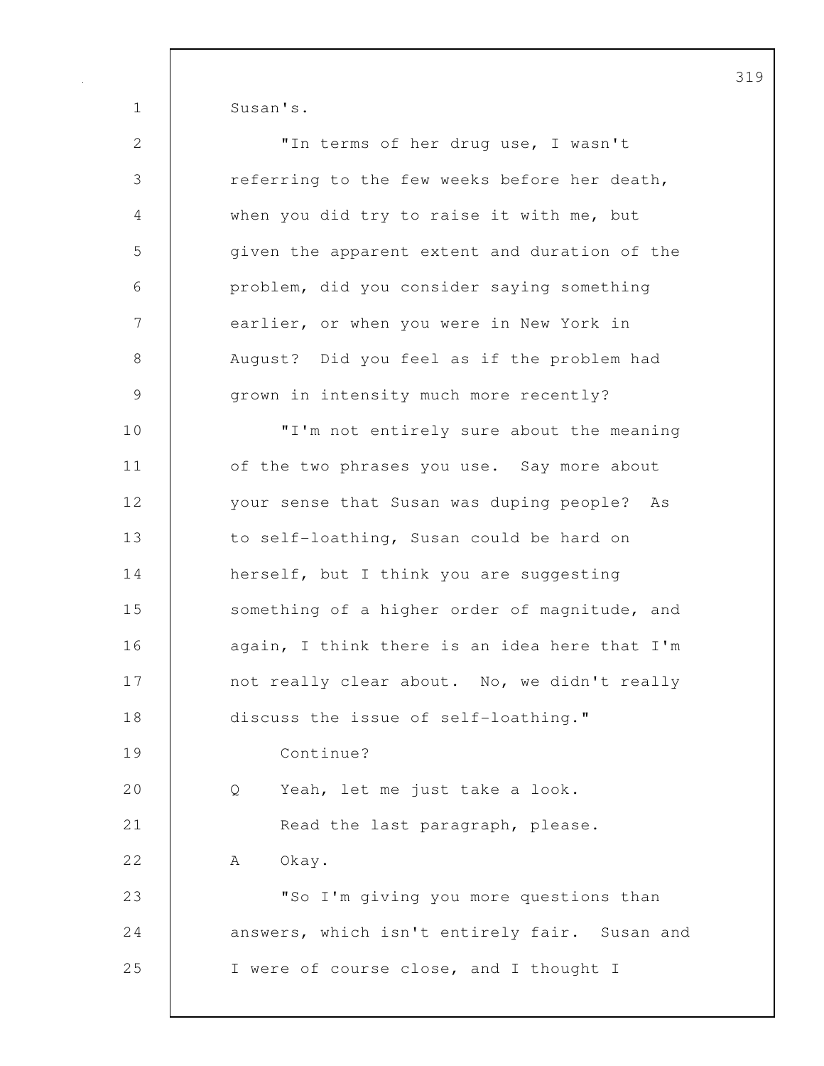Susan's.

"In terms of her drug use, I wasn't referring to the few weeks before her death, when you did try to raise it with me, but given the apparent extent and duration of the problem, did you consider saying something earlier, or when you were in New York in August? Did you feel as if the problem had grown in intensity much more recently?

"I'm not entirely sure about the meaning of the two phrases you use. Say more about your sense that Susan was duping people? As to self-loathing, Susan could be hard on herself, but I think you are suggesting something of a higher order of magnitude, and again, I think there is an idea here that I'm not really clear about. No, we didn't really discuss the issue of self-loathing."

Continue?

Q Yeah, let me just take a look.

Read the last paragraph, please.

A Okay.

"So I'm giving you more questions than answers, which isn't entirely fair. Susan and I were of course close, and I thought I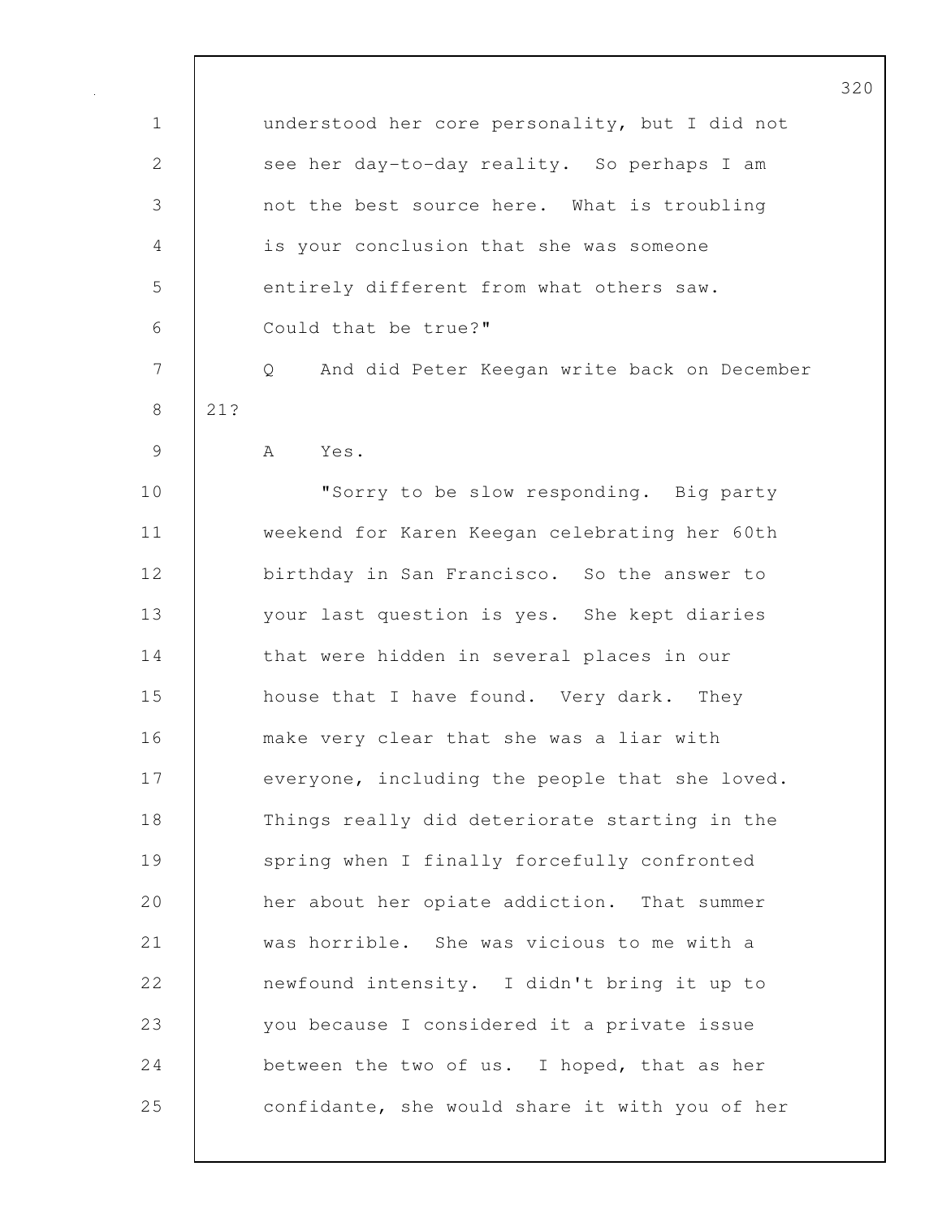understood her core personality, but I did not see her day-to-day reality. So perhaps I am not the best source here. What is troubling is your conclusion that she was someone entirely different from what others saw. Could that be true?"

Q And did Peter Keegan write back on December 21?

A Yes.

"Sorry to be slow responding. Big party weekend for Karen Keegan celebrating her 60th birthday in San Francisco. So the answer to your last question is yes. She kept diaries that were hidden in several places in our house that I have found. Very dark. They make very clear that she was a liar with everyone, including the people that she loved. Things really did deteriorate starting in the spring when I finally forcefully confronted her about her opiate addiction. That summer was horrible. She was vicious to me with a newfound intensity. I didn't bring it up to you because I considered it a private issue between the two of us. I hoped, that as her confidante, she would share it with you of her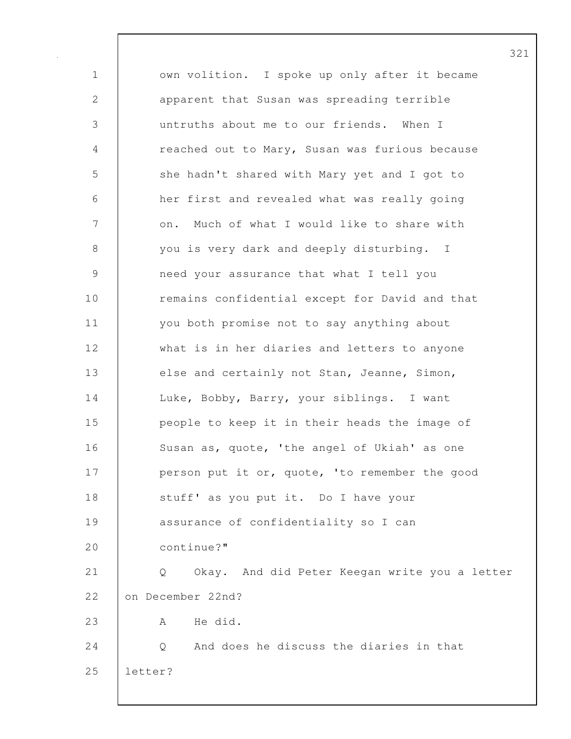own volition. I spoke up only after it became apparent that Susan was spreading terrible untruths about me to our friends. When I reached out to Mary, Susan was furious because she hadn't shared with Mary yet and I got to her first and revealed what was really going on. Much of what I would like to share with you is very dark and deeply disturbing. I need your assurance that what I tell you remains confidential except for David and that you both promise not to say anything about what is in her diaries and letters to anyone else and certainly not Stan, Jeanne, Simon, Luke, Bobby, Barry, your siblings. I want people to keep it in their heads the image of Susan as, quote, 'the angel of Ukiah' as one person put it or, quote, 'to remember the good stuff' as you put it. Do I have your assurance of confidentiality so I can continue?"

Q Okay. And did Peter Keegan write you a letter on December 22nd?

A He did.

Q And does he discuss the diaries in that letter?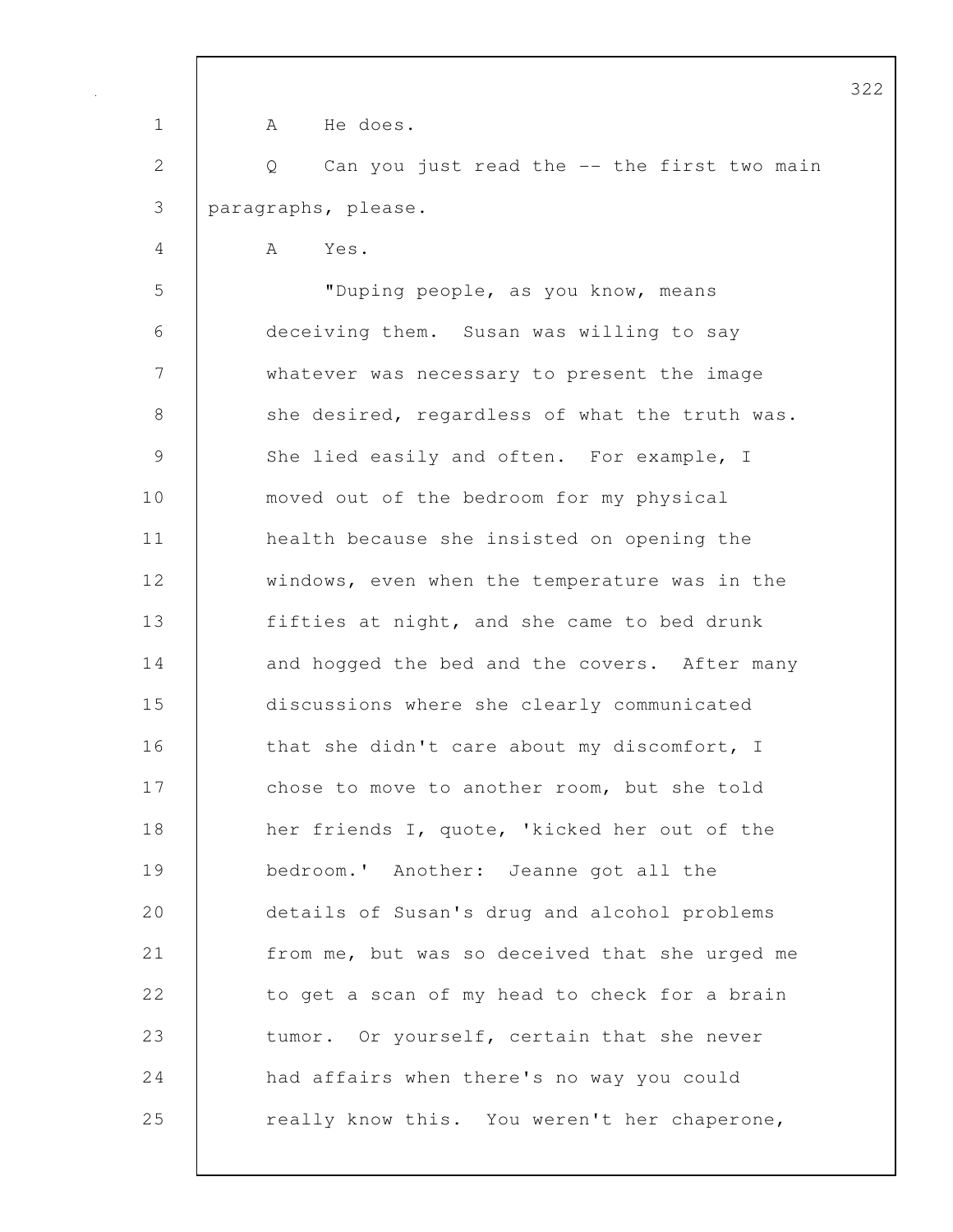A He does.

Q Can you just read the -- the first two main paragraphs, please.

A Yes.

"Duping people, as you know, means deceiving them. Susan was willing to say whatever was necessary to present the image she desired, regardless of what the truth was. She lied easily and often. For example, I moved out of the bedroom for my physical health because she insisted on opening the windows, even when the temperature was in the fifties at night, and she came to bed drunk and hogged the bed and the covers. After many discussions where she clearly communicated that she didn't care about my discomfort, I chose to move to another room, but she told her friends I, quote, 'kicked her out of the bedroom.' Another: Jeanne got all the details of Susan's drug and alcohol problems from me, but was so deceived that she urged me to get a scan of my head to check for a brain tumor. Or yourself, certain that she never had affairs when there's no way you could really know this. You weren't her chaperone,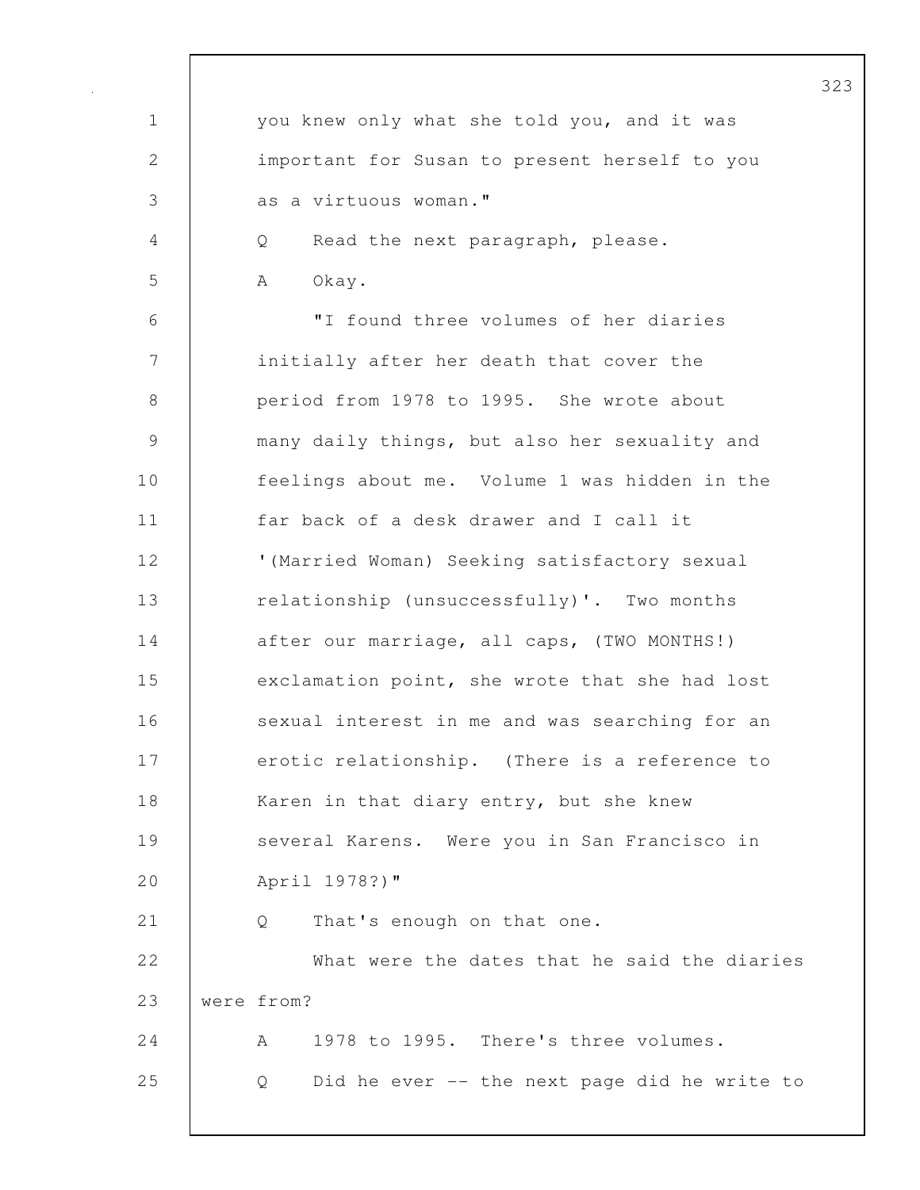you knew only what she told you, and it was important for Susan to present herself to you as a virtuous woman."

Q Read the next paragraph, please.

A Okay.

"I found three volumes of her diaries initially after her death that cover the period from 1978 to 1995. She wrote about many daily things, but also her sexuality and feelings about me. Volume 1 was hidden in the far back of a desk drawer and I call it '(Married Woman) Seeking satisfactory sexual relationship (unsuccessfully)'. Two months after our marriage, all caps, (TWO MONTHS!) exclamation point, she wrote that she had lost sexual interest in me and was searching for an erotic relationship. (There is a reference to Karen in that diary entry, but she knew several Karens. Were you in San Francisco in April 1978?)"

Q That's enough on that one.

What were the dates that he said the diaries were from?

A 1978 to 1995. There's three volumes.

Q Did he ever -- the next page did he write to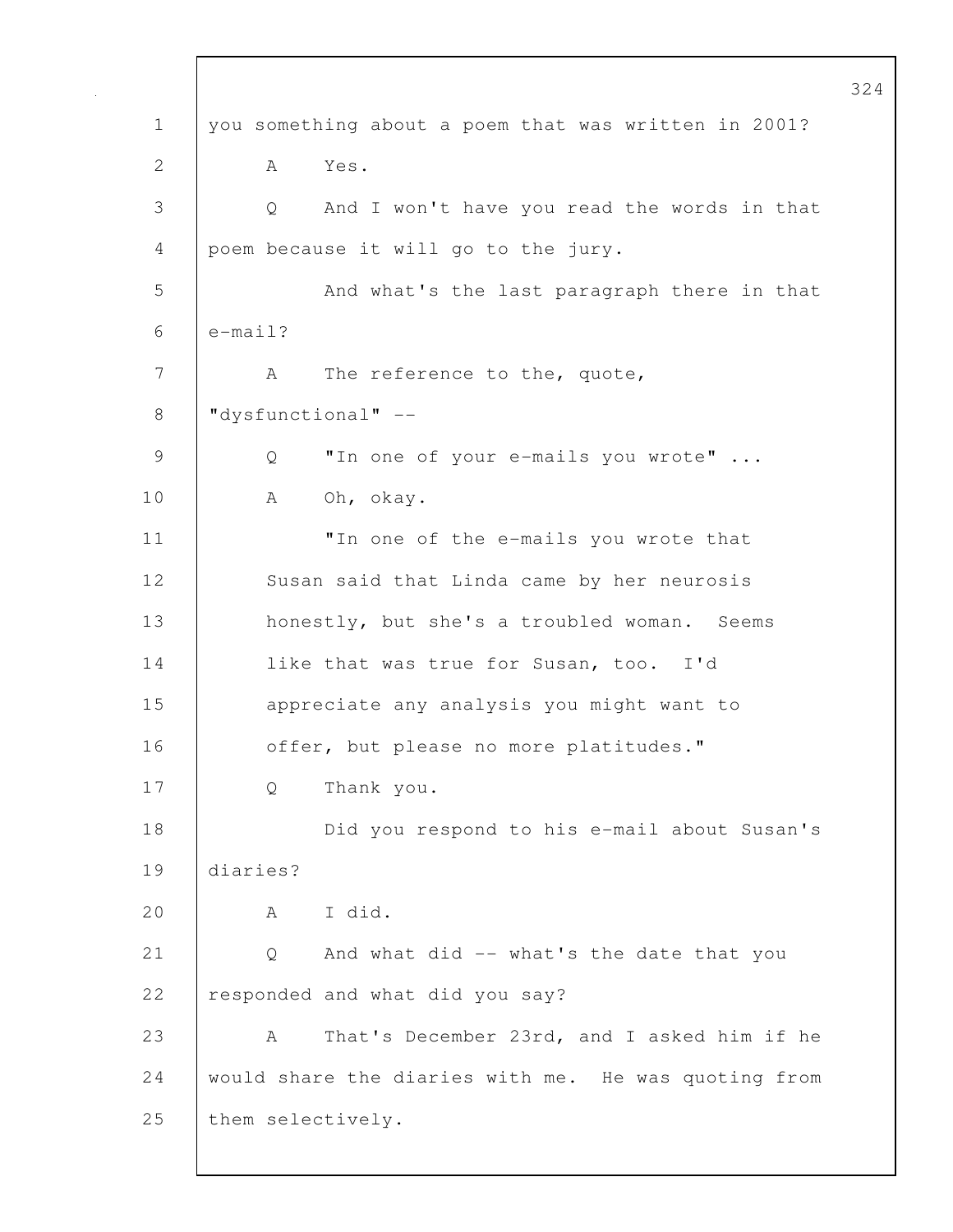you something about a poem that was written in 2001?

A Yes.

Q And I won't have you read the words in that poem because it will go to the jury.

And what's the last paragraph there in that e-mail?

A The reference to the, quote, "dysfunctional" --

Q "In one of your e-mails you wrote" ...

A Oh, okay.

"In one of the e-mails you wrote that Susan said that Linda came by her neurosis honestly, but she's a troubled woman. Seems like that was true for Susan, too. I'd appreciate any analysis you might want to offer, but please no more platitudes."

Q Thank you.

Did you respond to his e-mail about Susan's diaries?

A I did.

Q And what did -- what's the date that you responded and what did you say?

A That's December 23rd, and I asked him if he would share the diaries with me. He was quoting from them selectively.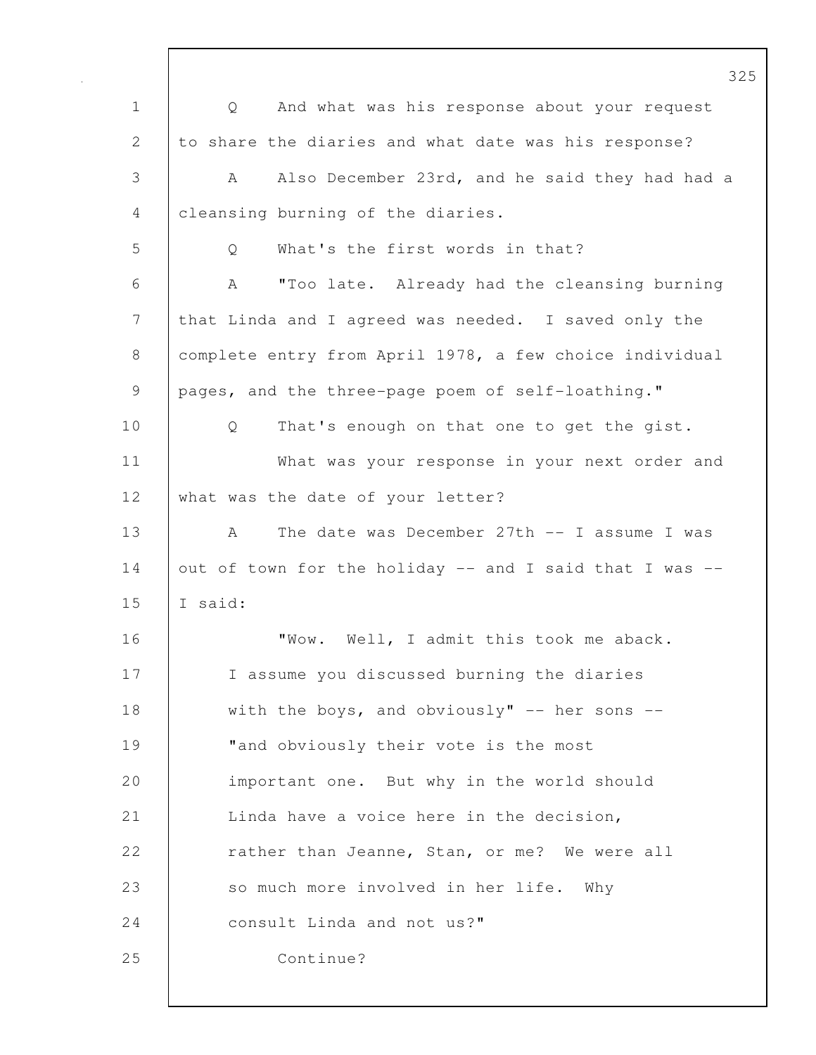Q And what was his response about your request to share the diaries and what date was his response?

A Also December 23rd, and he said they had had a cleansing burning of the diaries.

Q What's the first words in that?

A "Too late. Already had the cleansing burning that Linda and I agreed was needed. I saved only the complete entry from April 1978, a few choice individual pages, and the three-page poem of self-loathing."

Q That's enough on that one to get the gist.

What was your response in your next order and what was the date of your letter?

A The date was December 27th -- I assume I was out of town for the holiday -- and I said that I was -- I said:

> "Wow. Well, I admit this took me aback. I assume you discussed burning the diaries with the boys, and obviously" -- her sons -- "and obviously their vote is the most important one. But why in the world should Linda have a voice here in the decision, rather than Jeanne, Stan, or me? We were all so much more involved in her life. Why consult Linda and not us?"

Continue?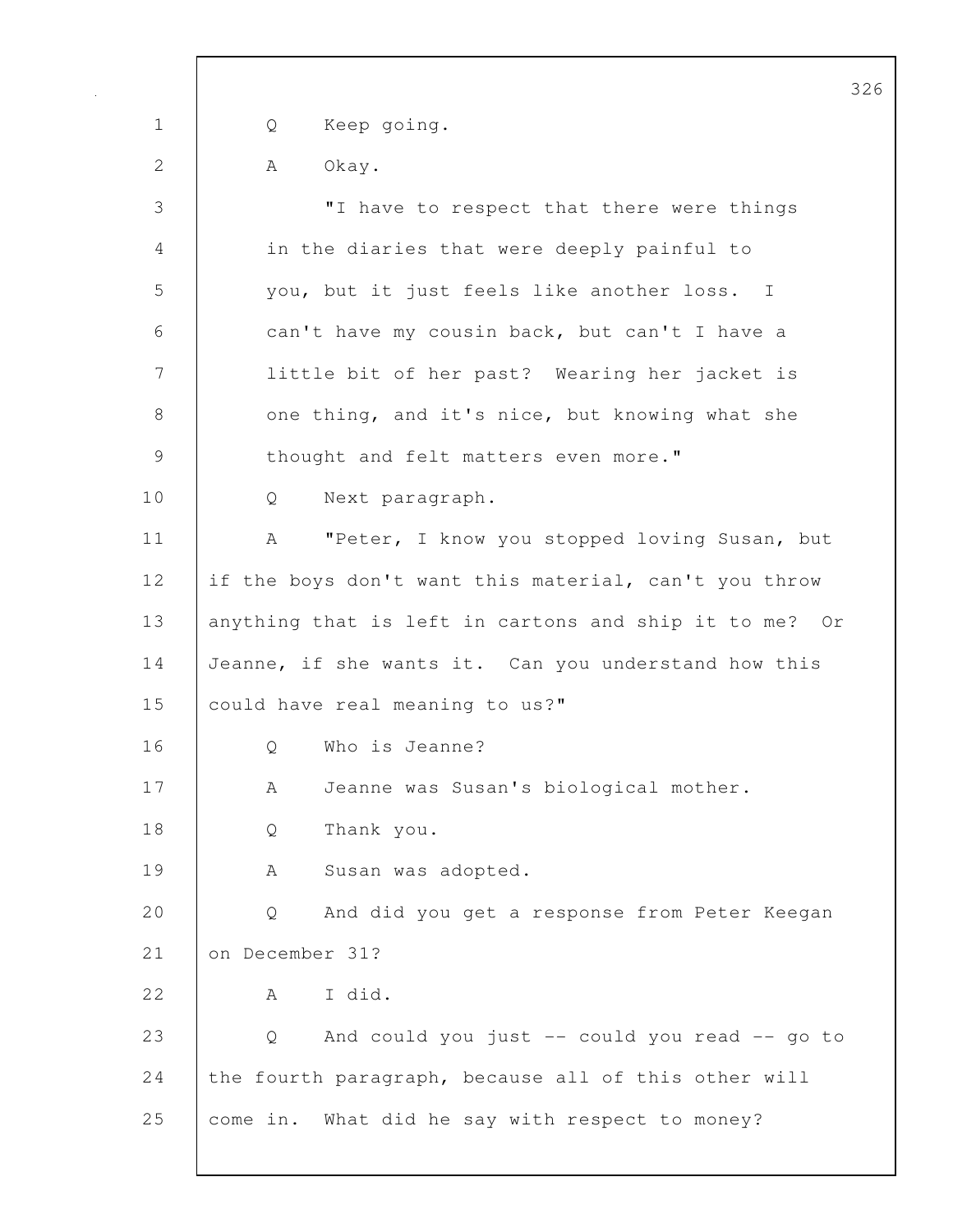Q Keep going.

A Okay.

"I have to respect that there were things in the diaries that were deeply painful to you, but it just feels like another loss. I can't have my cousin back, but can't I have a little bit of her past? Wearing her jacket is one thing, and it's nice, but knowing what she thought and felt matters even more."

Q Next paragraph.

A "Peter, I know you stopped loving Susan, but if the boys don't want this material, can't you throw anything that is left in cartons and ship it to me? Or Jeanne, if she wants it. Can you understand how this could have real meaning to us?"

Q Who is Jeanne?

A Jeanne was Susan's biological mother.

Q Thank you.

A Susan was adopted.

Q And did you get a response from Peter Keegan on December 31?

A I did.

Q And could you just -- could you read -- go to the fourth paragraph, because all of this other will come in. What did he say with respect to money?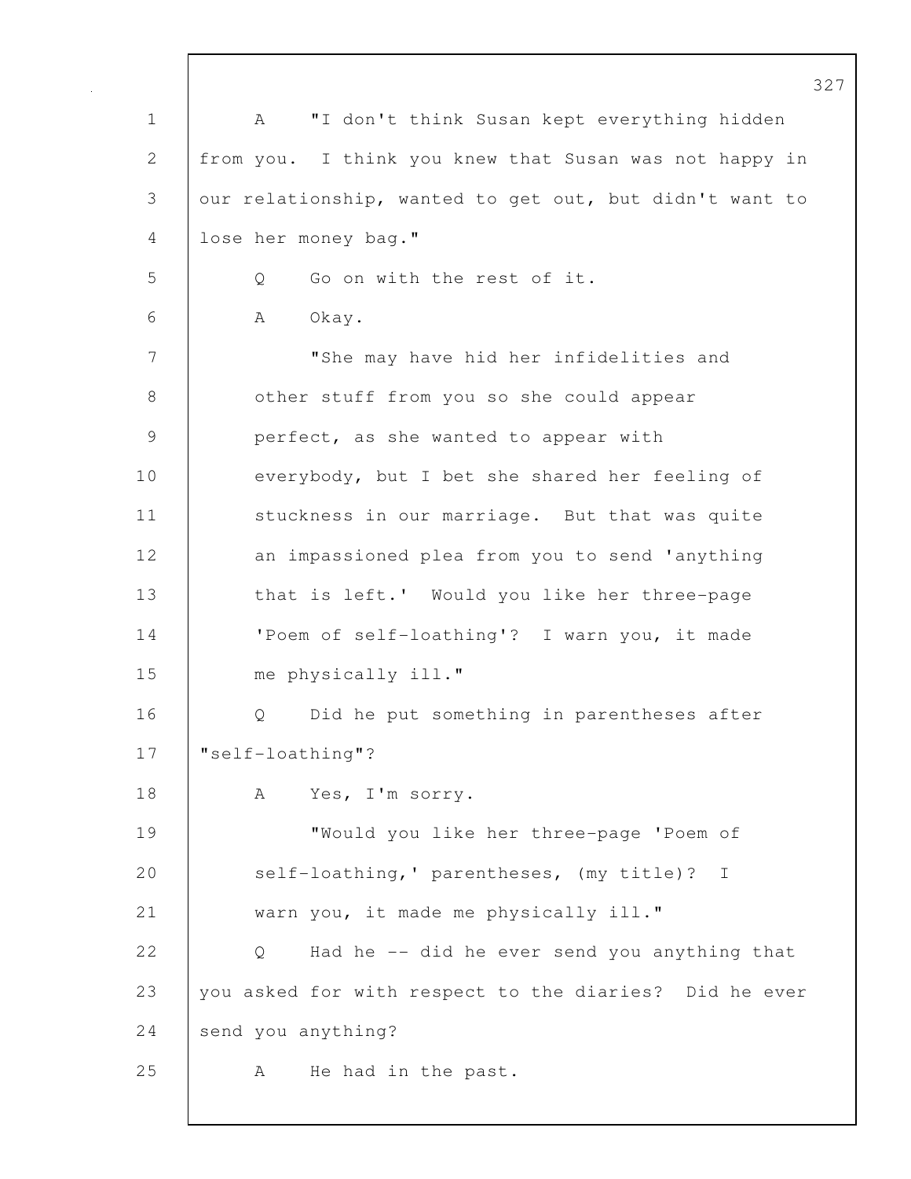A "I don't think Susan kept everything hidden from you. I think you knew that Susan was not happy in our relationship, wanted to get out, but didn't want to lose her money bag."

Q Go on with the rest of it.

A Okay.

"She may have hid her infidelities and other stuff from you so she could appear perfect, as she wanted to appear with everybody, but I bet she shared her feeling of stuckness in our marriage. But that was quite an impassioned plea from you to send 'anything that is left.' Would you like her three-page 'Poem of self-loathing'? I warn you, it made me physically ill."

Q Did he put something in parentheses after "self-loathing"?

A Yes, I'm sorry.

"Would you like her three-page 'Poem of self-loathing,' parentheses, (my title)? I warn you, it made me physically ill."

Q Had he -- did he ever send you anything that you asked for with respect to the diaries? Did he ever send you anything?

A He had in the past.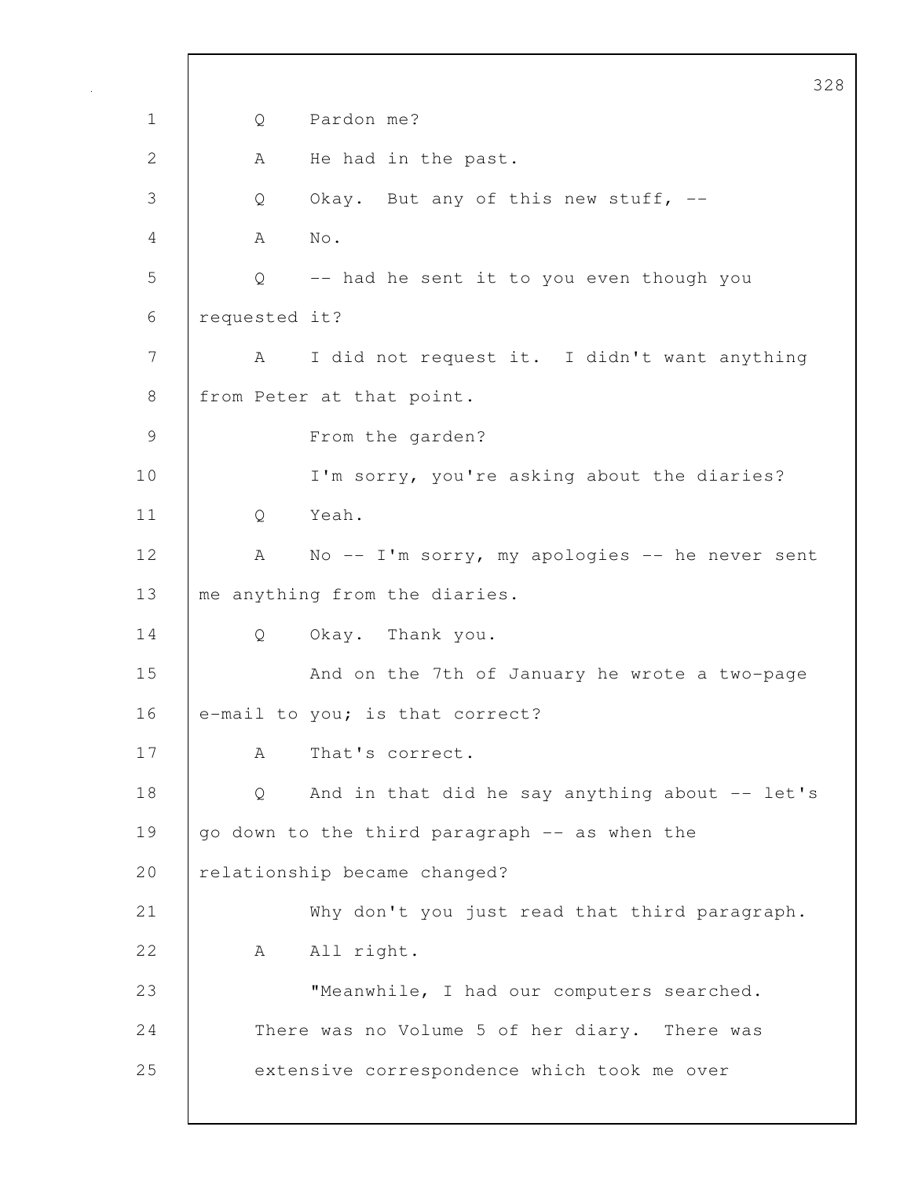Q Pardon me?

A He had in the past.

Q Okay. But any of this new stuff, --

A No.

Q -- had he sent it to you even though you requested it?

A I did not request it. I didn't want anything from Peter at that point.

From the garden?

I'm sorry, you're asking about the diaries?

Q Yeah.

A No -- I'm sorry, my apologies -- he never sent me anything from the diaries.

Q Okay. Thank you.

And on the 7th of January he wrote a two-page e-mail to you; is that correct?

A That's correct.

Q And in that did he say anything about -- let's go down to the third paragraph -- as when the relationship became changed?

Why don't you just read that third paragraph.

A All right.

"Meanwhile, I had our computers searched. There was no Volume 5 of her diary. There was extensive correspondence which took me over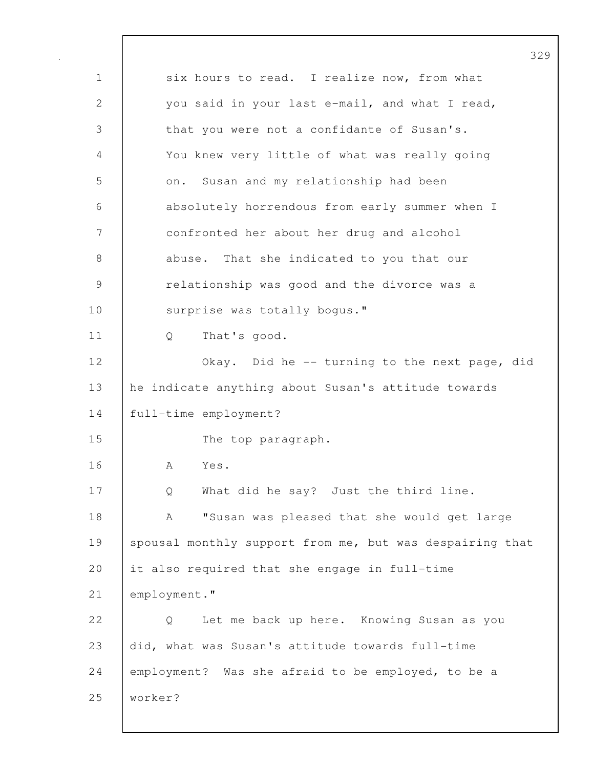six hours to read. I realize now, from what you said in your last e-mail, and what I read, that you were not a confidante of Susan's. You knew very little of what was really going on. Susan and my relationship had been absolutely horrendous from early summer when I confronted her about her drug and alcohol abuse. That she indicated to you that our relationship was good and the divorce was a surprise was totally bogus."

Q That's good.

Okay. Did he -- turning to the next page, did he indicate anything about Susan's attitude towards full-time employment?

The top paragraph.

A Yes.

Q What did he say? Just the third line.

A "Susan was pleased that she would get large spousal monthly support from me, but was despairing that it also required that she engage in full-time employment."

Q Let me back up here. Knowing Susan as you did, what was Susan's attitude towards full-time employment? Was she afraid to be employed, to be a worker?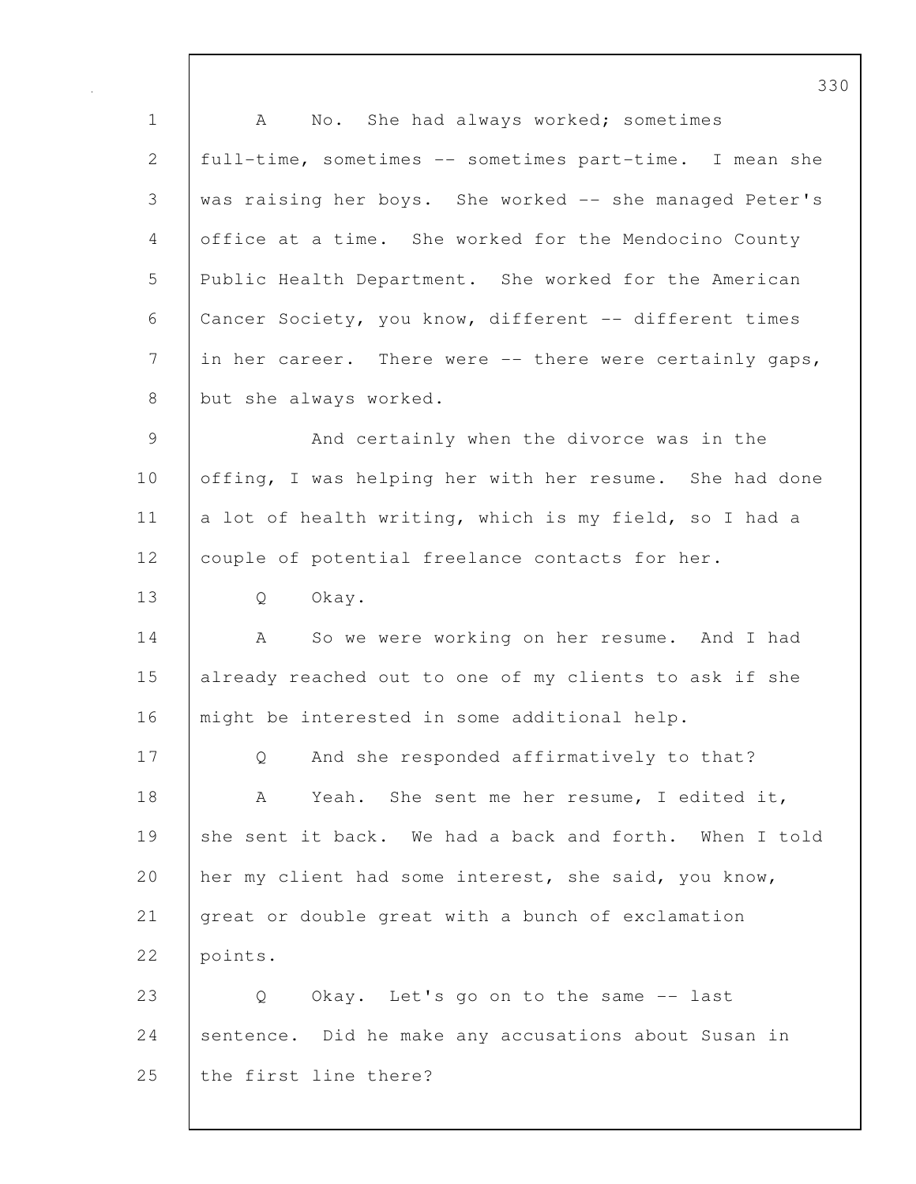A No. She had always worked; sometimes full-time, sometimes -- sometimes part-time. I mean she was raising her boys. She worked -- she managed Peter's office at a time. She worked for the Mendocino County Public Health Department. She worked for the American Cancer Society, you know, different -- different times in her career. There were -- there were certainly gaps, but she always worked.

And certainly when the divorce was in the offing, I was helping her with her resume. She had done a lot of health writing, which is my field, so I had a couple of potential freelance contacts for her.

Q Okay.

A So we were working on her resume. And I had already reached out to one of my clients to ask if she might be interested in some additional help.

Q And she responded affirmatively to that?

A Yeah. She sent me her resume, I edited it, she sent it back. We had a back and forth. When I told her my client had some interest, she said, you know, great or double great with a bunch of exclamation points.

Q Okay. Let's go on to the same -- last sentence. Did he make any accusations about Susan in the first line there?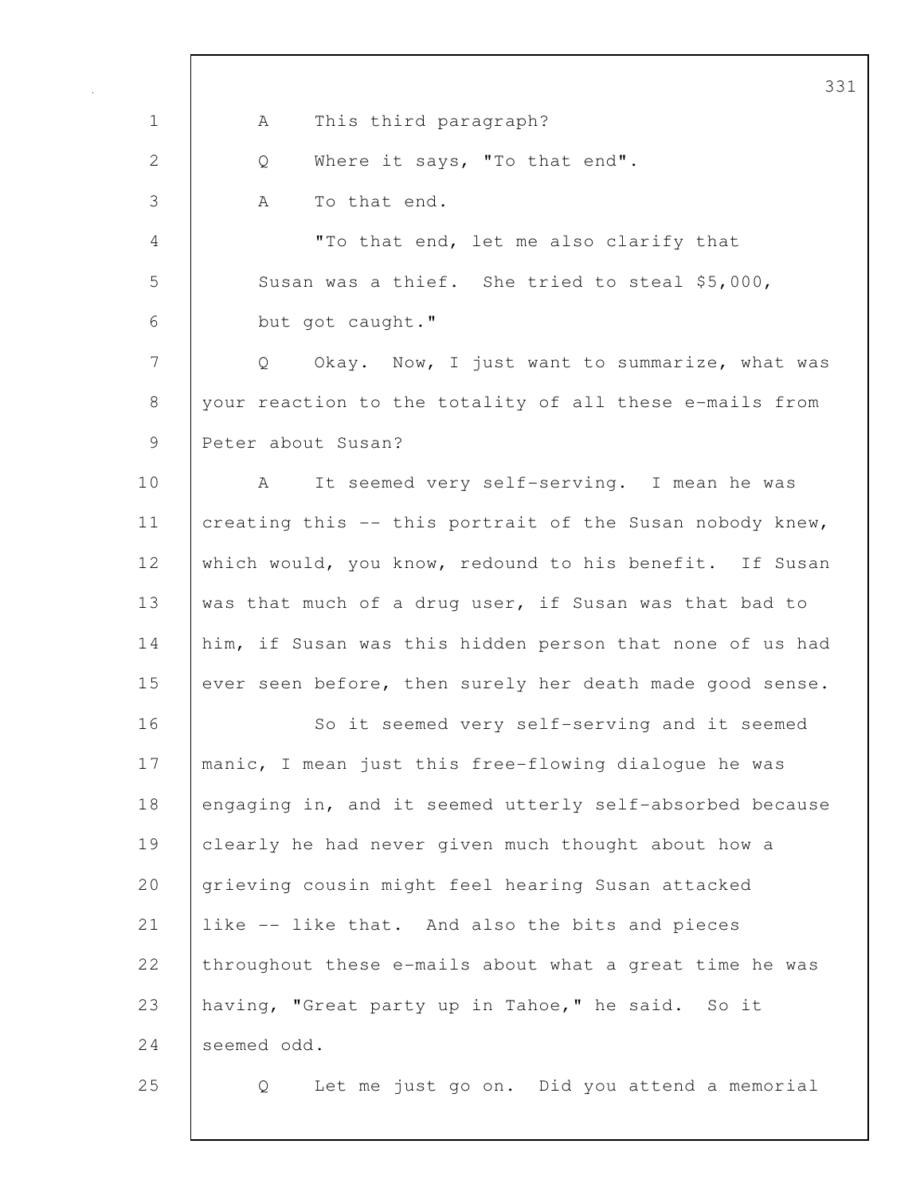A This third paragraph?

Q Where it says, "To that end".

A To that end.

"To that end, let me also clarify that Susan was a thief. She tried to steal $5,000, but got caught."

Q Okay. Now, I just want to summarize, what was your reaction to the totality of all these e-mails from Peter about Susan?

A It seemed very self-serving. I mean he was creating this -- this portrait of the Susan nobody knew, which would, you know, redound to his benefit. If Susan was that much of a drug user, if Susan was that bad to him, if Susan was this hidden person that none of us had ever seen before, then surely her death made good sense.

So it seemed very self-serving and it seemed manic, I mean just this free-flowing dialogue he was engaging in, and it seemed utterly self-absorbed because clearly he had never given much thought about how a grieving cousin might feel hearing Susan attacked like -- like that. And also the bits and pieces throughout these e-mails about what a great time he was having, "Great party up in Tahoe," he said. So it seemed odd.

Q Let me just go on. Did you attend a memorial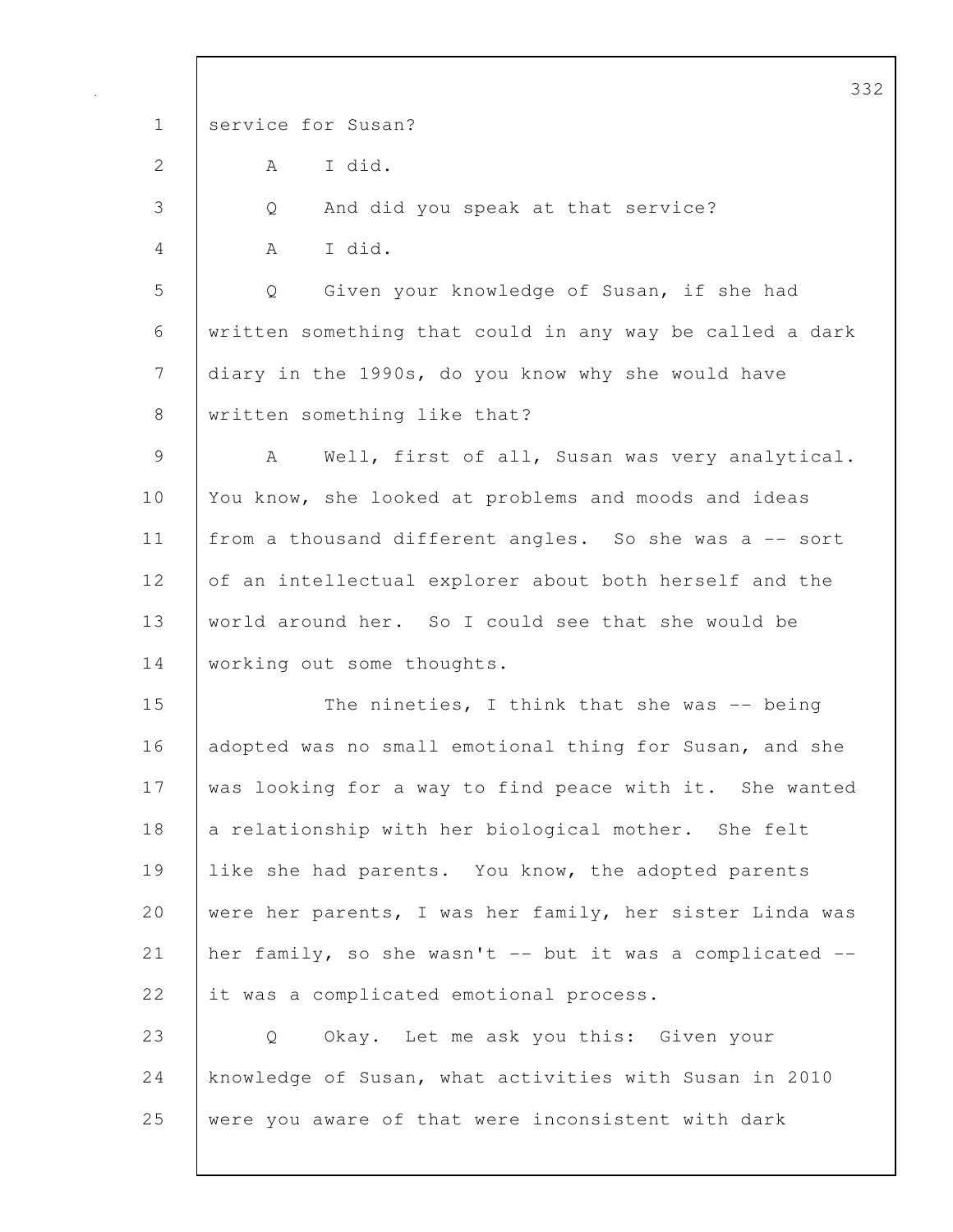service for Susan?

A I did.

Q And did you speak at that service?

A I did.

Q Given your knowledge of Susan, if she had written something that could in any way be called a dark diary in the 1990s, do you know why she would have written something like that?

A Well, first of all, Susan was very analytical. You know, she looked at problems and moods and ideas from a thousand different angles. So she was a -- sort of an intellectual explorer about both herself and the world around her. So I could see that she would be working out some thoughts.

The nineties, I think that she was -- being adopted was no small emotional thing for Susan, and she was looking for a way to find peace with it. She wanted a relationship with her biological mother. She felt like she had parents. You know, the adopted parents were her parents, I was her family, her sister Linda was her family, so she wasn't -- but it was a complicated -- it was a complicated emotional process.

Q Okay. Let me ask you this: Given your knowledge of Susan, what activities with Susan in 2010 were you aware of that were inconsistent with dark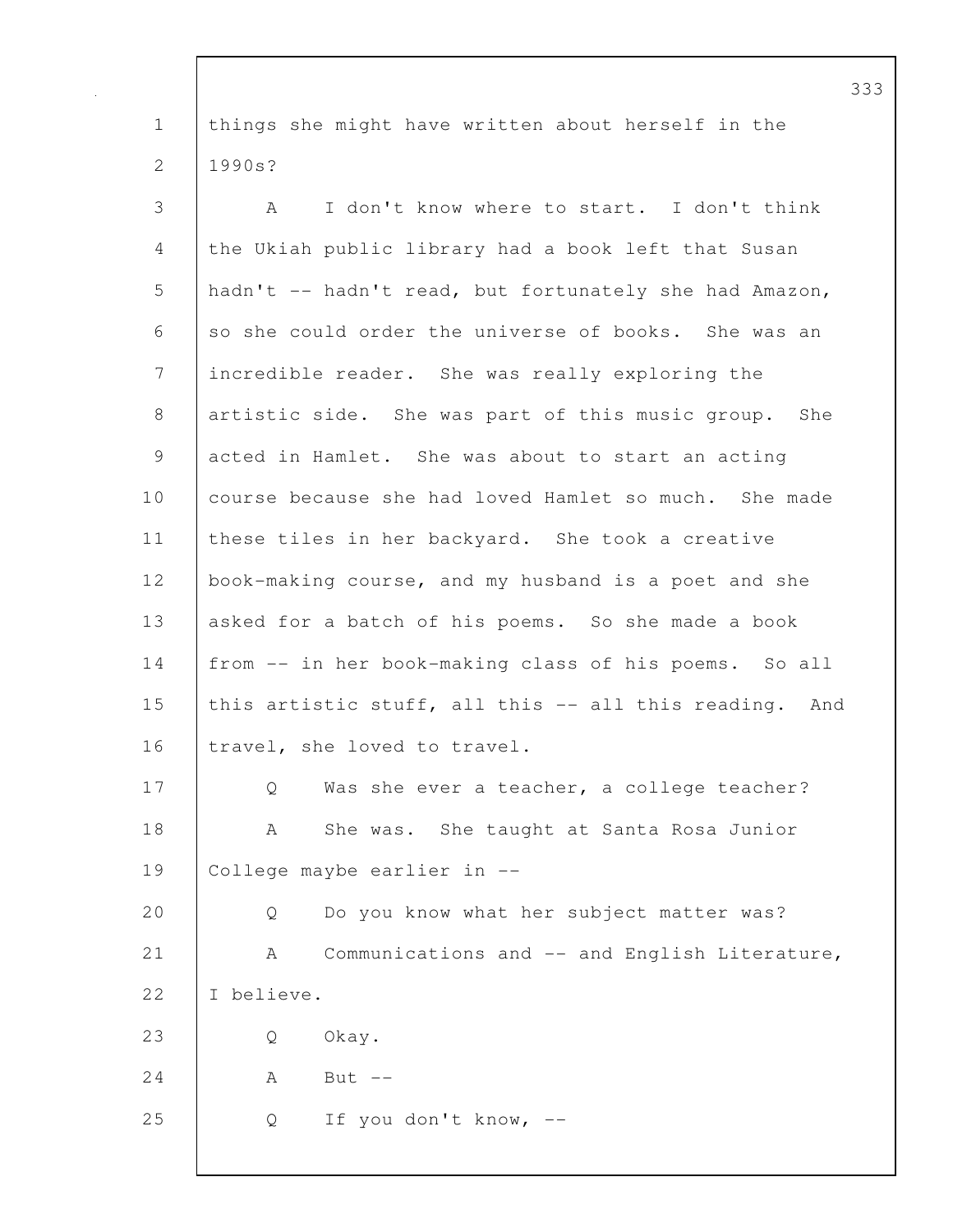things she might have written about herself in the 1990s?

A I don't know where to start. I don't think the Ukiah public library had a book left that Susan hadn't -- hadn't read, but fortunately she had Amazon, so she could order the universe of books. She was an incredible reader. She was really exploring the artistic side. She was part of this music group. She acted in Hamlet. She was about to start an acting course because she had loved Hamlet so much. She made these tiles in her backyard. She took a creative book-making course, and my husband is a poet and she asked for a batch of his poems. So she made a book from -- in her book-making class of his poems. So all this artistic stuff, all this -- all this reading. And travel, she loved to travel.

Q Was she ever a teacher, a college teacher?

A She was. She taught at Santa Rosa Junior College maybe earlier in --

Q Do you know what her subject matter was?

A Communications and -- and English Literature, I believe.

Q Okay.

A But --

Q If you don't know, --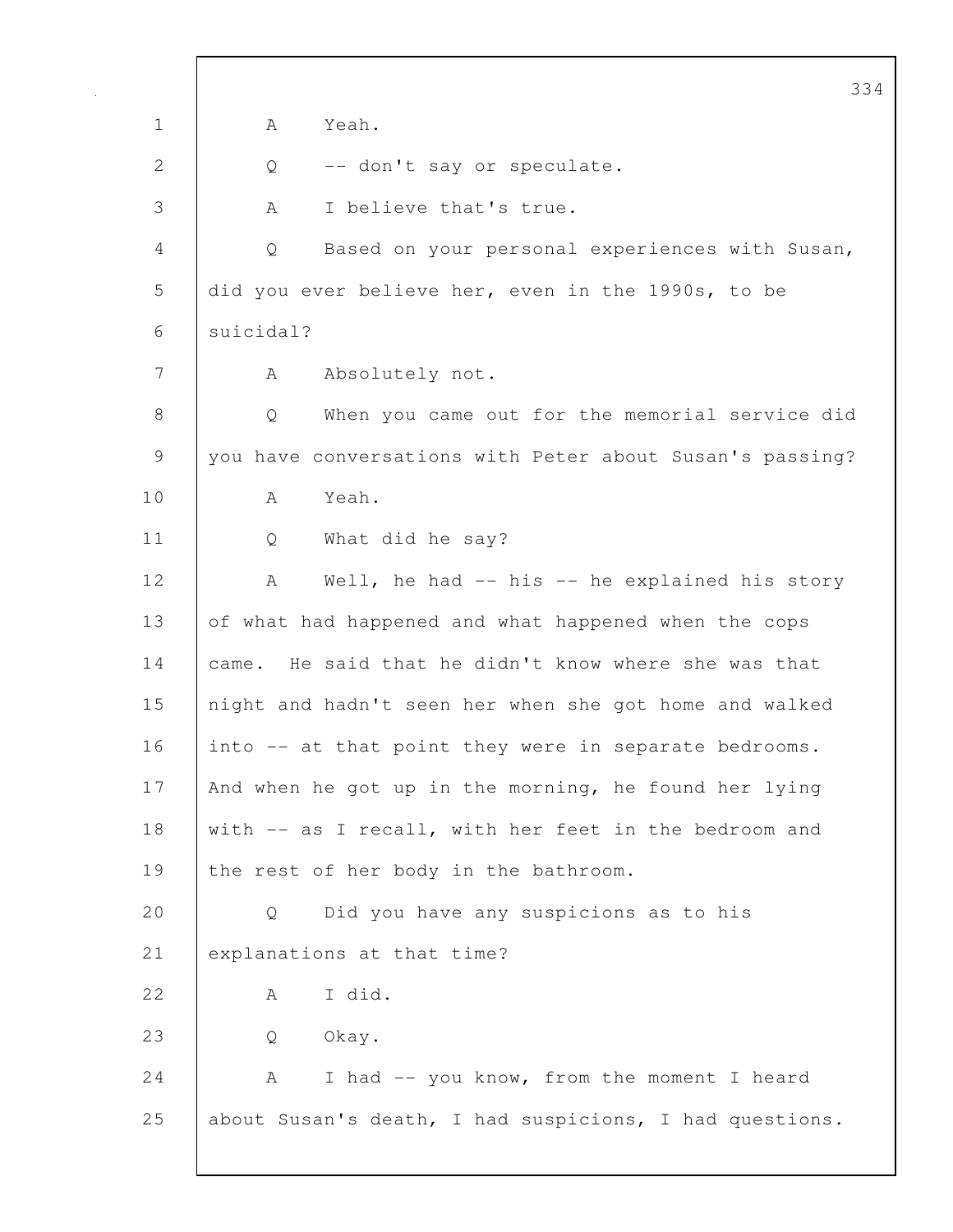A Yeah.

Q -- don't say or speculate.

A I believe that's true.

Q Based on your personal experiences with Susan, did you ever believe her, even in the 1990s, to be suicidal?

A Absolutely not.

Q When you came out for the memorial service did you have conversations with Peter about Susan's passing?

A Yeah.

Q What did he say?

A Well, he had -- his -- he explained his story of what had happened and what happened when the cops came. He said that he didn't know where she was that night and hadn't seen her when she got home and walked into -- at that point they were in separate bedrooms. And when he got up in the morning, he found her lying with -- as I recall, with her feet in the bedroom and the rest of her body in the bathroom.

Q Did you have any suspicions as to his explanations at that time?

A I did.

Q Okay.

A I had -- you know, from the moment I heard about Susan's death, I had suspicions, I had questions.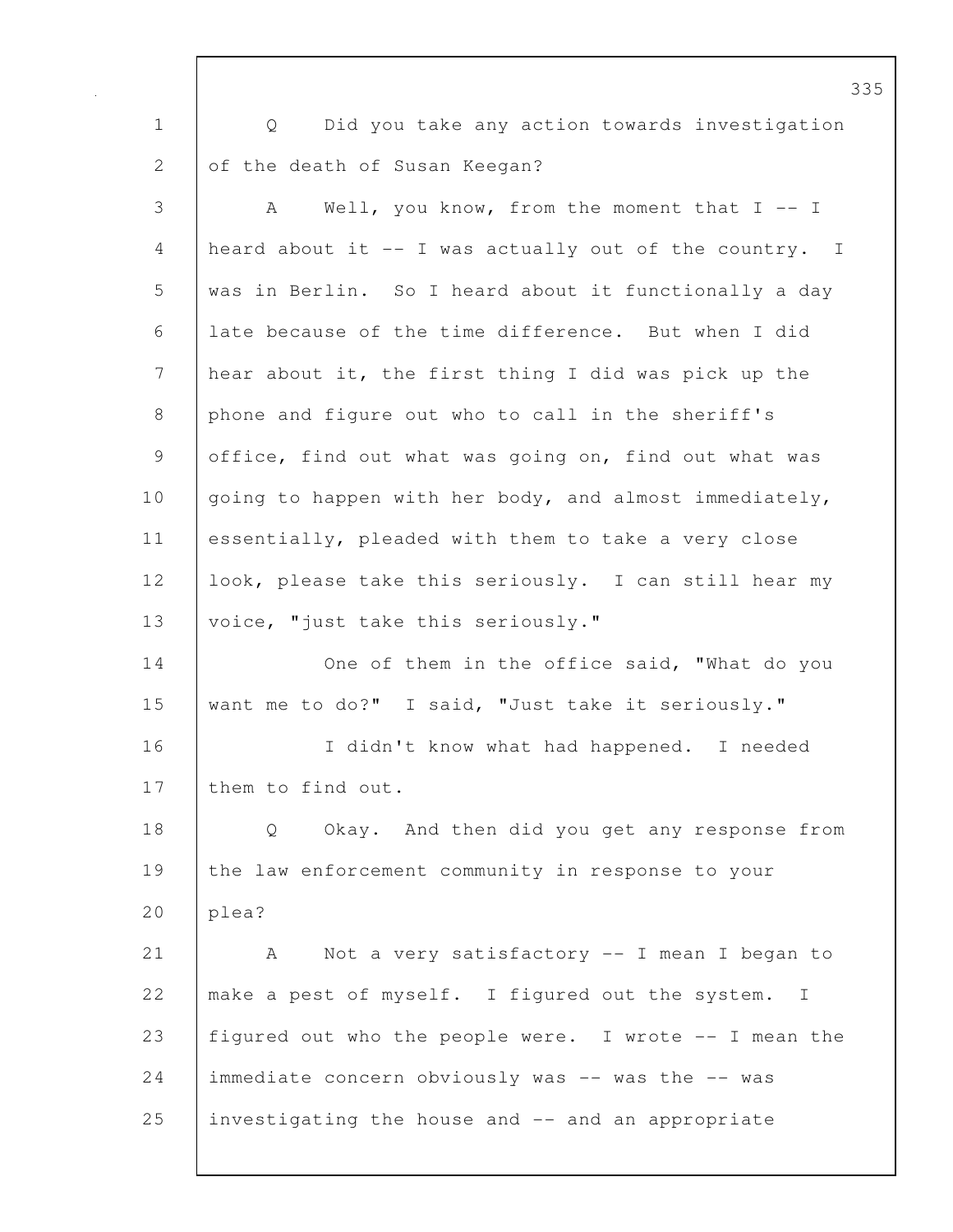Q Did you take any action towards investigation of the death of Susan Keegan?

A Well, you know, from the moment that I -- I heard about it -- I was actually out of the country. I was in Berlin. So I heard about it functionally a day late because of the time difference. But when I did hear about it, the first thing I did was pick up the phone and figure out who to call in the sheriff's office, find out what was going on, find out what was going to happen with her body, and almost immediately, essentially, pleaded with them to take a very close look, please take this seriously. I can still hear my voice, "just take this seriously."

One of them in the office said, "What do you want me to do?" I said, "Just take it seriously."

I didn't know what had happened. I needed them to find out.

Q Okay. And then did you get any response from the law enforcement community in response to your plea?

A Not a very satisfactory -- I mean I began to make a pest of myself. I figured out the system. I figured out who the people were. I wrote -- I mean the immediate concern obviously was -- was the -- was investigating the house and -- and an appropriate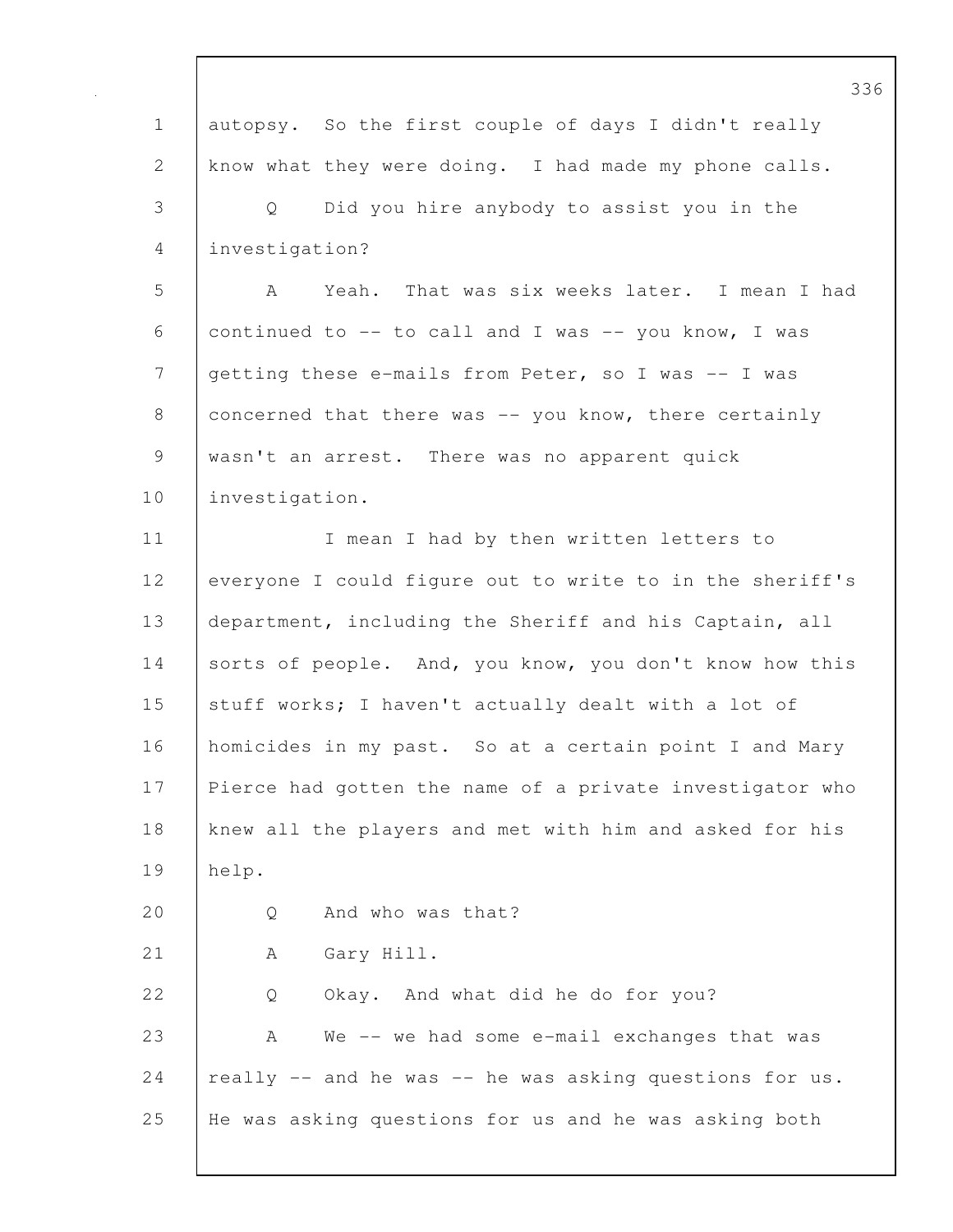autopsy. So the first couple of days I didn't really know what they were doing. I had made my phone calls.

Q Did you hire anybody to assist you in the investigation?

A Yeah. That was six weeks later. I mean I had continued to -- to call and I was -- you know, I was getting these e-mails from Peter, so I was -- I was concerned that there was -- you know, there certainly wasn't an arrest. There was no apparent quick investigation.

I mean I had by then written letters to everyone I could figure out to write to in the sheriff's department, including the Sheriff and his Captain, all sorts of people. And, you know, you don't know how this stuff works; I haven't actually dealt with a lot of homicides in my past. So at a certain point I and Mary Pierce had gotten the name of a private investigator who knew all the players and met with him and asked for his help.

Q And who was that?

A Gary Hill.

Q Okay. And what did he do for you?

A We -- we had some e-mail exchanges that was really -- and he was -- he was asking questions for us. He was asking questions for us and he was asking both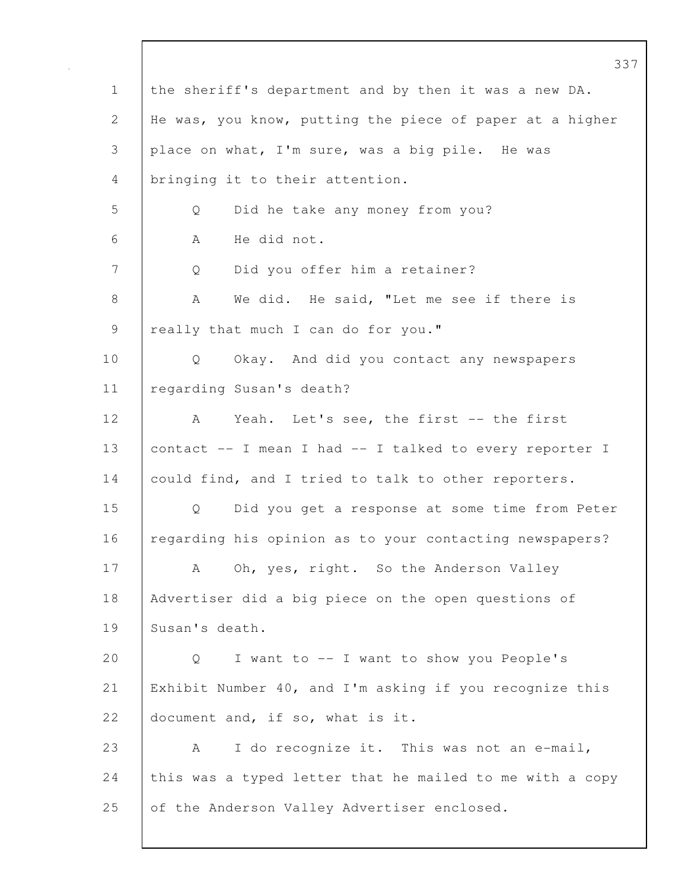the sheriff's department and by then it was a new DA. He was, you know, putting the piece of paper at a higher place on what, I'm sure, was a big pile. He was bringing it to their attention.

Q Did he take any money from you?

A He did not.

Q Did you offer him a retainer?

A We did. He said, "Let me see if there is really that much I can do for you."

Q Okay. And did you contact any newspapers regarding Susan's death?

A Yeah. Let's see, the first -- the first contact -- I mean I had -- I talked to every reporter I could find, and I tried to talk to other reporters.

Q Did you get a response at some time from Peter regarding his opinion as to your contacting newspapers?

A Oh, yes, right. So the Anderson Valley Advertiser did a big piece on the open questions of Susan's death.

Q I want to -- I want to show you People's Exhibit Number 40, and I'm asking if you recognize this document and, if so, what is it.

A I do recognize it. This was not an e-mail, this was a typed letter that he mailed to me with a copy of the Anderson Valley Advertiser enclosed.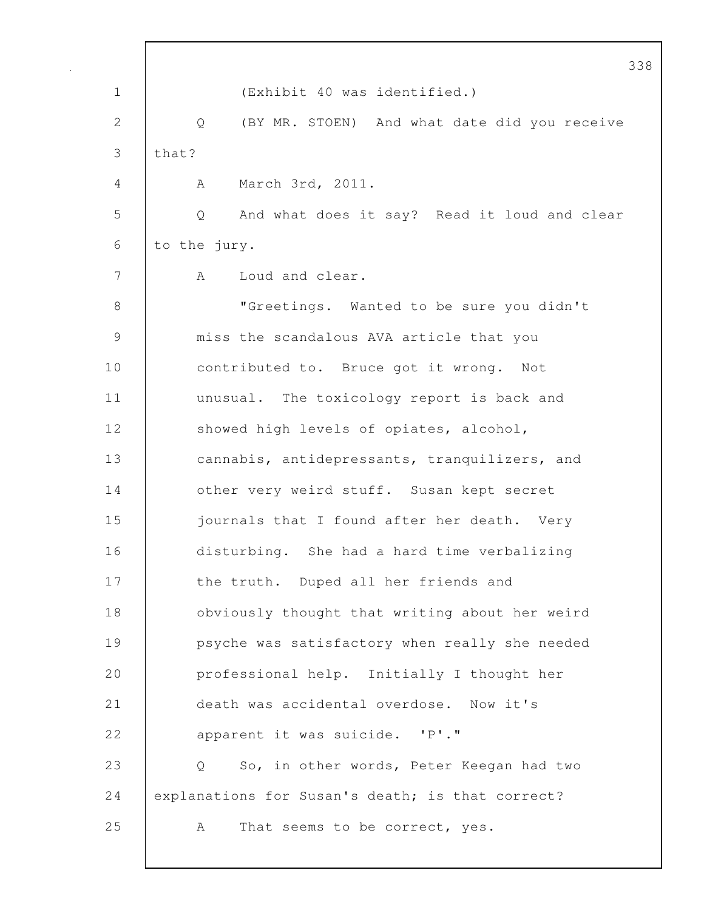(Exhibit 40 was identified.)

Q (BY MR. STOEN) And what date did you receive that?

A March 3rd, 2011.

Q And what does it say? Read it loud and clear to the jury.

A Loud and clear.

"Greetings. Wanted to be sure you didn't miss the scandalous AVA article that you contributed to. Bruce got it wrong. Not unusual. The toxicology report is back and showed high levels of opiates, alcohol, cannabis, antidepressants, tranquilizers, and other very weird stuff. Susan kept secret journals that I found after her death. Very disturbing. She had a hard time verbalizing the truth. Duped all her friends and obviously thought that writing about her weird psyche was satisfactory when really she needed professional help. Initially I thought her death was accidental overdose. Now it's apparent it was suicide. 'P'."

Q So, in other words, Peter Keegan had two explanations for Susan's death; is that correct?

A That seems to be correct, yes.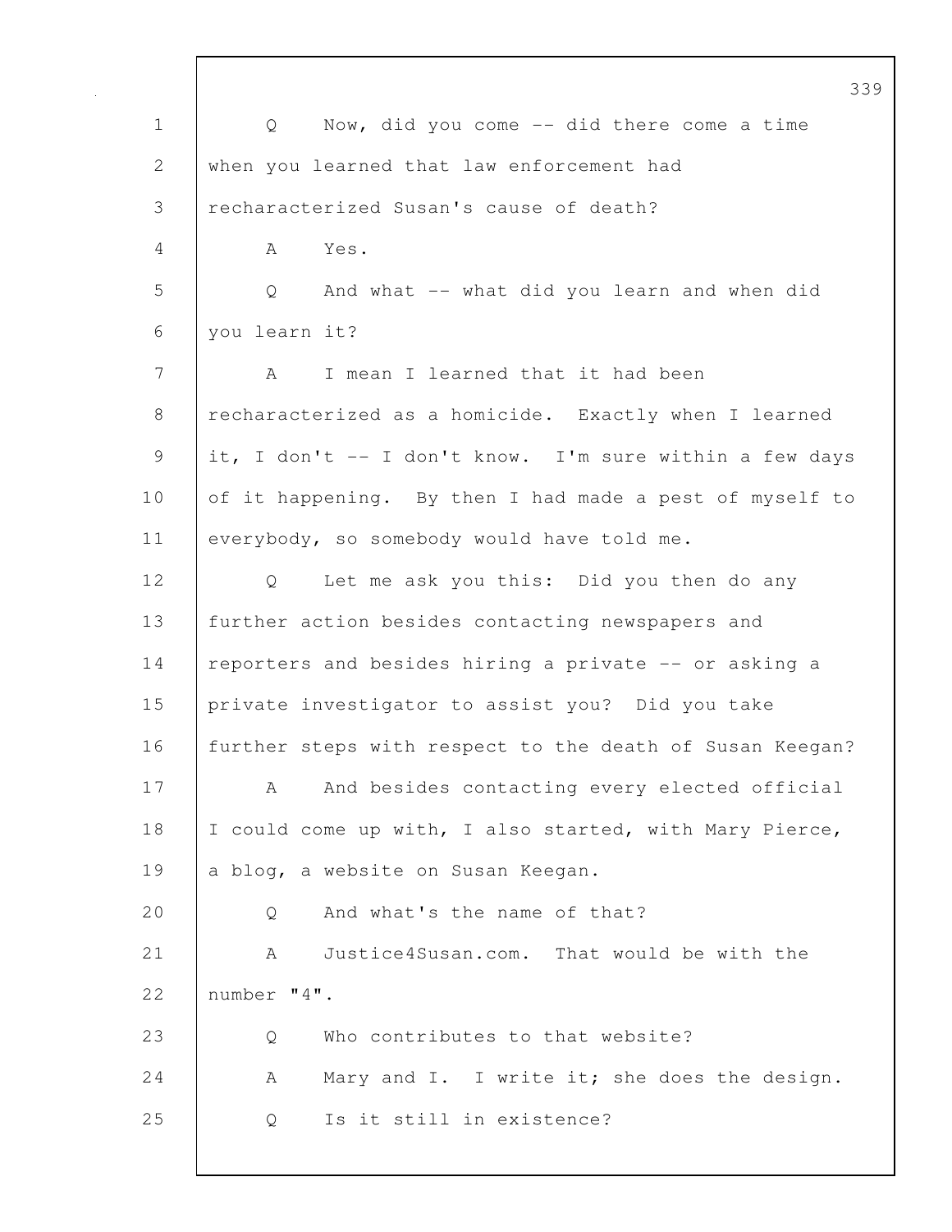Q Now, did you come -- did there come a time when you learned that law enforcement had recharacterized Susan's cause of death?

A Yes.

Q And what -- what did you learn and when did you learn it?

A I mean I learned that it had been recharacterized as a homicide. Exactly when I learned it, I don't -- I don't know. I'm sure within a few days of it happening. By then I had made a pest of myself to everybody, so somebody would have told me.

Q Let me ask you this: Did you then do any further action besides contacting newspapers and reporters and besides hiring a private -- or asking a private investigator to assist you? Did you take further steps with respect to the death of Susan Keegan?

A And besides contacting every elected official I could come up with, I also started, with Mary Pierce, a blog, a website on Susan Keegan.

Q And what's the name of that?

A Justice4Susan.com. That would be with the number "4".

Q Who contributes to that website?

A Mary and I. I write it; she does the design.

Q Is it still in existence?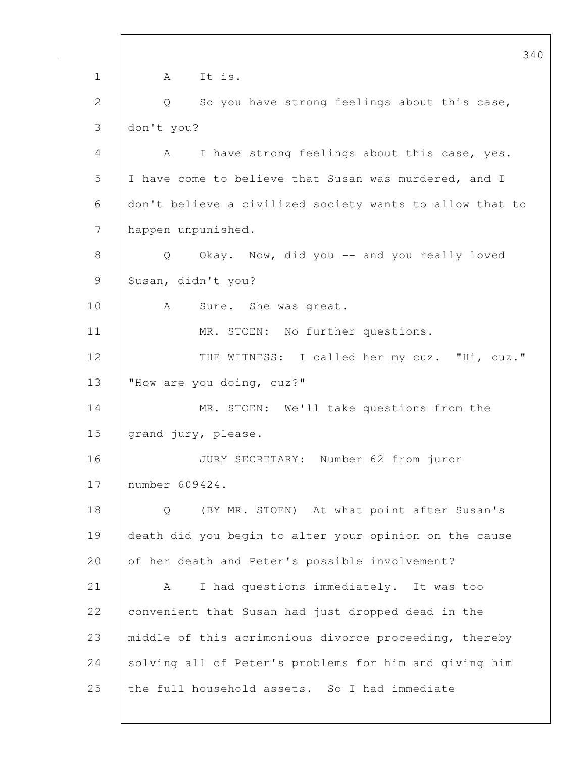A It is.

Q So you have strong feelings about this case, don't you?

A I have strong feelings about this case, yes. I have come to believe that Susan was murdered, and I don't believe a civilized society wants to allow that to happen unpunished.

Q Okay. Now, did you -- and you really loved Susan, didn't you?

A Sure. She was great.

MR. STOEN: No further questions.

THE WITNESS: I called her my cuz. "Hi, cuz." "How are you doing, cuz?"

MR. STOEN: We'll take questions from the grand jury, please.

JURY SECRETARY: Number 62 from juror number 609424.

Q (BY MR. STOEN) At what point after Susan's death did you begin to alter your opinion on the cause of her death and Peter's possible involvement?

A I had questions immediately. It was too convenient that Susan had just dropped dead in the middle of this acrimonious divorce proceeding, thereby solving all of Peter's problems for him and giving him the full household assets. So I had immediate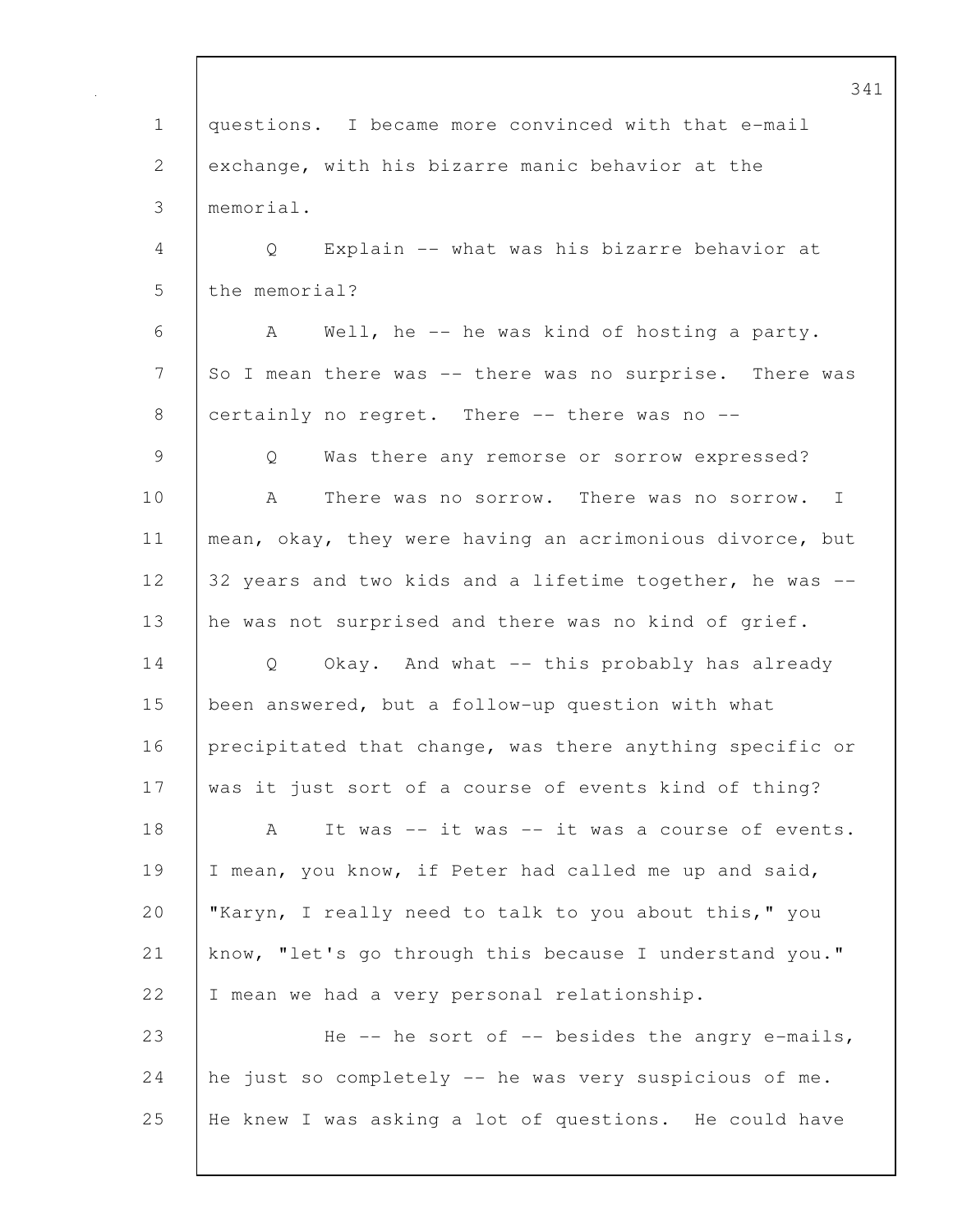questions. I became more convinced with that e-mail exchange, with his bizarre manic behavior at the memorial.

Q Explain -- what was his bizarre behavior at the memorial?

A Well, he -- he was kind of hosting a party. So I mean there was -- there was no surprise. There was certainly no regret. There -- there was no --

Q Was there any remorse or sorrow expressed?

A There was no sorrow. There was no sorrow. I mean, okay, they were having an acrimonious divorce, but 32 years and two kids and a lifetime together, he was -- he was not surprised and there was no kind of grief.

Q Okay. And what -- this probably has already been answered, but a follow-up question with what precipitated that change, was there anything specific or was it just sort of a course of events kind of thing?

A It was -- it was -- it was a course of events. I mean, you know, if Peter had called me up and said, "Karyn, I really need to talk to you about this," you know, "let's go through this because I understand you." I mean we had a very personal relationship.

He -- he sort of -- besides the angry e-mails, he just so completely -- he was very suspicious of me. He knew I was asking a lot of questions. He could have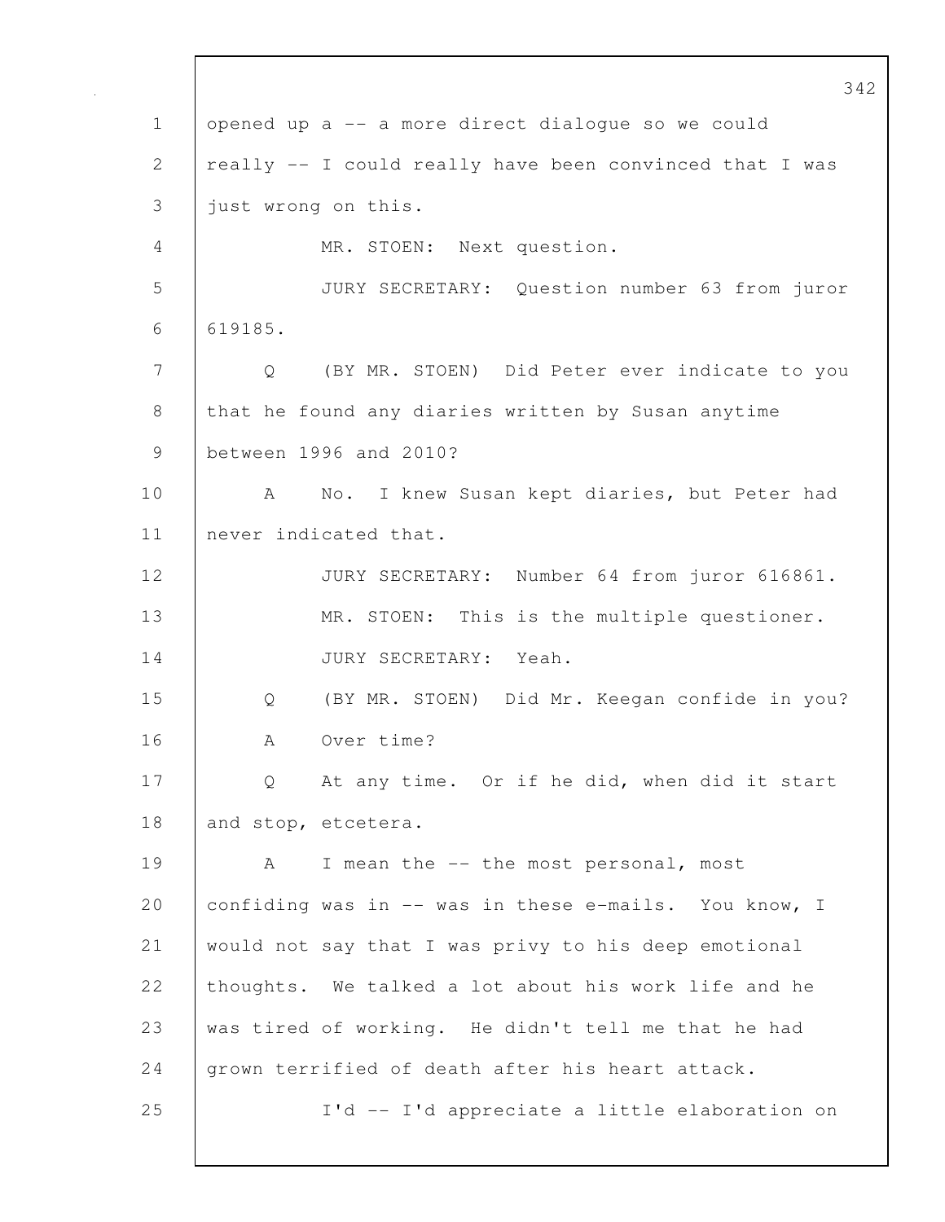opened up a -- a more direct dialogue so we could really -- I could really have been convinced that I was just wrong on this.

MR. STOEN: Next question.

JURY SECRETARY: Question number 63 from juror 619185.

Q (BY MR. STOEN) Did Peter ever indicate to you that he found any diaries written by Susan anytime between 1996 and 2010?

A No. I knew Susan kept diaries, but Peter had never indicated that.

JURY SECRETARY: Number 64 from juror 616861.

MR. STOEN: This is the multiple questioner.

JURY SECRETARY: Yeah.

Q (BY MR. STOEN) Did Mr. Keegan confide in you?

A Over time?

Q At any time. Or if he did, when did it start and stop, etcetera.

A I mean the -- the most personal, most confiding was in -- was in these e-mails. You know, I would not say that I was privy to his deep emotional thoughts. We talked a lot about his work life and he was tired of working. He didn't tell me that he had grown terrified of death after his heart attack.

I'd -- I'd appreciate a little elaboration on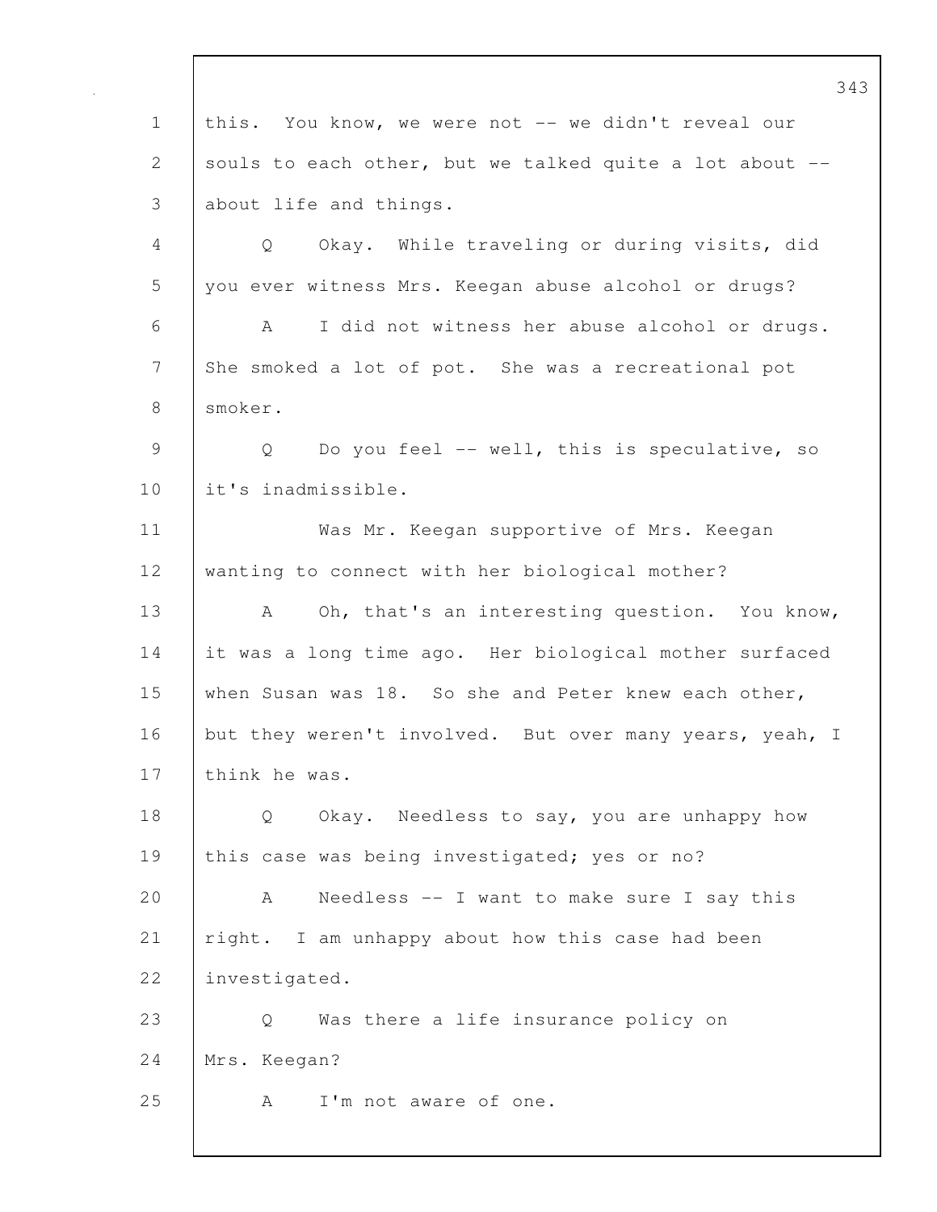this. You know, we were not -- we didn't reveal our souls to each other, but we talked quite a lot about -- about life and things.

Q Okay. While traveling or during visits, did you ever witness Mrs. Keegan abuse alcohol or drugs?

A I did not witness her abuse alcohol or drugs. She smoked a lot of pot. She was a recreational pot smoker.

Q Do you feel -- well, this is speculative, so it's inadmissible.

Was Mr. Keegan supportive of Mrs. Keegan wanting to connect with her biological mother?

A Oh, that's an interesting question. You know, it was a long time ago. Her biological mother surfaced when Susan was 18. So she and Peter knew each other, but they weren't involved. But over many years, yeah, I think he was.

Q Okay. Needless to say, you are unhappy how this case was being investigated; yes or no?

A Needless -- I want to make sure I say this right. I am unhappy about how this case had been investigated.

Q Was there a life insurance policy on Mrs. Keegan?

A I'm not aware of one.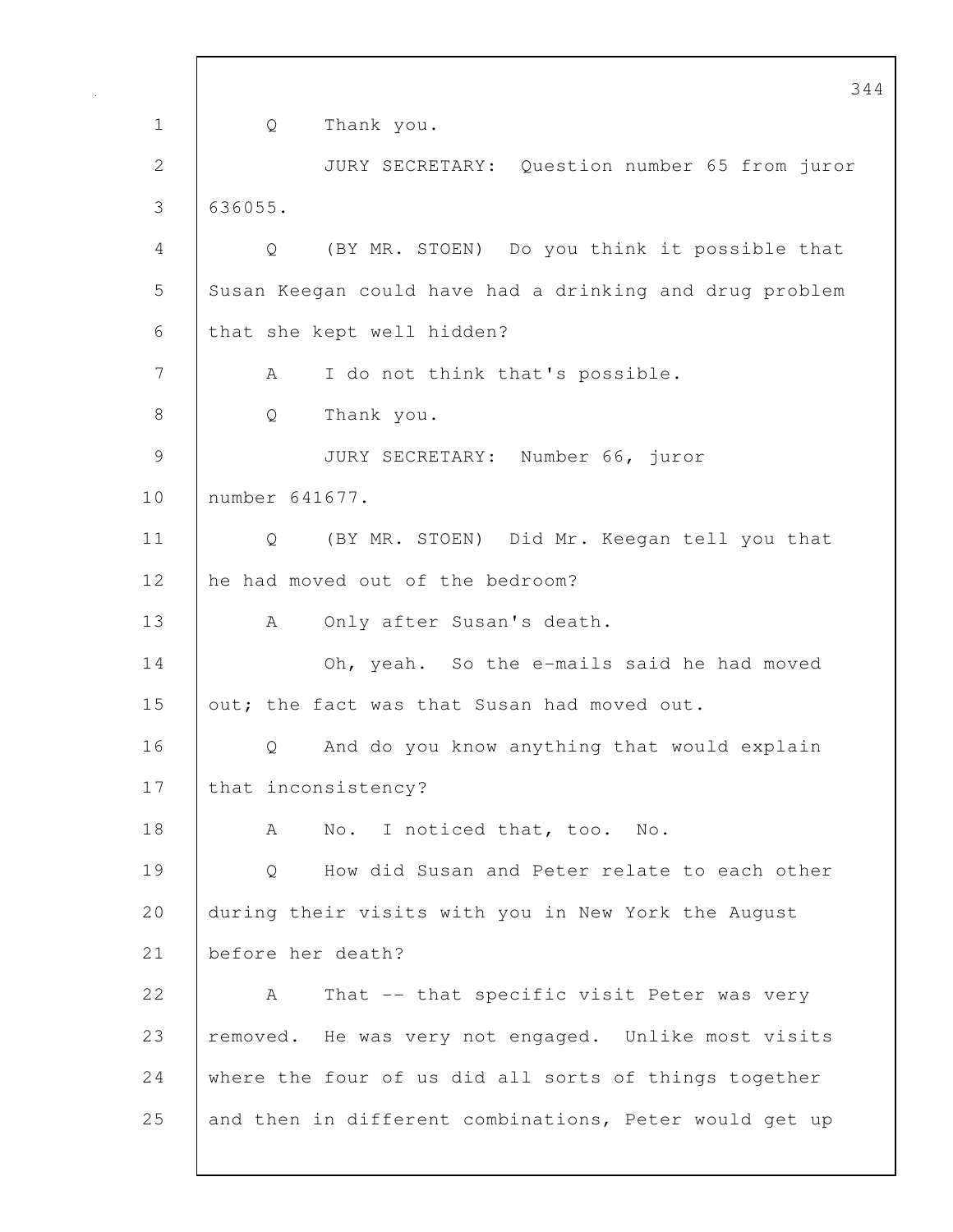Q Thank you.

JURY SECRETARY: Question number 65 from juror 636055.

Q (BY MR. STOEN) Do you think it possible that Susan Keegan could have had a drinking and drug problem that she kept well hidden?

A I do not think that's possible.

Q Thank you.

JURY SECRETARY: Number 66, juror number 641677.

Q (BY MR. STOEN) Did Mr. Keegan tell you that he had moved out of the bedroom?

A Only after Susan's death.

Oh, yeah. So the e-mails said he had moved out; the fact was that Susan had moved out.

Q And do you know anything that would explain that inconsistency?

A No. I noticed that, too. No.

Q How did Susan and Peter relate to each other during their visits with you in New York the August before her death?

A That -- that specific visit Peter was very removed. He was very not engaged. Unlike most visits where the four of us did all sorts of things together and then in different combinations, Peter would get up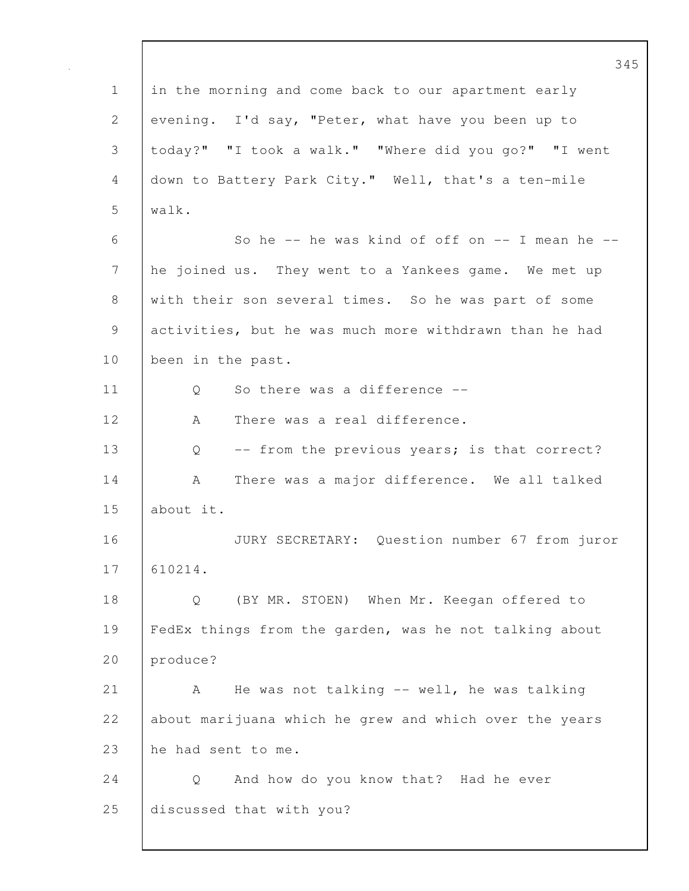1 in the morning and come back to our apartment early
2 evening. I'd say, "Peter, what have you been up to
3 today?" "I took a walk." "Where did you go?" "I went
4 down to Battery Park City." Well, that's a ten-mile
5 walk.
6 So he -- he was kind of off on -- I mean he --
7 he joined us. They went to a Yankees game. We met up
8 with their son several times. So he was part of some
9 activities, but he was much more withdrawn than he had
10 been in the past.
11 Q So there was a difference --
12 A There was a real difference.
13 Q -- from the previous years; is that correct?
14 A There was a major difference. We all talked
15 about it.
16 JURY SECRETARY: Question number 67 from juror
17 610214.
18 Q (BY MR. STOEN) When Mr. Keegan offered to
19 FedEx things from the garden, was he not talking about
20 produce?
21 A He was not talking -- well, he was talking
22 about marijuana which he grew and which over the years
23 he had sent to me.
24 Q And how do you know that? Had he ever
25 discussed that with you?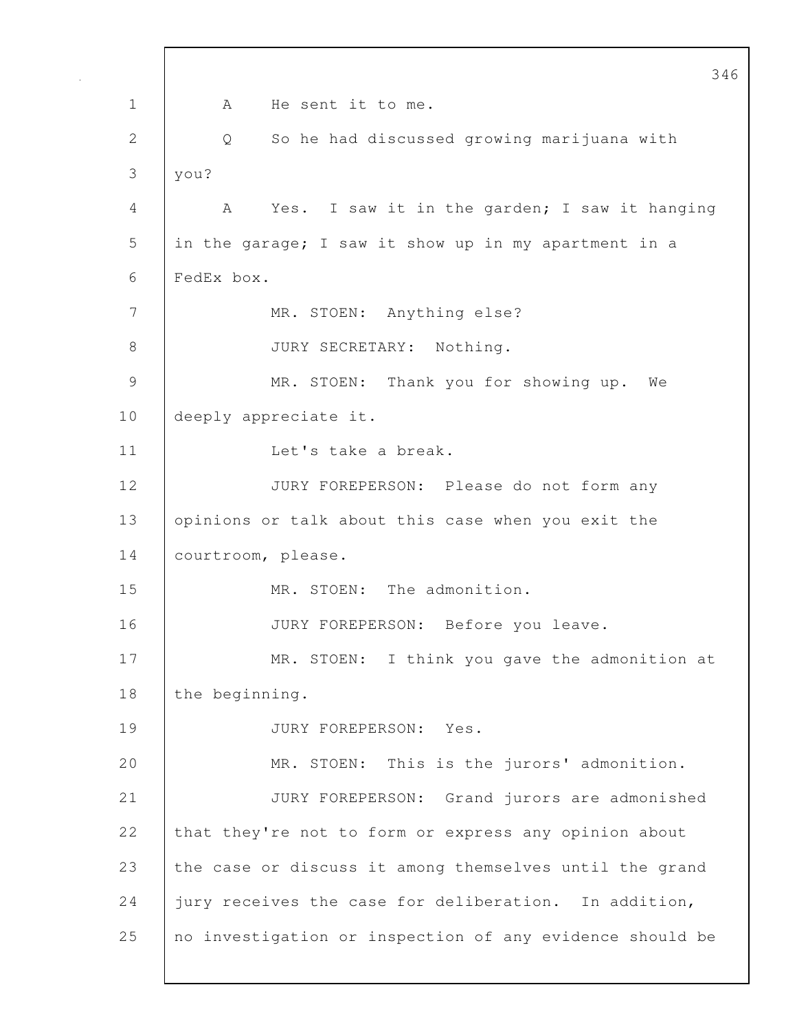A He sent it to me.

Q So he had discussed growing marijuana with you?

A Yes. I saw it in the garden; I saw it hanging in the garage; I saw it show up in my apartment in a FedEx box.

MR. STOEN: Anything else?

JURY SECRETARY: Nothing.

MR. STOEN: Thank you for showing up. We deeply appreciate it.

Let's take a break.

JURY FOREPERSON: Please do not form any opinions or talk about this case when you exit the courtroom, please.

MR. STOEN: The admonition.

JURY FOREPERSON: Before you leave.

MR. STOEN: I think you gave the admonition at the beginning.

JURY FOREPERSON: Yes.

MR. STOEN: This is the jurors' admonition.

JURY FOREPERSON: Grand jurors are admonished that they're not to form or express any opinion about the case or discuss it among themselves until the grand jury receives the case for deliberation. In addition, no investigation or inspection of any evidence should be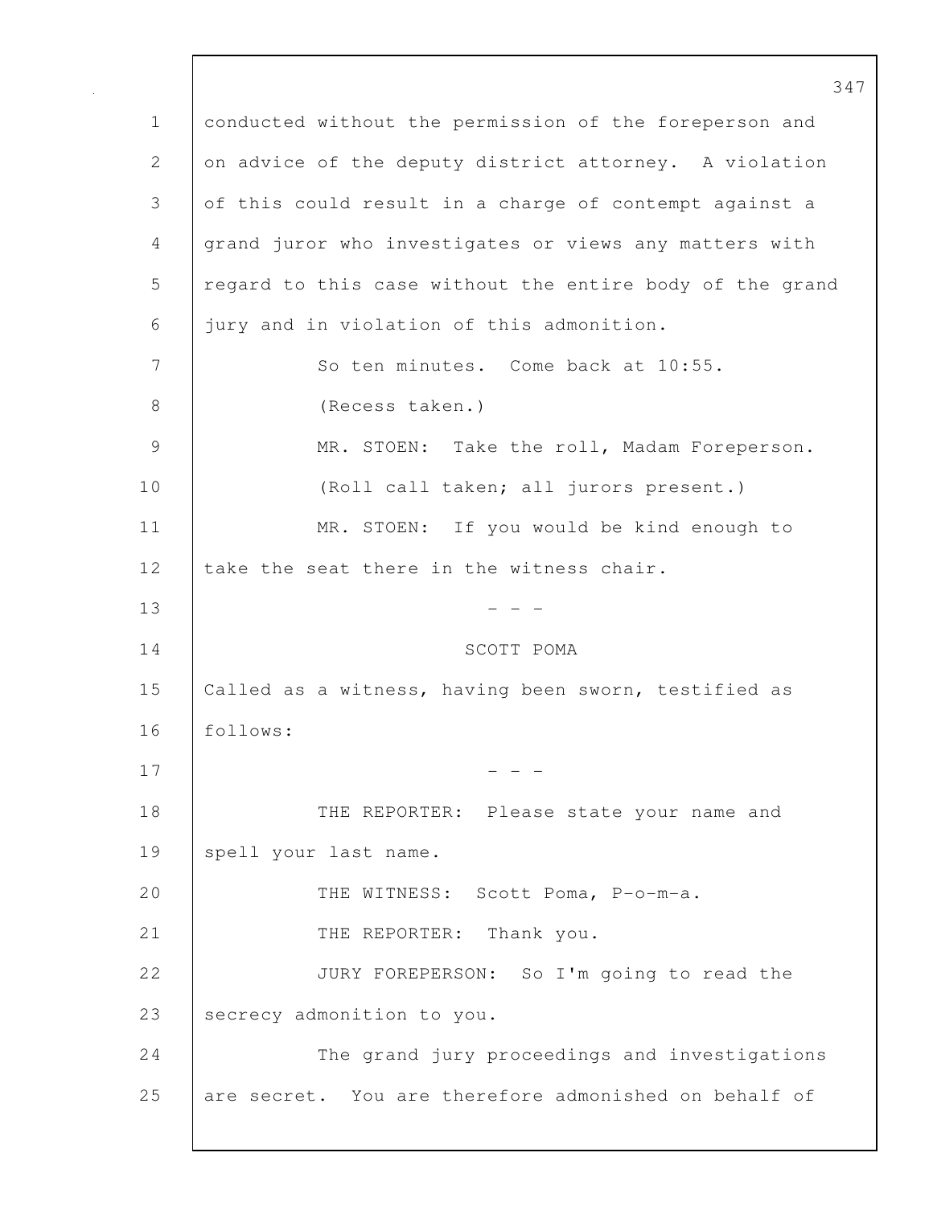conducted without the permission of the foreperson and on advice of the deputy district attorney. A violation of this could result in a charge of contempt against a grand juror who investigates or views any matters with regard to this case without the entire body of the grand jury and in violation of this admonition.

So ten minutes. Come back at 10:55.

(Recess taken.)

MR. STOEN: Take the roll, Madam Foreperson.

(Roll call taken; all jurors present.)

MR. STOEN: If you would be kind enough to take the seat there in the witness chair.

\- - -

SCOTT POMA

Called as a witness, having been sworn, testified as follows:

\- - -

THE REPORTER: Please state your name and spell your last name.

THE WITNESS: Scott Poma, P-o-m-a.

THE REPORTER: Thank you.

JURY FOREPERSON: So I'm going to read the secrecy admonition to you.

The grand jury proceedings and investigations are secret. You are therefore admonished on behalf of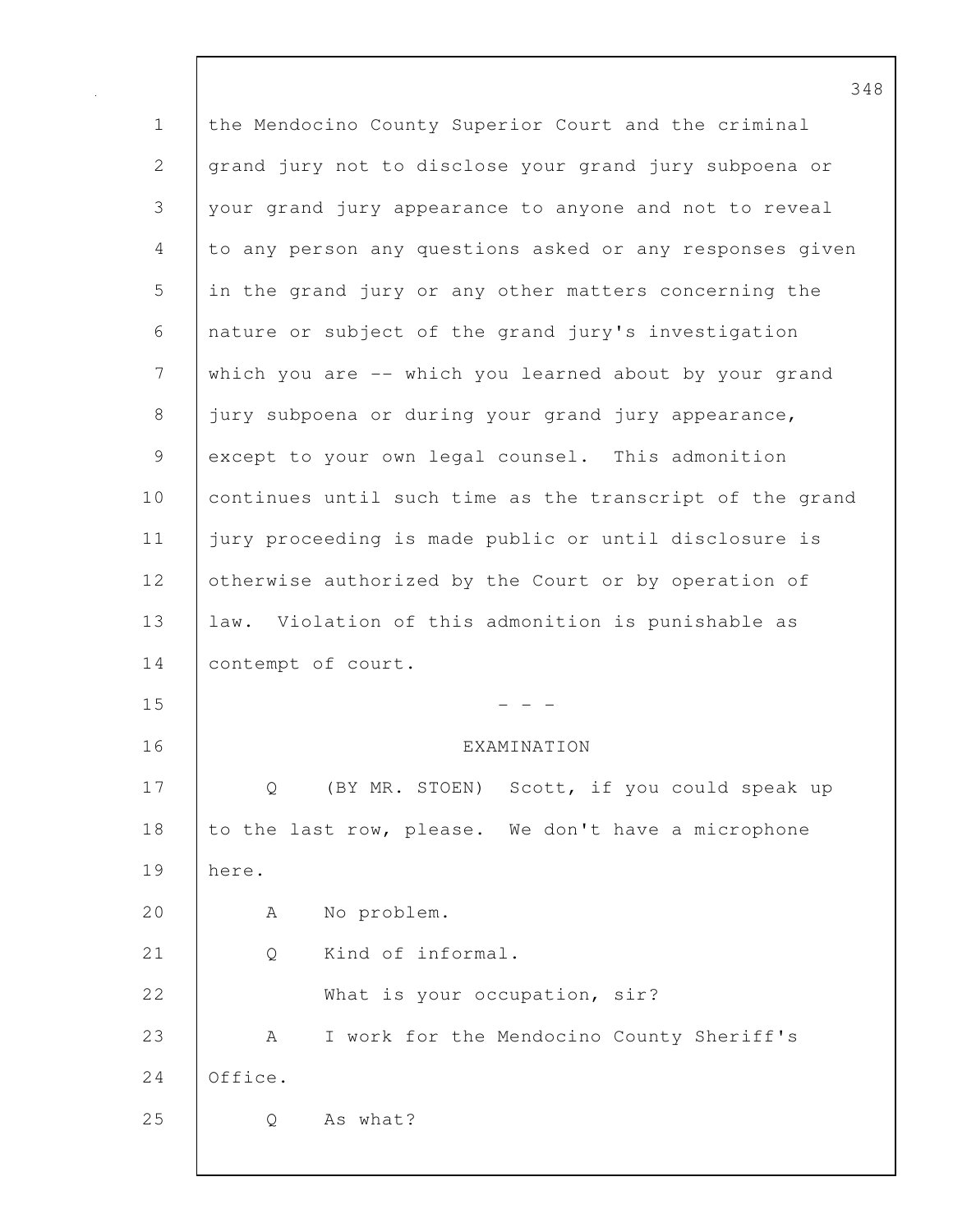the Mendocino County Superior Court and the criminal grand jury not to disclose your grand jury subpoena or your grand jury appearance to anyone and not to reveal to any person any questions asked or any responses given in the grand jury or any other matters concerning the nature or subject of the grand jury's investigation which you are -- which you learned about by your grand jury subpoena or during your grand jury appearance, except to your own legal counsel. This admonition continues until such time as the transcript of the grand jury proceeding is made public or until disclosure is otherwise authorized by the Court or by operation of law. Violation of this admonition is punishable as contempt of court.

\- - -

EXAMINATION

Q (BY MR. STOEN) Scott, if you could speak up to the last row, please. We don't have a microphone here.

A No problem.

Q Kind of informal.

What is your occupation, sir?

A I work for the Mendocino County Sheriff's Office.

Q As what?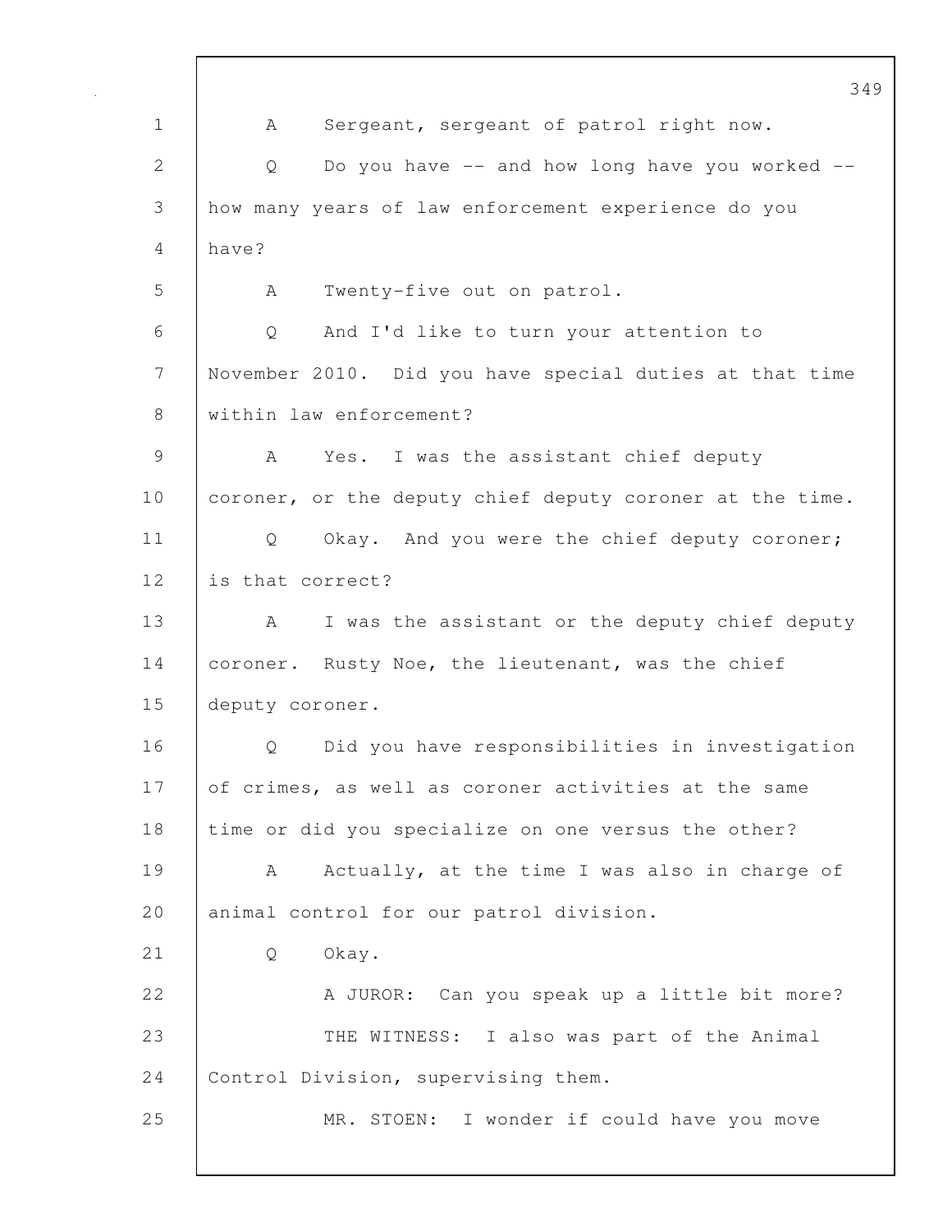A Sergeant, sergeant of patrol right now.

Q Do you have -- and how long have you worked -- how many years of law enforcement experience do you have?

A Twenty-five out on patrol.

Q And I'd like to turn your attention to November 2010. Did you have special duties at that time within law enforcement?

A Yes. I was the assistant chief deputy coroner, or the deputy chief deputy coroner at the time.

Q Okay. And you were the chief deputy coroner; is that correct?

A I was the assistant or the deputy chief deputy coroner. Rusty Noe, the lieutenant, was the chief deputy coroner.

Q Did you have responsibilities in investigation of crimes, as well as coroner activities at the same time or did you specialize on one versus the other?

A Actually, at the time I was also in charge of animal control for our patrol division.

Q Okay.

A JUROR: Can you speak up a little bit more?

THE WITNESS: I also was part of the Animal Control Division, supervising them.

MR. STOEN: I wonder if could have you move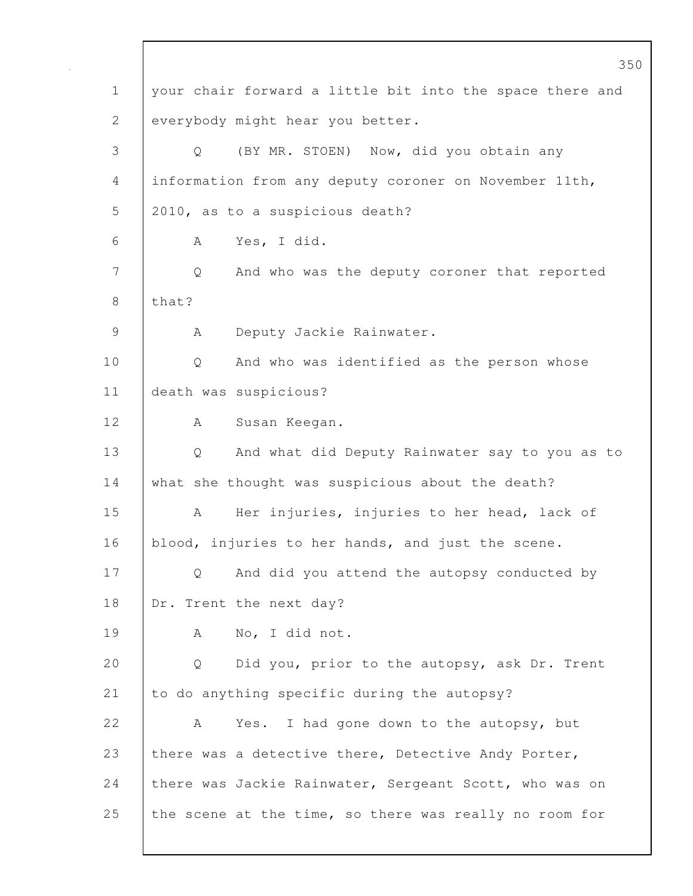your chair forward a little bit into the space there and everybody might hear you better.

Q (BY MR. STOEN) Now, did you obtain any information from any deputy coroner on November 11th, 2010, as to a suspicious death?

A Yes, I did.

Q And who was the deputy coroner that reported that?

A Deputy Jackie Rainwater.

Q And who was identified as the person whose death was suspicious?

A Susan Keegan.

Q And what did Deputy Rainwater say to you as to what she thought was suspicious about the death?

A Her injuries, injuries to her head, lack of blood, injuries to her hands, and just the scene.

Q And did you attend the autopsy conducted by Dr. Trent the next day?

A No, I did not.

Q Did you, prior to the autopsy, ask Dr. Trent to do anything specific during the autopsy?

A Yes. I had gone down to the autopsy, but there was a detective there, Detective Andy Porter, there was Jackie Rainwater, Sergeant Scott, who was on the scene at the time, so there was really no room for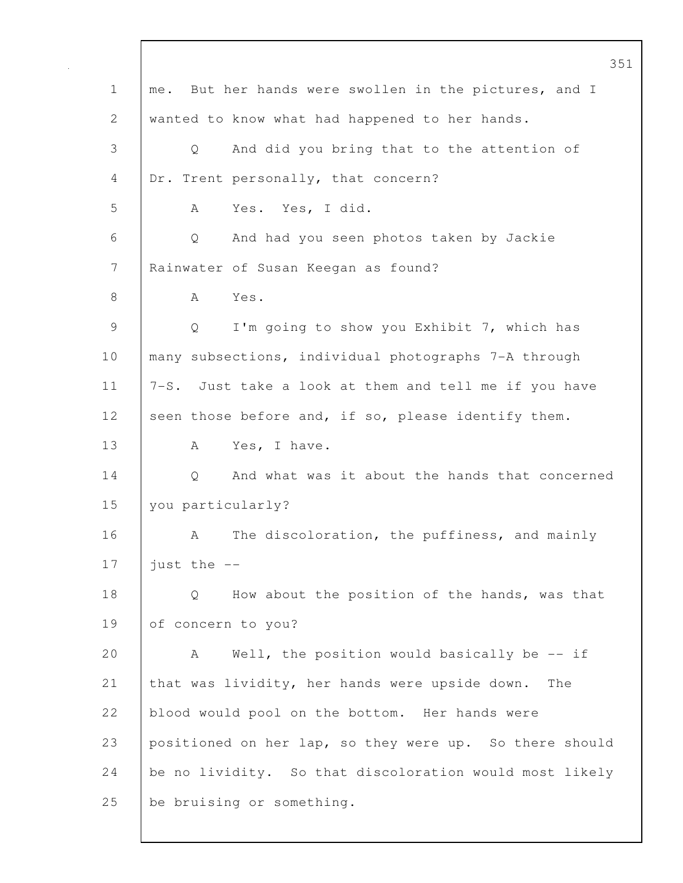me. But her hands were swollen in the pictures, and I wanted to know what had happened to her hands.

Q And did you bring that to the attention of Dr. Trent personally, that concern?

A Yes. Yes, I did.

Q And had you seen photos taken by Jackie Rainwater of Susan Keegan as found?

A Yes.

Q I'm going to show you Exhibit 7, which has many subsections, individual photographs 7-A through 7-S. Just take a look at them and tell me if you have seen those before and, if so, please identify them.

A Yes, I have.

Q And what was it about the hands that concerned you particularly?

A The discoloration, the puffiness, and mainly just the --

Q How about the position of the hands, was that of concern to you?

A Well, the position would basically be -- if that was lividity, her hands were upside down. The blood would pool on the bottom. Her hands were positioned on her lap, so they were up. So there should be no lividity. So that discoloration would most likely be bruising or something.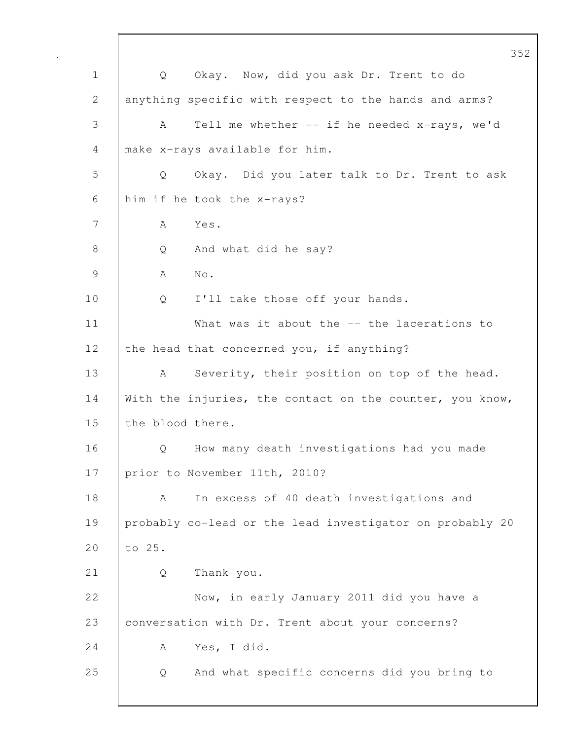Q Okay. Now, did you ask Dr. Trent to do anything specific with respect to the hands and arms?

A Tell me whether -- if he needed x-rays, we'd make x-rays available for him.

Q Okay. Did you later talk to Dr. Trent to ask him if he took the x-rays?

A Yes.

Q And what did he say?

A No.

Q I'll take those off your hands.

What was it about the -- the lacerations to the head that concerned you, if anything?

A Severity, their position on top of the head. With the injuries, the contact on the counter, you know, the blood there.

Q How many death investigations had you made prior to November 11th, 2010?

A In excess of 40 death investigations and probably co-lead or the lead investigator on probably 20 to 25.

Q Thank you.

Now, in early January 2011 did you have a conversation with Dr. Trent about your concerns?

A Yes, I did.

Q And what specific concerns did you bring to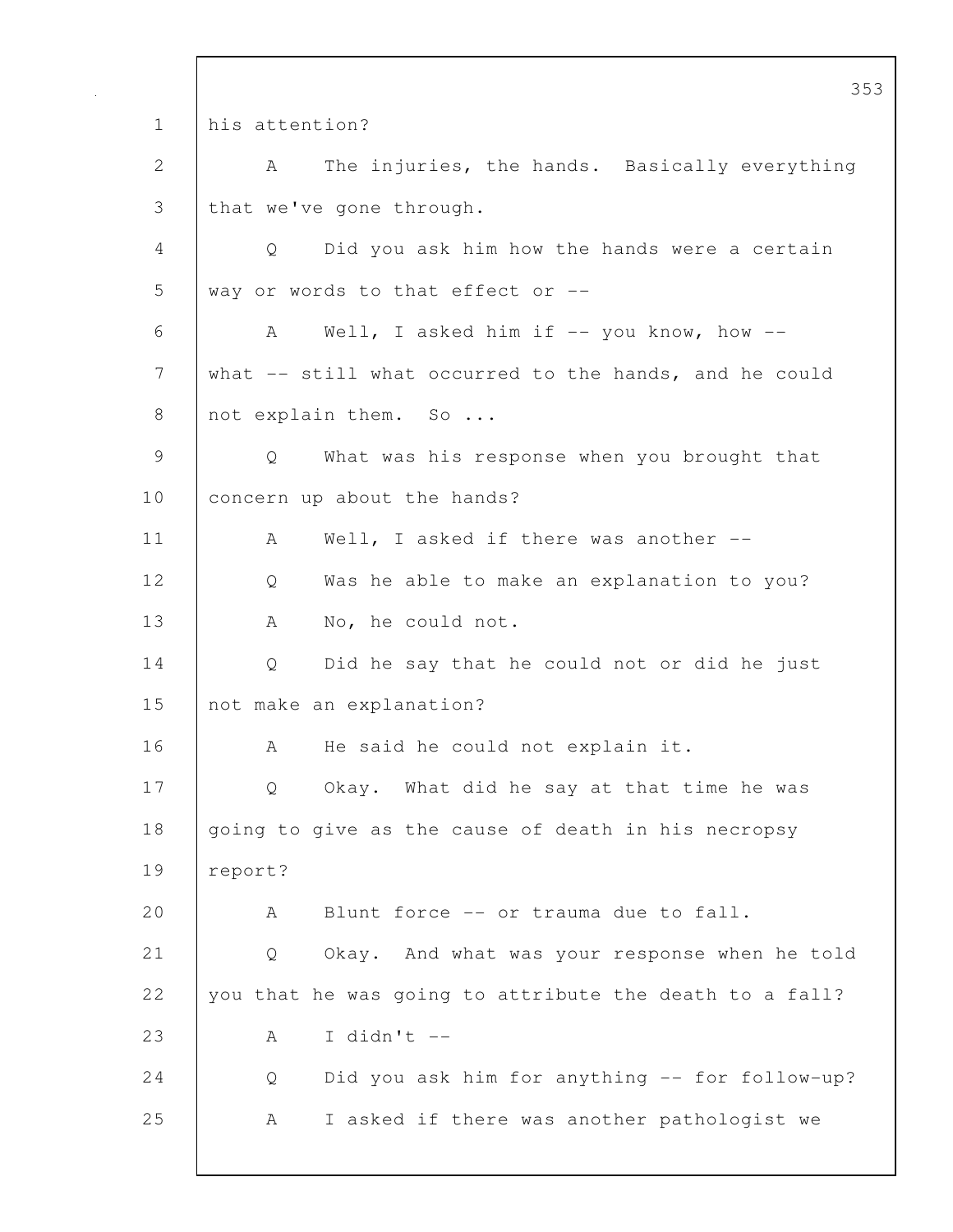his attention?

A The injuries, the hands. Basically everything that we've gone through.

Q Did you ask him how the hands were a certain way or words to that effect or --

A Well, I asked him if -- you know, how -- what -- still what occurred to the hands, and he could not explain them. So ...

Q What was his response when you brought that concern up about the hands?

A Well, I asked if there was another --

Q Was he able to make an explanation to you?

A No, he could not.

Q Did he say that he could not or did he just not make an explanation?

A He said he could not explain it.

Q Okay. What did he say at that time he was going to give as the cause of death in his necropsy report?

A Blunt force -- or trauma due to fall.

Q Okay. And what was your response when he told you that he was going to attribute the death to a fall?

A I didn't --

Q Did you ask him for anything -- for follow-up?

A I asked if there was another pathologist we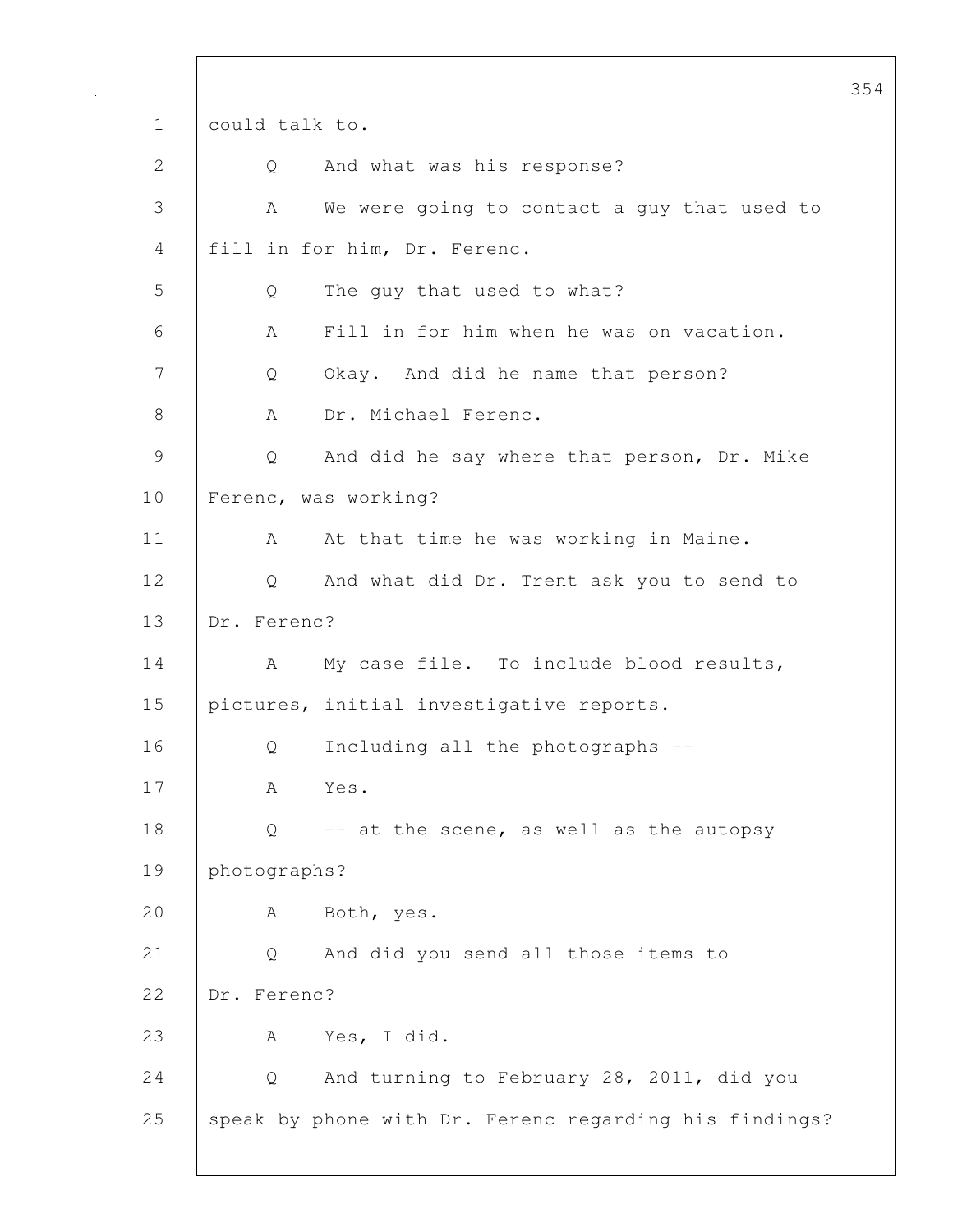could talk to.

Q And what was his response?

A We were going to contact a guy that used to fill in for him, Dr. Ferenc.

Q The guy that used to what?

A Fill in for him when he was on vacation.

Q Okay. And did he name that person?

A Dr. Michael Ferenc.

Q And did he say where that person, Dr. Mike Ferenc, was working?

A At that time he was working in Maine.

Q And what did Dr. Trent ask you to send to Dr. Ferenc?

A My case file. To include blood results, pictures, initial investigative reports.

Q Including all the photographs --

A Yes.

Q -- at the scene, as well as the autopsy photographs?

A Both, yes.

Q And did you send all those items to Dr. Ferenc?

A Yes, I did.

Q And turning to February 28, 2011, did you speak by phone with Dr. Ferenc regarding his findings?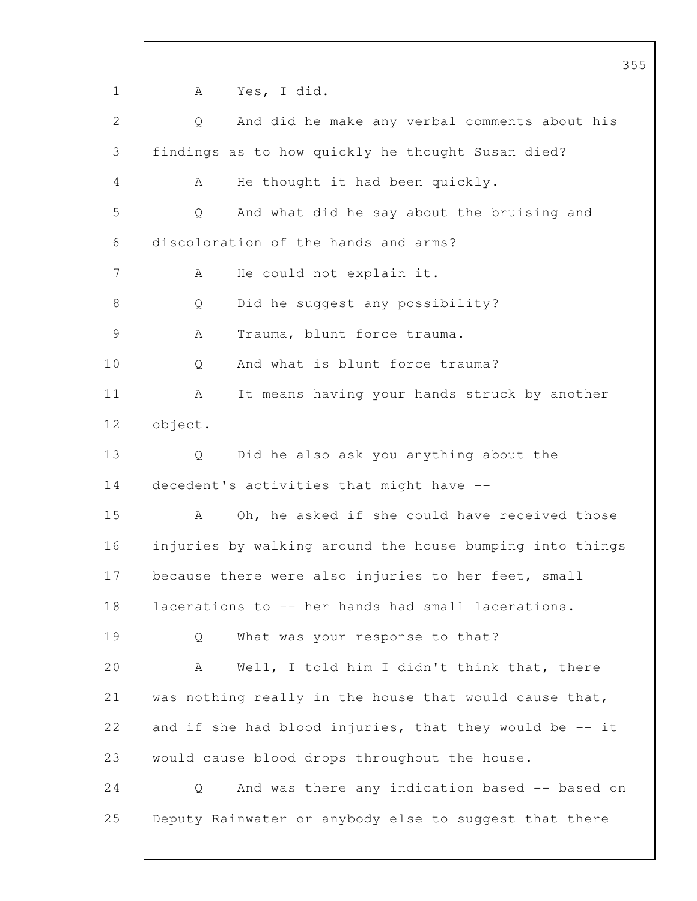A Yes, I did.

Q And did he make any verbal comments about his findings as to how quickly he thought Susan died?

A He thought it had been quickly.

Q And what did he say about the bruising and discoloration of the hands and arms?

A He could not explain it.

Q Did he suggest any possibility?

A Trauma, blunt force trauma.

Q And what is blunt force trauma?

A It means having your hands struck by another object.

Q Did he also ask you anything about the decedent's activities that might have --

A Oh, he asked if she could have received those injuries by walking around the house bumping into things because there were also injuries to her feet, small lacerations to -- her hands had small lacerations.

Q What was your response to that?

A Well, I told him I didn't think that, there was nothing really in the house that would cause that, and if she had blood injuries, that they would be -- it would cause blood drops throughout the house.

Q And was there any indication based -- based on Deputy Rainwater or anybody else to suggest that there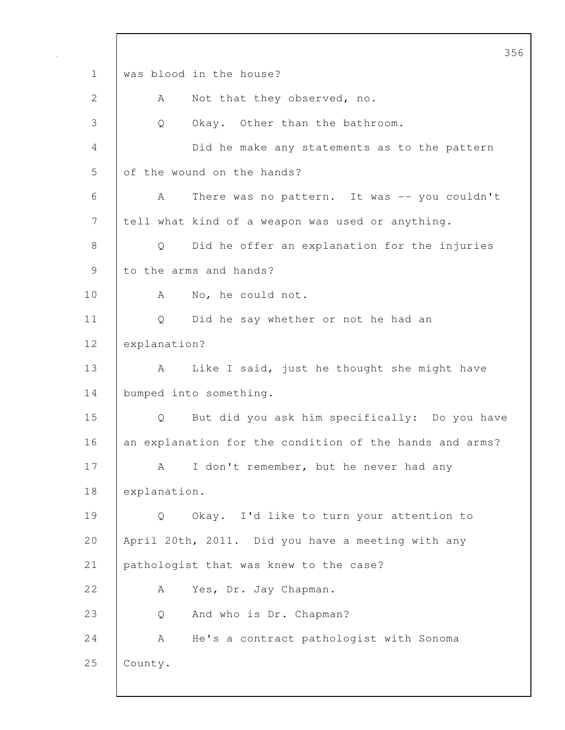was blood in the house?

A Not that they observed, no.

Q Okay. Other than the bathroom.

Did he make any statements as to the pattern of the wound on the hands?

A There was no pattern. It was -- you couldn't tell what kind of a weapon was used or anything.

Q Did he offer an explanation for the injuries to the arms and hands?

A No, he could not.

Q Did he say whether or not he had an explanation?

A Like I said, just he thought she might have bumped into something.

Q But did you ask him specifically: Do you have an explanation for the condition of the hands and arms?

A I don't remember, but he never had any explanation.

Q Okay. I'd like to turn your attention to April 20th, 2011. Did you have a meeting with any pathologist that was knew to the case?

A Yes, Dr. Jay Chapman.

Q And who is Dr. Chapman?

A He's a contract pathologist with Sonoma County.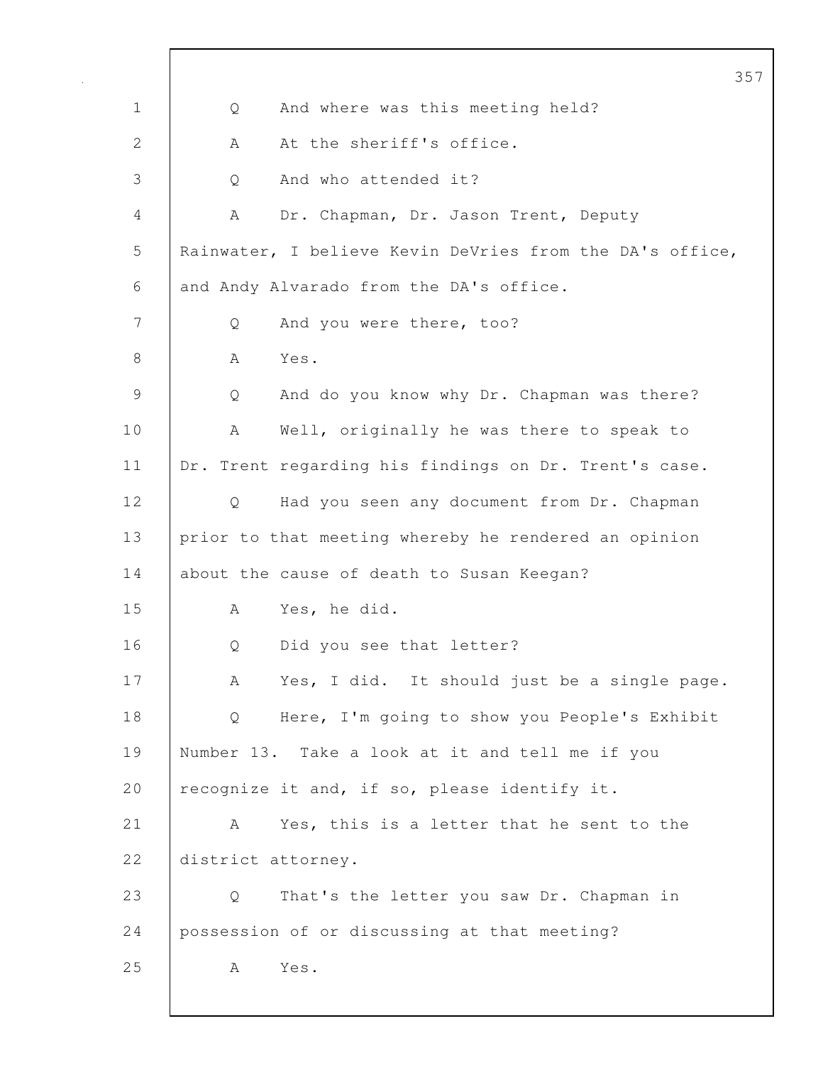Q And where was this meeting held?

A At the sheriff's office.

Q And who attended it?

A Dr. Chapman, Dr. Jason Trent, Deputy Rainwater, I believe Kevin DeVries from the DA's office, and Andy Alvarado from the DA's office.

Q And you were there, too?

A Yes.

Q And do you know why Dr. Chapman was there?

A Well, originally he was there to speak to Dr. Trent regarding his findings on Dr. Trent's case.

Q Had you seen any document from Dr. Chapman prior to that meeting whereby he rendered an opinion about the cause of death to Susan Keegan?

A Yes, he did.

Q Did you see that letter?

A Yes, I did. It should just be a single page.

Q Here, I'm going to show you People's Exhibit Number 13. Take a look at it and tell me if you recognize it and, if so, please identify it.

A Yes, this is a letter that he sent to the district attorney.

Q That's the letter you saw Dr. Chapman in possession of or discussing at that meeting?

A Yes.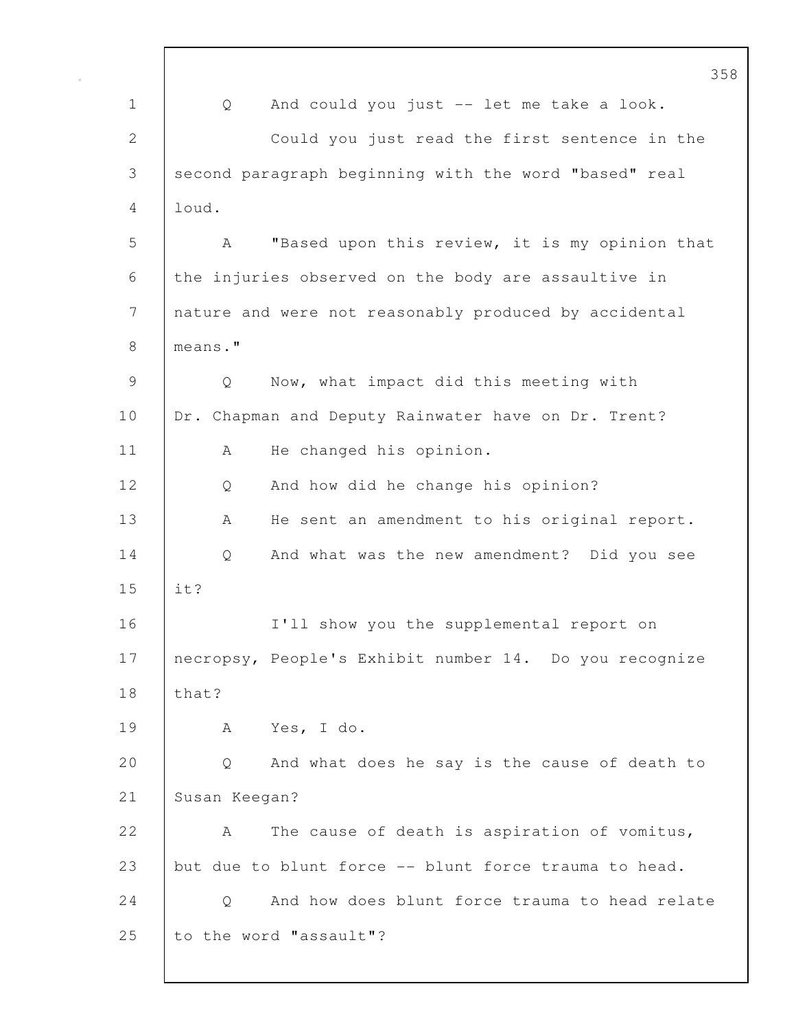Q And could you just -- let me take a look.

Could you just read the first sentence in the second paragraph beginning with the word "based" real loud.

A "Based upon this review, it is my opinion that the injuries observed on the body are assaultive in nature and were not reasonably produced by accidental means."

Q Now, what impact did this meeting with Dr. Chapman and Deputy Rainwater have on Dr. Trent?

A He changed his opinion.

Q And how did he change his opinion?

A He sent an amendment to his original report.

Q And what was the new amendment? Did you see it?

I'll show you the supplemental report on necropsy, People's Exhibit number 14. Do you recognize that?

A Yes, I do.

Q And what does he say is the cause of death to Susan Keegan?

A The cause of death is aspiration of vomitus, but due to blunt force -- blunt force trauma to head.

Q And how does blunt force trauma to head relate to the word "assault"?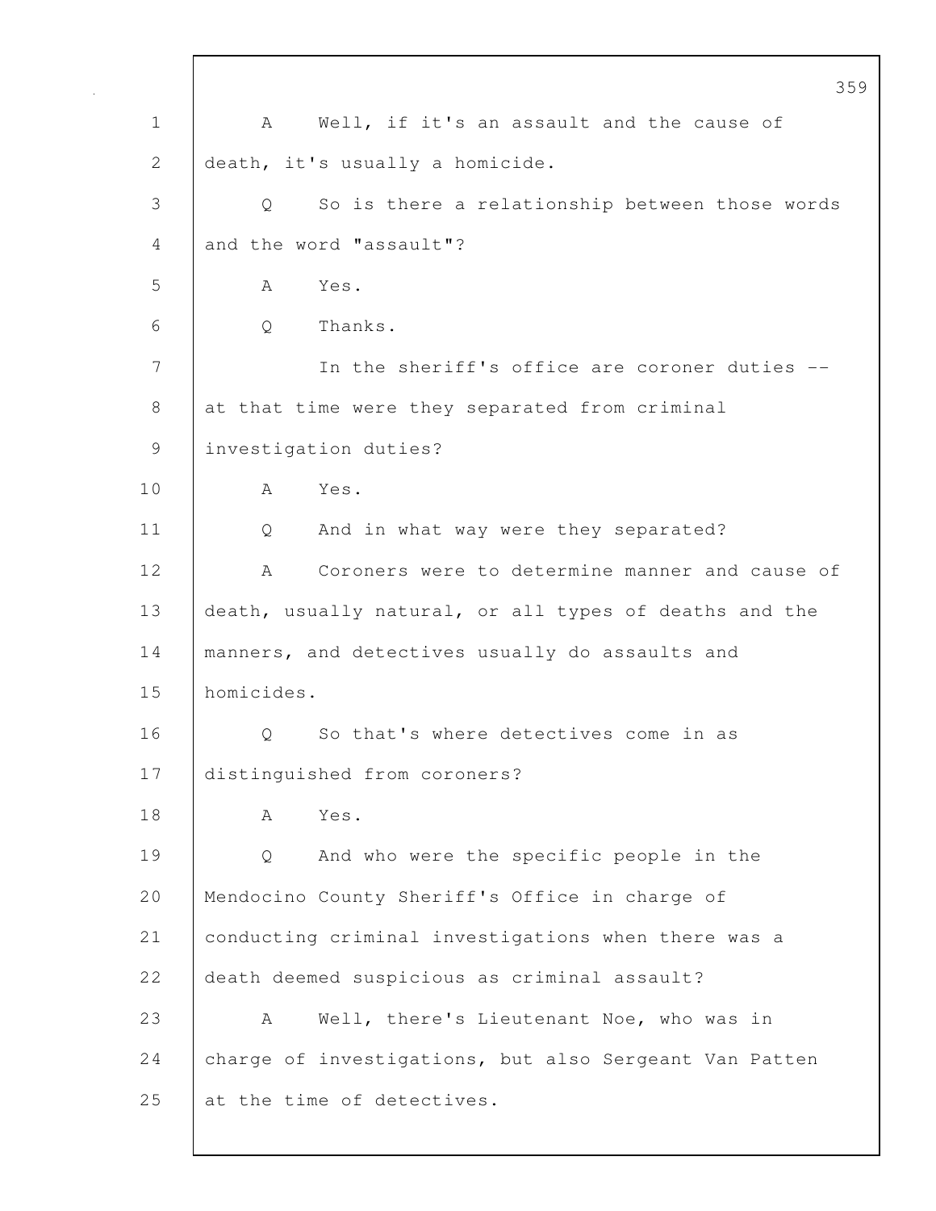A Well, if it's an assault and the cause of death, it's usually a homicide.

Q So is there a relationship between those words and the word "assault"?

A Yes.

Q Thanks.

In the sheriff's office are coroner duties -- at that time were they separated from criminal investigation duties?

A Yes.

Q And in what way were they separated?

A Coroners were to determine manner and cause of death, usually natural, or all types of deaths and the manners, and detectives usually do assaults and homicides.

Q So that's where detectives come in as distinguished from coroners?

A Yes.

Q And who were the specific people in the Mendocino County Sheriff's Office in charge of conducting criminal investigations when there was a death deemed suspicious as criminal assault?

A Well, there's Lieutenant Noe, who was in charge of investigations, but also Sergeant Van Patten at the time of detectives.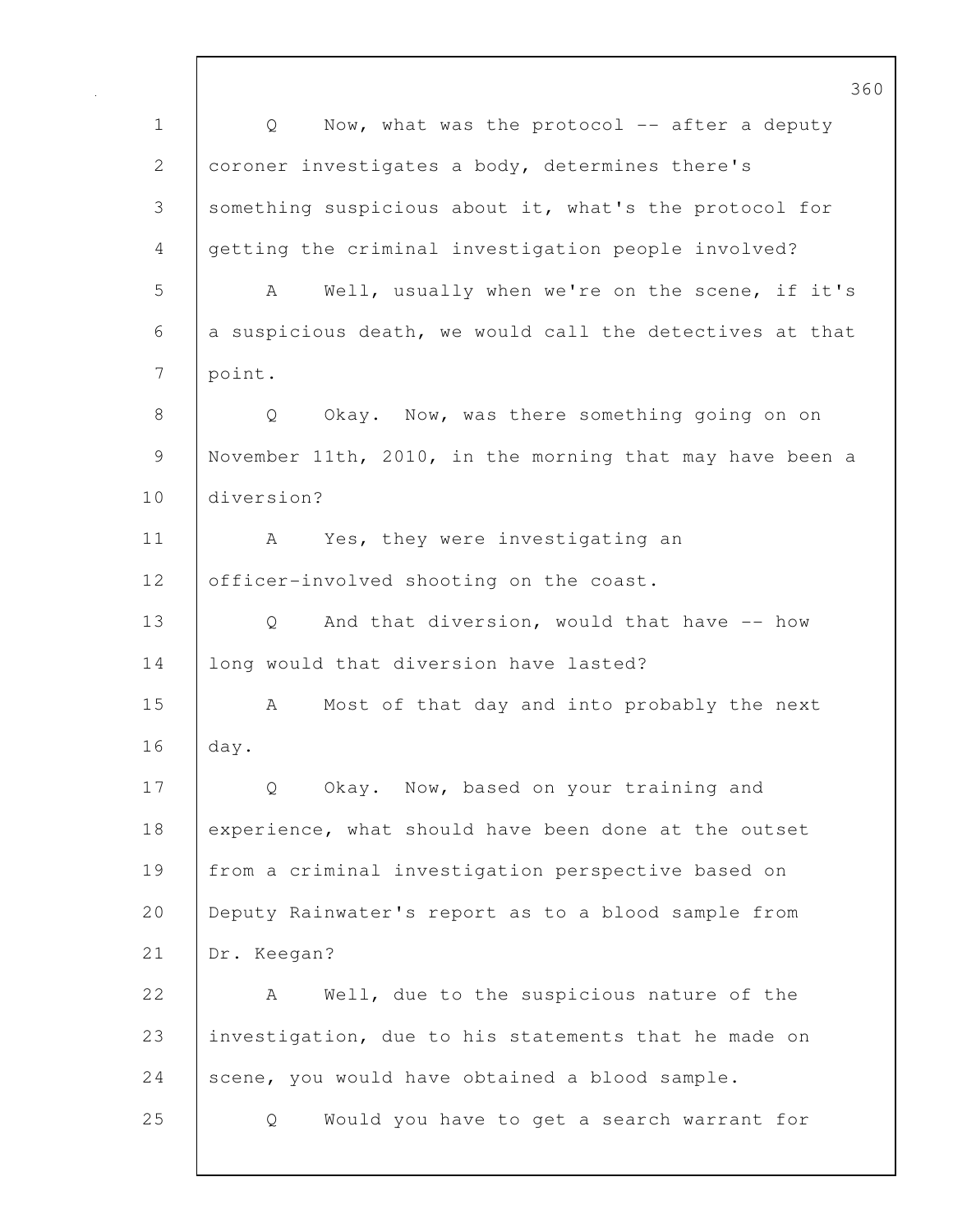Q Now, what was the protocol -- after a deputy coroner investigates a body, determines there's something suspicious about it, what's the protocol for getting the criminal investigation people involved?

A Well, usually when we're on the scene, if it's a suspicious death, we would call the detectives at that point.

Q Okay. Now, was there something going on on November 11th, 2010, in the morning that may have been a diversion?

A Yes, they were investigating an officer-involved shooting on the coast.

Q And that diversion, would that have -- how long would that diversion have lasted?

A Most of that day and into probably the next day.

Q Okay. Now, based on your training and experience, what should have been done at the outset from a criminal investigation perspective based on Deputy Rainwater's report as to a blood sample from Dr. Keegan?

A Well, due to the suspicious nature of the investigation, due to his statements that he made on scene, you would have obtained a blood sample.

Q Would you have to get a search warrant for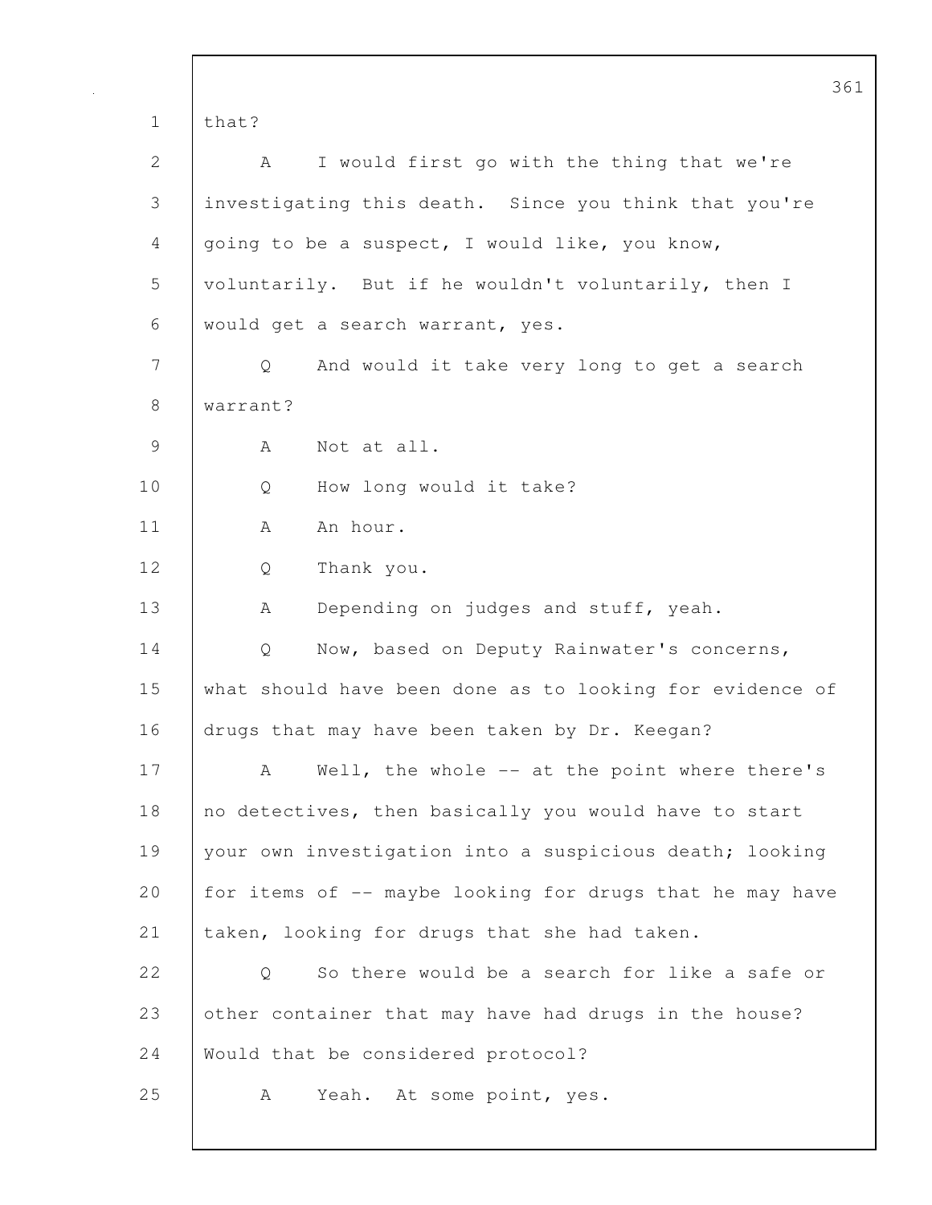that?

A I would first go with the thing that we're investigating this death. Since you think that you're going to be a suspect, I would like, you know, voluntarily. But if he wouldn't voluntarily, then I would get a search warrant, yes.

Q And would it take very long to get a search warrant?

A Not at all.

Q How long would it take?

A An hour.

Q Thank you.

A Depending on judges and stuff, yeah.

Q Now, based on Deputy Rainwater's concerns, what should have been done as to looking for evidence of drugs that may have been taken by Dr. Keegan?

A Well, the whole -- at the point where there's no detectives, then basically you would have to start your own investigation into a suspicious death; looking for items of -- maybe looking for drugs that he may have taken, looking for drugs that she had taken.

Q So there would be a search for like a safe or other container that may have had drugs in the house? Would that be considered protocol?

A Yeah. At some point, yes.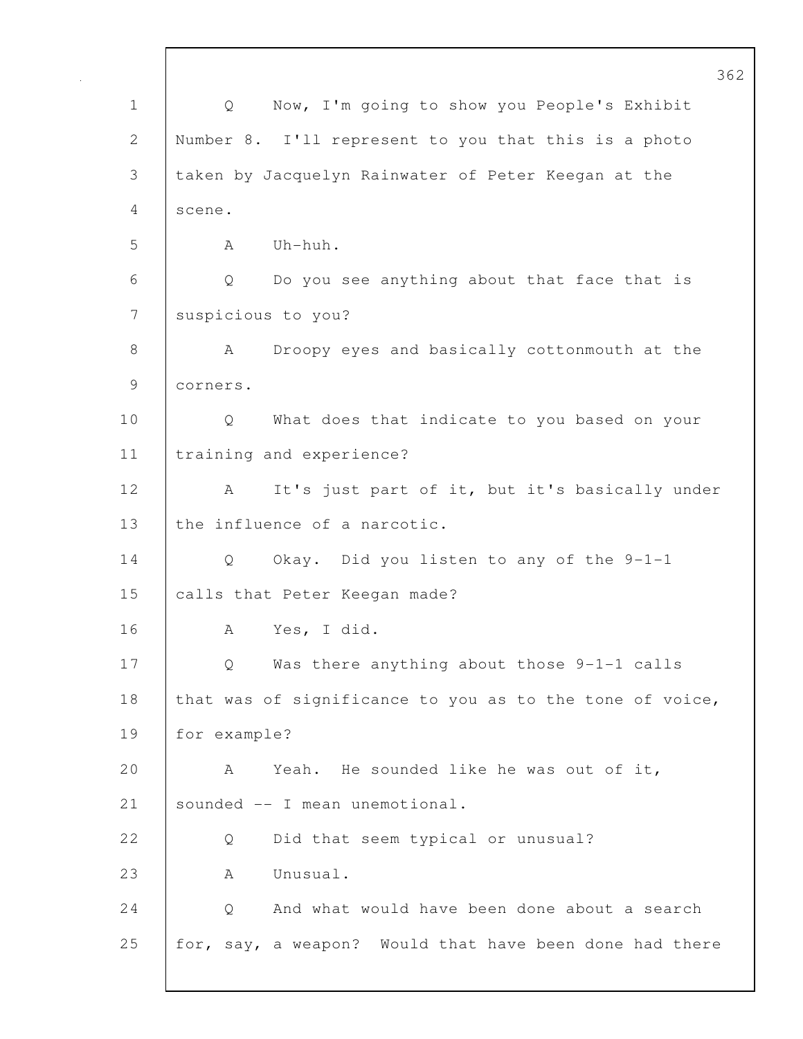Q Now, I'm going to show you People's Exhibit Number 8. I'll represent to you that this is a photo taken by Jacquelyn Rainwater of Peter Keegan at the scene.

A Uh-huh.

Q Do you see anything about that face that is suspicious to you?

A Droopy eyes and basically cottonmouth at the corners.

Q What does that indicate to you based on your training and experience?

A It's just part of it, but it's basically under the influence of a narcotic.

Q Okay. Did you listen to any of the 9-1-1 calls that Peter Keegan made?

A Yes, I did.

Q Was there anything about those 9-1-1 calls that was of significance to you as to the tone of voice, for example?

A Yeah. He sounded like he was out of it, sounded -- I mean unemotional.

Q Did that seem typical or unusual?

A Unusual.

Q And what would have been done about a search for, say, a weapon? Would that have been done had there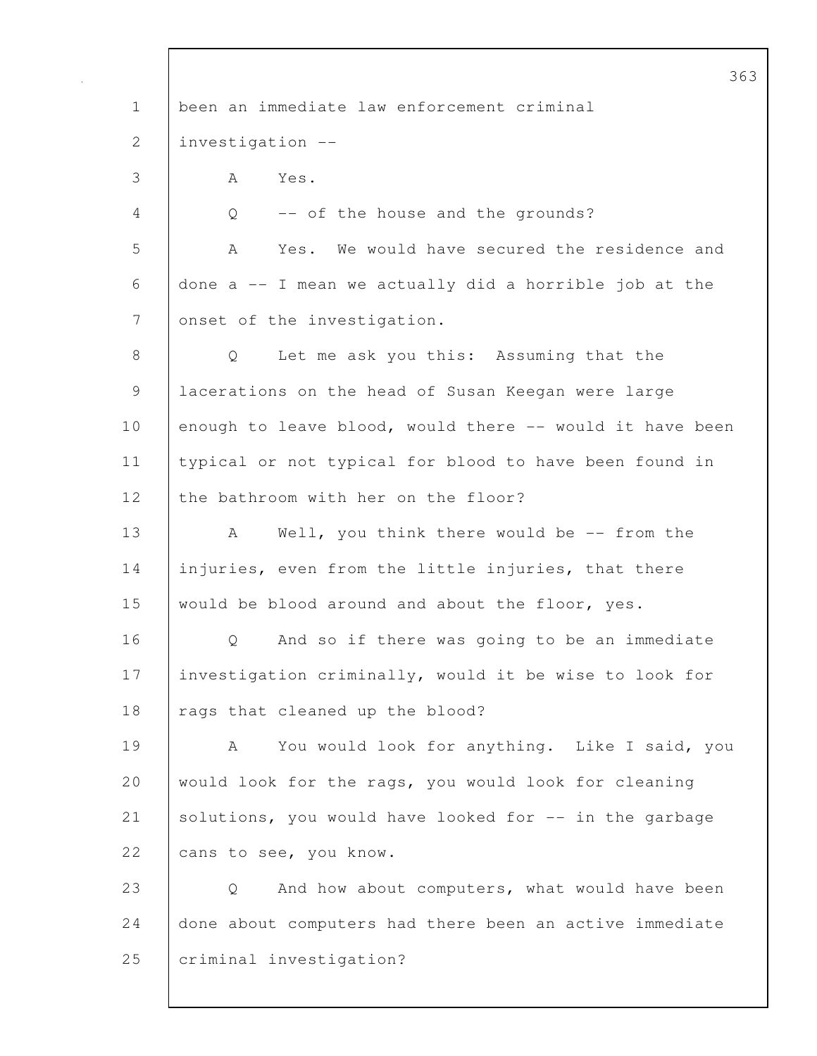been an immediate law enforcement criminal investigation --

A Yes.

Q -- of the house and the grounds?

A Yes. We would have secured the residence and done a -- I mean we actually did a horrible job at the onset of the investigation.

Q Let me ask you this: Assuming that the lacerations on the head of Susan Keegan were large enough to leave blood, would there -- would it have been typical or not typical for blood to have been found in the bathroom with her on the floor?

A Well, you think there would be -- from the injuries, even from the little injuries, that there would be blood around and about the floor, yes.

Q And so if there was going to be an immediate investigation criminally, would it be wise to look for rags that cleaned up the blood?

A You would look for anything. Like I said, you would look for the rags, you would look for cleaning solutions, you would have looked for -- in the garbage cans to see, you know.

Q And how about computers, what would have been done about computers had there been an active immediate criminal investigation?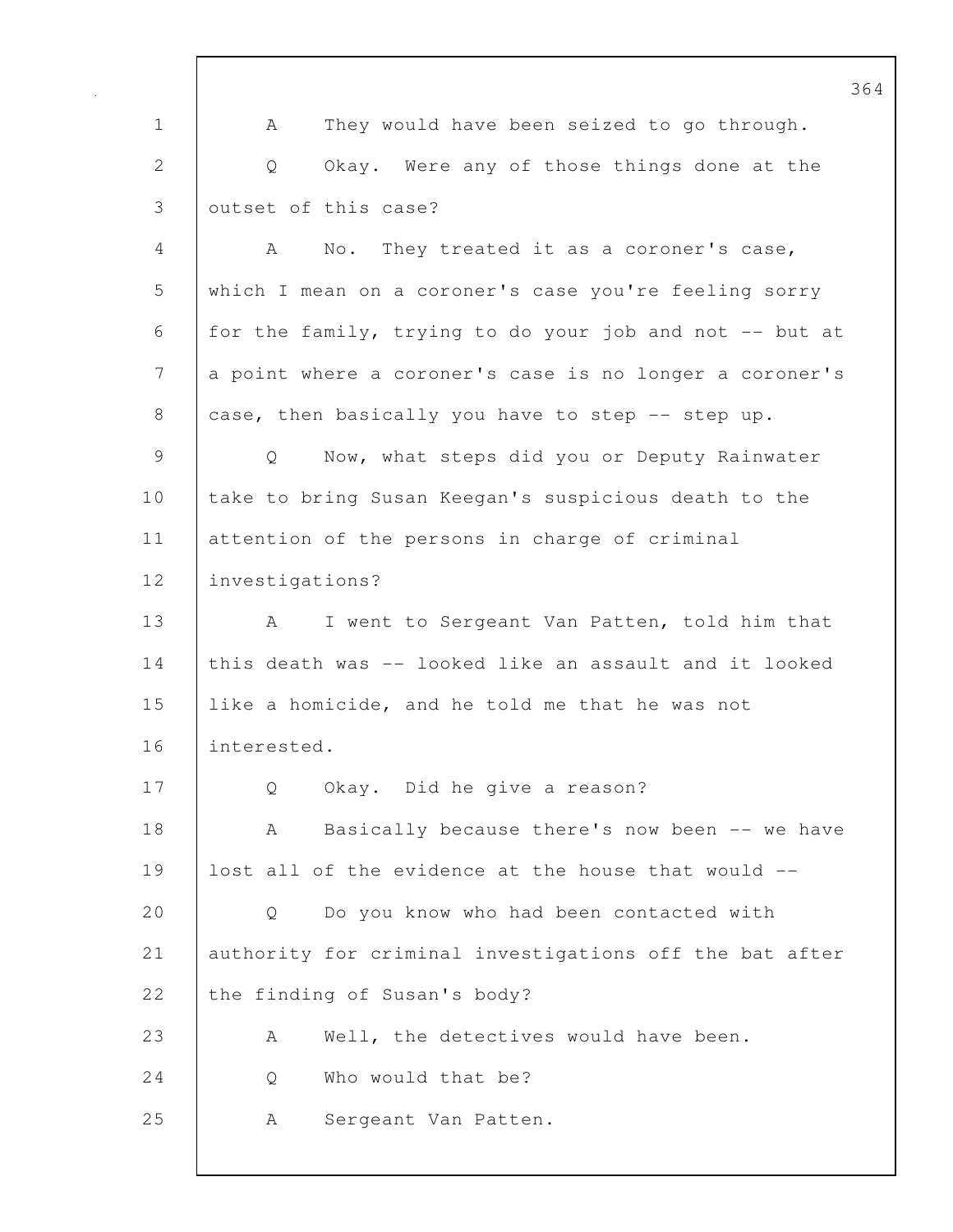A They would have been seized to go through.

Q Okay. Were any of those things done at the outset of this case?

A No. They treated it as a coroner's case, which I mean on a coroner's case you're feeling sorry for the family, trying to do your job and not -- but at a point where a coroner's case is no longer a coroner's case, then basically you have to step -- step up.

Q Now, what steps did you or Deputy Rainwater take to bring Susan Keegan's suspicious death to the attention of the persons in charge of criminal investigations?

A I went to Sergeant Van Patten, told him that this death was -- looked like an assault and it looked like a homicide, and he told me that he was not interested.

Q Okay. Did he give a reason?

A Basically because there's now been -- we have lost all of the evidence at the house that would --

Q Do you know who had been contacted with authority for criminal investigations off the bat after the finding of Susan's body?

A Well, the detectives would have been.

Q Who would that be?

A Sergeant Van Patten.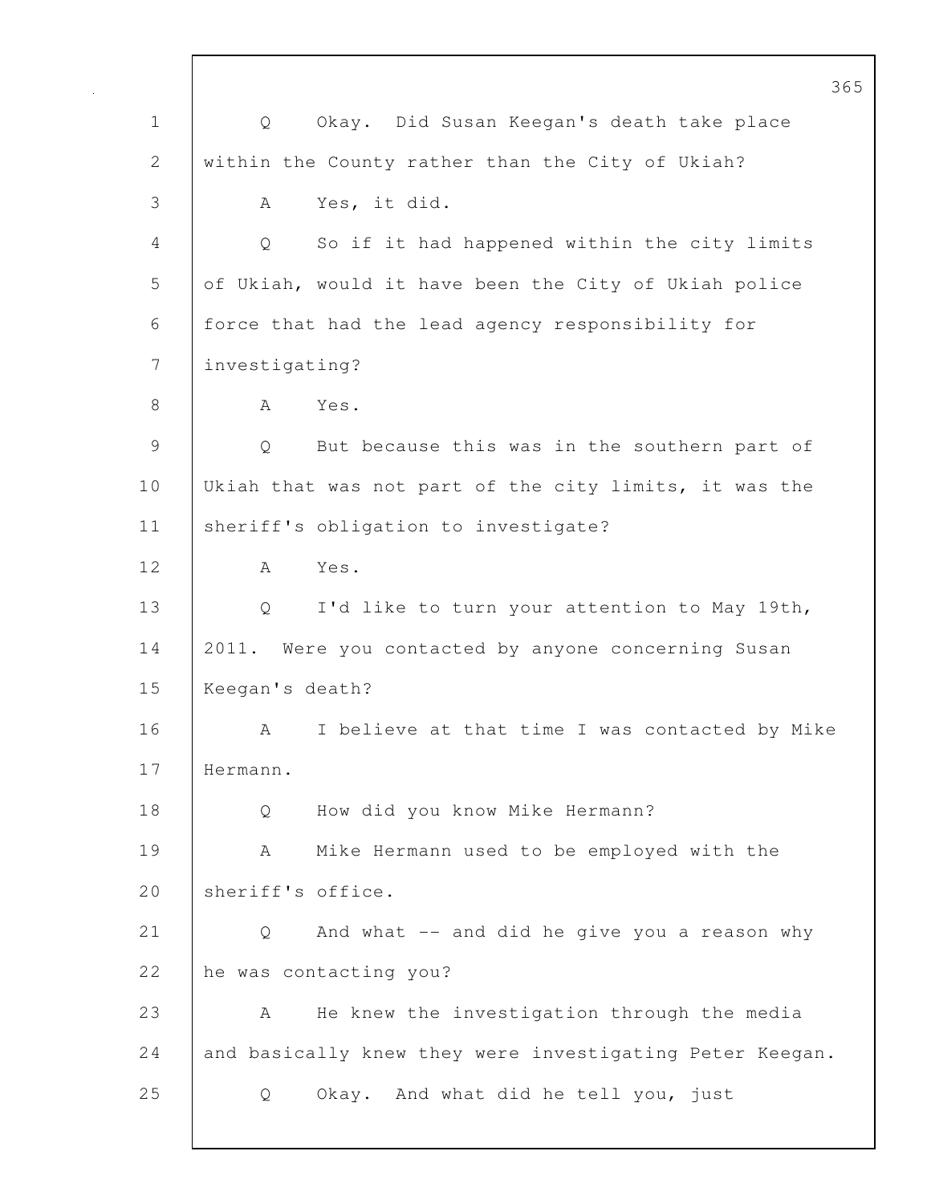Q Okay. Did Susan Keegan's death take place within the County rather than the City of Ukiah?

A Yes, it did.

Q So if it had happened within the city limits of Ukiah, would it have been the City of Ukiah police force that had the lead agency responsibility for investigating?

A Yes.

Q But because this was in the southern part of Ukiah that was not part of the city limits, it was the sheriff's obligation to investigate?

A Yes.

Q I'd like to turn your attention to May 19th, 2011. Were you contacted by anyone concerning Susan Keegan's death?

A I believe at that time I was contacted by Mike Hermann.

Q How did you know Mike Hermann?

A Mike Hermann used to be employed with the sheriff's office.

Q And what -- and did he give you a reason why he was contacting you?

A He knew the investigation through the media and basically knew they were investigating Peter Keegan.

Q Okay. And what did he tell you, just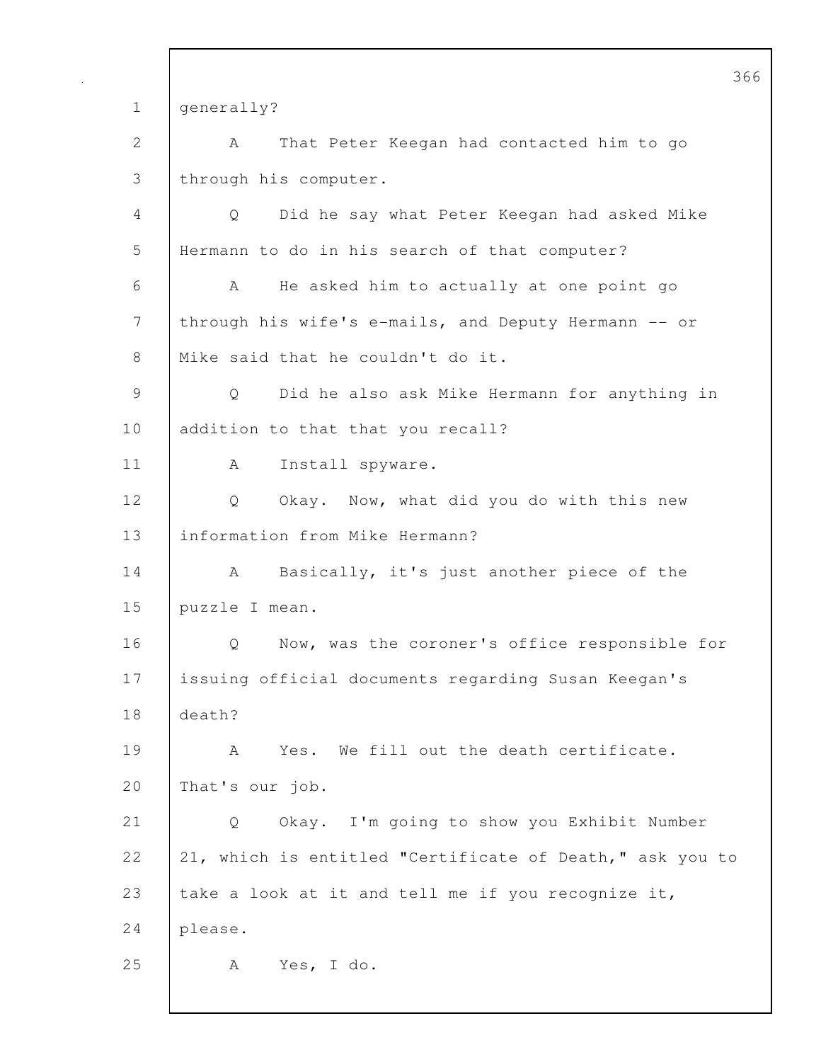generally?

A That Peter Keegan had contacted him to go through his computer.

Q Did he say what Peter Keegan had asked Mike Hermann to do in his search of that computer?

A He asked him to actually at one point go through his wife's e-mails, and Deputy Hermann -- or Mike said that he couldn't do it.

Q Did he also ask Mike Hermann for anything in addition to that that you recall?

A Install spyware.

Q Okay. Now, what did you do with this new information from Mike Hermann?

A Basically, it's just another piece of the puzzle I mean.

Q Now, was the coroner's office responsible for issuing official documents regarding Susan Keegan's death?

A Yes. We fill out the death certificate. That's our job.

Q Okay. I'm going to show you Exhibit Number 21, which is entitled "Certificate of Death," ask you to take a look at it and tell me if you recognize it, please.

A Yes, I do.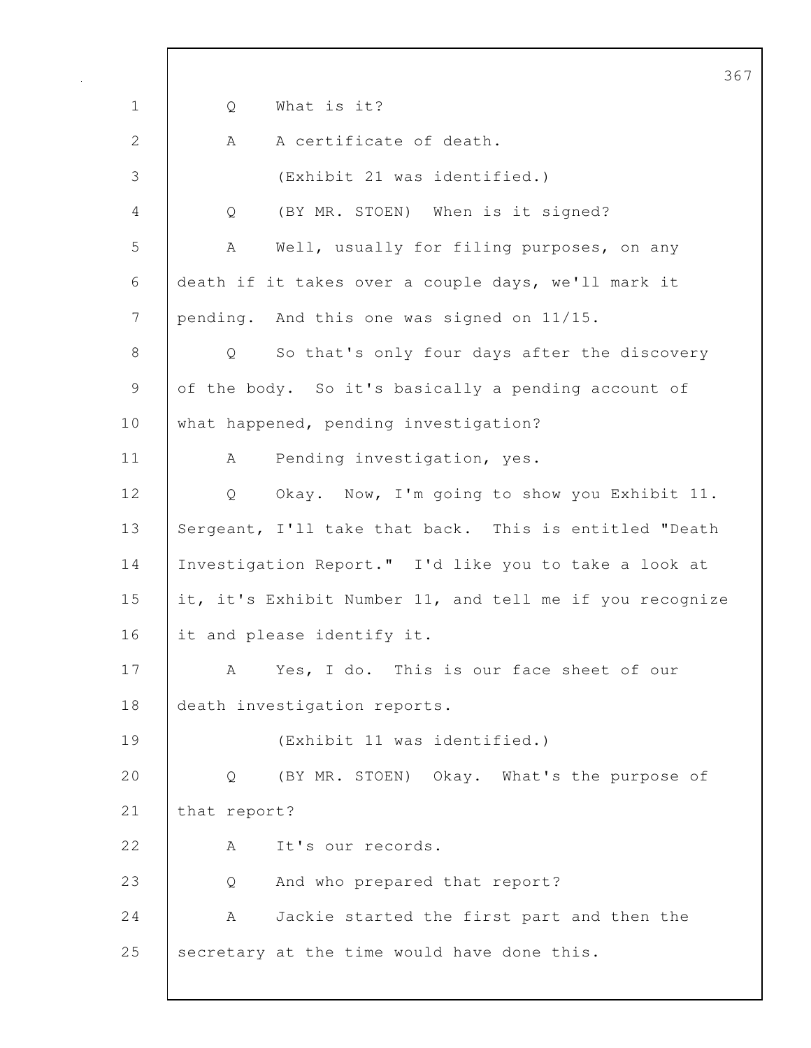Q What is it?

A A certificate of death.

(Exhibit 21 was identified.)

Q (BY MR. STOEN) When is it signed?

A Well, usually for filing purposes, on any death if it takes over a couple days, we'll mark it pending. And this one was signed on 11/15.

Q So that's only four days after the discovery of the body. So it's basically a pending account of what happened, pending investigation?

A Pending investigation, yes.

Q Okay. Now, I'm going to show you Exhibit 11. Sergeant, I'll take that back. This is entitled "Death Investigation Report." I'd like you to take a look at it, it's Exhibit Number 11, and tell me if you recognize it and please identify it.

A Yes, I do. This is our face sheet of our death investigation reports.

(Exhibit 11 was identified.)

Q (BY MR. STOEN) Okay. What's the purpose of that report?

A It's our records.

Q And who prepared that report?

A Jackie started the first part and then the secretary at the time would have done this.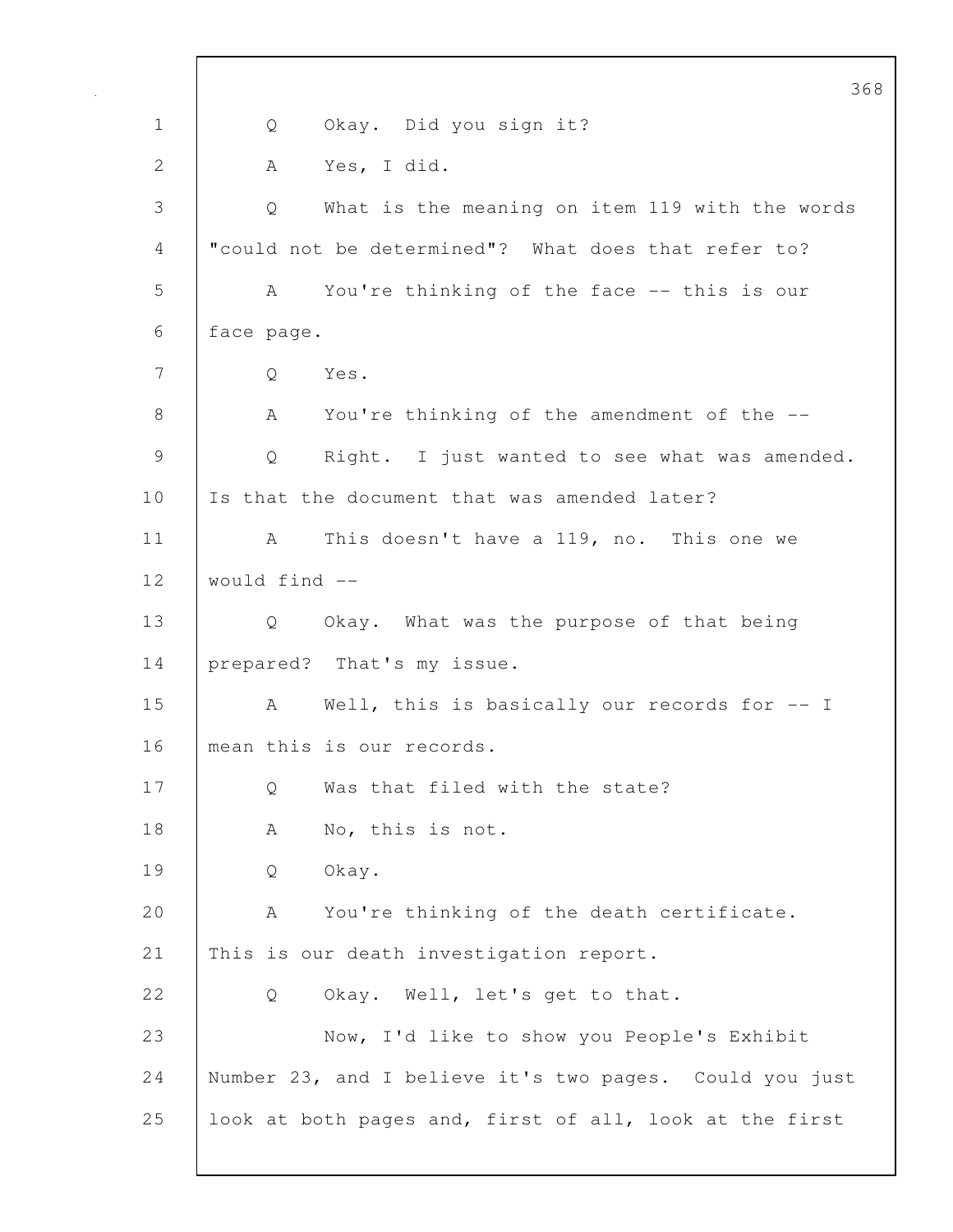1 Q Okay. Did you sign it?

2 A Yes, I did.

3 Q What is the meaning on item 119 with the words

4 "could not be determined"? What does that refer to?

5 A You're thinking of the face -- this is our

6 face page.

7 Q Yes.

8 A You're thinking of the amendment of the --

9 Q Right. I just wanted to see what was amended.

10 Is that the document that was amended later?

11 A This doesn't have a 119, no. This one we

12 would find --

13 Q Okay. What was the purpose of that being

14 prepared? That's my issue.

15 A Well, this is basically our records for -- I

16 mean this is our records.

17 Q Was that filed with the state?

18 A No, this is not.

19 Q Okay.

20 A You're thinking of the death certificate.

21 This is our death investigation report.

22 Q Okay. Well, let's get to that.

23 Now, I'd like to show you People's Exhibit

24 Number 23, and I believe it's two pages. Could you just

25 look at both pages and, first of all, look at the first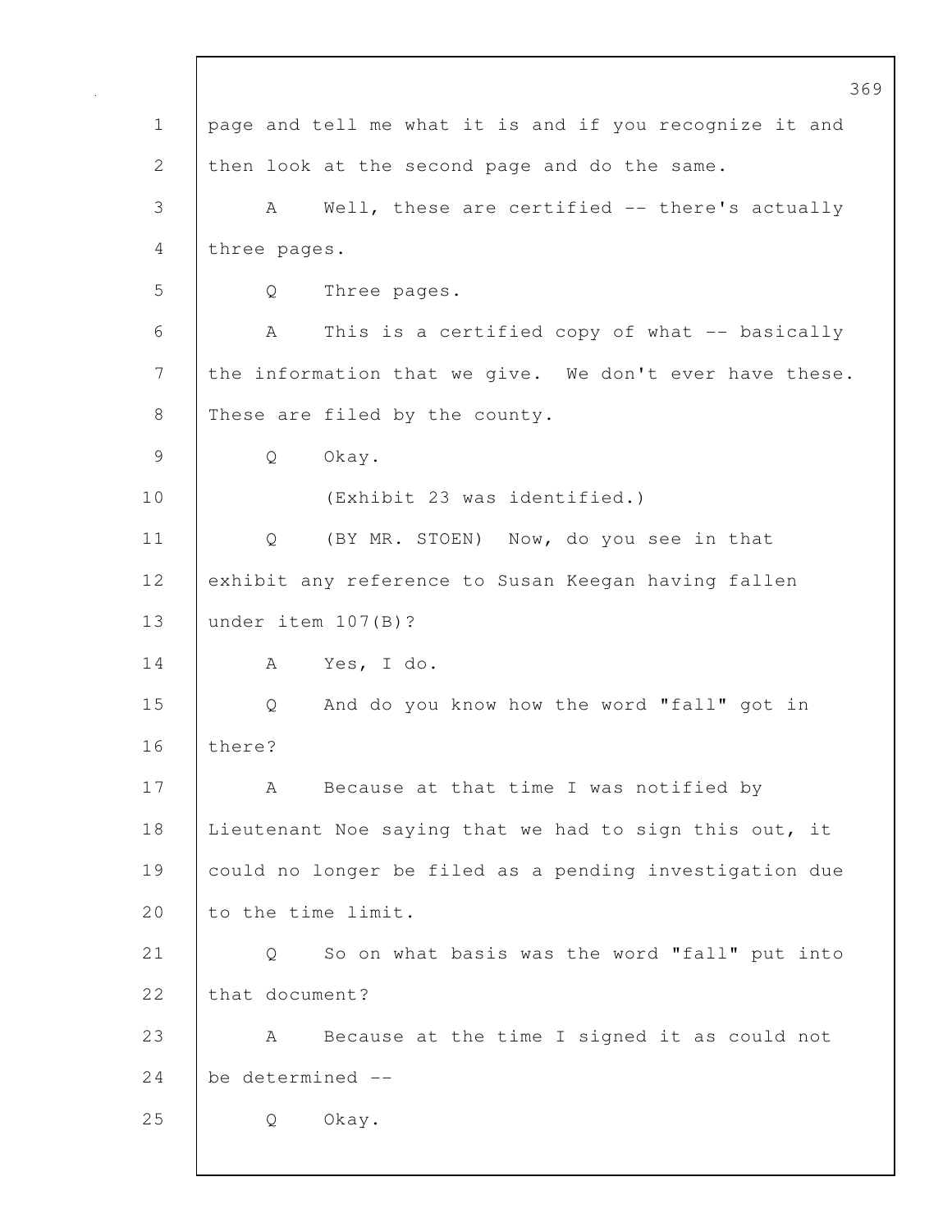1 page and tell me what it is and if you recognize it and

2 then look at the second page and do the same.

3 A Well, these are certified -- there's actually

4 three pages.

5 Q Three pages.

6 A This is a certified copy of what -- basically

7 the information that we give. We don't ever have these.

8 These are filed by the county.

9 Q Okay.

10 (Exhibit 23 was identified.)

11 Q (BY MR. STOEN) Now, do you see in that

12 exhibit any reference to Susan Keegan having fallen

13 under item 107(B)?

14 A Yes, I do.

15 Q And do you know how the word "fall" got in

16 there?

17 A Because at that time I was notified by

18 Lieutenant Noe saying that we had to sign this out, it

19 could no longer be filed as a pending investigation due

20 to the time limit.

21 Q So on what basis was the word "fall" put into

22 that document?

23 A Because at the time I signed it as could not

24 be determined --

25 Q Okay.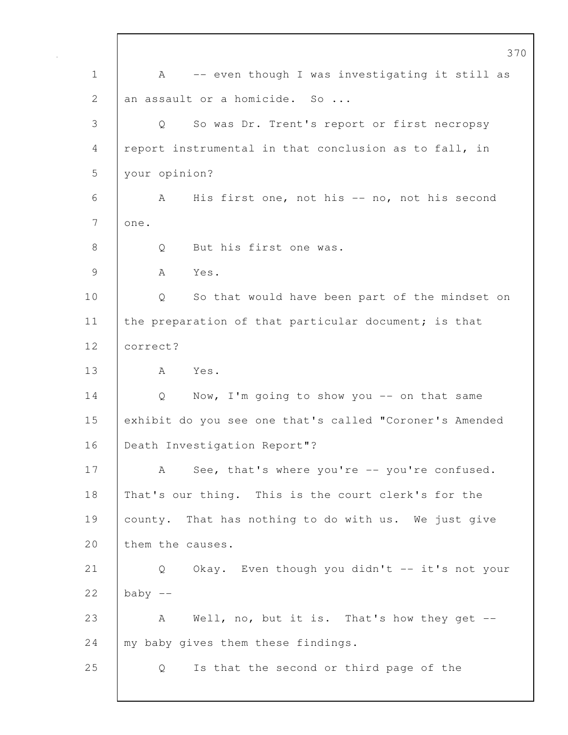A -- even though I was investigating it still as an assault or a homicide. So ...

Q So was Dr. Trent's report or first necropsy report instrumental in that conclusion as to fall, in your opinion?

A His first one, not his -- no, not his second one.

Q But his first one was.

A Yes.

Q So that would have been part of the mindset on the preparation of that particular document; is that correct?

A Yes.

Q Now, I'm going to show you -- on that same exhibit do you see one that's called "Coroner's Amended Death Investigation Report"?

A See, that's where you're -- you're confused. That's our thing. This is the court clerk's for the county. That has nothing to do with us. We just give them the causes.

Q Okay. Even though you didn't -- it's not your baby --

A Well, no, but it is. That's how they get -- my baby gives them these findings.

Q Is that the second or third page of the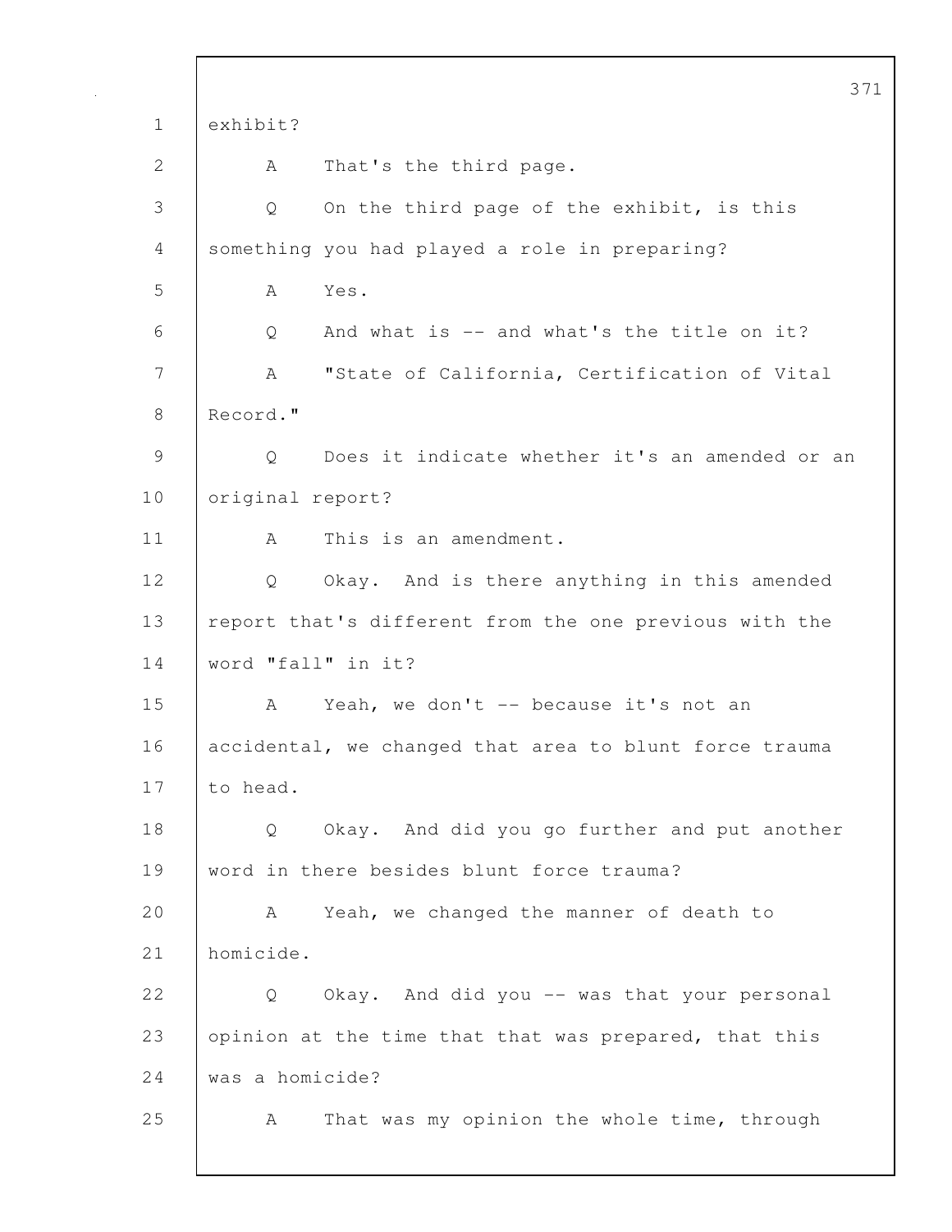exhibit?

A That's the third page.

Q On the third page of the exhibit, is this something you had played a role in preparing?

A Yes.

Q And what is -- and what's the title on it?

A "State of California, Certification of Vital Record."

Q Does it indicate whether it's an amended or an original report?

A This is an amendment.

Q Okay. And is there anything in this amended report that's different from the one previous with the word "fall" in it?

A Yeah, we don't -- because it's not an accidental, we changed that area to blunt force trauma to head.

Q Okay. And did you go further and put another word in there besides blunt force trauma?

A Yeah, we changed the manner of death to homicide.

Q Okay. And did you -- was that your personal opinion at the time that that was prepared, that this was a homicide?

A That was my opinion the whole time, through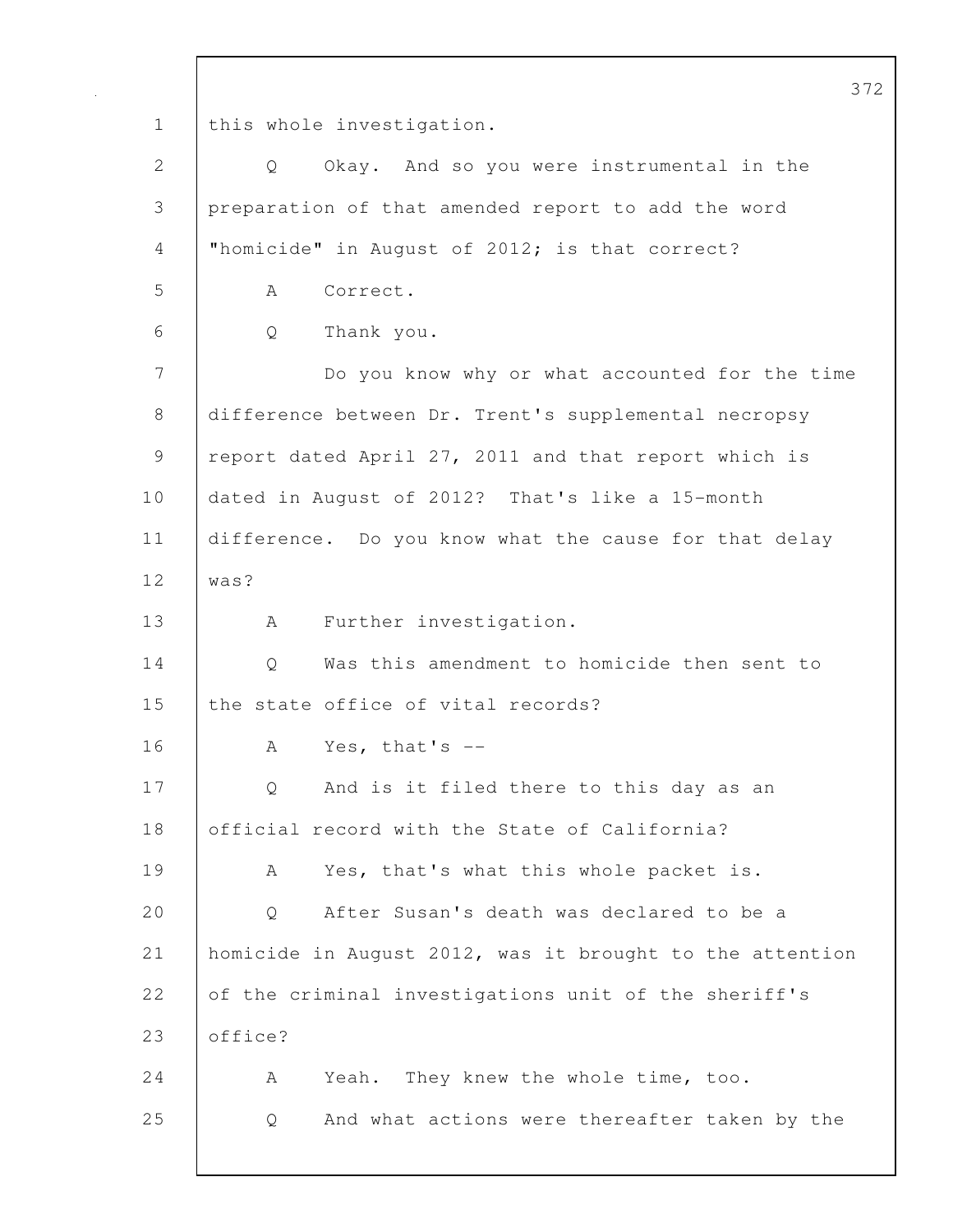this whole investigation.

Q Okay. And so you were instrumental in the preparation of that amended report to add the word "homicide" in August of 2012; is that correct?

A Correct.

Q Thank you.

Do you know why or what accounted for the time difference between Dr. Trent's supplemental necropsy report dated April 27, 2011 and that report which is dated in August of 2012? That's like a 15-month difference. Do you know what the cause for that delay was?

A Further investigation.

Q Was this amendment to homicide then sent to the state office of vital records?

A Yes, that's --

Q And is it filed there to this day as an official record with the State of California?

A Yes, that's what this whole packet is.

Q After Susan's death was declared to be a homicide in August 2012, was it brought to the attention of the criminal investigations unit of the sheriff's office?

A Yeah. They knew the whole time, too.

Q And what actions were thereafter taken by the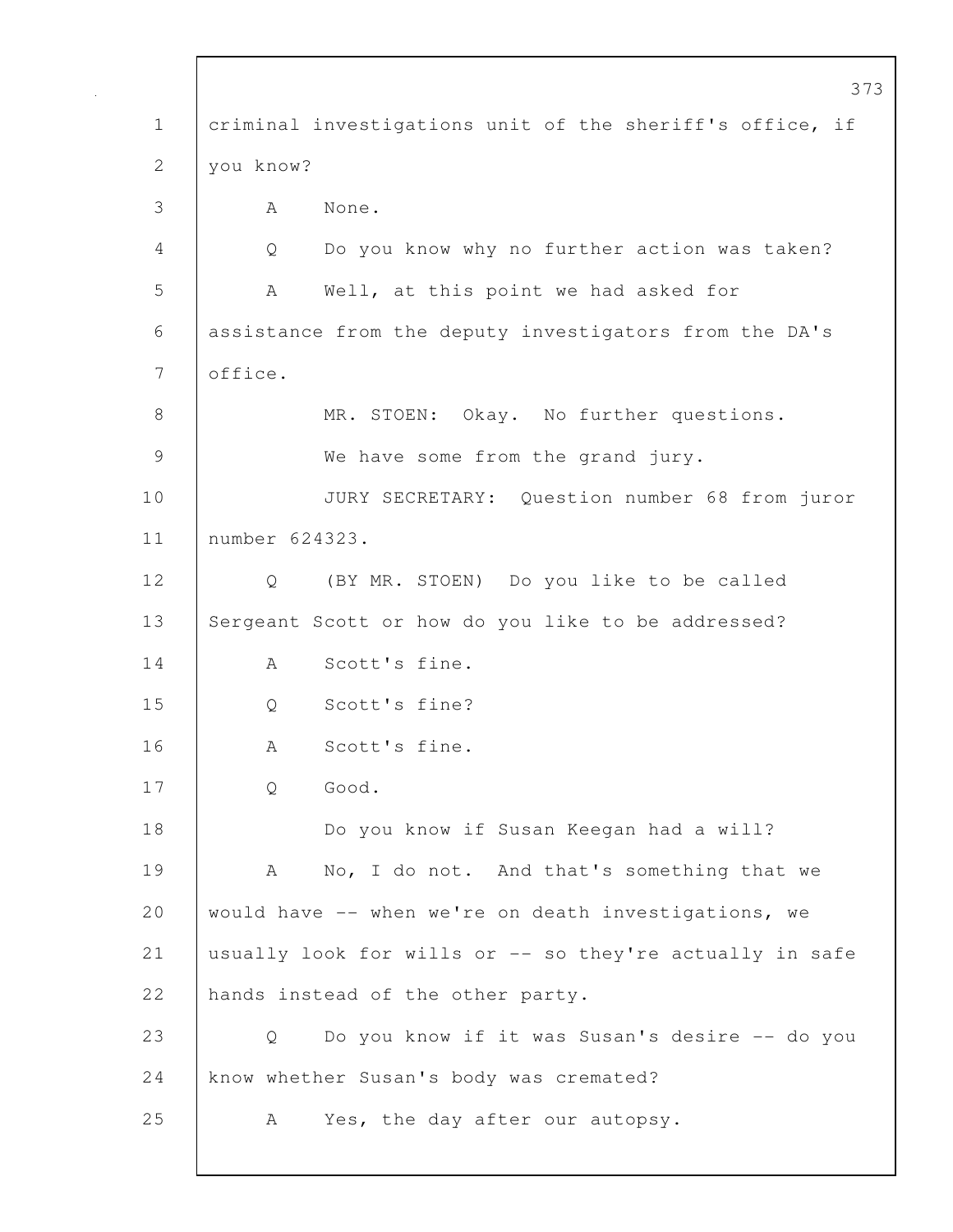criminal investigations unit of the sheriff's office, if you know?

A None.

Q Do you know why no further action was taken?

A Well, at this point we had asked for assistance from the deputy investigators from the DA's office.

MR. STOEN: Okay. No further questions.

We have some from the grand jury.

JURY SECRETARY: Question number 68 from juror number 624323.

Q (BY MR. STOEN) Do you like to be called Sergeant Scott or how do you like to be addressed?

A Scott's fine.

Q Scott's fine?

A Scott's fine.

Q Good.

Do you know if Susan Keegan had a will?

A No, I do not. And that's something that we would have -- when we're on death investigations, we usually look for wills or -- so they're actually in safe hands instead of the other party.

Q Do you know if it was Susan's desire -- do you know whether Susan's body was cremated?

A Yes, the day after our autopsy.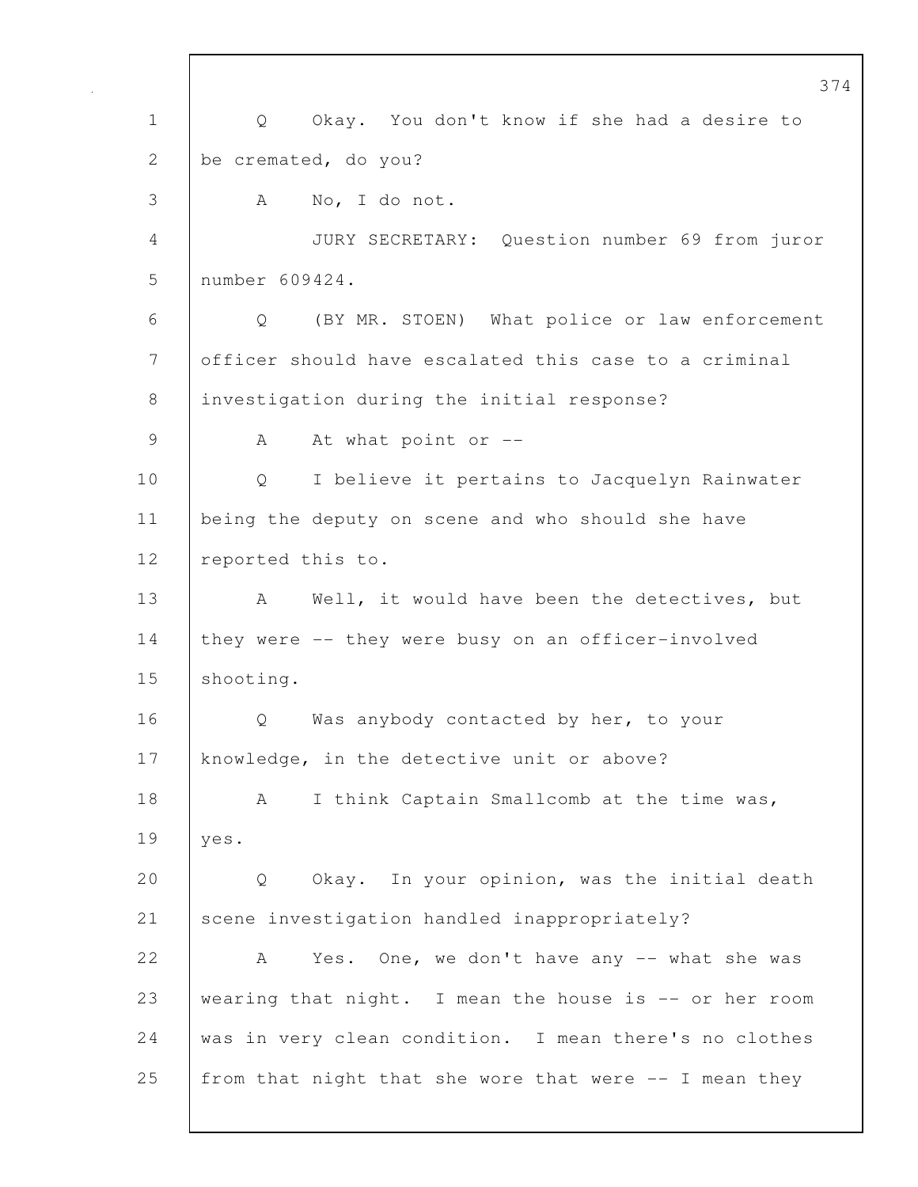Q Okay. You don't know if she had a desire to be cremated, do you?

A No, I do not.

JURY SECRETARY: Question number 69 from juror number 609424.

Q (BY MR. STOEN) What police or law enforcement officer should have escalated this case to a criminal investigation during the initial response?

A At what point or --

Q I believe it pertains to Jacquelyn Rainwater being the deputy on scene and who should she have reported this to.

A Well, it would have been the detectives, but they were -- they were busy on an officer-involved shooting.

Q Was anybody contacted by her, to your knowledge, in the detective unit or above?

A I think Captain Smallcomb at the time was, yes.

Q Okay. In your opinion, was the initial death scene investigation handled inappropriately?

A Yes. One, we don't have any -- what she was wearing that night. I mean the house is -- or her room was in very clean condition. I mean there's no clothes from that night that she wore that were -- I mean they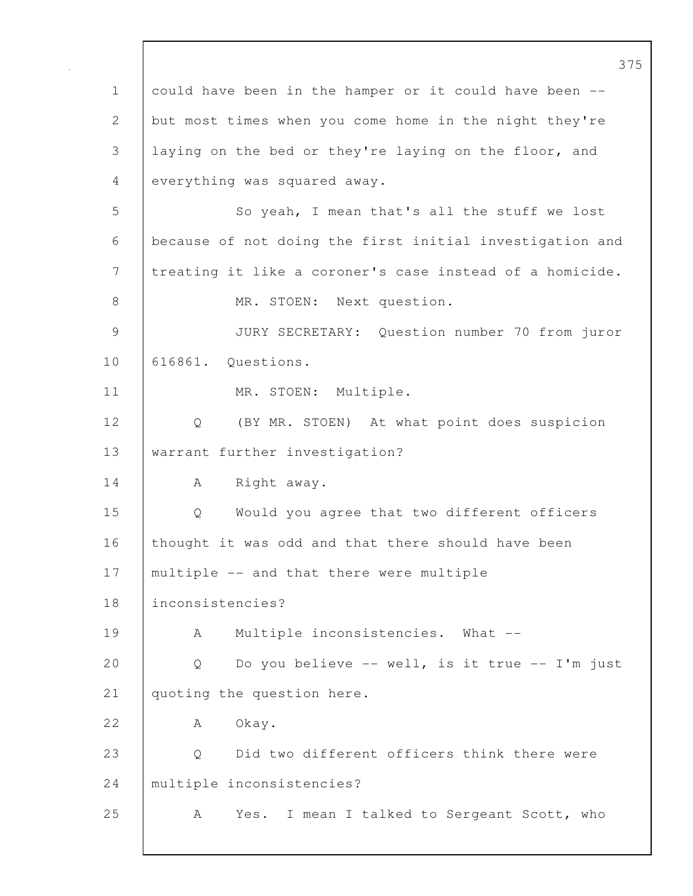could have been in the hamper or it could have been -- but most times when you come home in the night they're laying on the bed or they're laying on the floor, and everything was squared away.

So yeah, I mean that's all the stuff we lost because of not doing the first initial investigation and treating it like a coroner's case instead of a homicide.

MR. STOEN: Next question.

JURY SECRETARY: Question number 70 from juror 616861. Questions.

MR. STOEN: Multiple.

Q (BY MR. STOEN) At what point does suspicion warrant further investigation?

A Right away.

Q Would you agree that two different officers thought it was odd and that there should have been multiple -- and that there were multiple inconsistencies?

A Multiple inconsistencies. What --

Q Do you believe -- well, is it true -- I'm just quoting the question here.

A Okay.

Q Did two different officers think there were multiple inconsistencies?

A Yes. I mean I talked to Sergeant Scott, who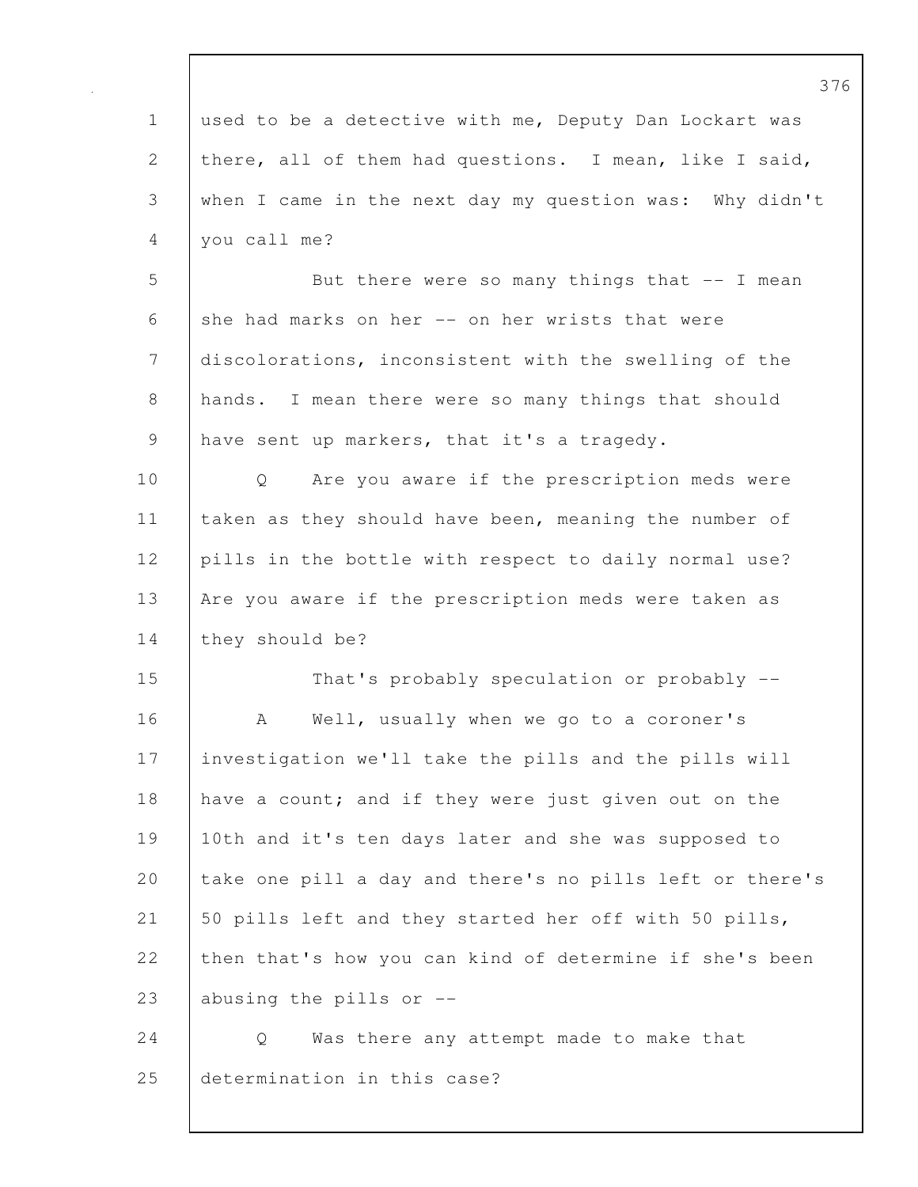used to be a detective with me, Deputy Dan Lockart was there, all of them had questions. I mean, like I said, when I came in the next day my question was: Why didn't you call me?

But there were so many things that -- I mean she had marks on her -- on her wrists that were discolorations, inconsistent with the swelling of the hands. I mean there were so many things that should have sent up markers, that it's a tragedy.

Q Are you aware if the prescription meds were taken as they should have been, meaning the number of pills in the bottle with respect to daily normal use? Are you aware if the prescription meds were taken as they should be?

That's probably speculation or probably --

A Well, usually when we go to a coroner's investigation we'll take the pills and the pills will have a count; and if they were just given out on the 10th and it's ten days later and she was supposed to take one pill a day and there's no pills left or there's 50 pills left and they started her off with 50 pills, then that's how you can kind of determine if she's been abusing the pills or --

Q Was there any attempt made to make that determination in this case?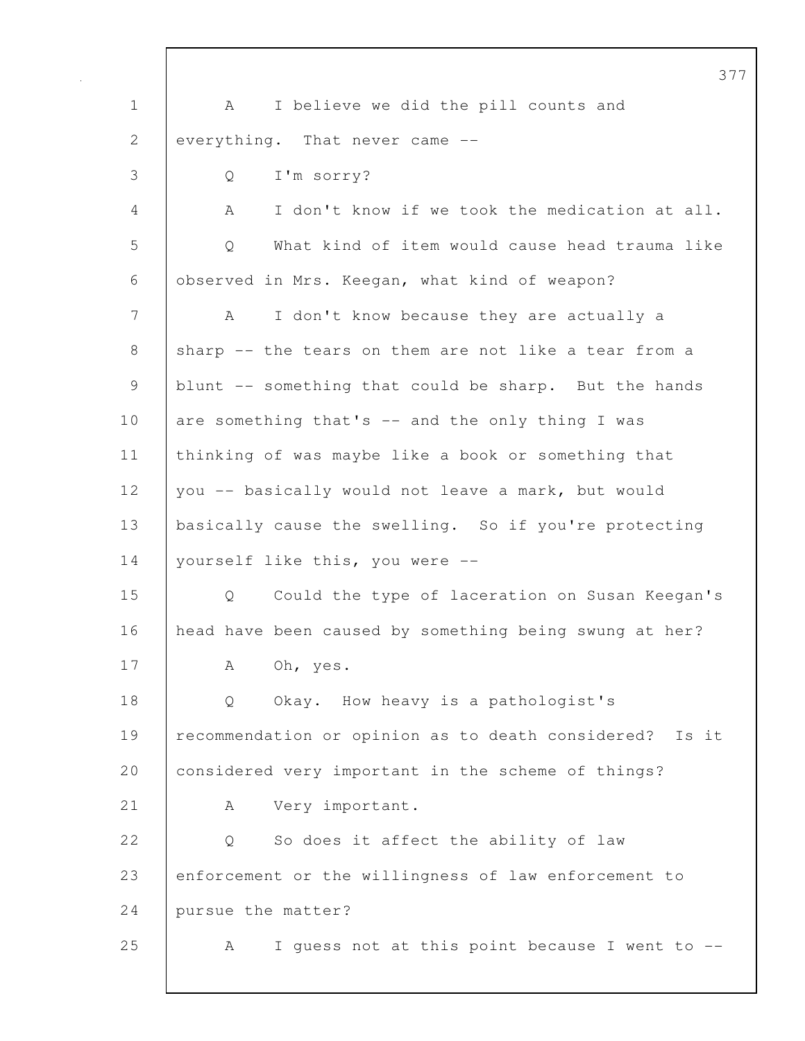A I believe we did the pill counts and everything. That never came --

Q I'm sorry?

A I don't know if we took the medication at all.

Q What kind of item would cause head trauma like observed in Mrs. Keegan, what kind of weapon?

A I don't know because they are actually a sharp -- the tears on them are not like a tear from a blunt -- something that could be sharp. But the hands are something that's -- and the only thing I was thinking of was maybe like a book or something that you -- basically would not leave a mark, but would basically cause the swelling. So if you're protecting yourself like this, you were --

Q Could the type of laceration on Susan Keegan's head have been caused by something being swung at her?

A Oh, yes.

Q Okay. How heavy is a pathologist's recommendation or opinion as to death considered? Is it considered very important in the scheme of things?

A Very important.

Q So does it affect the ability of law enforcement or the willingness of law enforcement to pursue the matter?

A I guess not at this point because I went to --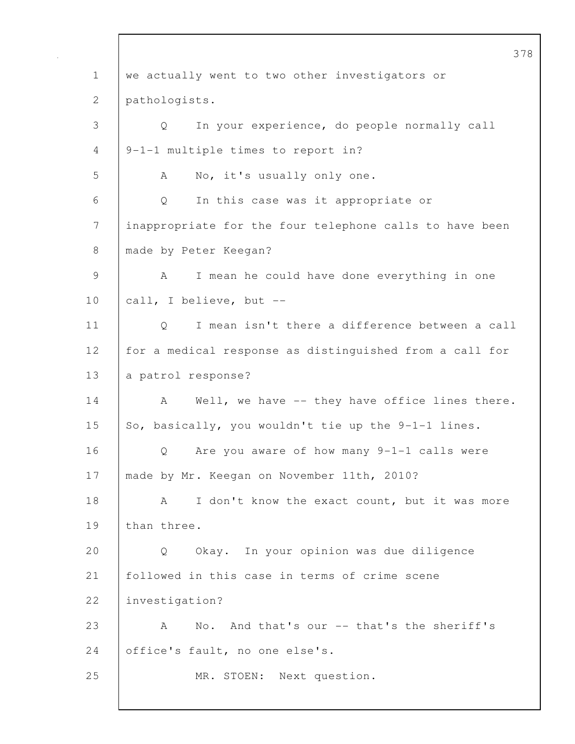we actually went to two other investigators or pathologists.

Q In your experience, do people normally call 9-1-1 multiple times to report in?

A No, it's usually only one.

Q In this case was it appropriate or inappropriate for the four telephone calls to have been made by Peter Keegan?

A I mean he could have done everything in one call, I believe, but --

Q I mean isn't there a difference between a call for a medical response as distinguished from a call for a patrol response?

A Well, we have -- they have office lines there. So, basically, you wouldn't tie up the 9-1-1 lines.

Q Are you aware of how many 9-1-1 calls were made by Mr. Keegan on November 11th, 2010?

A I don't know the exact count, but it was more than three.

Q Okay. In your opinion was due diligence followed in this case in terms of crime scene investigation?

A No. And that's our -- that's the sheriff's office's fault, no one else's.

MR. STOEN: Next question.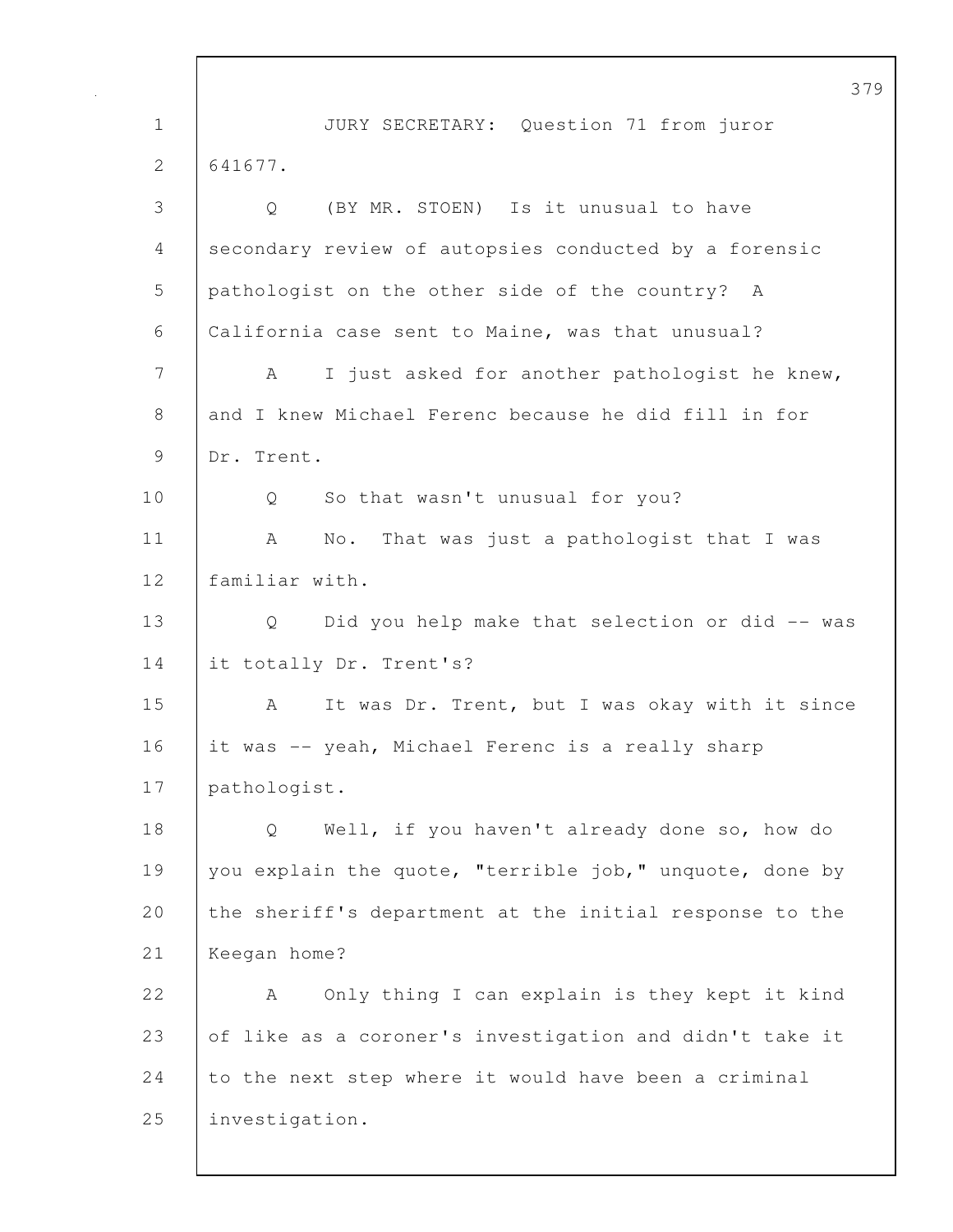JURY SECRETARY: Question 71 from juror 641677.

Q (BY MR. STOEN) Is it unusual to have secondary review of autopsies conducted by a forensic pathologist on the other side of the country? A California case sent to Maine, was that unusual?

A I just asked for another pathologist he knew, and I knew Michael Ferenc because he did fill in for Dr. Trent.

Q So that wasn't unusual for you?

A No. That was just a pathologist that I was familiar with.

Q Did you help make that selection or did -- was it totally Dr. Trent's?

A It was Dr. Trent, but I was okay with it since it was -- yeah, Michael Ferenc is a really sharp pathologist.

Q Well, if you haven't already done so, how do you explain the quote, "terrible job," unquote, done by the sheriff's department at the initial response to the Keegan home?

A Only thing I can explain is they kept it kind of like as a coroner's investigation and didn't take it to the next step where it would have been a criminal investigation.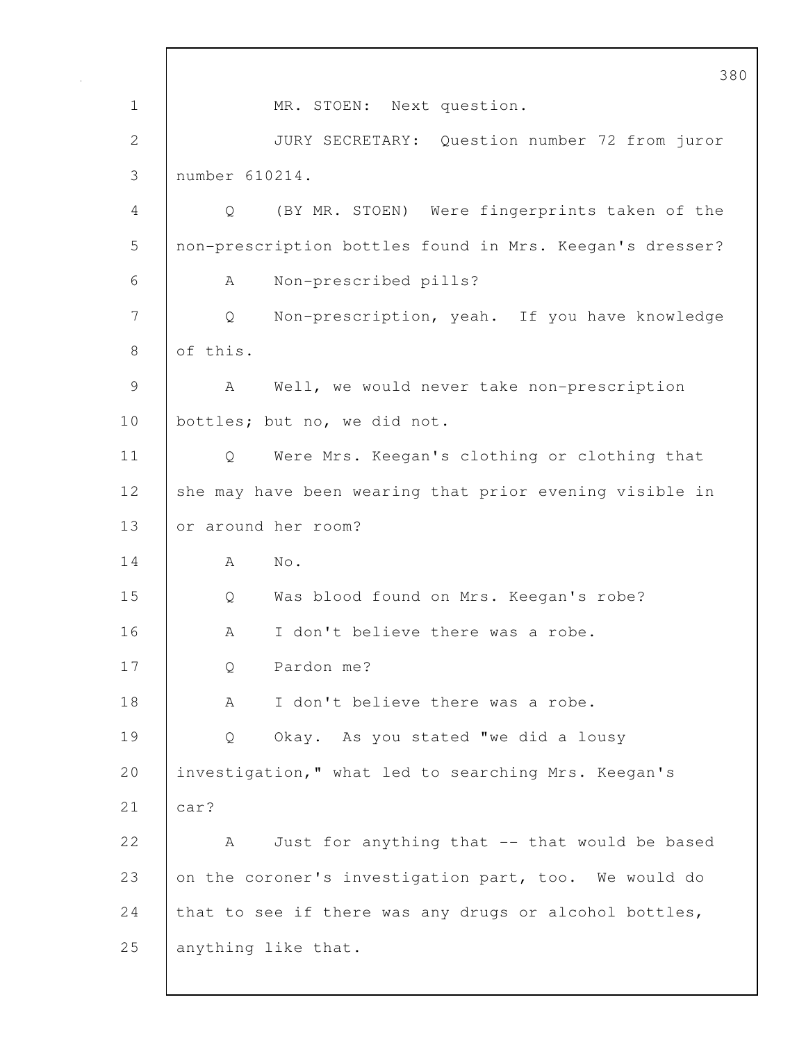MR. STOEN: Next question.

JURY SECRETARY: Question number 72 from juror number 610214.

Q (BY MR. STOEN) Were fingerprints taken of the non-prescription bottles found in Mrs. Keegan's dresser?

A Non-prescribed pills?

Q Non-prescription, yeah. If you have knowledge of this.

A Well, we would never take non-prescription bottles; but no, we did not.

Q Were Mrs. Keegan's clothing or clothing that she may have been wearing that prior evening visible in or around her room?

A No.

Q Was blood found on Mrs. Keegan's robe?

A I don't believe there was a robe.

Q Pardon me?

A I don't believe there was a robe.

Q Okay. As you stated "we did a lousy investigation," what led to searching Mrs. Keegan's car?

A Just for anything that -- that would be based on the coroner's investigation part, too. We would do that to see if there was any drugs or alcohol bottles, anything like that.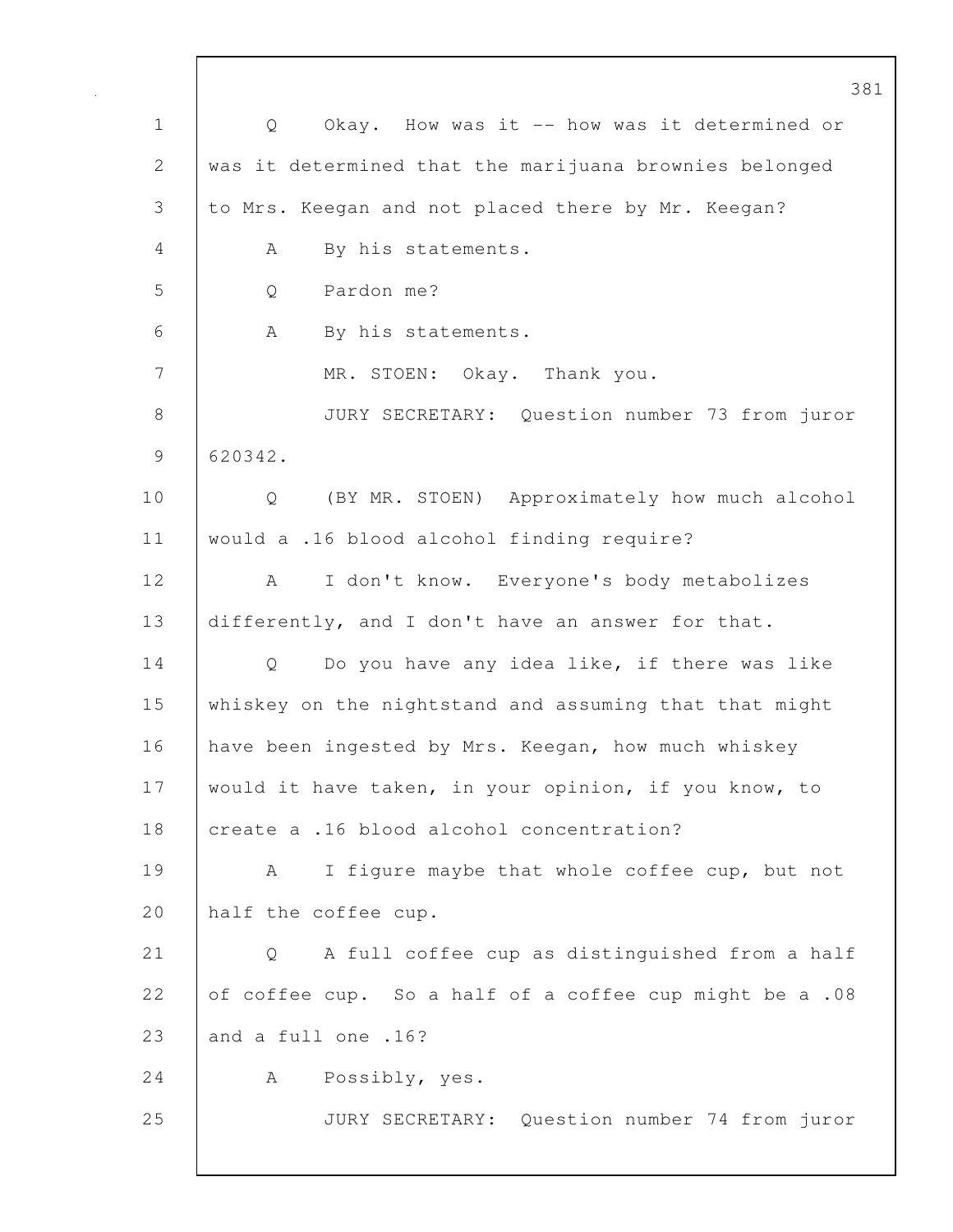Q Okay. How was it -- how was it determined or was it determined that the marijuana brownies belonged to Mrs. Keegan and not placed there by Mr. Keegan?

A By his statements.

Q Pardon me?

A By his statements.

MR. STOEN: Okay. Thank you.

JURY SECRETARY: Question number 73 from juror 620342.

Q (BY MR. STOEN) Approximately how much alcohol would a .16 blood alcohol finding require?

A I don't know. Everyone's body metabolizes differently, and I don't have an answer for that.

Q Do you have any idea like, if there was like whiskey on the nightstand and assuming that that might have been ingested by Mrs. Keegan, how much whiskey would it have taken, in your opinion, if you know, to create a .16 blood alcohol concentration?

A I figure maybe that whole coffee cup, but not half the coffee cup.

Q A full coffee cup as distinguished from a half of coffee cup. So a half of a coffee cup might be a .08 and a full one .16?

A Possibly, yes.

JURY SECRETARY: Question number 74 from juror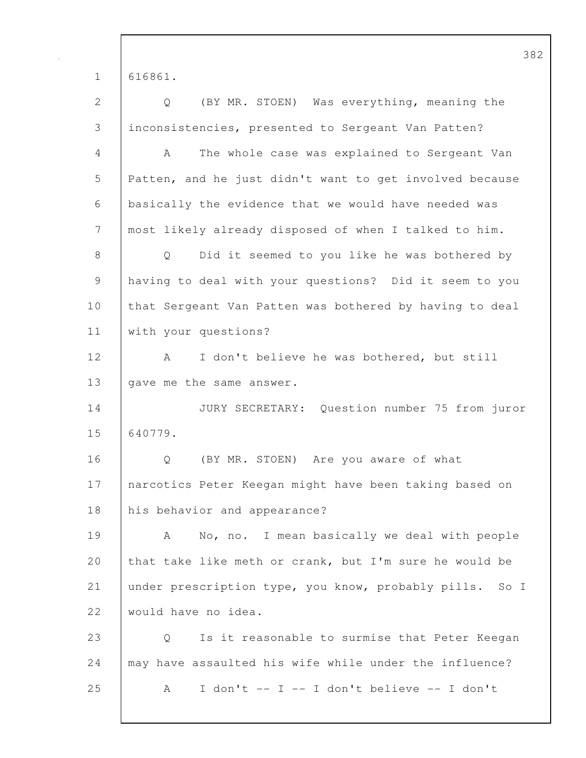616861.

Q (BY MR. STOEN) Was everything, meaning the inconsistencies, presented to Sergeant Van Patten?

A The whole case was explained to Sergeant Van Patten, and he just didn't want to get involved because basically the evidence that we would have needed was most likely already disposed of when I talked to him.

Q Did it seemed to you like he was bothered by having to deal with your questions? Did it seem to you that Sergeant Van Patten was bothered by having to deal with your questions?

A I don't believe he was bothered, but still gave me the same answer.

JURY SECRETARY: Question number 75 from juror 640779.

Q (BY MR. STOEN) Are you aware of what narcotics Peter Keegan might have been taking based on his behavior and appearance?

A No, no. I mean basically we deal with people that take like meth or crank, but I'm sure he would be under prescription type, you know, probably pills. So I would have no idea.

Q Is it reasonable to surmise that Peter Keegan may have assaulted his wife while under the influence?

A I don't -- I -- I don't believe -- I don't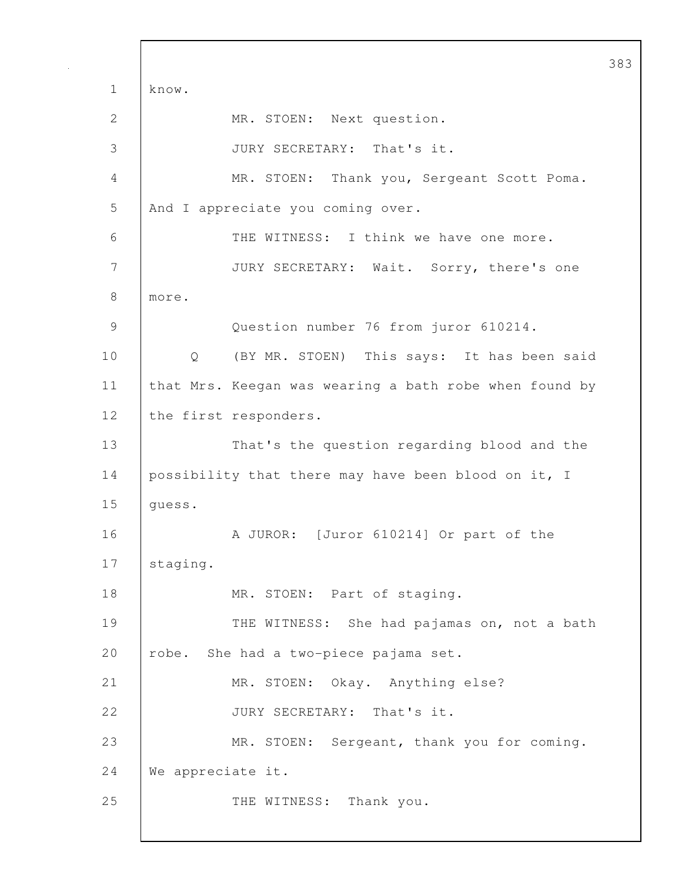know.

MR. STOEN: Next question.

JURY SECRETARY: That's it.

MR. STOEN: Thank you, Sergeant Scott Poma. And I appreciate you coming over.

THE WITNESS: I think we have one more.

JURY SECRETARY: Wait. Sorry, there's one more.

Question number 76 from juror 610214.

Q (BY MR. STOEN) This says: It has been said that Mrs. Keegan was wearing a bath robe when found by the first responders.

That's the question regarding blood and the possibility that there may have been blood on it, I guess.

A JUROR: [Juror 610214] Or part of the staging.

MR. STOEN: Part of staging.

THE WITNESS: She had pajamas on, not a bath robe. She had a two-piece pajama set.

MR. STOEN: Okay. Anything else?

JURY SECRETARY: That's it.

MR. STOEN: Sergeant, thank you for coming. We appreciate it.

THE WITNESS: Thank you.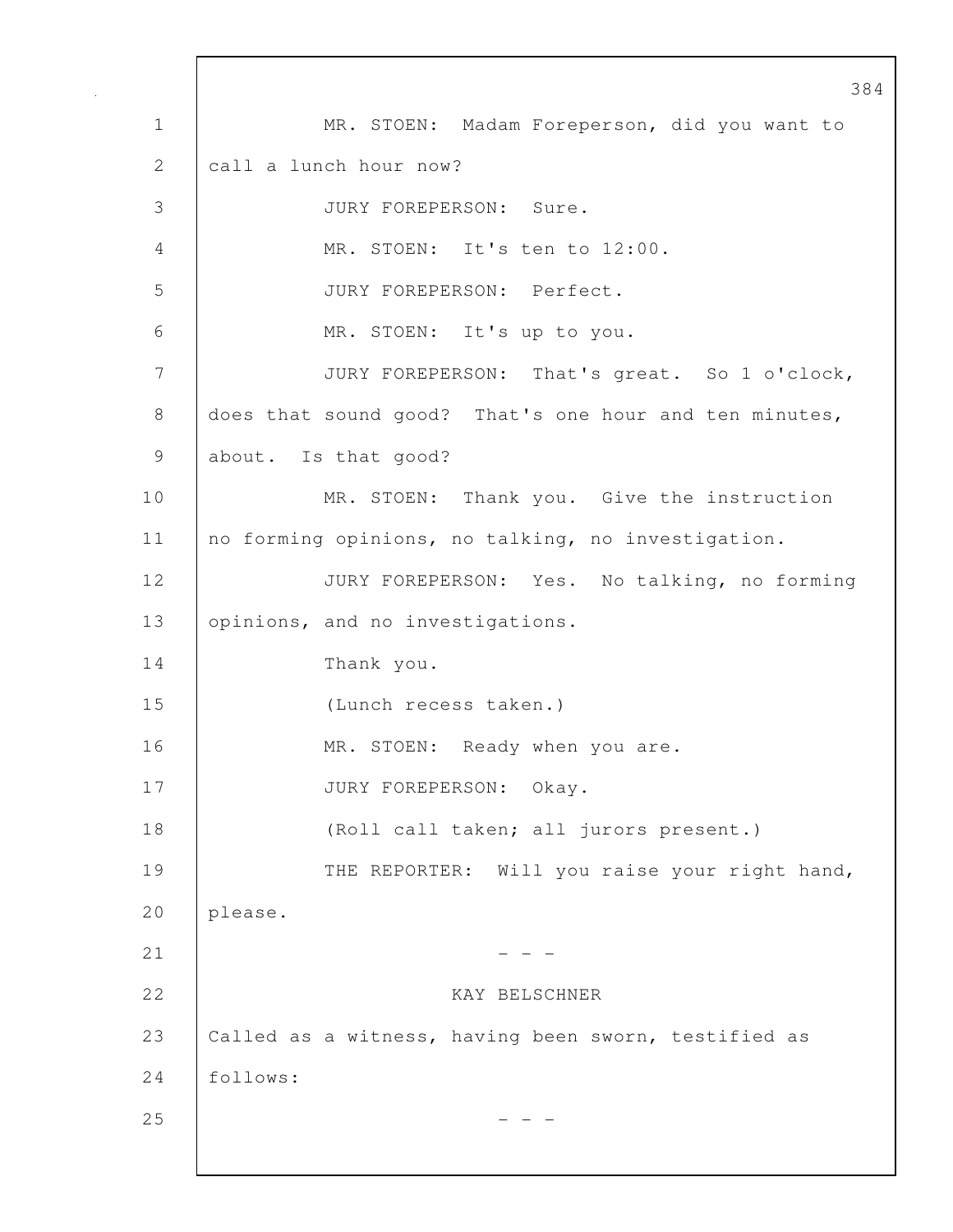MR. STOEN: Madam Foreperson, did you want to call a lunch hour now?

JURY FOREPERSON: Sure.

MR. STOEN: It's ten to 12:00.

JURY FOREPERSON: Perfect.

MR. STOEN: It's up to you.

JURY FOREPERSON: That's great. So 1 o'clock, does that sound good? That's one hour and ten minutes, about. Is that good?

MR. STOEN: Thank you. Give the instruction no forming opinions, no talking, no investigation.

JURY FOREPERSON: Yes. No talking, no forming opinions, and no investigations.

Thank you.

(Lunch recess taken.)

MR. STOEN: Ready when you are.

JURY FOREPERSON: Okay.

(Roll call taken; all jurors present.)

THE REPORTER: Will you raise your right hand, please.

\- - -

KAY BELSCHNER

Called as a witness, having been sworn, testified as follows:

\- - -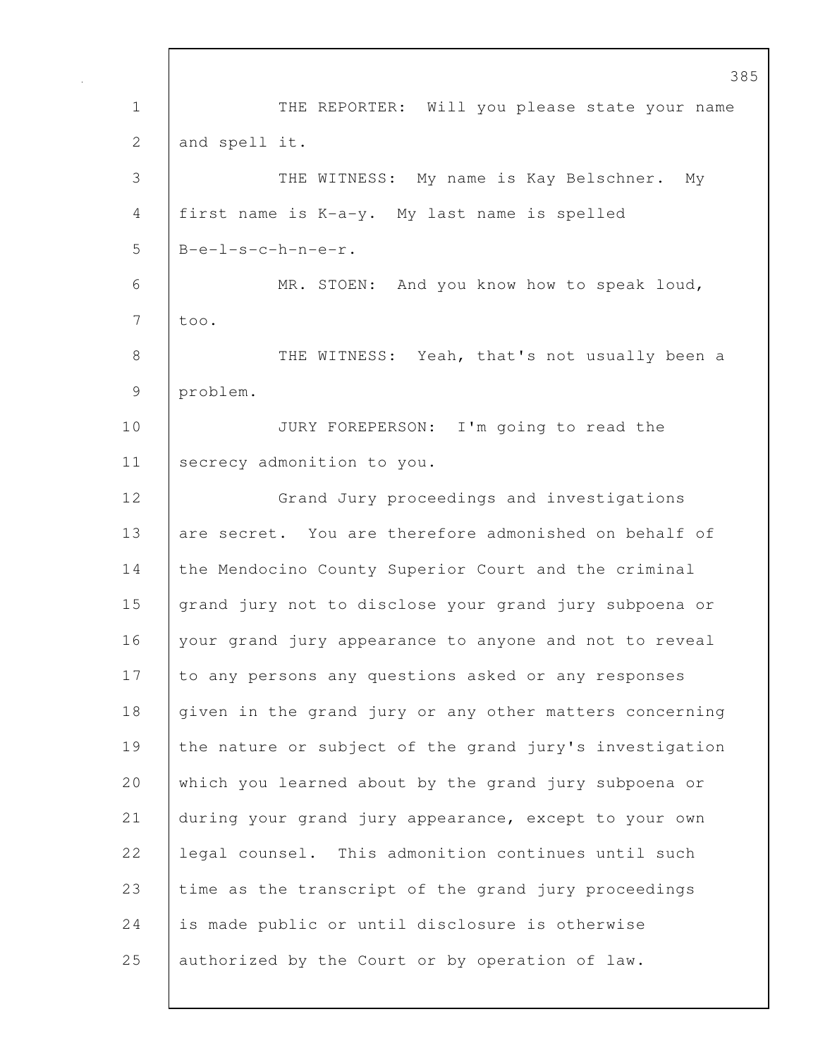THE REPORTER: Will you please state your name and spell it.

THE WITNESS: My name is Kay Belschner. My first name is K-a-y. My last name is spelled B-e-l-s-c-h-n-e-r.

MR. STOEN: And you know how to speak loud, too.

THE WITNESS: Yeah, that's not usually been a problem.

JURY FOREPERSON: I'm going to read the secrecy admonition to you.

Grand Jury proceedings and investigations are secret. You are therefore admonished on behalf of the Mendocino County Superior Court and the criminal grand jury not to disclose your grand jury subpoena or your grand jury appearance to anyone and not to reveal to any persons any questions asked or any responses given in the grand jury or any other matters concerning the nature or subject of the grand jury's investigation which you learned about by the grand jury subpoena or during your grand jury appearance, except to your own legal counsel. This admonition continues until such time as the transcript of the grand jury proceedings is made public or until disclosure is otherwise authorized by the Court or by operation of law.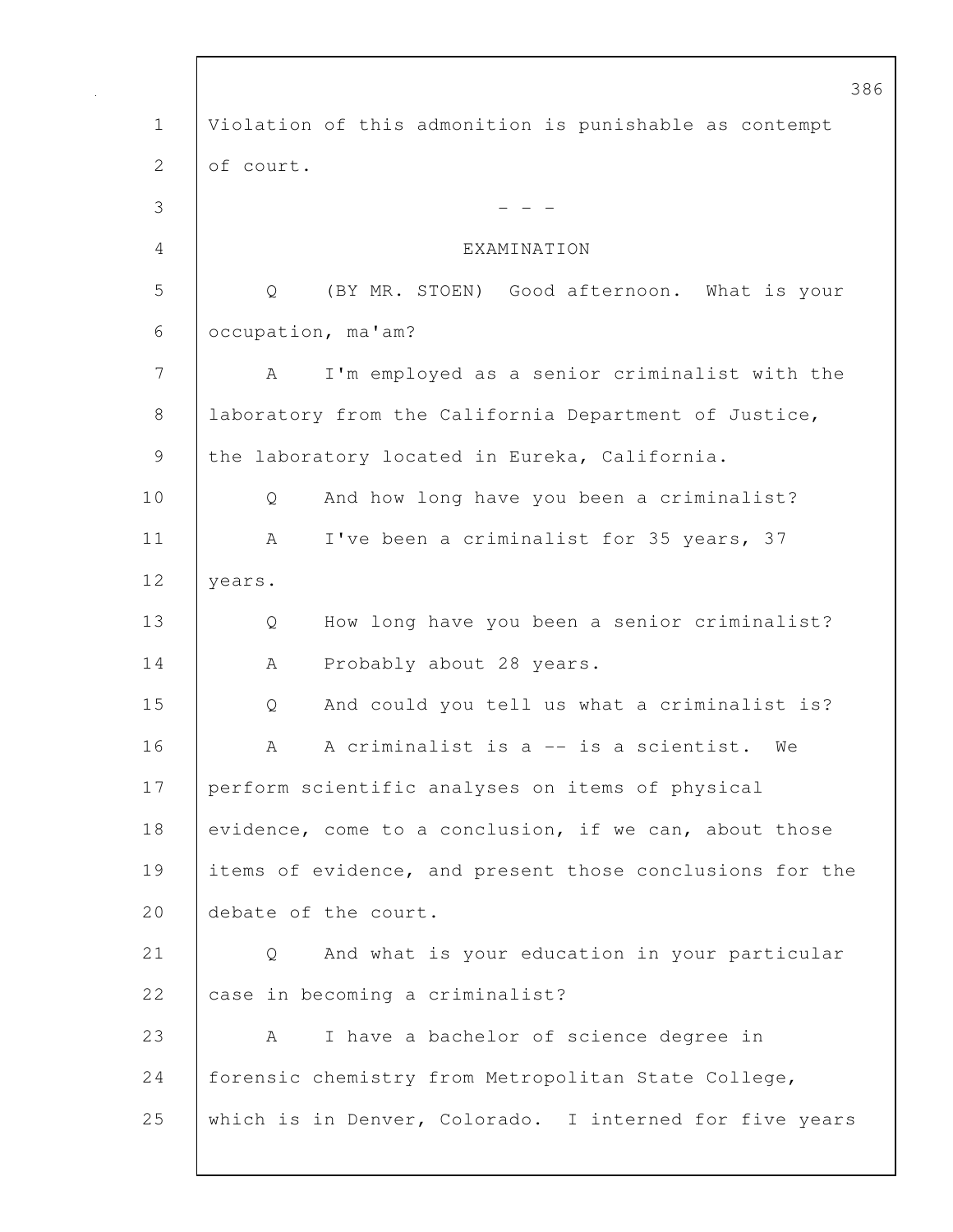Violation of this admonition is punishable as contempt of court.

- - -

EXAMINATION

Q (BY MR. STOEN) Good afternoon. What is your occupation, ma'am?

A I'm employed as a senior criminalist with the laboratory from the California Department of Justice, the laboratory located in Eureka, California.

Q And how long have you been a criminalist?

A I've been a criminalist for 35 years, 37 years.

Q How long have you been a senior criminalist?

A Probably about 28 years.

Q And could you tell us what a criminalist is?

A A criminalist is a -- is a scientist. We perform scientific analyses on items of physical evidence, come to a conclusion, if we can, about those items of evidence, and present those conclusions for the debate of the court.

Q And what is your education in your particular case in becoming a criminalist?

A I have a bachelor of science degree in forensic chemistry from Metropolitan State College, which is in Denver, Colorado. I interned for five years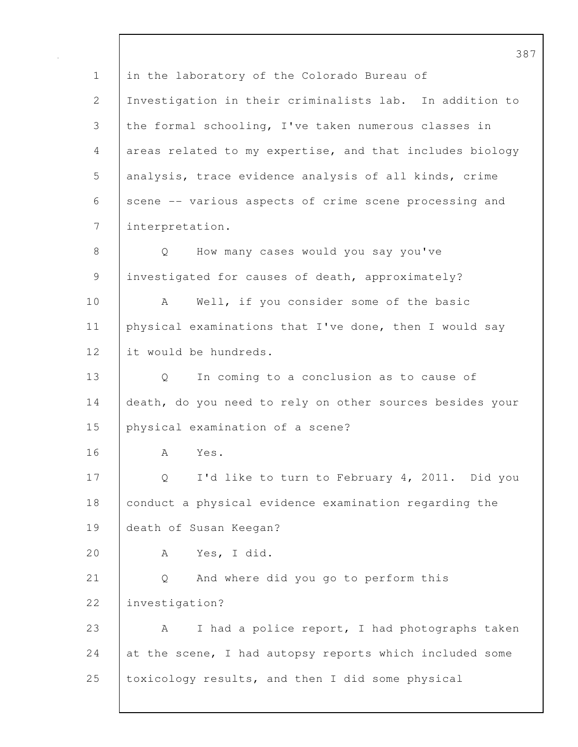in the laboratory of the Colorado Bureau of Investigation in their criminalists lab. In addition to the formal schooling, I've taken numerous classes in areas related to my expertise, and that includes biology analysis, trace evidence analysis of all kinds, crime scene -- various aspects of crime scene processing and interpretation.

Q How many cases would you say you've investigated for causes of death, approximately?

A Well, if you consider some of the basic physical examinations that I've done, then I would say it would be hundreds.

Q In coming to a conclusion as to cause of death, do you need to rely on other sources besides your physical examination of a scene?

A Yes.

Q I'd like to turn to February 4, 2011. Did you conduct a physical evidence examination regarding the death of Susan Keegan?

A Yes, I did.

Q And where did you go to perform this investigation?

A I had a police report, I had photographs taken at the scene, I had autopsy reports which included some toxicology results, and then I did some physical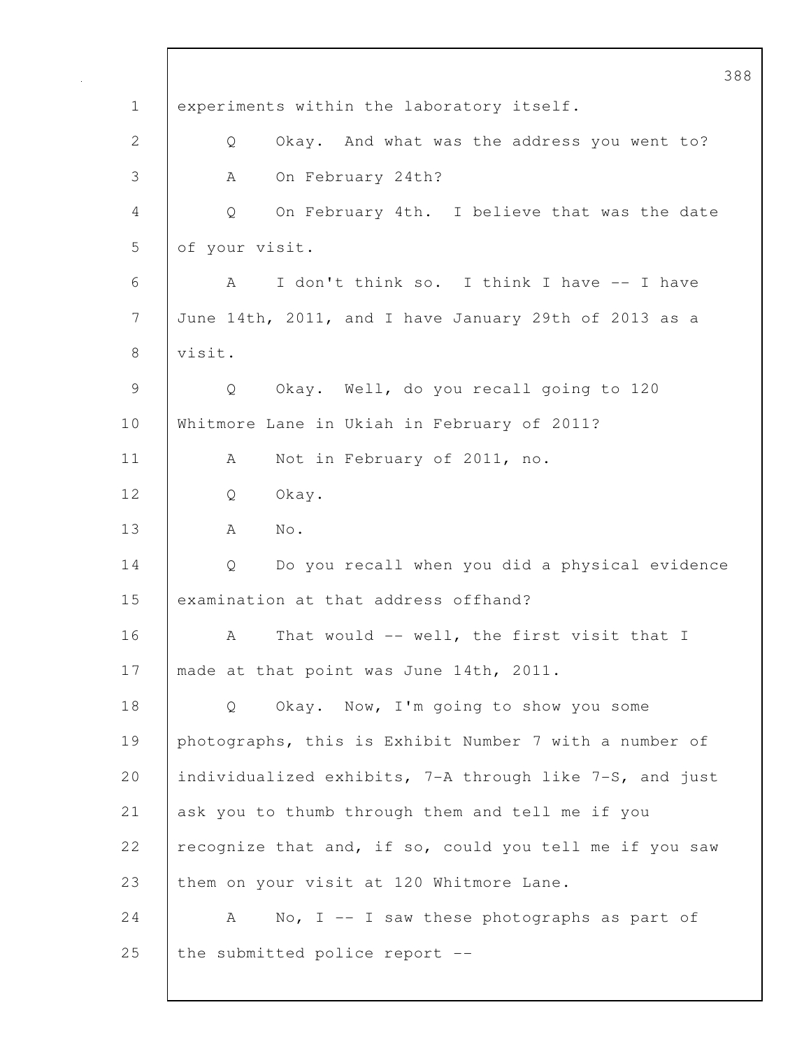1 experiments within the laboratory itself.

2 Q Okay. And what was the address you went to?

3 A On February 24th?

4 Q On February 4th. I believe that was the date

5 of your visit.

6 A I don't think so. I think I have -- I have

7 June 14th, 2011, and I have January 29th of 2013 as a

8 visit.

9 Q Okay. Well, do you recall going to 120

10 Whitmore Lane in Ukiah in February of 2011?

11 A Not in February of 2011, no.

12 Q Okay.

13 A No.

14 Q Do you recall when you did a physical evidence

15 examination at that address offhand?

16 A That would -- well, the first visit that I

17 made at that point was June 14th, 2011.

18 Q Okay. Now, I'm going to show you some

19 photographs, this is Exhibit Number 7 with a number of

20 individualized exhibits, 7-A through like 7-S, and just

21 ask you to thumb through them and tell me if you

22 recognize that and, if so, could you tell me if you saw

23 them on your visit at 120 Whitmore Lane.

24 A No, I -- I saw these photographs as part of

25 the submitted police report --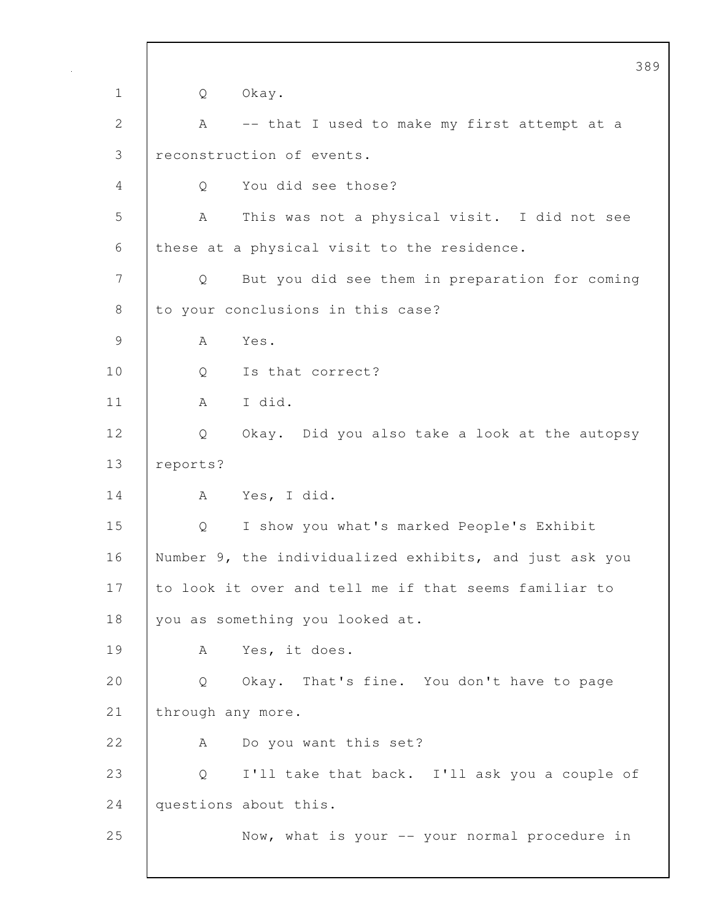Q Okay.

A -- that I used to make my first attempt at a reconstruction of events.

Q You did see those?

A This was not a physical visit. I did not see these at a physical visit to the residence.

Q But you did see them in preparation for coming to your conclusions in this case?

A Yes.

Q Is that correct?

A I did.

Q Okay. Did you also take a look at the autopsy reports?

A Yes, I did.

Q I show you what's marked People's Exhibit Number 9, the individualized exhibits, and just ask you to look it over and tell me if that seems familiar to you as something you looked at.

A Yes, it does.

Q Okay. That's fine. You don't have to page through any more.

A Do you want this set?

Q I'll take that back. I'll ask you a couple of questions about this.

Now, what is your -- your normal procedure in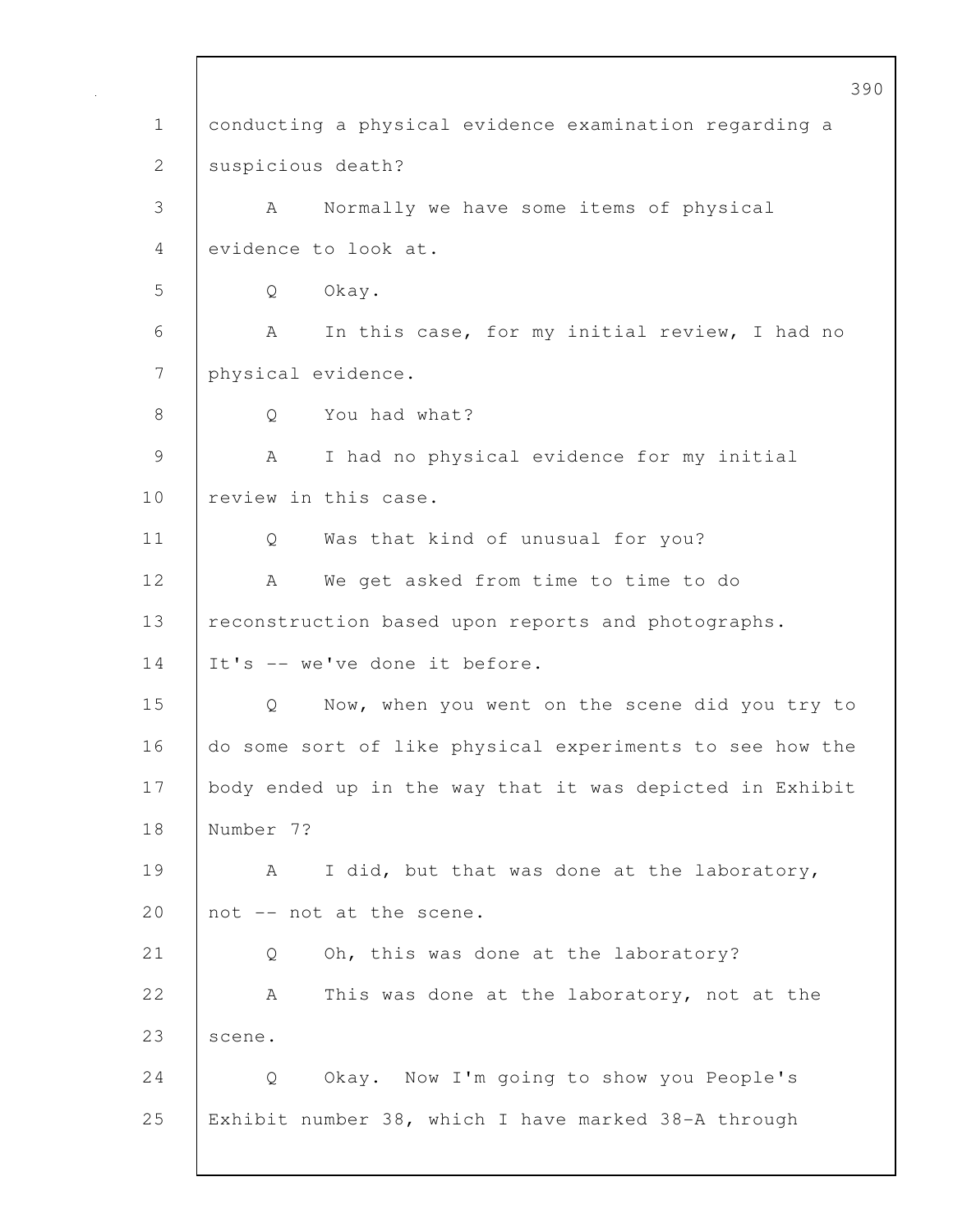conducting a physical evidence examination regarding a suspicious death?

A Normally we have some items of physical evidence to look at.

Q Okay.

A In this case, for my initial review, I had no physical evidence.

Q You had what?

A I had no physical evidence for my initial review in this case.

Q Was that kind of unusual for you?

A We get asked from time to time to do reconstruction based upon reports and photographs. It's -- we've done it before.

Q Now, when you went on the scene did you try to do some sort of like physical experiments to see how the body ended up in the way that it was depicted in Exhibit Number 7?

A I did, but that was done at the laboratory, not -- not at the scene.

Q Oh, this was done at the laboratory?

A This was done at the laboratory, not at the scene.

Q Okay. Now I'm going to show you People's Exhibit number 38, which I have marked 38-A through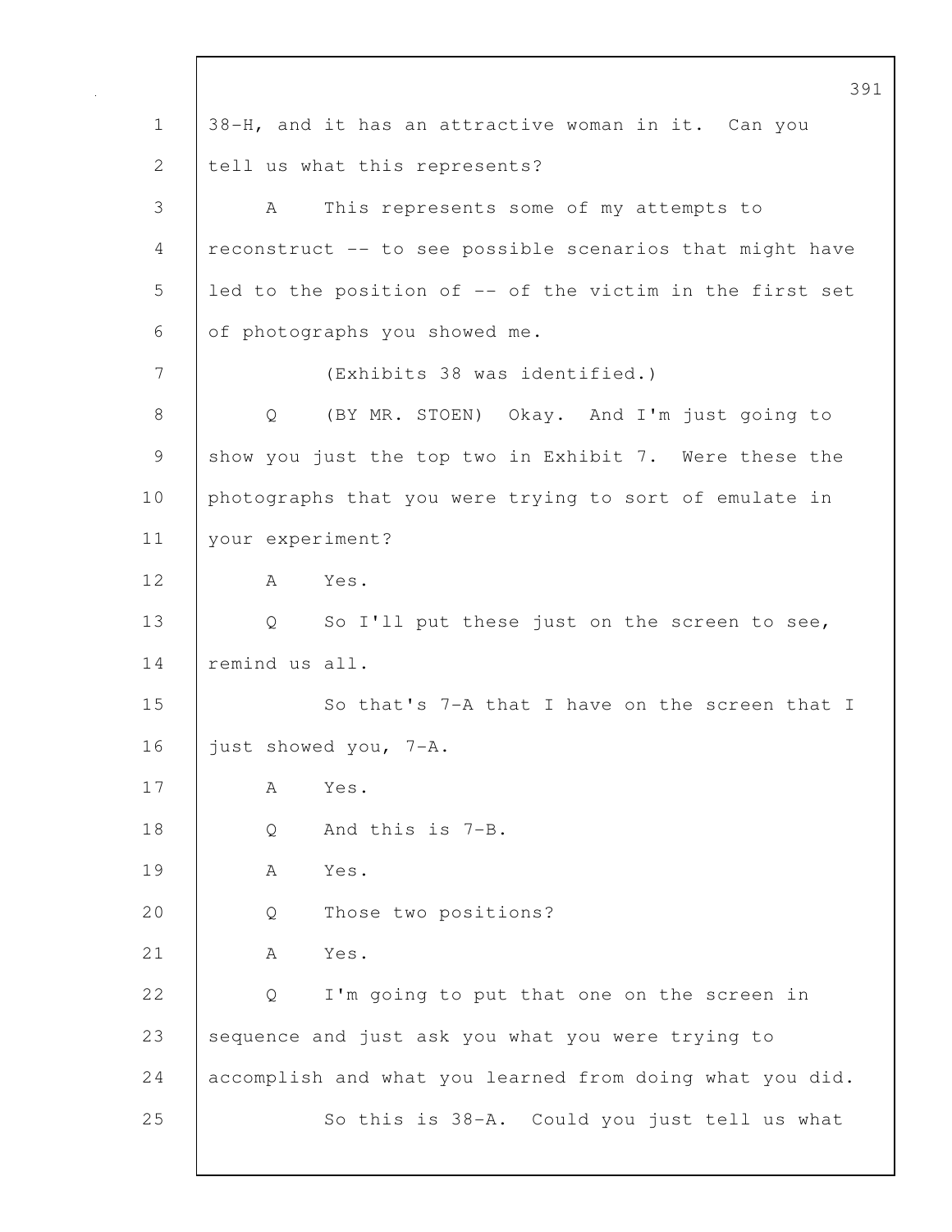1 38-H, and it has an attractive woman in it. Can you
2 tell us what this represents?
3 A This represents some of my attempts to
4 reconstruct -- to see possible scenarios that might have
5 led to the position of -- of the victim in the first set
6 of photographs you showed me.
7 (Exhibits 38 was identified.)
8 Q (BY MR. STOEN) Okay. And I'm just going to
9 show you just the top two in Exhibit 7. Were these the
10 photographs that you were trying to sort of emulate in
11 your experiment?
12 A Yes.
13 Q So I'll put these just on the screen to see,
14 remind us all.
15 So that's 7-A that I have on the screen that I
16 just showed you, 7-A.
17 A Yes.
18 Q And this is 7-B.
19 A Yes.
20 Q Those two positions?
21 A Yes.
22 Q I'm going to put that one on the screen in
23 sequence and just ask you what you were trying to
24 accomplish and what you learned from doing what you did.
25 So this is 38-A. Could you just tell us what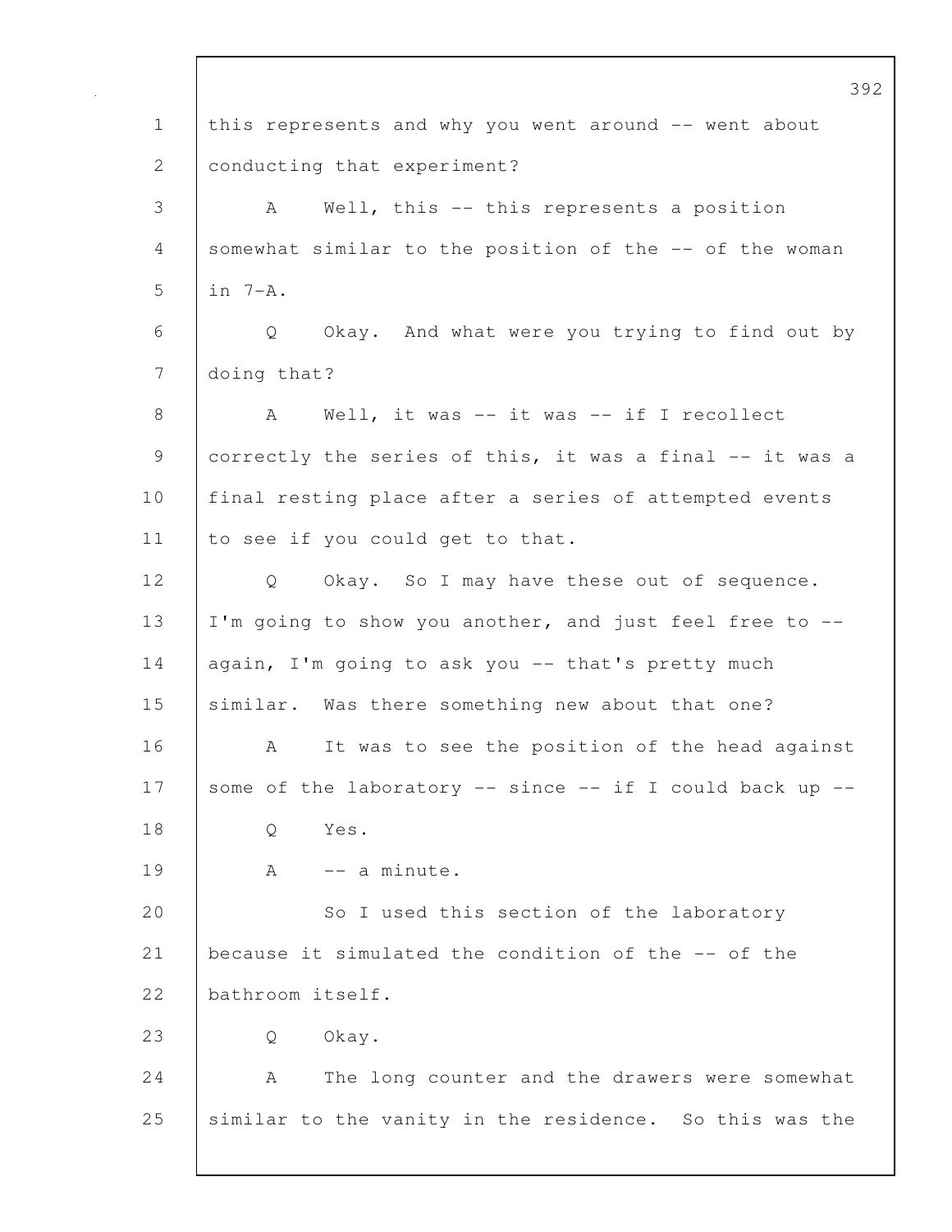this represents and why you went around -- went about conducting that experiment?

A Well, this -- this represents a position somewhat similar to the position of the -- of the woman in 7-A.

Q Okay. And what were you trying to find out by doing that?

A Well, it was -- it was -- if I recollect correctly the series of this, it was a final -- it was a final resting place after a series of attempted events to see if you could get to that.

Q Okay. So I may have these out of sequence. I'm going to show you another, and just feel free to -- again, I'm going to ask you -- that's pretty much similar. Was there something new about that one?

A It was to see the position of the head against some of the laboratory -- since -- if I could back up --

Q Yes.

A -- a minute.

So I used this section of the laboratory because it simulated the condition of the -- of the bathroom itself.

Q Okay.

A The long counter and the drawers were somewhat similar to the vanity in the residence. So this was the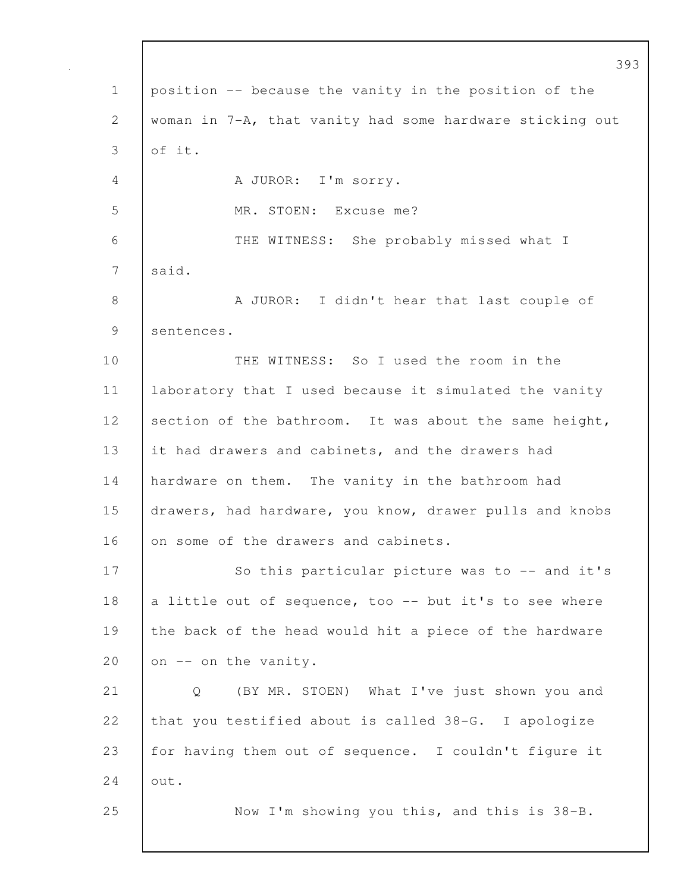position -- because the vanity in the position of the woman in 7-A, that vanity had some hardware sticking out of it.

A JUROR: I'm sorry.

MR. STOEN: Excuse me?

THE WITNESS: She probably missed what I said.

A JUROR: I didn't hear that last couple of sentences.

THE WITNESS: So I used the room in the laboratory that I used because it simulated the vanity section of the bathroom. It was about the same height, it had drawers and cabinets, and the drawers had hardware on them. The vanity in the bathroom had drawers, had hardware, you know, drawer pulls and knobs on some of the drawers and cabinets.

So this particular picture was to -- and it's a little out of sequence, too -- but it's to see where the back of the head would hit a piece of the hardware on -- on the vanity.

Q (BY MR. STOEN) What I've just shown you and that you testified about is called 38-G. I apologize for having them out of sequence. I couldn't figure it out.

Now I'm showing you this, and this is 38-B.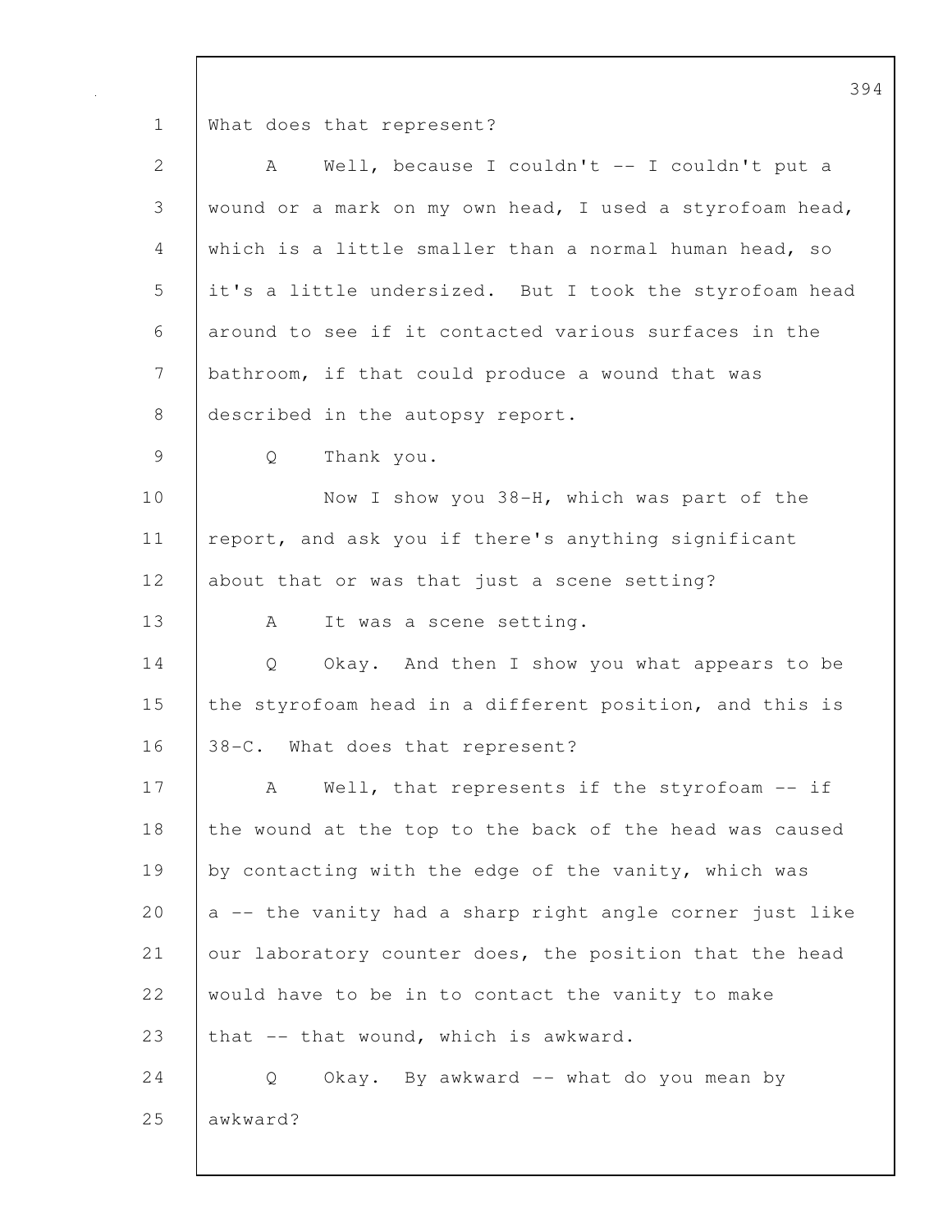What does that represent?

A Well, because I couldn't -- I couldn't put a wound or a mark on my own head, I used a styrofoam head, which is a little smaller than a normal human head, so it's a little undersized. But I took the styrofoam head around to see if it contacted various surfaces in the bathroom, if that could produce a wound that was described in the autopsy report.

Q Thank you.

Now I show you 38-H, which was part of the report, and ask you if there's anything significant about that or was that just a scene setting?

A It was a scene setting.

Q Okay. And then I show you what appears to be the styrofoam head in a different position, and this is 38-C. What does that represent?

A Well, that represents if the styrofoam -- if the wound at the top to the back of the head was caused by contacting with the edge of the vanity, which was a -- the vanity had a sharp right angle corner just like our laboratory counter does, the position that the head would have to be in to contact the vanity to make that -- that wound, which is awkward.

Q Okay. By awkward -- what do you mean by awkward?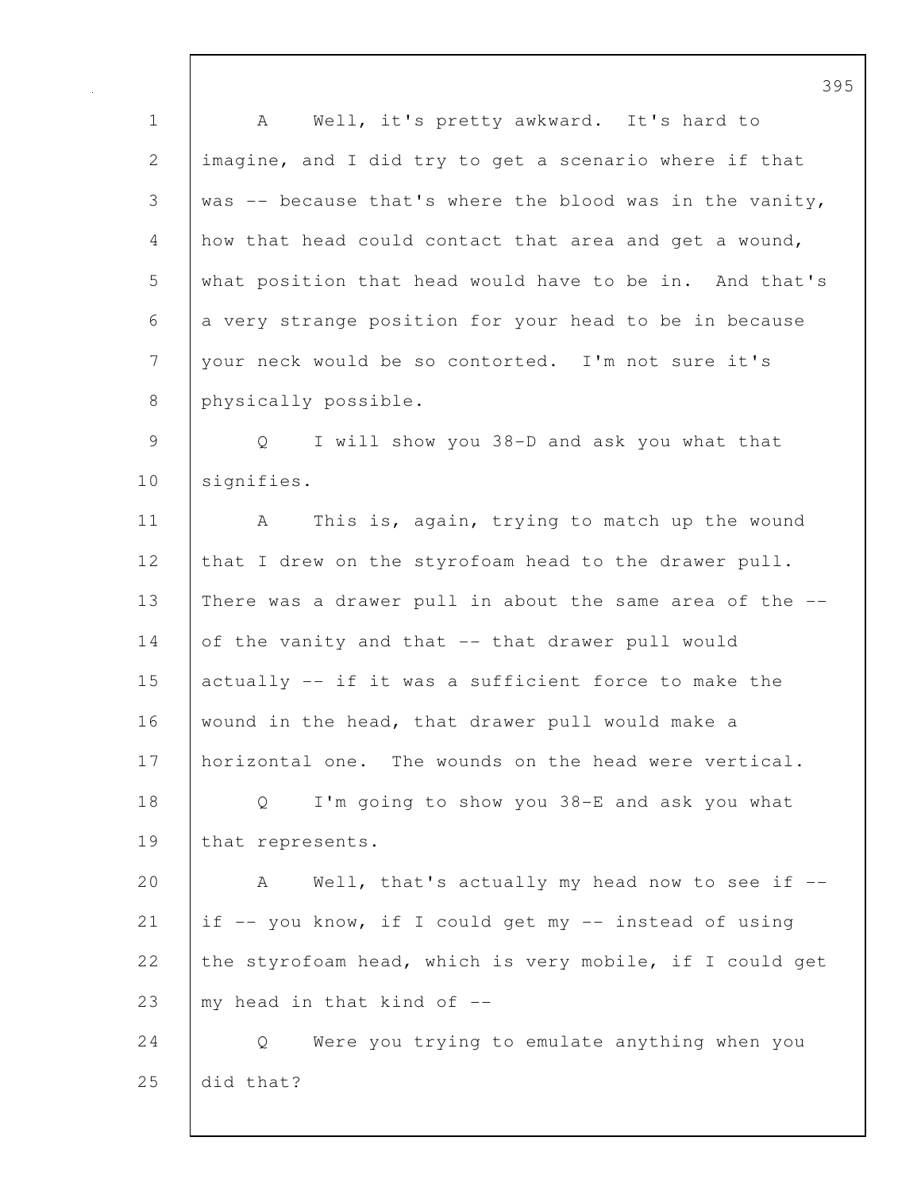A Well, it's pretty awkward. It's hard to imagine, and I did try to get a scenario where if that was -- because that's where the blood was in the vanity, how that head could contact that area and get a wound, what position that head would have to be in. And that's a very strange position for your head to be in because your neck would be so contorted. I'm not sure it's physically possible.

Q I will show you 38-D and ask you what that signifies.

A This is, again, trying to match up the wound that I drew on the styrofoam head to the drawer pull. There was a drawer pull in about the same area of the -- of the vanity and that -- that drawer pull would actually -- if it was a sufficient force to make the wound in the head, that drawer pull would make a horizontal one. The wounds on the head were vertical.

Q I'm going to show you 38-E and ask you what that represents.

A Well, that's actually my head now to see if -- if -- you know, if I could get my -- instead of using the styrofoam head, which is very mobile, if I could get my head in that kind of --

Q Were you trying to emulate anything when you did that?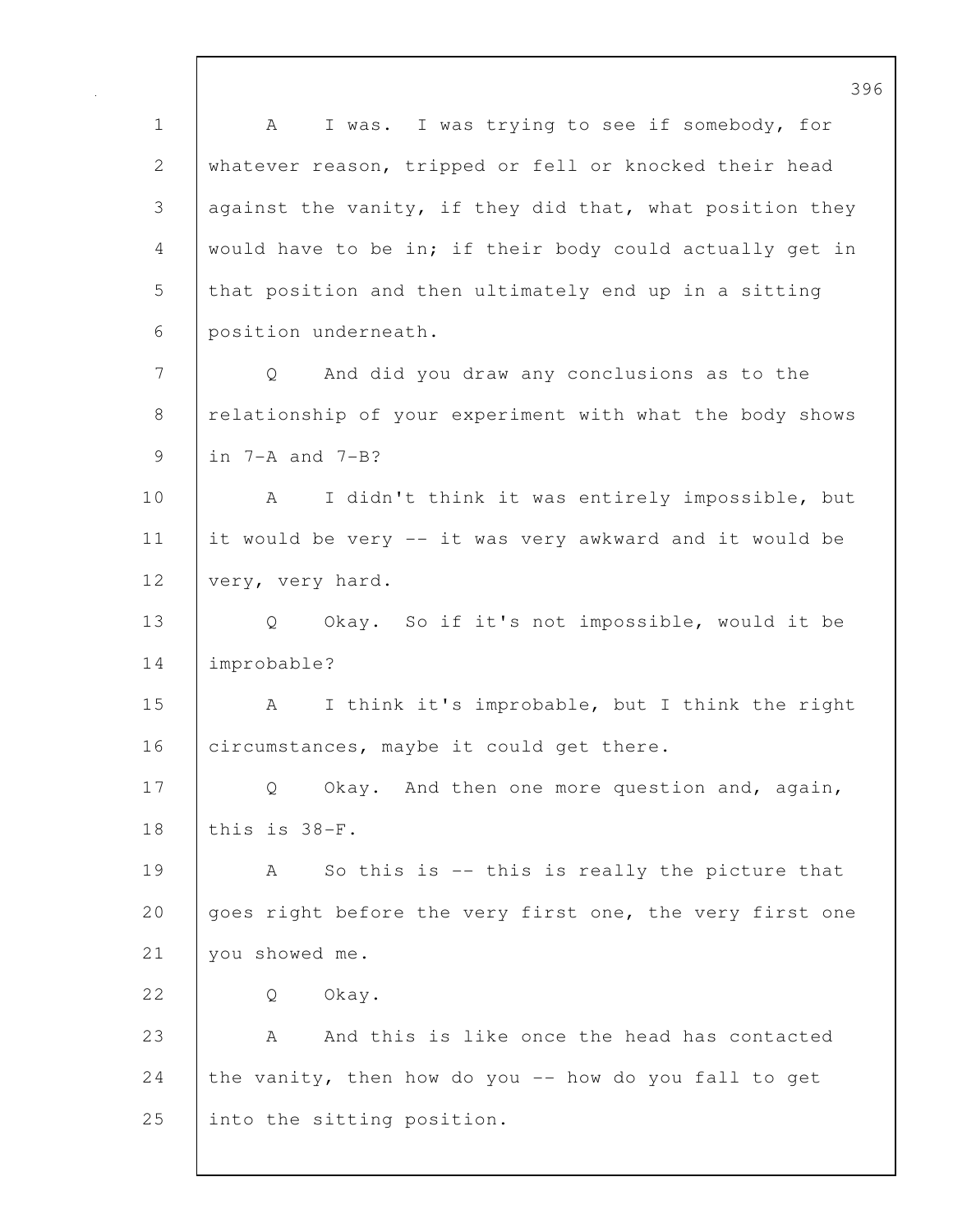A I was. I was trying to see if somebody, for whatever reason, tripped or fell or knocked their head against the vanity, if they did that, what position they would have to be in; if their body could actually get in that position and then ultimately end up in a sitting position underneath.

Q And did you draw any conclusions as to the relationship of your experiment with what the body shows in 7-A and 7-B?

A I didn't think it was entirely impossible, but it would be very -- it was very awkward and it would be very, very hard.

Q Okay. So if it's not impossible, would it be improbable?

A I think it's improbable, but I think the right circumstances, maybe it could get there.

Q Okay. And then one more question and, again, this is 38-F.

A So this is -- this is really the picture that goes right before the very first one, the very first one you showed me.

Q Okay.

A And this is like once the head has contacted the vanity, then how do you -- how do you fall to get into the sitting position.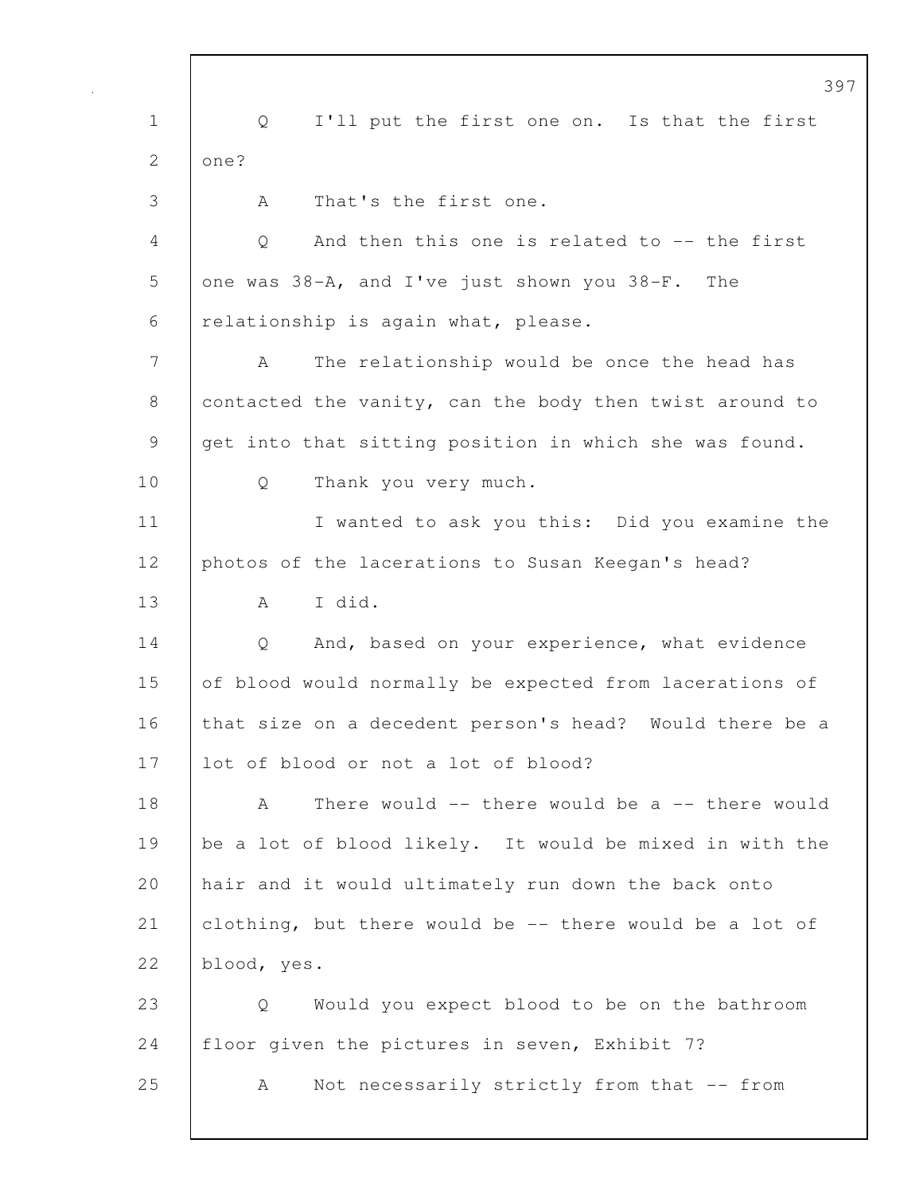Q I'll put the first one on. Is that the first one?

A That's the first one.

Q And then this one is related to -- the first one was 38-A, and I've just shown you 38-F. The relationship is again what, please.

A The relationship would be once the head has contacted the vanity, can the body then twist around to get into that sitting position in which she was found.

Q Thank you very much.

I wanted to ask you this: Did you examine the photos of the lacerations to Susan Keegan's head?

A I did.

Q And, based on your experience, what evidence of blood would normally be expected from lacerations of that size on a decedent person's head? Would there be a lot of blood or not a lot of blood?

A There would -- there would be a -- there would be a lot of blood likely. It would be mixed in with the hair and it would ultimately run down the back onto clothing, but there would be -- there would be a lot of blood, yes.

Q Would you expect blood to be on the bathroom floor given the pictures in seven, Exhibit 7?

A Not necessarily strictly from that -- from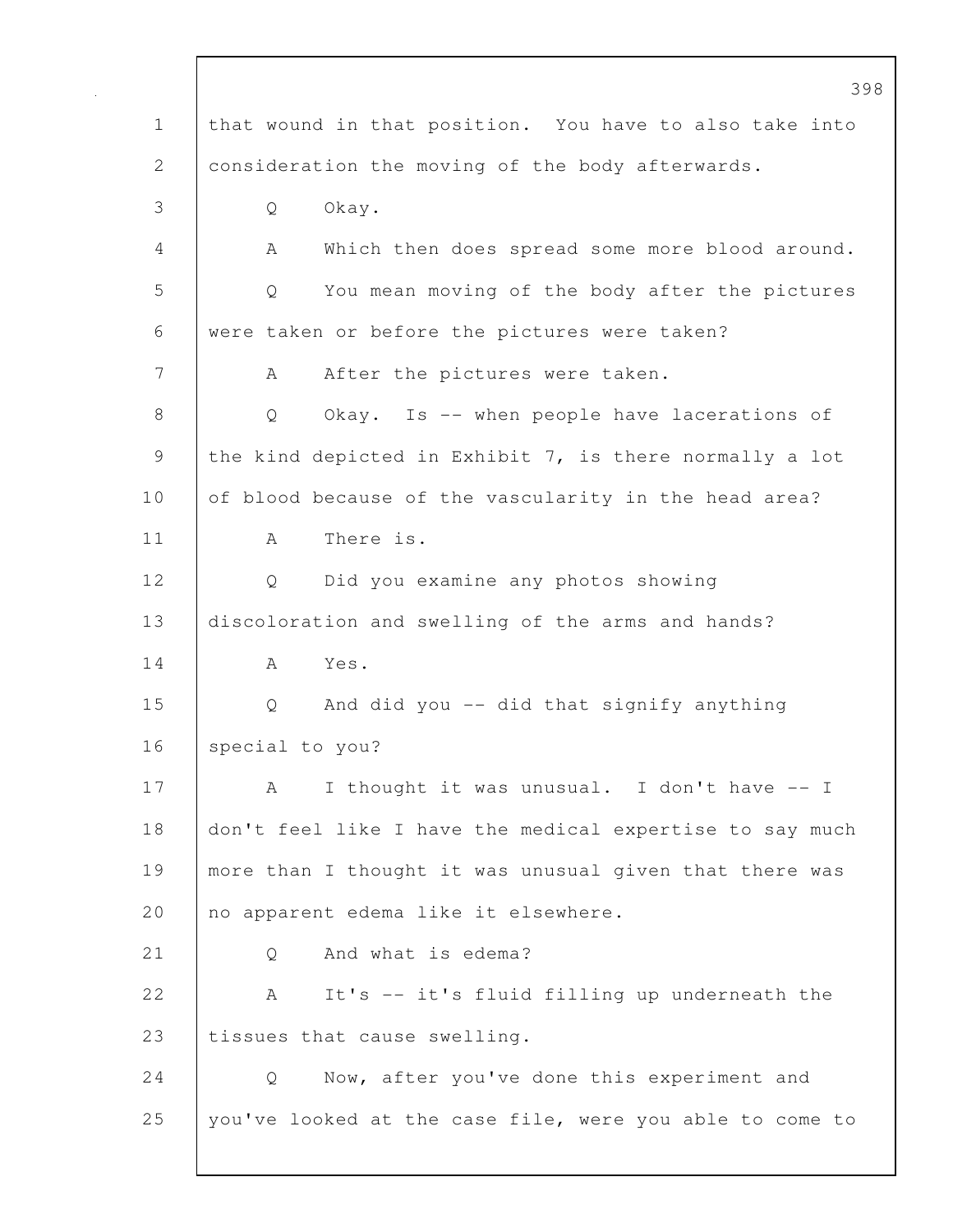that wound in that position. You have to also take into consideration the moving of the body afterwards.

Q Okay.

A Which then does spread some more blood around.

Q You mean moving of the body after the pictures were taken or before the pictures were taken?

A After the pictures were taken.

Q Okay. Is -- when people have lacerations of the kind depicted in Exhibit 7, is there normally a lot of blood because of the vascularity in the head area?

A There is.

Q Did you examine any photos showing discoloration and swelling of the arms and hands?

A Yes.

Q And did you -- did that signify anything special to you?

A I thought it was unusual. I don't have -- I don't feel like I have the medical expertise to say much more than I thought it was unusual given that there was no apparent edema like it elsewhere.

Q And what is edema?

A It's -- it's fluid filling up underneath the tissues that cause swelling.

Q Now, after you've done this experiment and you've looked at the case file, were you able to come to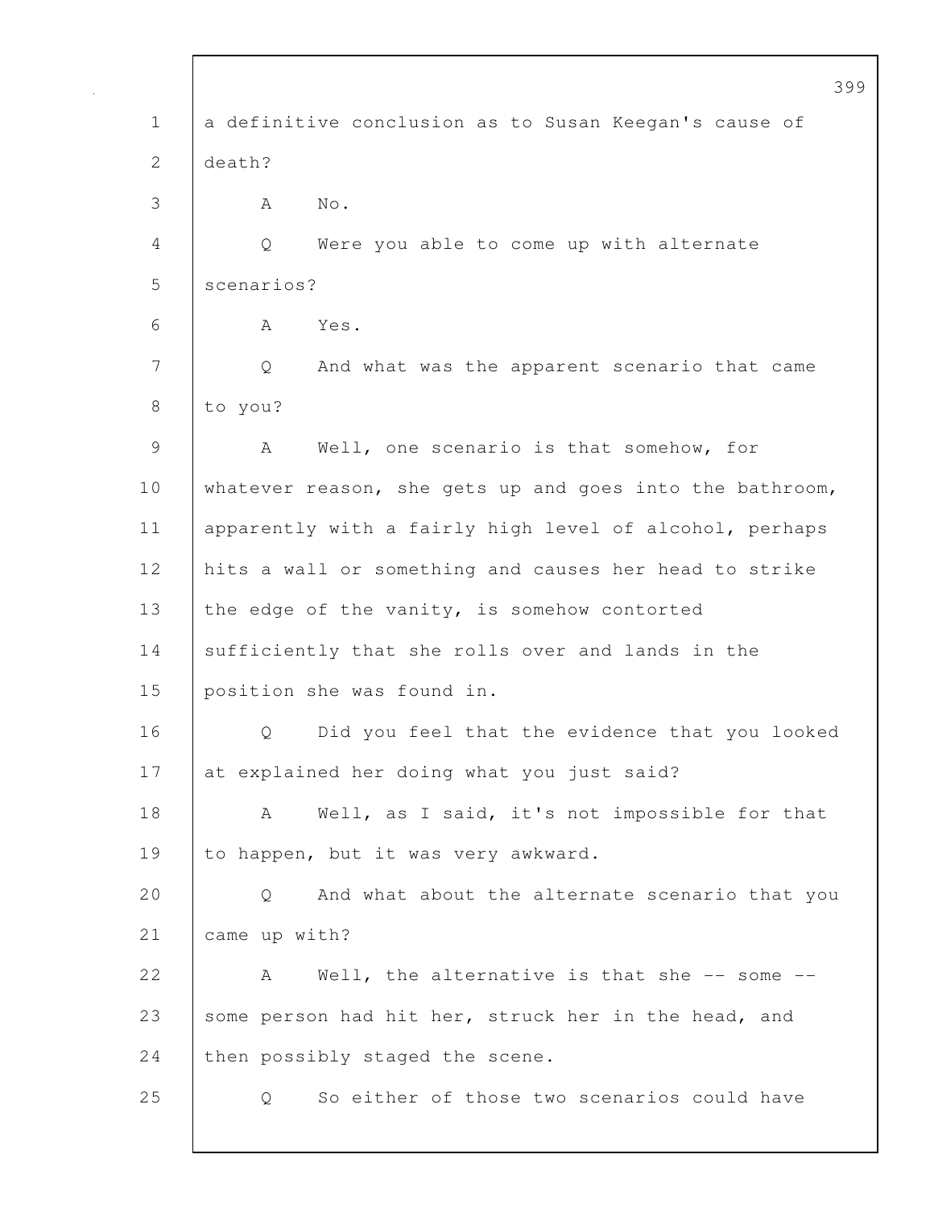a definitive conclusion as to Susan Keegan's cause of death?

A No.

Q Were you able to come up with alternate scenarios?

A Yes.

Q And what was the apparent scenario that came to you?

A Well, one scenario is that somehow, for whatever reason, she gets up and goes into the bathroom, apparently with a fairly high level of alcohol, perhaps hits a wall or something and causes her head to strike the edge of the vanity, is somehow contorted sufficiently that she rolls over and lands in the position she was found in.

Q Did you feel that the evidence that you looked at explained her doing what you just said?

A Well, as I said, it's not impossible for that to happen, but it was very awkward.

Q And what about the alternate scenario that you came up with?

A Well, the alternative is that she -- some -- some person had hit her, struck her in the head, and then possibly staged the scene.

Q So either of those two scenarios could have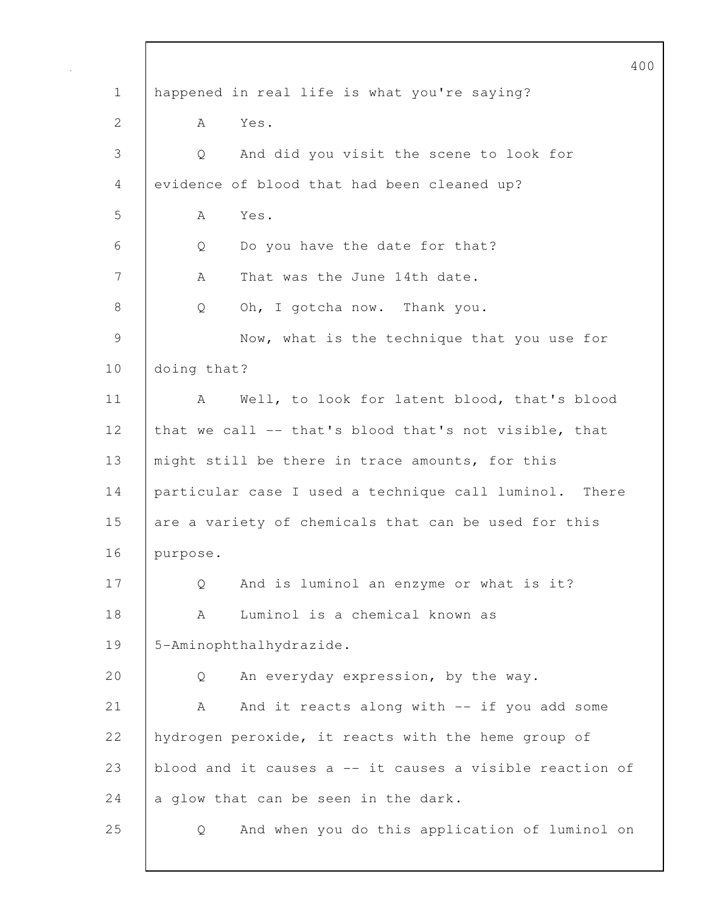happened in real life is what you're saying?

A Yes.

Q And did you visit the scene to look for evidence of blood that had been cleaned up?

A Yes.

Q Do you have the date for that?

A That was the June 14th date.

Q Oh, I gotcha now. Thank you.

Now, what is the technique that you use for doing that?

A Well, to look for latent blood, that's blood that we call -- that's blood that's not visible, that might still be there in trace amounts, for this particular case I used a technique call luminol. There are a variety of chemicals that can be used for this purpose.

Q And is luminol an enzyme or what is it?

A Luminol is a chemical known as 5-Aminophthalhydrazide.

Q An everyday expression, by the way.

A And it reacts along with -- if you add some hydrogen peroxide, it reacts with the heme group of blood and it causes a -- it causes a visible reaction of a glow that can be seen in the dark.

Q And when you do this application of luminol on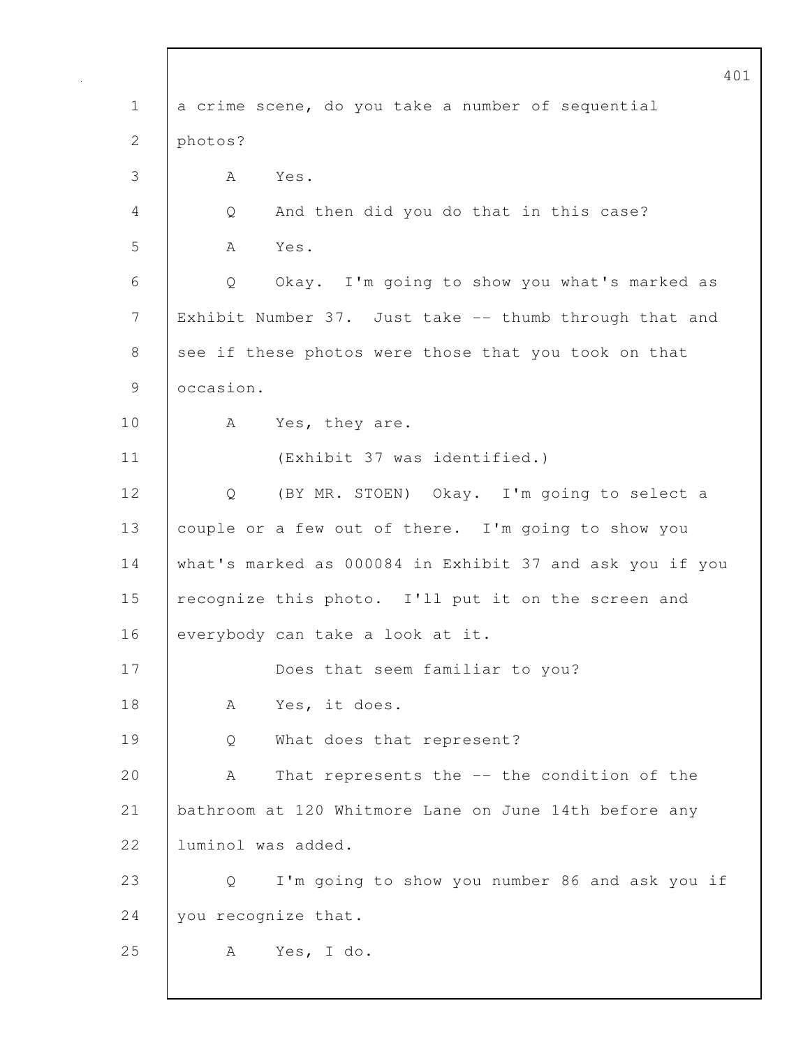a crime scene, do you take a number of sequential photos?

A Yes.

Q And then did you do that in this case?

A Yes.

Q Okay. I'm going to show you what's marked as Exhibit Number 37. Just take -- thumb through that and see if these photos were those that you took on that occasion.

A Yes, they are.

(Exhibit 37 was identified.)

Q (BY MR. STOEN) Okay. I'm going to select a couple or a few out of there. I'm going to show you what's marked as 000084 in Exhibit 37 and ask you if you recognize this photo. I'll put it on the screen and everybody can take a look at it.

Does that seem familiar to you?

A Yes, it does.

Q What does that represent?

A That represents the -- the condition of the bathroom at 120 Whitmore Lane on June 14th before any luminol was added.

Q I'm going to show you number 86 and ask you if you recognize that.

A Yes, I do.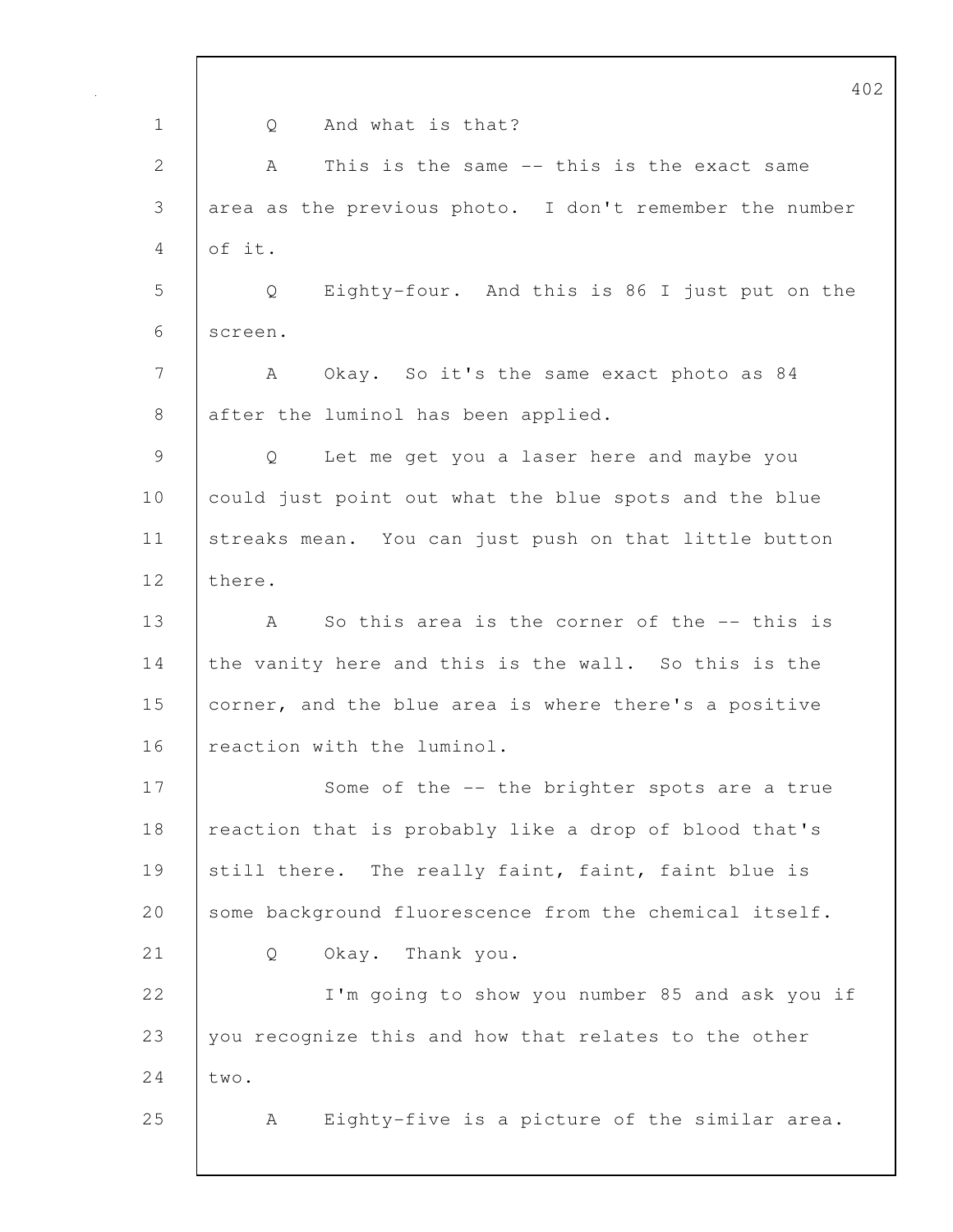Q And what is that?

A This is the same -- this is the exact same area as the previous photo. I don't remember the number of it.

Q Eighty-four. And this is 86 I just put on the screen.

A Okay. So it's the same exact photo as 84 after the luminol has been applied.

Q Let me get you a laser here and maybe you could just point out what the blue spots and the blue streaks mean. You can just push on that little button there.

A So this area is the corner of the -- this is the vanity here and this is the wall. So this is the corner, and the blue area is where there's a positive reaction with the luminol.

Some of the -- the brighter spots are a true reaction that is probably like a drop of blood that's still there. The really faint, faint, faint blue is some background fluorescence from the chemical itself.

Q Okay. Thank you.

I'm going to show you number 85 and ask you if you recognize this and how that relates to the other two.

A Eighty-five is a picture of the similar area.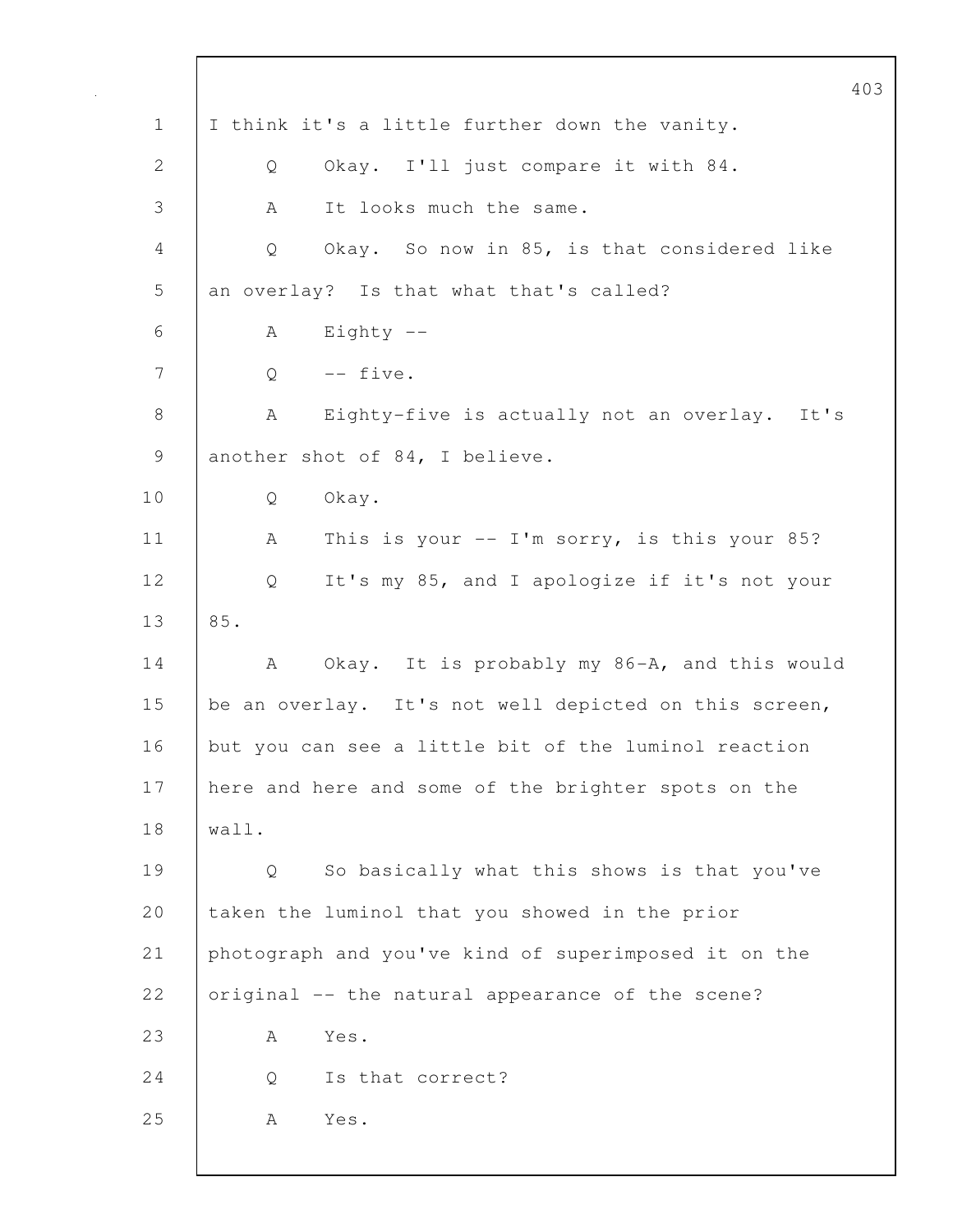I think it's a little further down the vanity.

Q Okay. I'll just compare it with 84.

A It looks much the same.

Q Okay. So now in 85, is that considered like an overlay? Is that what that's called?

A Eighty --

Q -- five.

A Eighty-five is actually not an overlay. It's another shot of 84, I believe.

Q Okay.

A This is your -- I'm sorry, is this your 85?

Q It's my 85, and I apologize if it's not your 85.

A Okay. It is probably my 86-A, and this would be an overlay. It's not well depicted on this screen, but you can see a little bit of the luminol reaction here and here and some of the brighter spots on the wall.

Q So basically what this shows is that you've taken the luminol that you showed in the prior photograph and you've kind of superimposed it on the original -- the natural appearance of the scene?

A Yes.

Q Is that correct?

A Yes.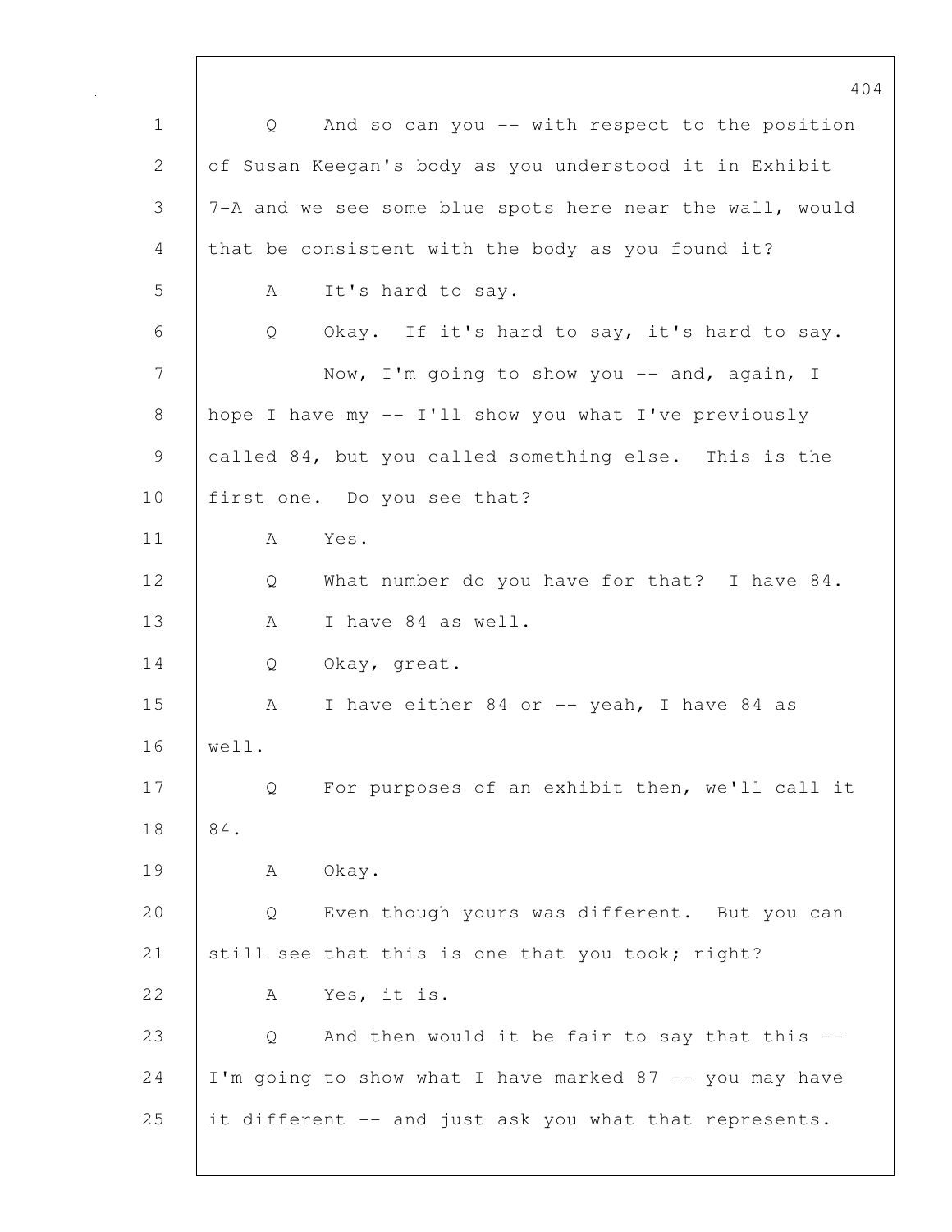Q And so can you -- with respect to the position of Susan Keegan's body as you understood it in Exhibit 7-A and we see some blue spots here near the wall, would that be consistent with the body as you found it?

A It's hard to say.

Q Okay. If it's hard to say, it's hard to say.

Now, I'm going to show you -- and, again, I hope I have my -- I'll show you what I've previously called 84, but you called something else. This is the first one. Do you see that?

A Yes.

Q What number do you have for that? I have 84.

A I have 84 as well.

Q Okay, great.

A I have either 84 or -- yeah, I have 84 as well.

Q For purposes of an exhibit then, we'll call it 84.

A Okay.

Q Even though yours was different. But you can still see that this is one that you took; right?

A Yes, it is.

Q And then would it be fair to say that this -- I'm going to show what I have marked 87 -- you may have it different -- and just ask you what that represents.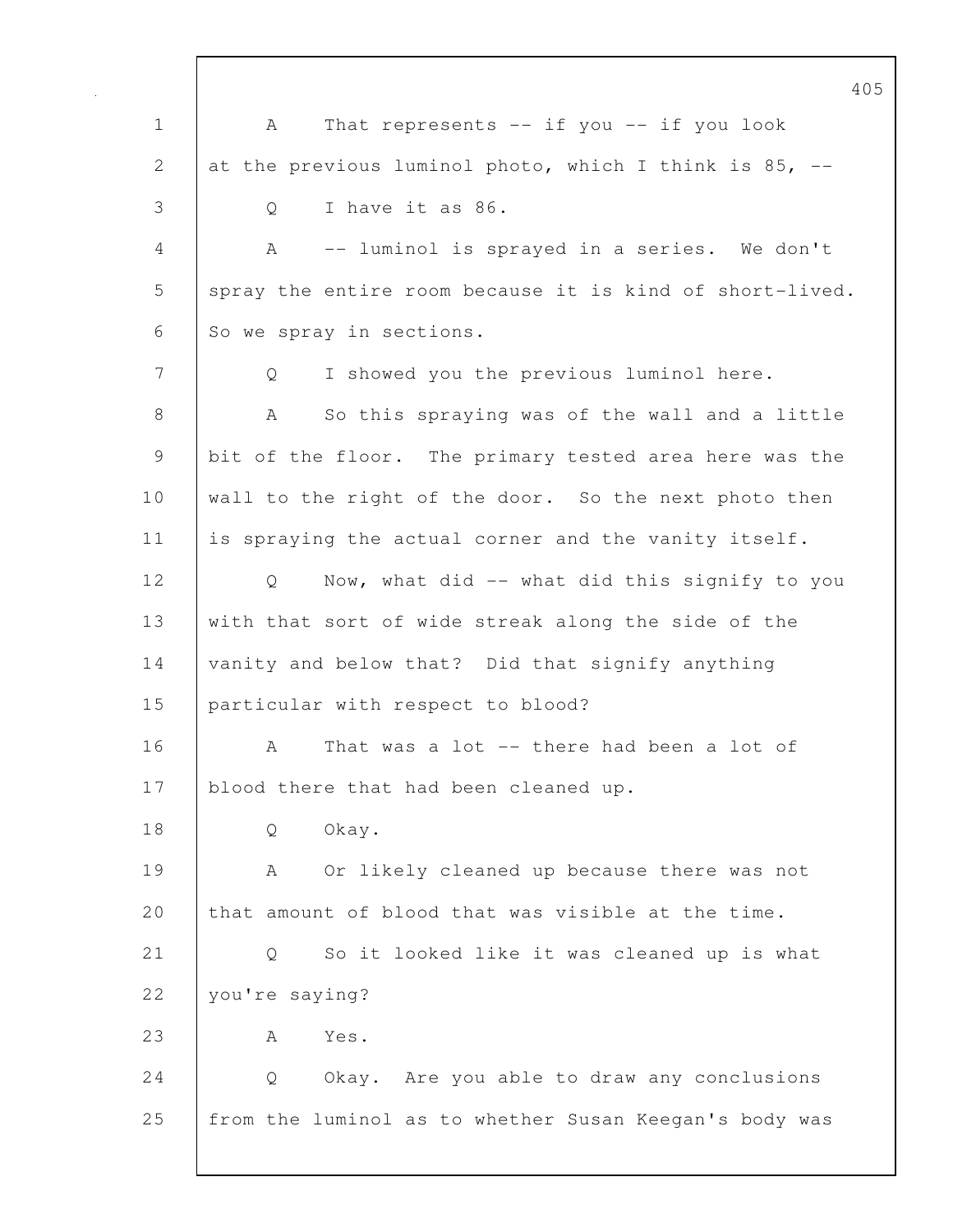A That represents -- if you -- if you look at the previous luminol photo, which I think is 85, --

Q I have it as 86.

A -- luminol is sprayed in a series. We don't spray the entire room because it is kind of short-lived. So we spray in sections.

Q I showed you the previous luminol here.

A So this spraying was of the wall and a little bit of the floor. The primary tested area here was the wall to the right of the door. So the next photo then is spraying the actual corner and the vanity itself.

Q Now, what did -- what did this signify to you with that sort of wide streak along the side of the vanity and below that? Did that signify anything particular with respect to blood?

A That was a lot -- there had been a lot of blood there that had been cleaned up.

Q Okay.

A Or likely cleaned up because there was not that amount of blood that was visible at the time.

Q So it looked like it was cleaned up is what you're saying?

A Yes.

Q Okay. Are you able to draw any conclusions from the luminol as to whether Susan Keegan's body was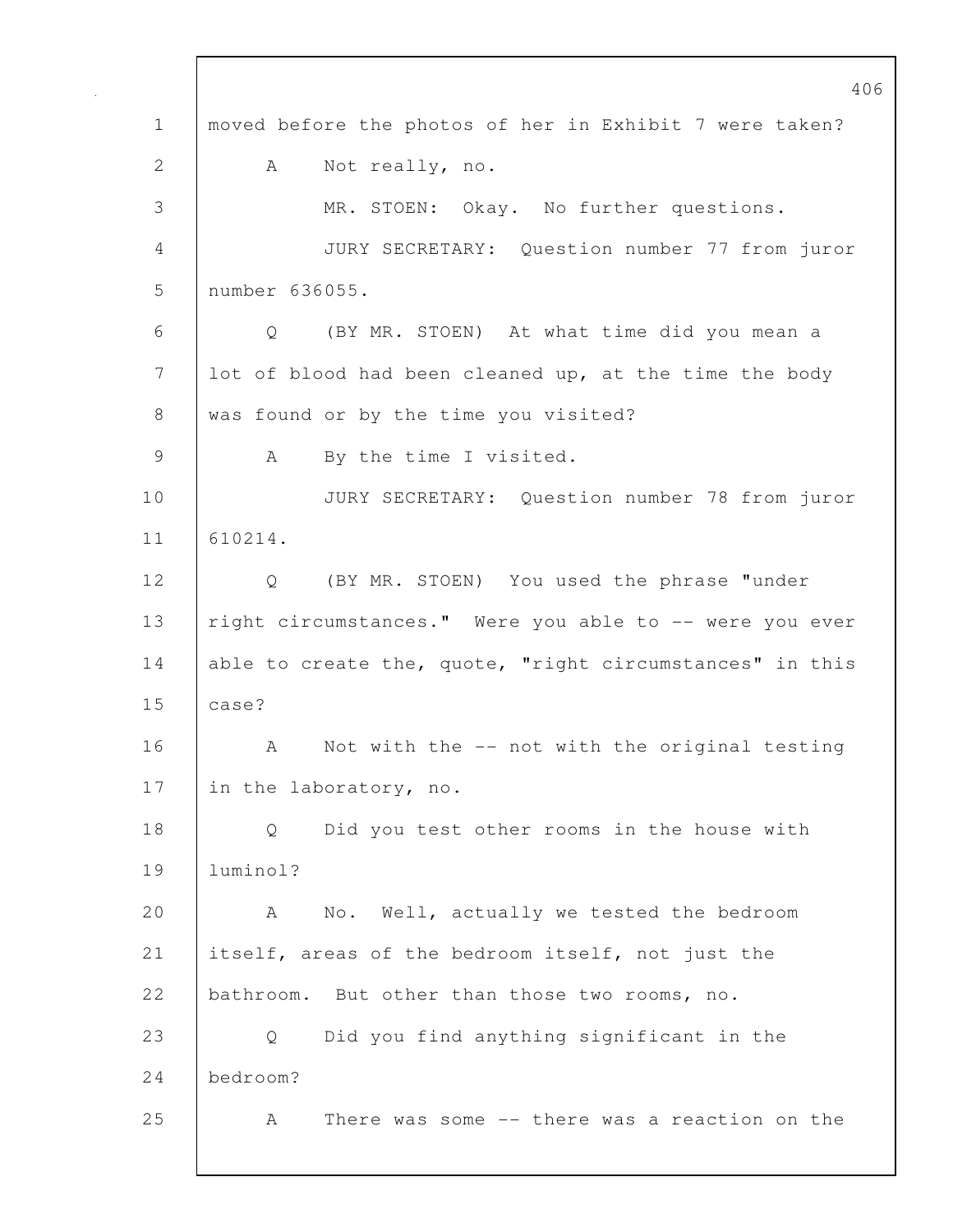moved before the photos of her in Exhibit 7 were taken?

A Not really, no.

MR. STOEN: Okay. No further questions.

JURY SECRETARY: Question number 77 from juror number 636055.

Q (BY MR. STOEN) At what time did you mean a lot of blood had been cleaned up, at the time the body was found or by the time you visited?

A By the time I visited.

JURY SECRETARY: Question number 78 from juror 610214.

Q (BY MR. STOEN) You used the phrase "under right circumstances." Were you able to -- were you ever able to create the, quote, "right circumstances" in this case?

A Not with the -- not with the original testing in the laboratory, no.

Q Did you test other rooms in the house with luminol?

A No. Well, actually we tested the bedroom itself, areas of the bedroom itself, not just the bathroom. But other than those two rooms, no.

Q Did you find anything significant in the bedroom?

A There was some -- there was a reaction on the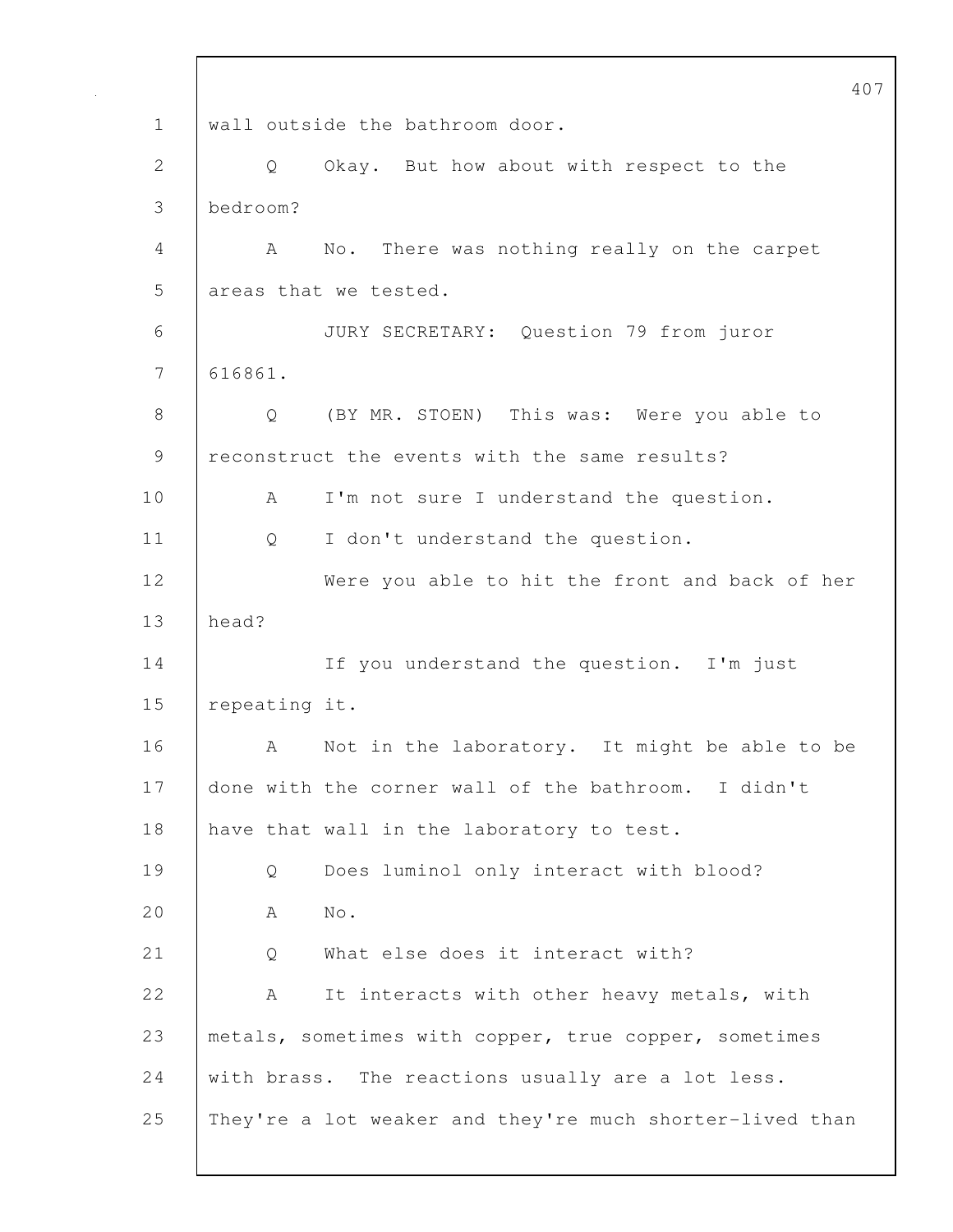wall outside the bathroom door.

Q Okay. But how about with respect to the bedroom?

A No. There was nothing really on the carpet areas that we tested.

JURY SECRETARY: Question 79 from juror 616861.

Q (BY MR. STOEN) This was: Were you able to reconstruct the events with the same results?

A I'm not sure I understand the question.

Q I don't understand the question.

Were you able to hit the front and back of her head?

If you understand the question. I'm just repeating it.

A Not in the laboratory. It might be able to be done with the corner wall of the bathroom. I didn't have that wall in the laboratory to test.

Q Does luminol only interact with blood?

A No.

Q What else does it interact with?

A It interacts with other heavy metals, with metals, sometimes with copper, true copper, sometimes with brass. The reactions usually are a lot less. They're a lot weaker and they're much shorter-lived than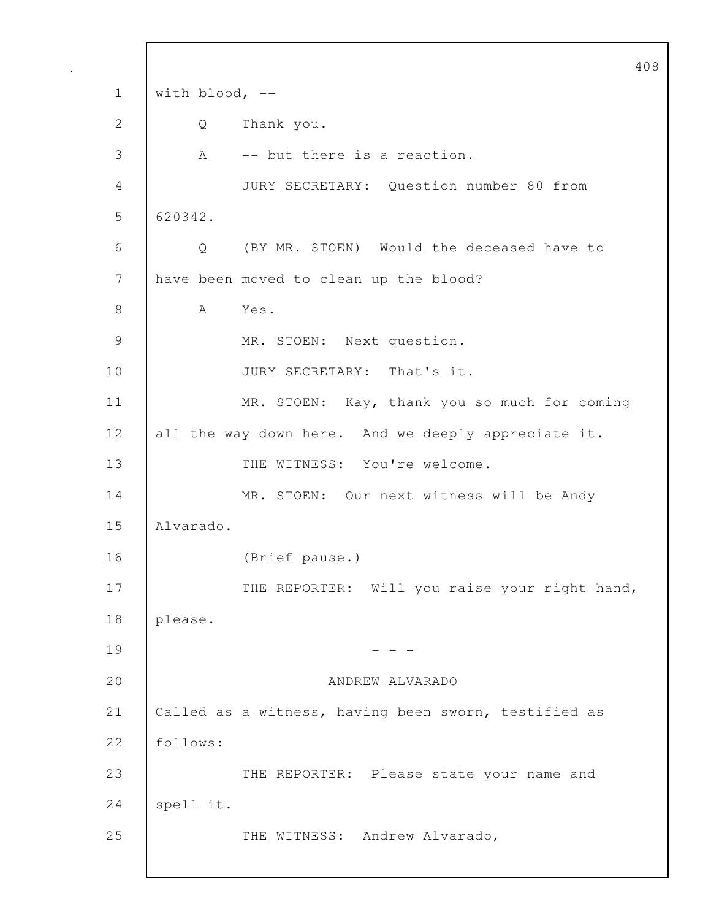with blood, --

Q Thank you.

A -- but there is a reaction.

JURY SECRETARY: Question number 80 from 620342.

Q (BY MR. STOEN) Would the deceased have to have been moved to clean up the blood?

A Yes.

MR. STOEN: Next question.

JURY SECRETARY: That's it.

MR. STOEN: Kay, thank you so much for coming all the way down here. And we deeply appreciate it.

THE WITNESS: You're welcome.

MR. STOEN: Our next witness will be Andy Alvarado.

(Brief pause.)

THE REPORTER: Will you raise your right hand, please.

\- - -

ANDREW ALVARADO

Called as a witness, having been sworn, testified as follows:

THE REPORTER: Please state your name and spell it.

THE WITNESS: Andrew Alvarado,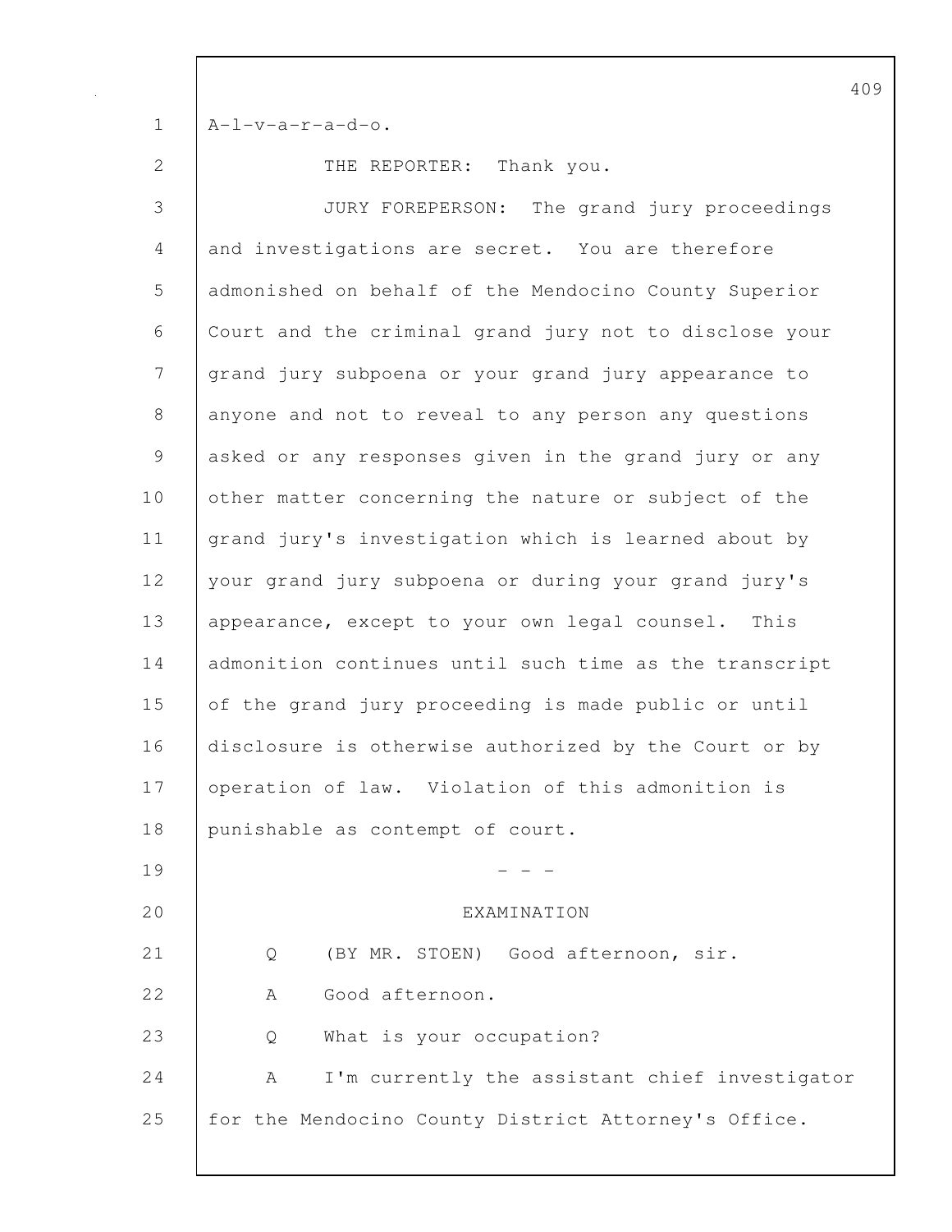A-l-v-a-r-a-d-o.

THE REPORTER: Thank you.

JURY FOREPERSON: The grand jury proceedings and investigations are secret. You are therefore admonished on behalf of the Mendocino County Superior Court and the criminal grand jury not to disclose your grand jury subpoena or your grand jury appearance to anyone and not to reveal to any person any questions asked or any responses given in the grand jury or any other matter concerning the nature or subject of the grand jury's investigation which is learned about by your grand jury subpoena or during your grand jury's appearance, except to your own legal counsel. This admonition continues until such time as the transcript of the grand jury proceeding is made public or until disclosure is otherwise authorized by the Court or by operation of law. Violation of this admonition is punishable as contempt of court.

- - -

EXAMINATION

Q (BY MR. STOEN) Good afternoon, sir.

A Good afternoon.

Q What is your occupation?

A I'm currently the assistant chief investigator for the Mendocino County District Attorney's Office.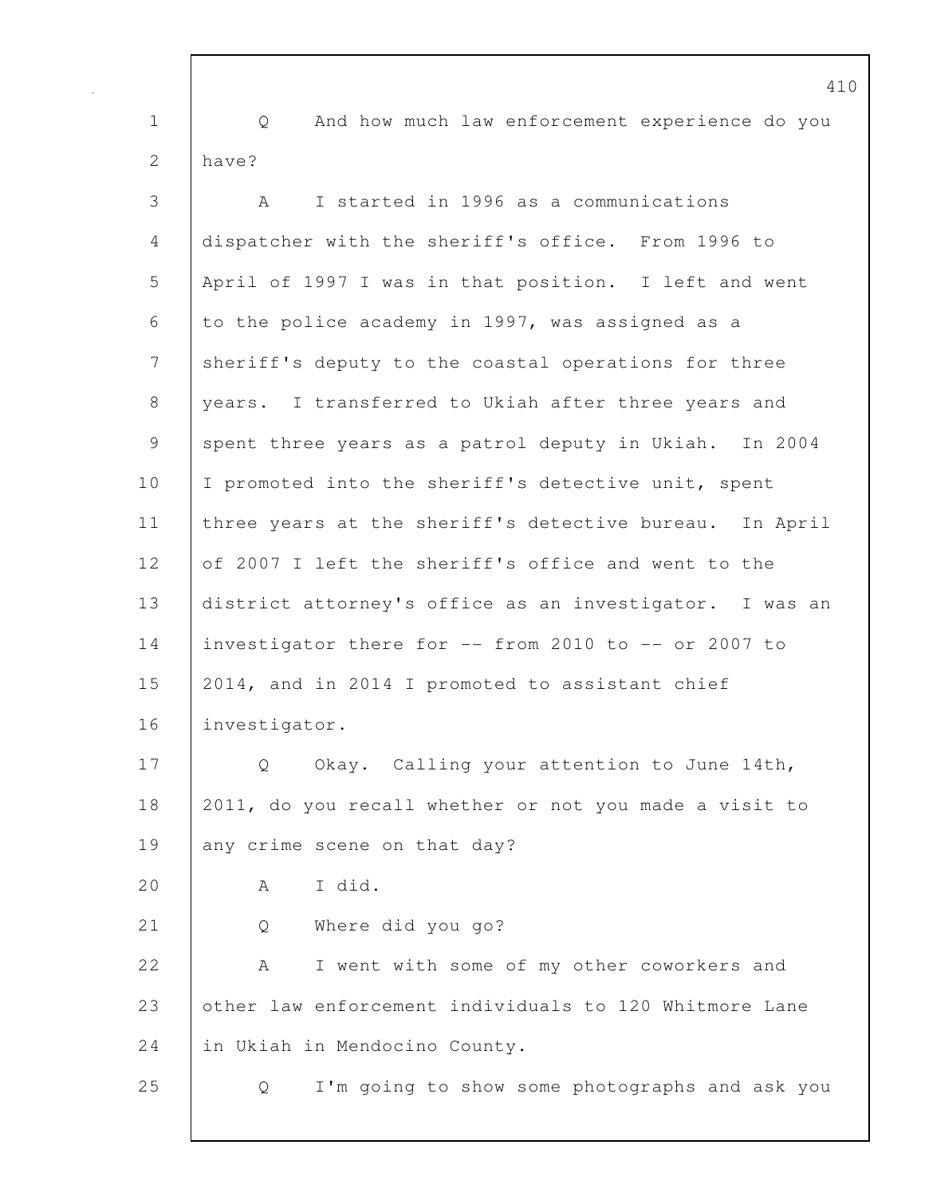Q And how much law enforcement experience do you have?

A I started in 1996 as a communications dispatcher with the sheriff's office. From 1996 to April of 1997 I was in that position. I left and went to the police academy in 1997, was assigned as a sheriff's deputy to the coastal operations for three years. I transferred to Ukiah after three years and spent three years as a patrol deputy in Ukiah. In 2004 I promoted into the sheriff's detective unit, spent three years at the sheriff's detective bureau. In April of 2007 I left the sheriff's office and went to the district attorney's office as an investigator. I was an investigator there for -- from 2010 to -- or 2007 to 2014, and in 2014 I promoted to assistant chief investigator.

Q Okay. Calling your attention to June 14th, 2011, do you recall whether or not you made a visit to any crime scene on that day?

A I did.

Q Where did you go?

A I went with some of my other coworkers and other law enforcement individuals to 120 Whitmore Lane in Ukiah in Mendocino County.

Q I'm going to show some photographs and ask you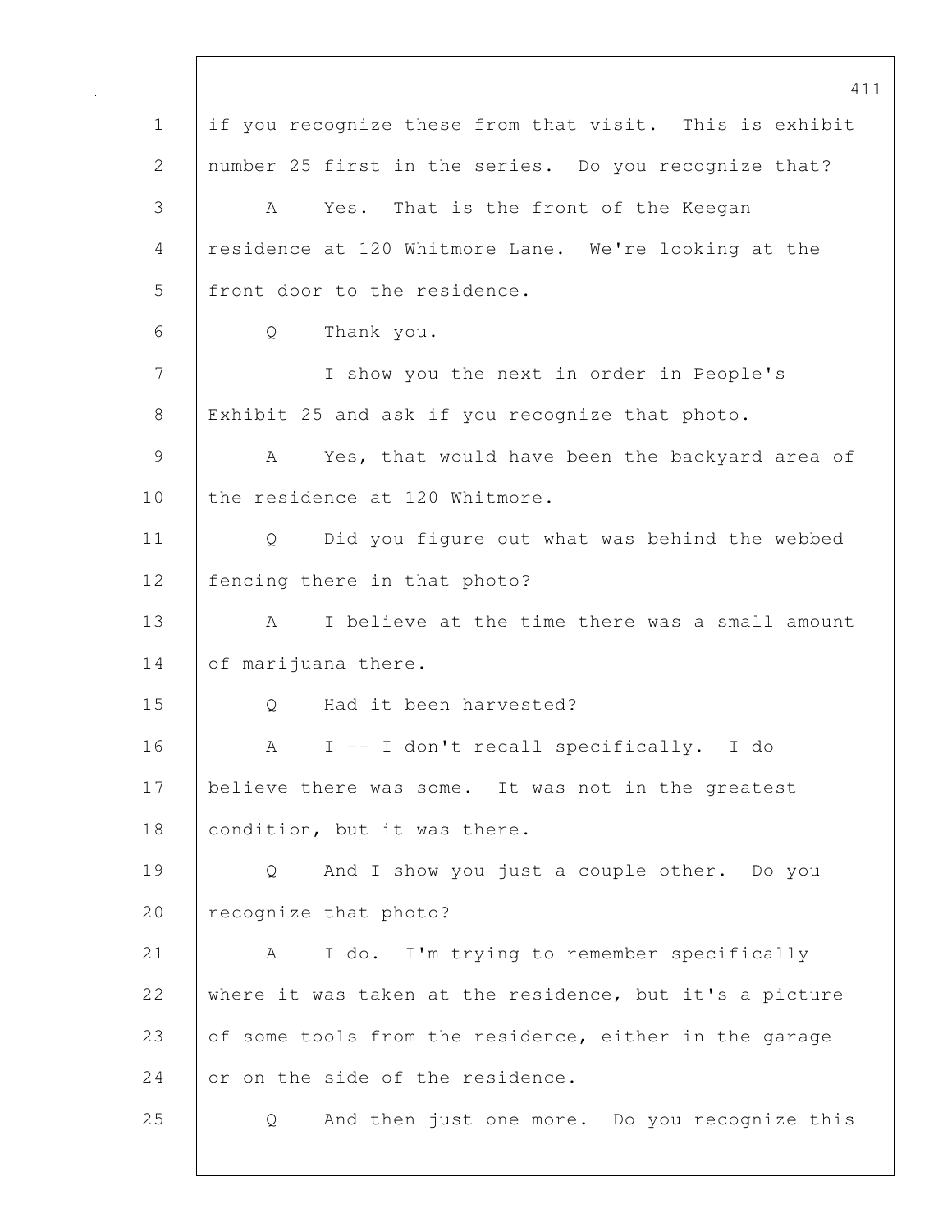if you recognize these from that visit. This is exhibit number 25 first in the series. Do you recognize that?

A Yes. That is the front of the Keegan residence at 120 Whitmore Lane. We're looking at the front door to the residence.

Q Thank you.

I show you the next in order in People's Exhibit 25 and ask if you recognize that photo.

A Yes, that would have been the backyard area of the residence at 120 Whitmore.

Q Did you figure out what was behind the webbed fencing there in that photo?

A I believe at the time there was a small amount of marijuana there.

Q Had it been harvested?

A I -- I don't recall specifically. I do believe there was some. It was not in the greatest condition, but it was there.

Q And I show you just a couple other. Do you recognize that photo?

A I do. I'm trying to remember specifically where it was taken at the residence, but it's a picture of some tools from the residence, either in the garage or on the side of the residence.

Q And then just one more. Do you recognize this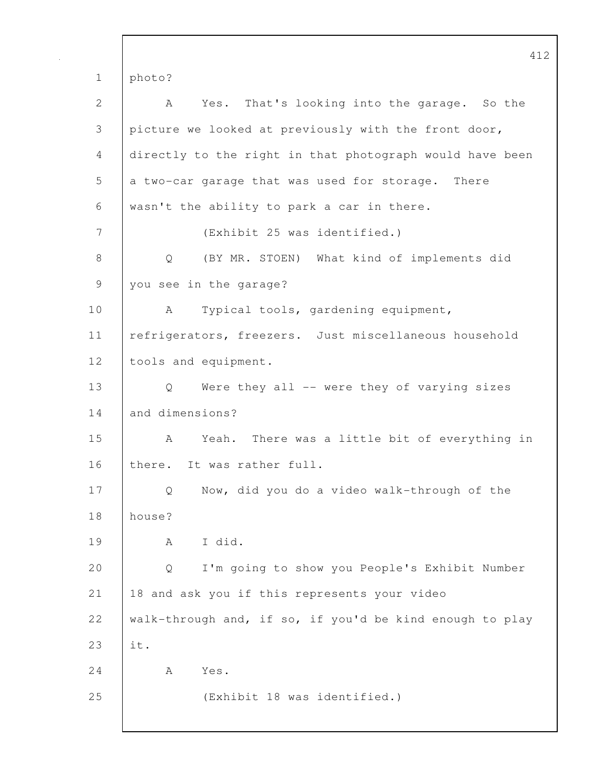photo?

A Yes. That's looking into the garage. So the picture we looked at previously with the front door, directly to the right in that photograph would have been a two-car garage that was used for storage. There wasn't the ability to park a car in there.

(Exhibit 25 was identified.)

Q (BY MR. STOEN) What kind of implements did you see in the garage?

A Typical tools, gardening equipment, refrigerators, freezers. Just miscellaneous household tools and equipment.

Q Were they all -- were they of varying sizes and dimensions?

A Yeah. There was a little bit of everything in there. It was rather full.

Q Now, did you do a video walk-through of the house?

A I did.

Q I'm going to show you People's Exhibit Number 18 and ask you if this represents your video walk-through and, if so, if you'd be kind enough to play it.

A Yes.

(Exhibit 18 was identified.)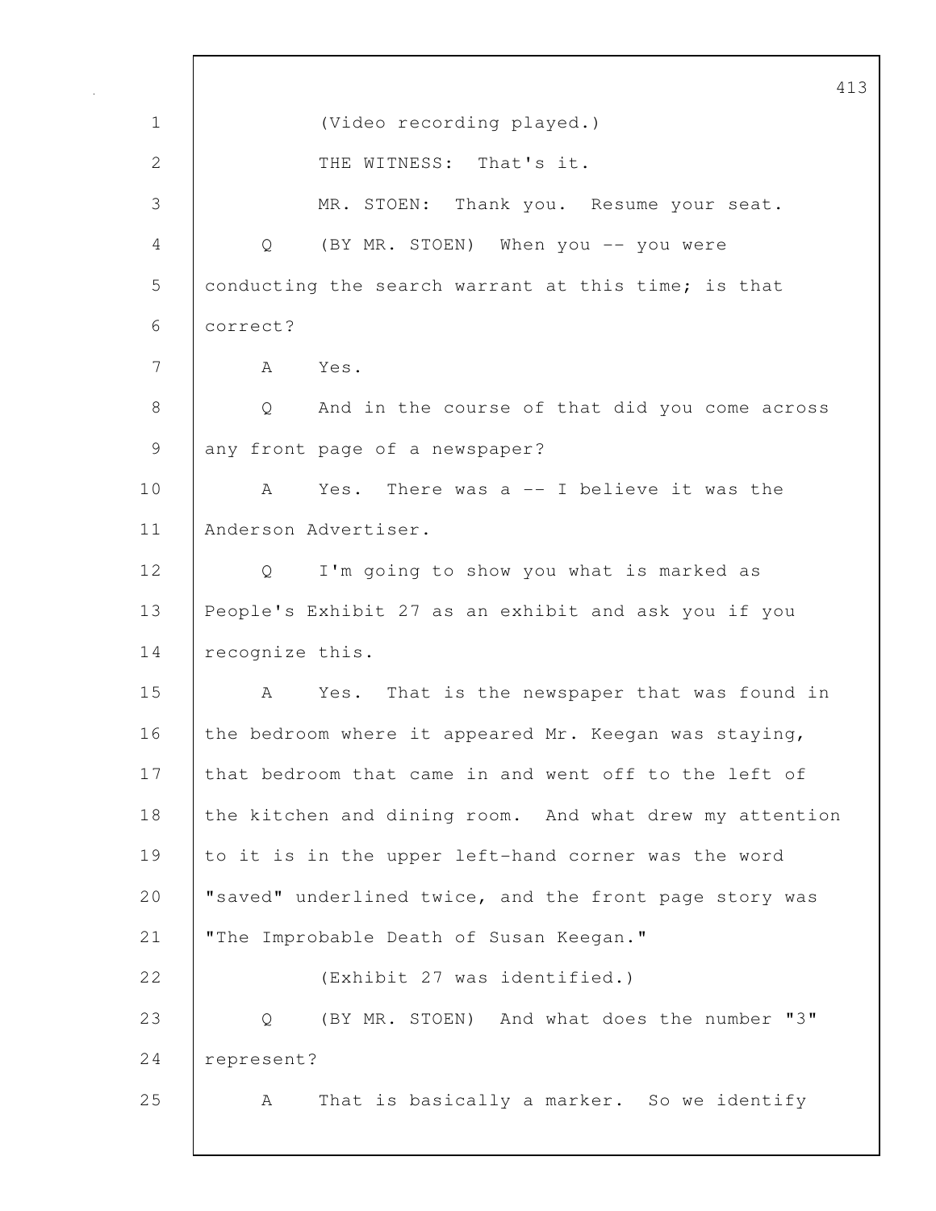(Video recording played.)

THE WITNESS: That's it.

MR. STOEN: Thank you. Resume your seat.

Q (BY MR. STOEN) When you -- you were conducting the search warrant at this time; is that correct?

A Yes.

Q And in the course of that did you come across any front page of a newspaper?

A Yes. There was a -- I believe it was the Anderson Advertiser.

Q I'm going to show you what is marked as People's Exhibit 27 as an exhibit and ask you if you recognize this.

A Yes. That is the newspaper that was found in the bedroom where it appeared Mr. Keegan was staying, that bedroom that came in and went off to the left of the kitchen and dining room. And what drew my attention to it is in the upper left-hand corner was the word "saved" underlined twice, and the front page story was "The Improbable Death of Susan Keegan."

(Exhibit 27 was identified.)

Q (BY MR. STOEN) And what does the number "3" represent?

A That is basically a marker. So we identify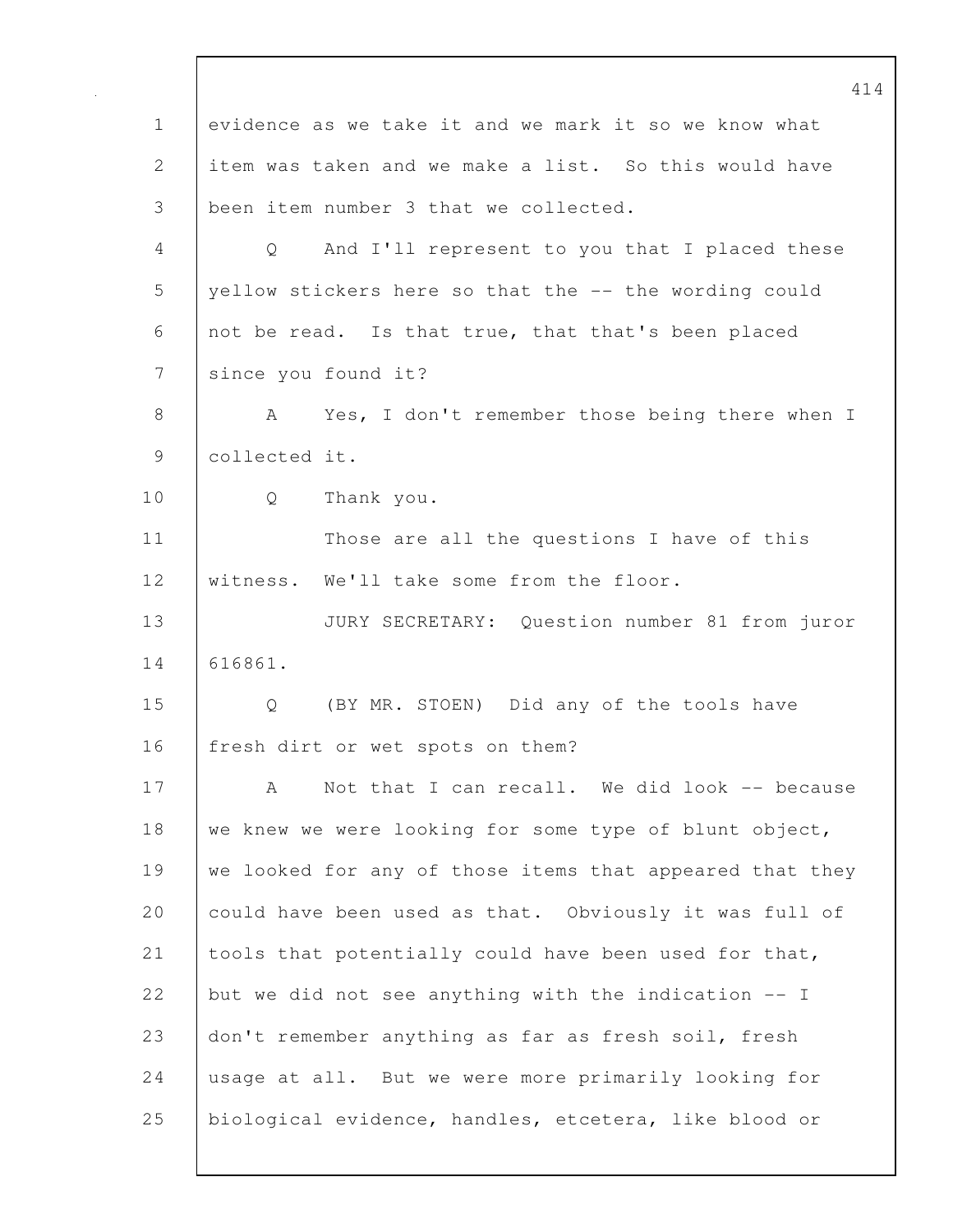evidence as we take it and we mark it so we know what item was taken and we make a list. So this would have been item number 3 that we collected.

Q And I'll represent to you that I placed these yellow stickers here so that the -- the wording could not be read. Is that true, that that's been placed since you found it?

A Yes, I don't remember those being there when I collected it.

Q Thank you.

Those are all the questions I have of this witness. We'll take some from the floor.

JURY SECRETARY: Question number 81 from juror 616861.

Q (BY MR. STOEN) Did any of the tools have fresh dirt or wet spots on them?

A Not that I can recall. We did look -- because we knew we were looking for some type of blunt object, we looked for any of those items that appeared that they could have been used as that. Obviously it was full of tools that potentially could have been used for that, but we did not see anything with the indication -- I don't remember anything as far as fresh soil, fresh usage at all. But we were more primarily looking for biological evidence, handles, etcetera, like blood or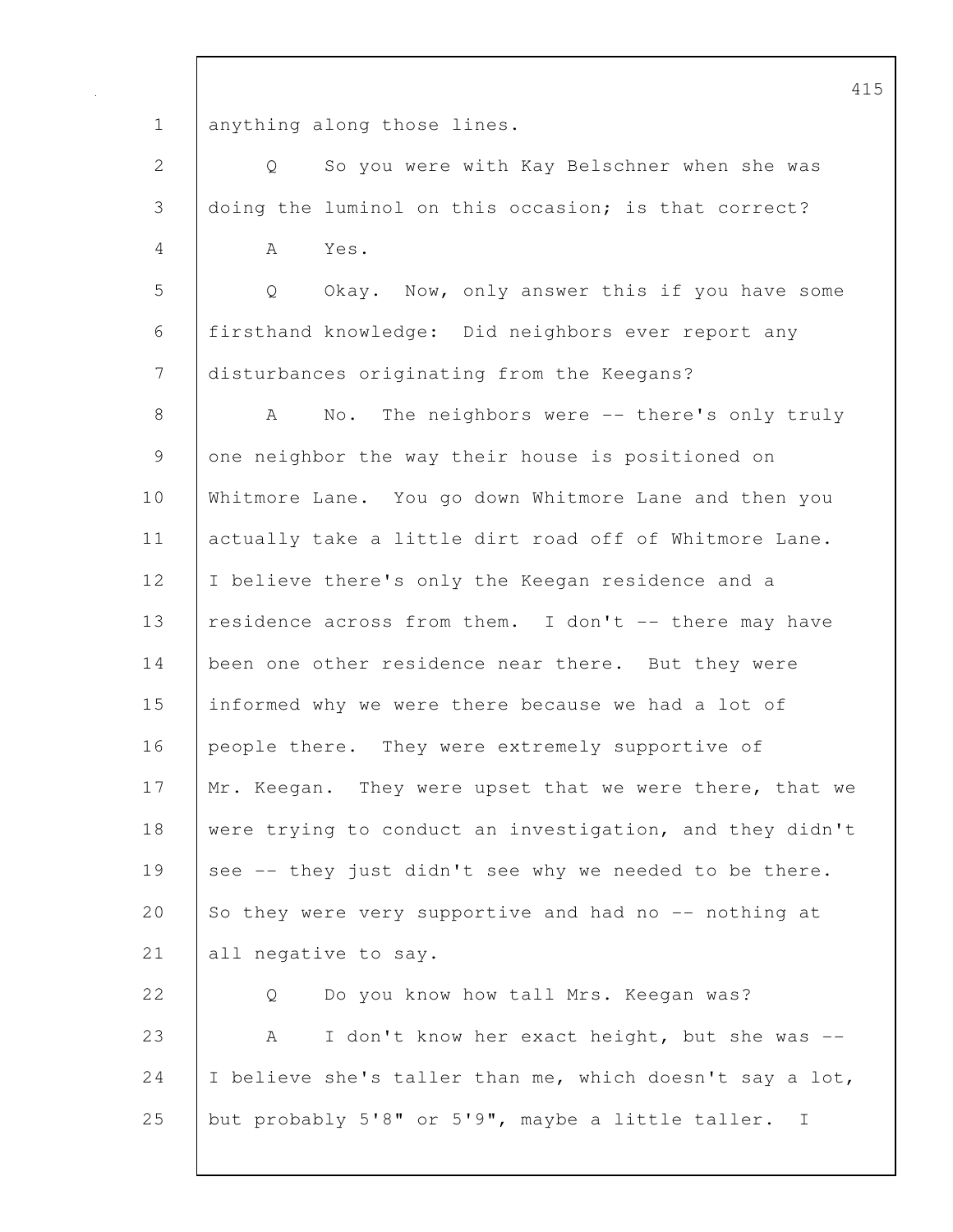anything along those lines.

Q So you were with Kay Belschner when she was doing the luminol on this occasion; is that correct?

A Yes.

Q Okay. Now, only answer this if you have some firsthand knowledge: Did neighbors ever report any disturbances originating from the Keegans?

A No. The neighbors were -- there's only truly one neighbor the way their house is positioned on Whitmore Lane. You go down Whitmore Lane and then you actually take a little dirt road off of Whitmore Lane. I believe there's only the Keegan residence and a residence across from them. I don't -- there may have been one other residence near there. But they were informed why we were there because we had a lot of people there. They were extremely supportive of Mr. Keegan. They were upset that we were there, that we were trying to conduct an investigation, and they didn't see -- they just didn't see why we needed to be there. So they were very supportive and had no -- nothing at all negative to say.

Q Do you know how tall Mrs. Keegan was?

A I don't know her exact height, but she was -- I believe she's taller than me, which doesn't say a lot, but probably 5'8" or 5'9", maybe a little taller. I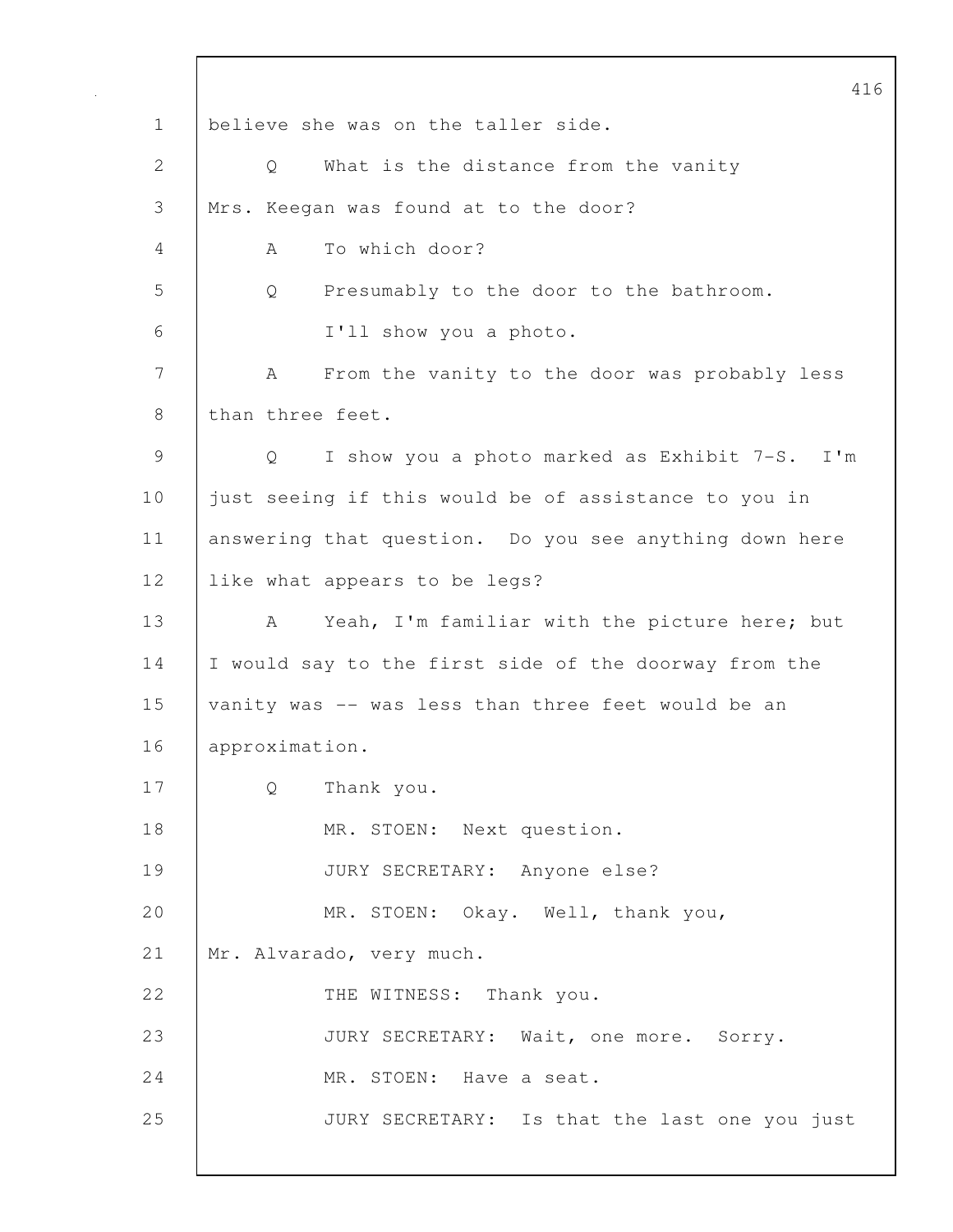believe she was on the taller side.

Q What is the distance from the vanity Mrs. Keegan was found at to the door?

A To which door?

Q Presumably to the door to the bathroom. I'll show you a photo.

A From the vanity to the door was probably less than three feet.

Q I show you a photo marked as Exhibit 7-S. I'm just seeing if this would be of assistance to you in answering that question. Do you see anything down here like what appears to be legs?

A Yeah, I'm familiar with the picture here; but I would say to the first side of the doorway from the vanity was -- was less than three feet would be an approximation.

Q Thank you.

MR. STOEN: Next question.

JURY SECRETARY: Anyone else?

MR. STOEN: Okay. Well, thank you, Mr. Alvarado, very much.

THE WITNESS: Thank you.

JURY SECRETARY: Wait, one more. Sorry.

MR. STOEN: Have a seat.

JURY SECRETARY: Is that the last one you just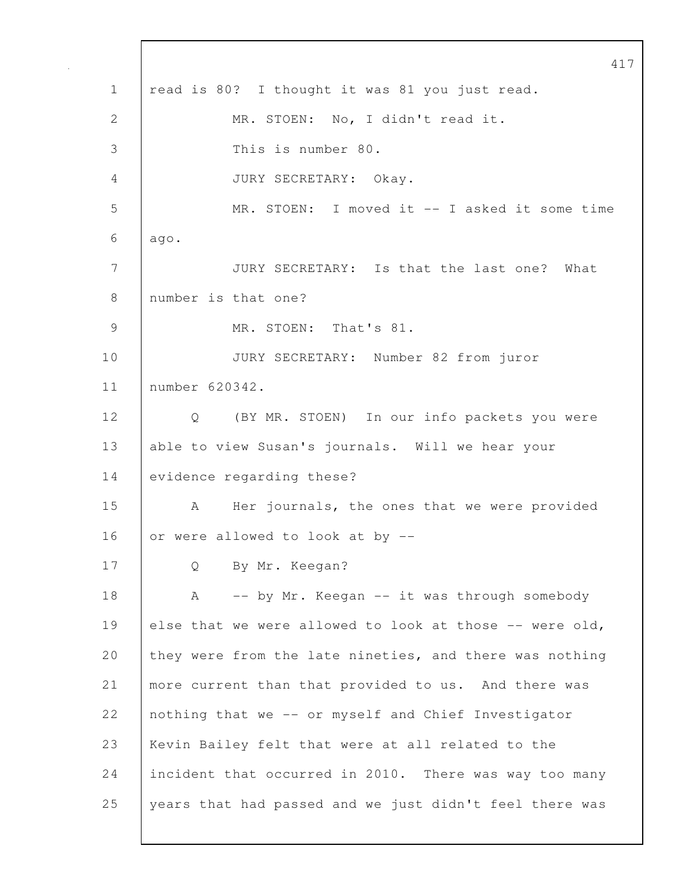read is 80? I thought it was 81 you just read.

MR. STOEN: No, I didn't read it.

This is number 80.

JURY SECRETARY: Okay.

MR. STOEN: I moved it -- I asked it some time ago.

JURY SECRETARY: Is that the last one? What number is that one?

MR. STOEN: That's 81.

JURY SECRETARY: Number 82 from juror number 620342.

Q (BY MR. STOEN) In our info packets you were able to view Susan's journals. Will we hear your evidence regarding these?

A Her journals, the ones that we were provided or were allowed to look at by --

Q By Mr. Keegan?

A -- by Mr. Keegan -- it was through somebody else that we were allowed to look at those -- were old, they were from the late nineties, and there was nothing more current than that provided to us. And there was nothing that we -- or myself and Chief Investigator Kevin Bailey felt that were at all related to the incident that occurred in 2010. There was way too many years that had passed and we just didn't feel there was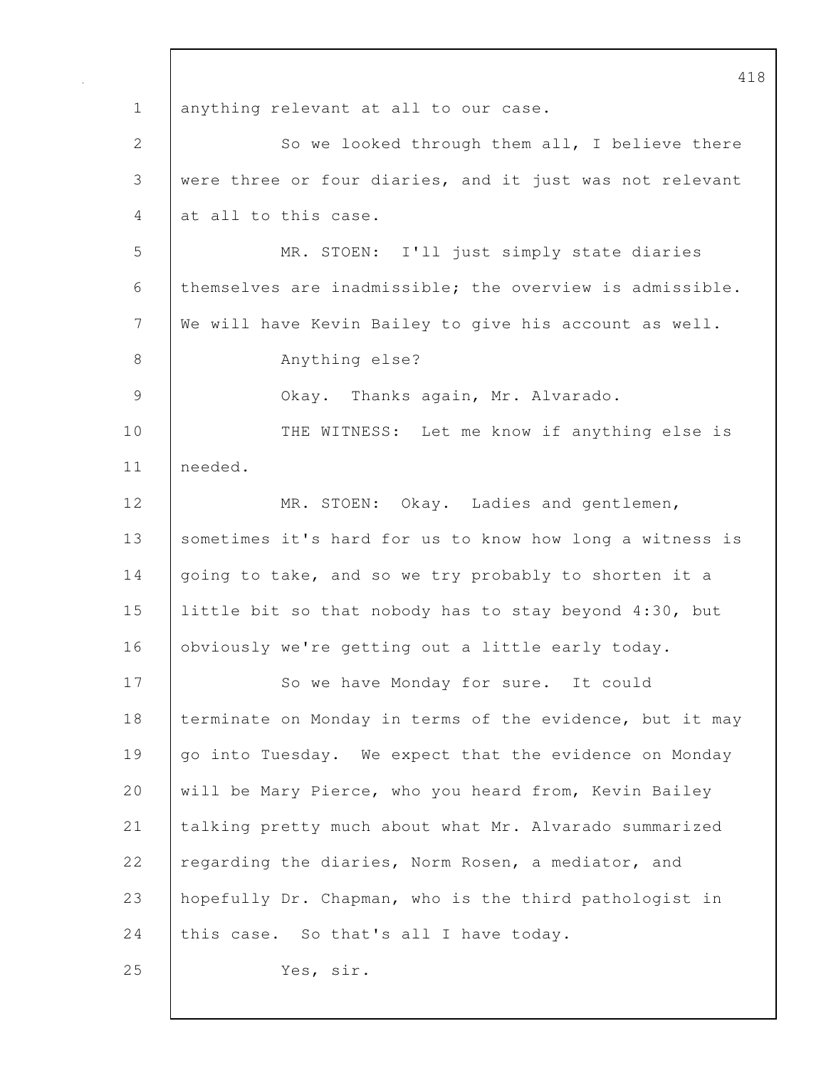anything relevant at all to our case.

So we looked through them all, I believe there were three or four diaries, and it just was not relevant at all to this case.

MR. STOEN: I'll just simply state diaries themselves are inadmissible; the overview is admissible. We will have Kevin Bailey to give his account as well.

Anything else?

Okay. Thanks again, Mr. Alvarado.

THE WITNESS: Let me know if anything else is needed.

MR. STOEN: Okay. Ladies and gentlemen, sometimes it's hard for us to know how long a witness is going to take, and so we try probably to shorten it a little bit so that nobody has to stay beyond 4:30, but obviously we're getting out a little early today.

So we have Monday for sure. It could terminate on Monday in terms of the evidence, but it may go into Tuesday. We expect that the evidence on Monday will be Mary Pierce, who you heard from, Kevin Bailey talking pretty much about what Mr. Alvarado summarized regarding the diaries, Norm Rosen, a mediator, and hopefully Dr. Chapman, who is the third pathologist in this case. So that's all I have today.

Yes, sir.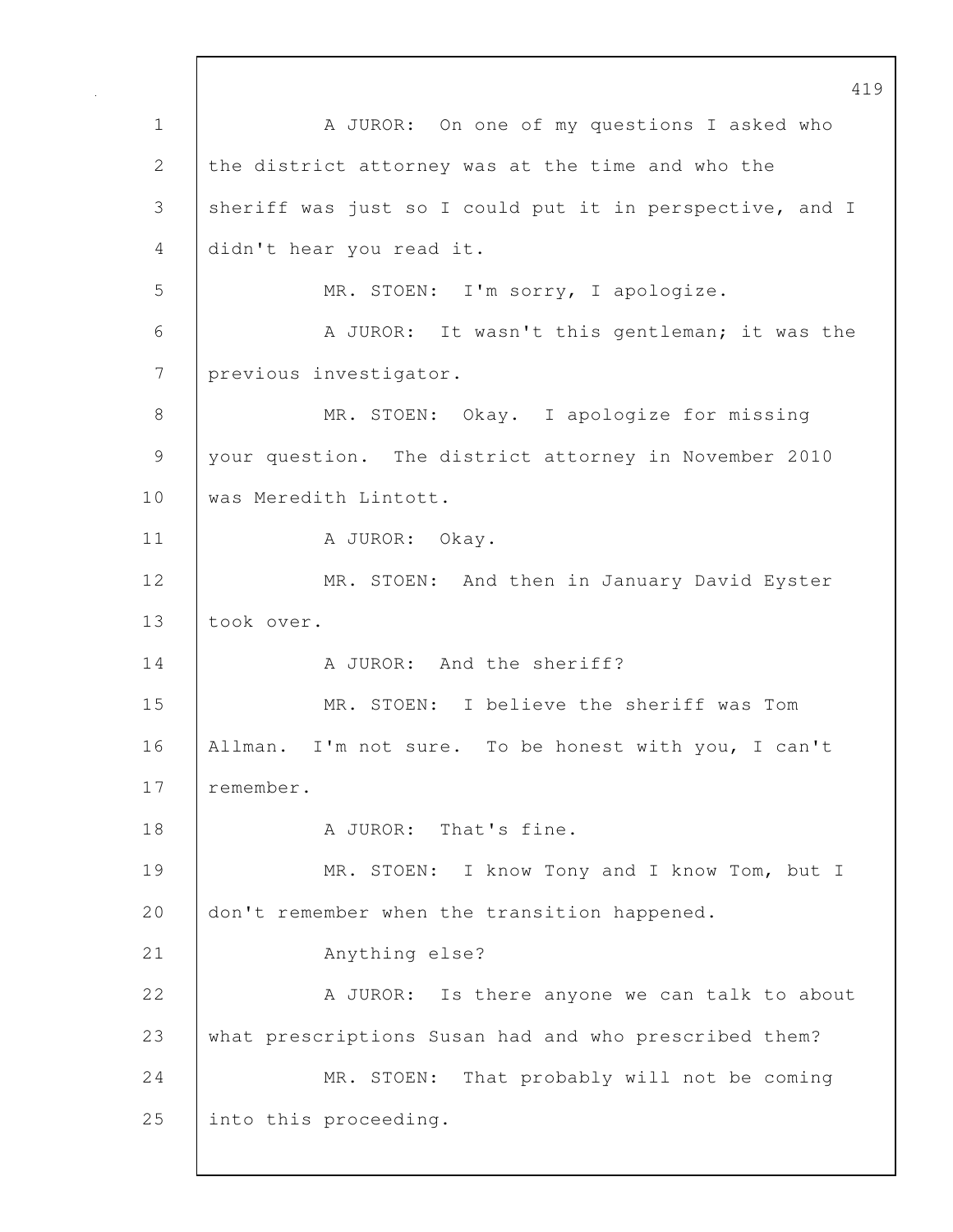A JUROR: On one of my questions I asked who the district attorney was at the time and who the sheriff was just so I could put it in perspective, and I didn't hear you read it.

MR. STOEN: I'm sorry, I apologize.

A JUROR: It wasn't this gentleman; it was the previous investigator.

MR. STOEN: Okay. I apologize for missing your question. The district attorney in November 2010 was Meredith Lintott.

A JUROR: Okay.

MR. STOEN: And then in January David Eyster took over.

A JUROR: And the sheriff?

MR. STOEN: I believe the sheriff was Tom Allman. I'm not sure. To be honest with you, I can't remember.

A JUROR: That's fine.

MR. STOEN: I know Tony and I know Tom, but I don't remember when the transition happened.

Anything else?

A JUROR: Is there anyone we can talk to about what prescriptions Susan had and who prescribed them?

MR. STOEN: That probably will not be coming into this proceeding.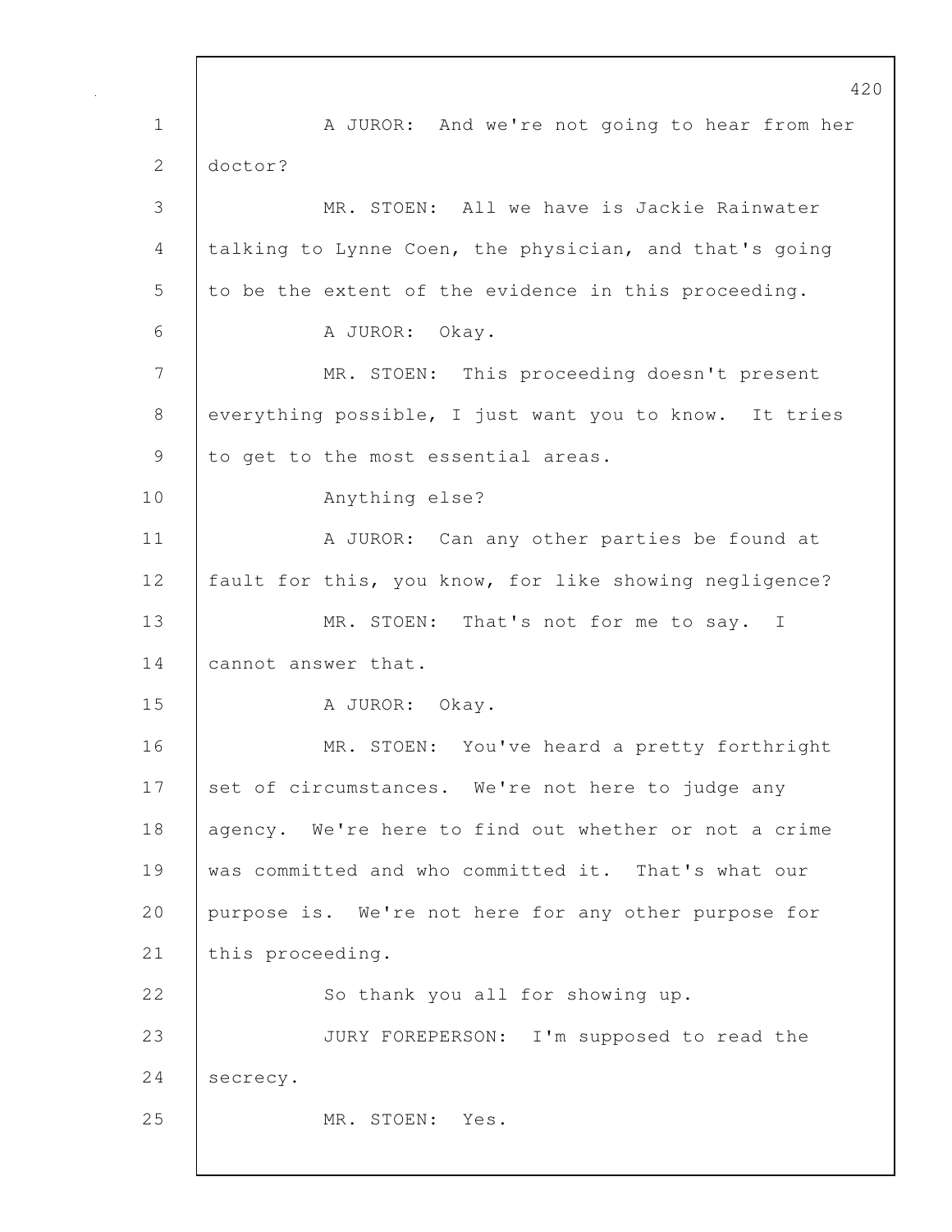A JUROR: And we're not going to hear from her doctor?

MR. STOEN: All we have is Jackie Rainwater talking to Lynne Coen, the physician, and that's going to be the extent of the evidence in this proceeding.

A JUROR: Okay.

MR. STOEN: This proceeding doesn't present everything possible, I just want you to know. It tries to get to the most essential areas.

Anything else?

A JUROR: Can any other parties be found at fault for this, you know, for like showing negligence?

MR. STOEN: That's not for me to say. I cannot answer that.

A JUROR: Okay.

MR. STOEN: You've heard a pretty forthright set of circumstances. We're not here to judge any agency. We're here to find out whether or not a crime was committed and who committed it. That's what our purpose is. We're not here for any other purpose for this proceeding.

So thank you all for showing up.

JURY FOREPERSON: I'm supposed to read the secrecy.

MR. STOEN: Yes.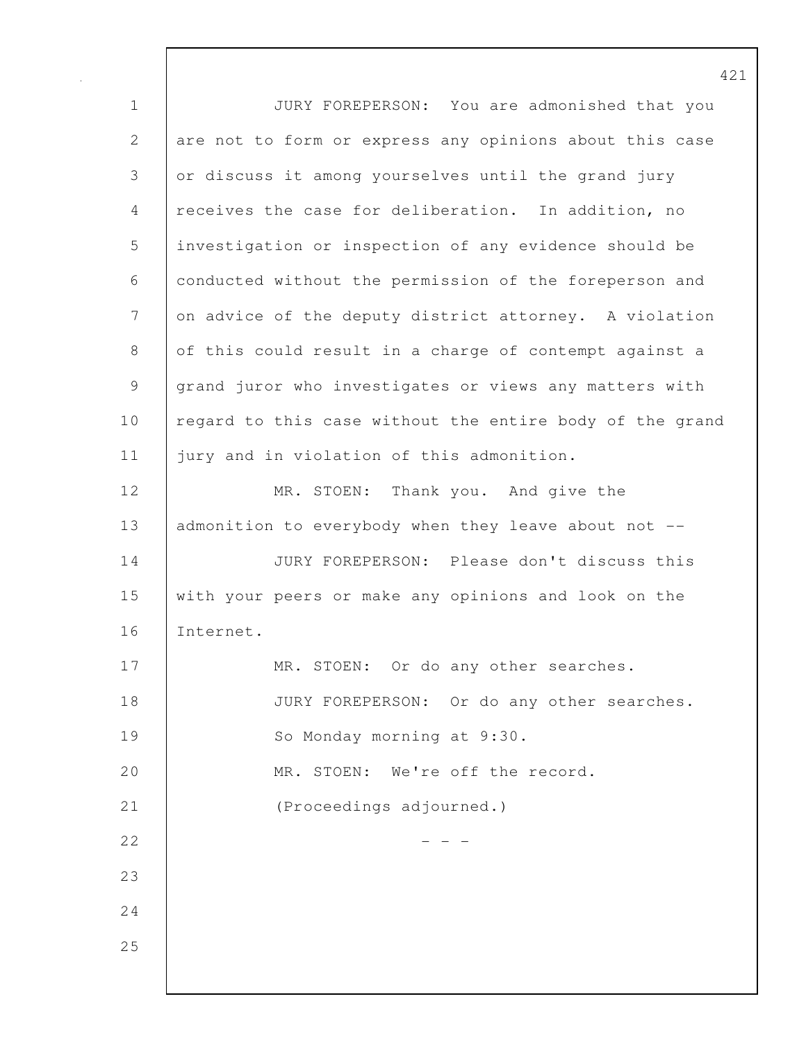JURY FOREPERSON: You are admonished that you are not to form or express any opinions about this case or discuss it among yourselves until the grand jury receives the case for deliberation. In addition, no investigation or inspection of any evidence should be conducted without the permission of the foreperson and on advice of the deputy district attorney. A violation of this could result in a charge of contempt against a grand juror who investigates or views any matters with regard to this case without the entire body of the grand jury and in violation of this admonition.

MR. STOEN: Thank you. And give the admonition to everybody when they leave about not --

JURY FOREPERSON: Please don't discuss this with your peers or make any opinions and look on the Internet.

MR. STOEN: Or do any other searches.

JURY FOREPERSON: Or do any other searches.

So Monday morning at 9:30.

MR. STOEN: We're off the record.

(Proceedings adjourned.)

\- - -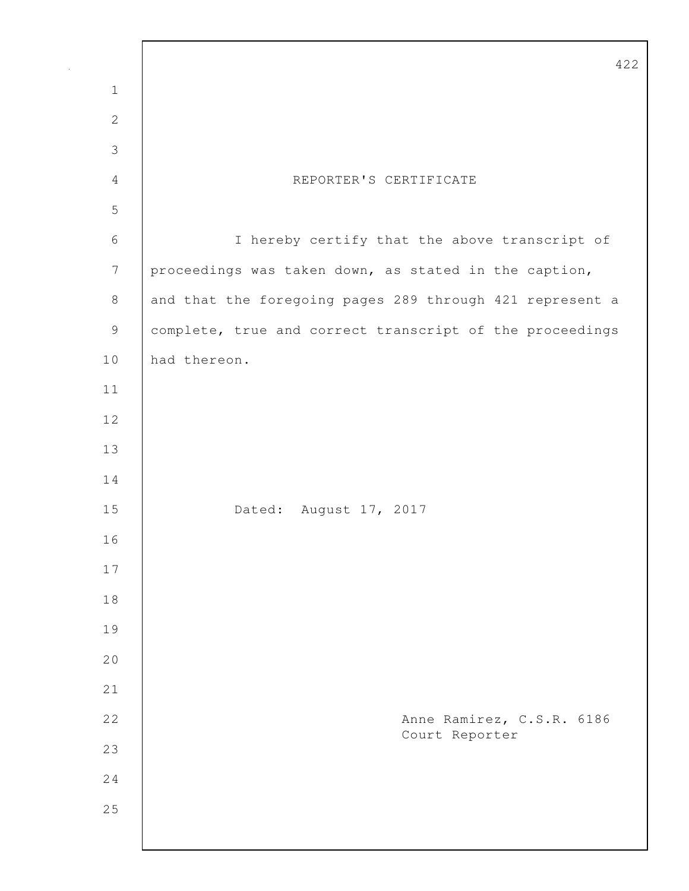# REPORTER'S CERTIFICATE

I hereby certify that the above transcript of proceedings was taken down, as stated in the caption, and that the foregoing pages 289 through 421 represent a complete, true and correct transcript of the proceedings had thereon.

Dated: August 17, 2017

Anne Ramirez, C.S.R. 6186
Court Reporter